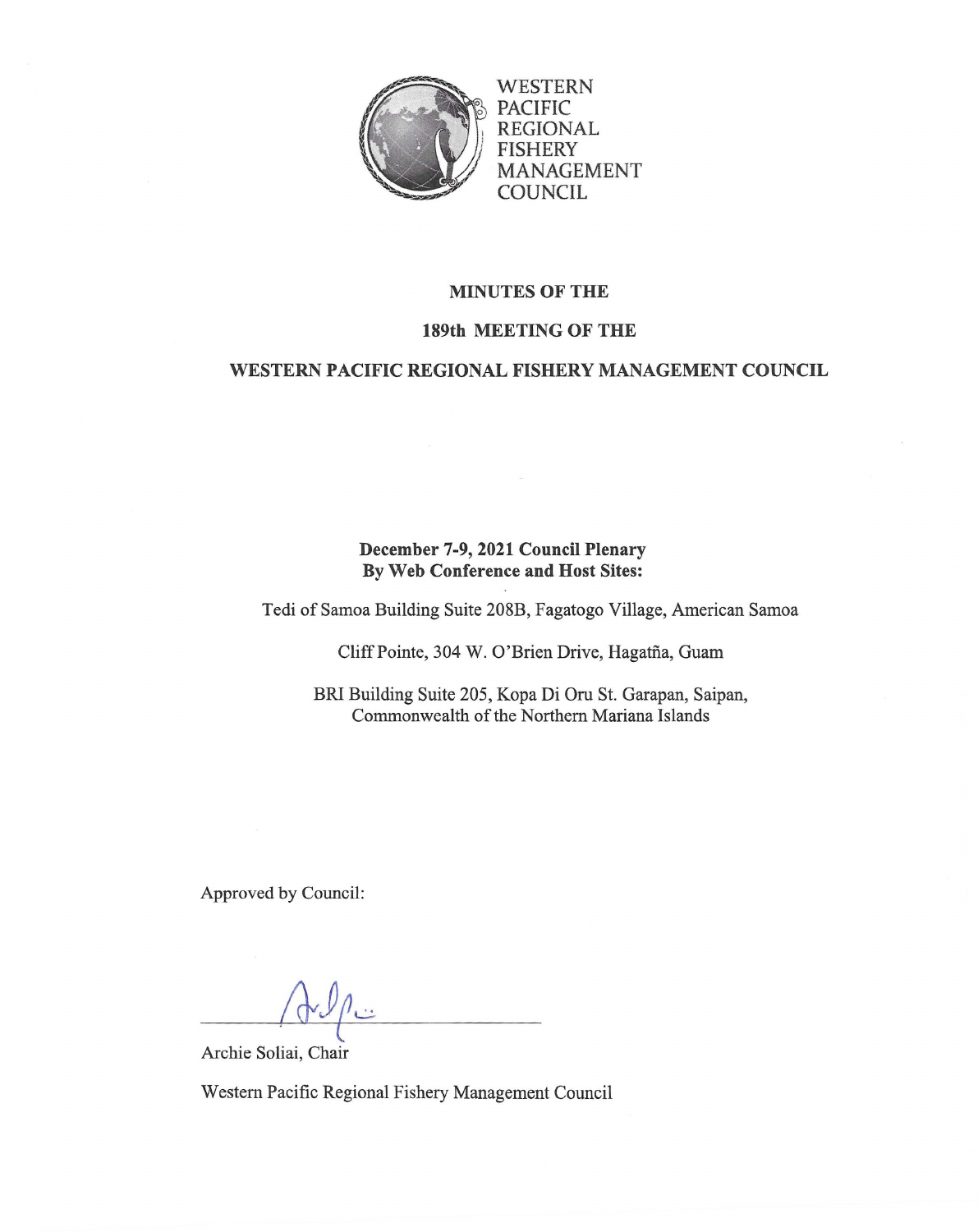WESTERN
PACIFIC
REGIONAL
FISHERY
MANAGEMENT
COUNCIL

# MINUTES OF THE

# 189th MEETING OF THE

# WESTERN PACIFIC REGIONAL FISHERY MANAGEMENT COUNCIL

**December 7-9, 2021 Council Plenary**
**By Web Conference and Host Sites:**

Tedi of Samoa Building Suite 208B, Fagatogo Village, American Samoa

Cliff Pointe, 304 W. O'Brien Drive, Hagatña, Guam

BRI Building Suite 205, Kopa Di Oru St. Garapan, Saipan, Commonwealth of the Northern Mariana Islands

Approved by Council:

Archie Soliai, Chair

Western Pacific Regional Fishery Management Council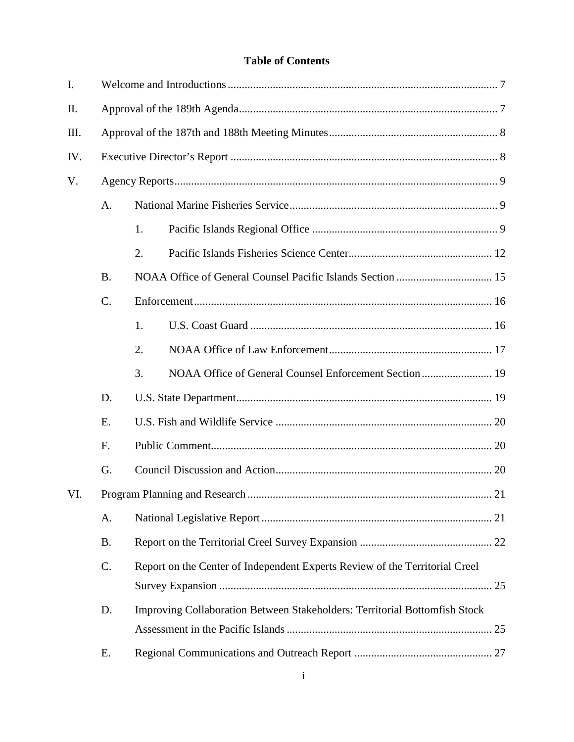# Table of Contents

I. Welcome and Introductions ... 7

II. Approval of the 189th Agenda ... 7

III. Approval of the 187th and 188th Meeting Minutes ... 8

IV. Executive Director's Report ... 8

V. Agency Reports ... 9

- A. National Marine Fisheries Service ... 9
  - 1. Pacific Islands Regional Office ... 9
  - 2. Pacific Islands Fisheries Science Center ... 12
- B. NOAA Office of General Counsel Pacific Islands Section ... 15
- C. Enforcement ... 16
  - 1. U.S. Coast Guard ... 16
  - 2. NOAA Office of Law Enforcement ... 17
  - 3. NOAA Office of General Counsel Enforcement Section ... 19
- D. U.S. State Department ... 19
- E. U.S. Fish and Wildlife Service ... 20
- F. Public Comment ... 20
- G. Council Discussion and Action ... 20

VI. Program Planning and Research ... 21

- A. National Legislative Report ... 21
- B. Report on the Territorial Creel Survey Expansion ... 22
- C. Report on the Center of Independent Experts Review of the Territorial Creel Survey Expansion ... 25
- D. Improving Collaboration Between Stakeholders: Territorial Bottomfish Stock Assessment in the Pacific Islands ... 25
- E. Regional Communications and Outreach Report ... 27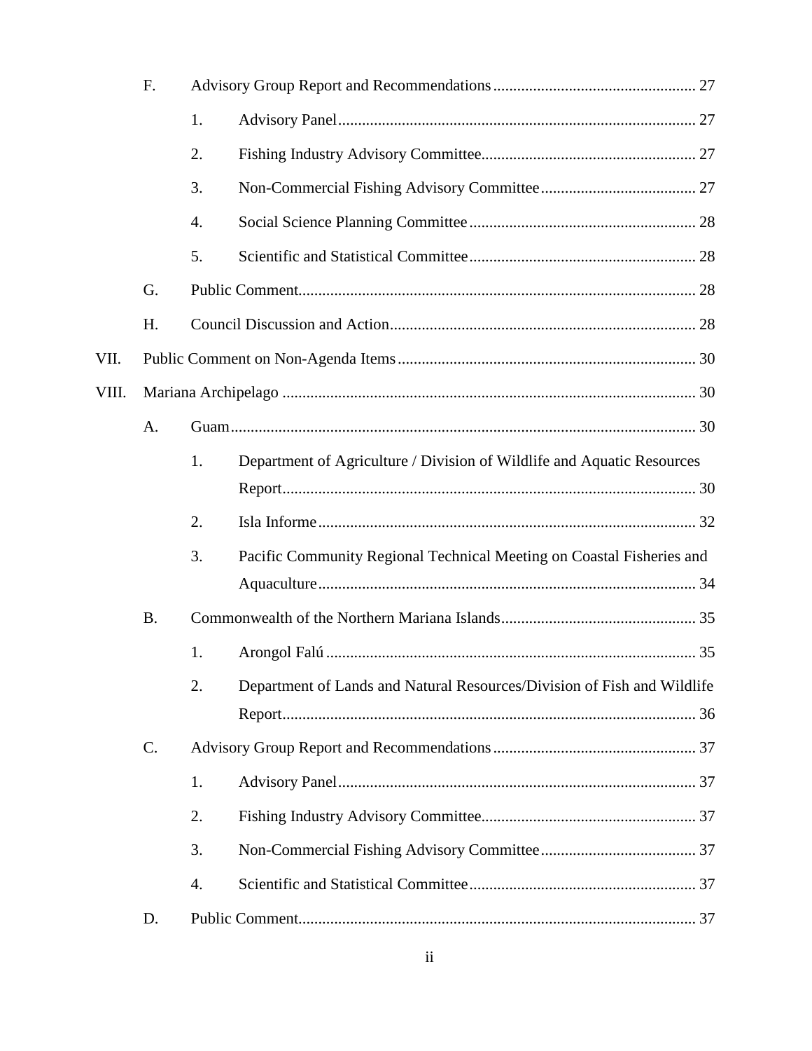- F. Advisory Group Report and Recommendations ... 27
  - 1. Advisory Panel ... 27
  - 2. Fishing Industry Advisory Committee ... 27
  - 3. Non-Commercial Fishing Advisory Committee ... 27
  - 4. Social Science Planning Committee ... 28
  - 5. Scientific and Statistical Committee ... 28
- G. Public Comment ... 28
- H. Council Discussion and Action ... 28

VII. Public Comment on Non-Agenda Items ... 30

VIII. Mariana Archipelago ... 30

- A. Guam ... 30
  - 1. Department of Agriculture / Division of Wildlife and Aquatic Resources Report ... 30
  - 2. Isla Informe ... 32
  - 3. Pacific Community Regional Technical Meeting on Coastal Fisheries and Aquaculture ... 34
- B. Commonwealth of the Northern Mariana Islands ... 35
  - 1. Arongol Falú ... 35
  - 2. Department of Lands and Natural Resources/Division of Fish and Wildlife Report ... 36
- C. Advisory Group Report and Recommendations ... 37
  - 1. Advisory Panel ... 37
  - 2. Fishing Industry Advisory Committee ... 37
  - 3. Non-Commercial Fishing Advisory Committee ... 37
  - 4. Scientific and Statistical Committee ... 37
- D. Public Comment ... 37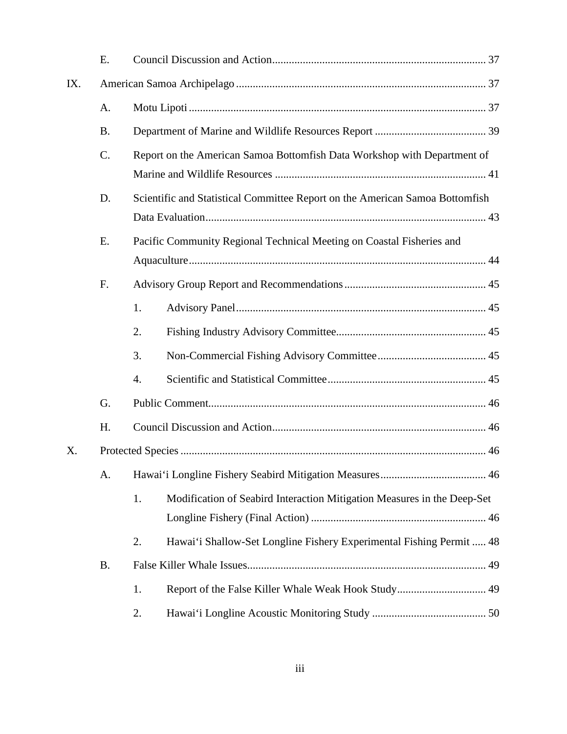- E. Council Discussion and Action ... 37

IX. American Samoa Archipelago ... 37

- A. Motu Lipoti ... 37
- B. Department of Marine and Wildlife Resources Report ... 39
- C. Report on the American Samoa Bottomfish Data Workshop with Department of Marine and Wildlife Resources ... 41
- D. Scientific and Statistical Committee Report on the American Samoa Bottomfish Data Evaluation ... 43
- E. Pacific Community Regional Technical Meeting on Coastal Fisheries and Aquaculture ... 44
- F. Advisory Group Report and Recommendations ... 45
  1. Advisory Panel ... 45
  2. Fishing Industry Advisory Committee ... 45
  3. Non-Commercial Fishing Advisory Committee ... 45
  4. Scientific and Statistical Committee ... 45
- G. Public Comment ... 46
- H. Council Discussion and Action ... 46

X. Protected Species ... 46

- A. Hawai‘i Longline Fishery Seabird Mitigation Measures ... 46
  1. Modification of Seabird Interaction Mitigation Measures in the Deep-Set Longline Fishery (Final Action) ... 46
  2. Hawai‘i Shallow-Set Longline Fishery Experimental Fishing Permit ... 48
- B. False Killer Whale Issues ... 49
  1. Report of the False Killer Whale Weak Hook Study ... 49
  2. Hawai‘i Longline Acoustic Monitoring Study ... 50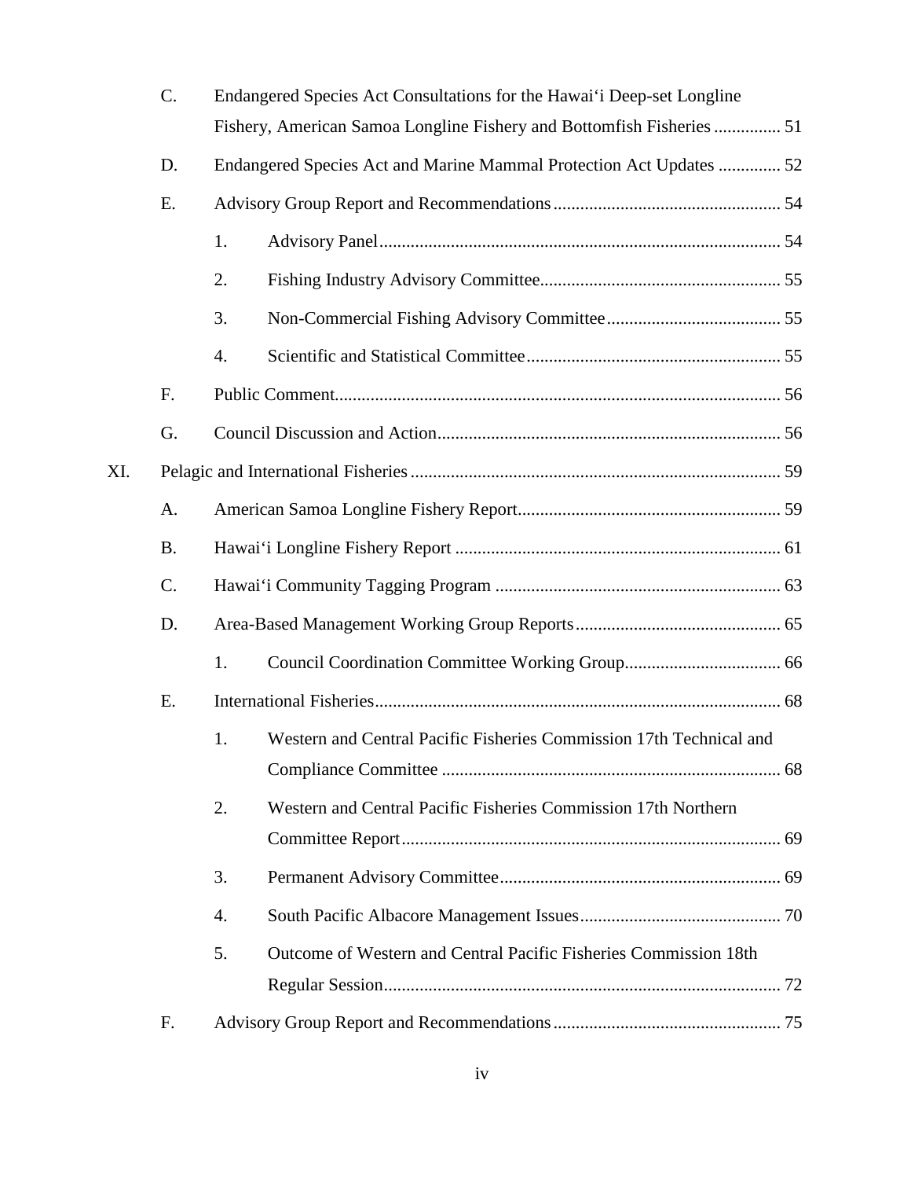C. Endangered Species Act Consultations for the Hawaiʻi Deep-set Longline Fishery, American Samoa Longline Fishery and Bottomfish Fisheries ............... 51

D. Endangered Species Act and Marine Mammal Protection Act Updates .............. 52

E. Advisory Group Report and Recommendations .................................................. 54

1. Advisory Panel .......................................................................................... 54

2. Fishing Industry Advisory Committee ..................................................... 55

3. Non-Commercial Fishing Advisory Committee ....................................... 55

4. Scientific and Statistical Committee ........................................................ 55

F. Public Comment .................................................................................................. 56

G. Council Discussion and Action ............................................................................ 56

XI. Pelagic and International Fisheries .................................................................................. 59

A. American Samoa Longline Fishery Report .......................................................... 59

B. Hawaiʻi Longline Fishery Report ........................................................................ 61

C. Hawaiʻi Community Tagging Program ............................................................... 63

D. Area-Based Management Working Group Reports ............................................. 65

1. Council Coordination Committee Working Group ................................... 66

E. International Fisheries .......................................................................................... 68

1. Western and Central Pacific Fisheries Commission 17th Technical and Compliance Committee ............................................................................ 68

2. Western and Central Pacific Fisheries Commission 17th Northern Committee Report ..................................................................................... 69

3. Permanent Advisory Committee .............................................................. 69

4. South Pacific Albacore Management Issues ............................................ 70

5. Outcome of Western and Central Pacific Fisheries Commission 18th Regular Session ......................................................................................... 72

F. Advisory Group Report and Recommendations .................................................. 75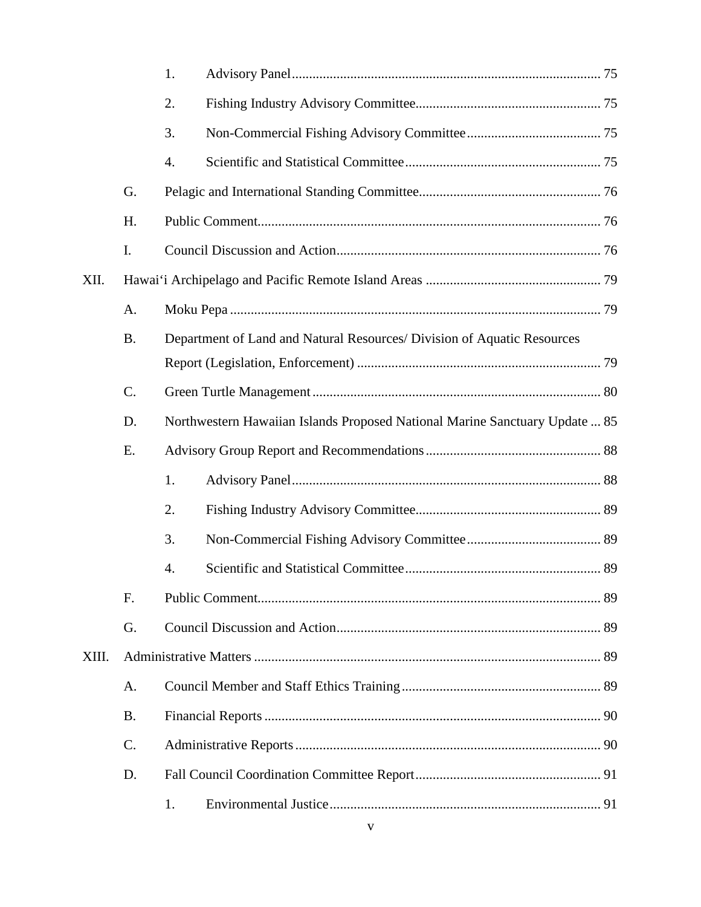1. Advisory Panel ... 75
2. Fishing Industry Advisory Committee ... 75
3. Non-Commercial Fishing Advisory Committee ... 75
4. Scientific and Statistical Committee ... 75

G. Pelagic and International Standing Committee ... 76

H. Public Comment ... 76

I. Council Discussion and Action ... 76

XII. Hawai'i Archipelago and Pacific Remote Island Areas ... 79

A. Moku Pepa ... 79

B. Department of Land and Natural Resources/ Division of Aquatic Resources Report (Legislation, Enforcement) ... 79

C. Green Turtle Management ... 80

D. Northwestern Hawaiian Islands Proposed National Marine Sanctuary Update ... 85

E. Advisory Group Report and Recommendations ... 88

1. Advisory Panel ... 88
2. Fishing Industry Advisory Committee ... 89
3. Non-Commercial Fishing Advisory Committee ... 89
4. Scientific and Statistical Committee ... 89

F. Public Comment ... 89

G. Council Discussion and Action ... 89

XIII. Administrative Matters ... 89

A. Council Member and Staff Ethics Training ... 89

B. Financial Reports ... 90

C. Administrative Reports ... 90

D. Fall Council Coordination Committee Report ... 91

1. Environmental Justice ... 91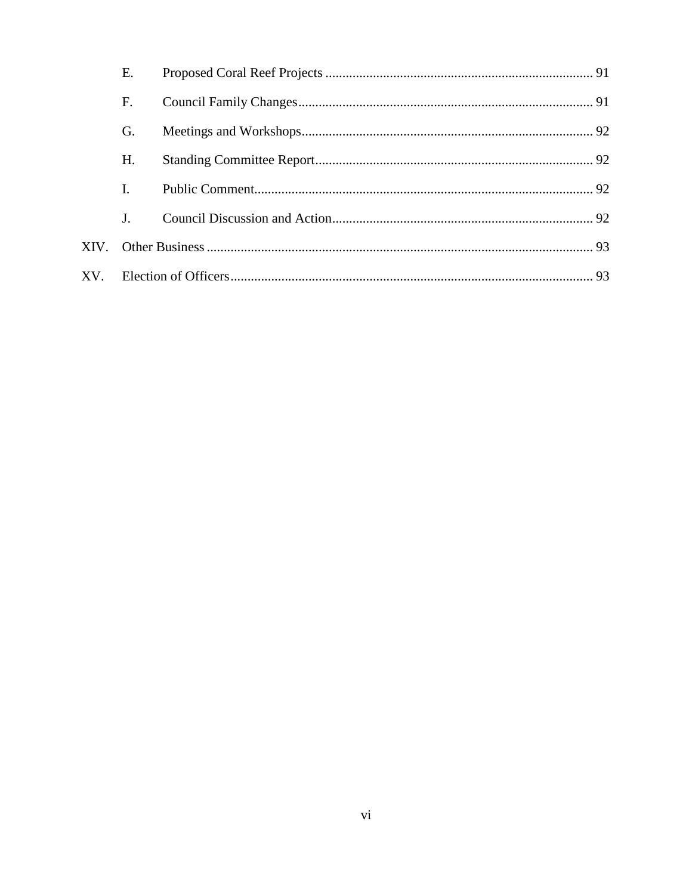E. Proposed Coral Reef Projects ........ 91

F. Council Family Changes ........ 91

G. Meetings and Workshops ........ 92

H. Standing Committee Report ........ 92

I. Public Comment ........ 92

J. Council Discussion and Action ........ 92

XIV. Other Business ........ 93

XV. Election of Officers ........ 93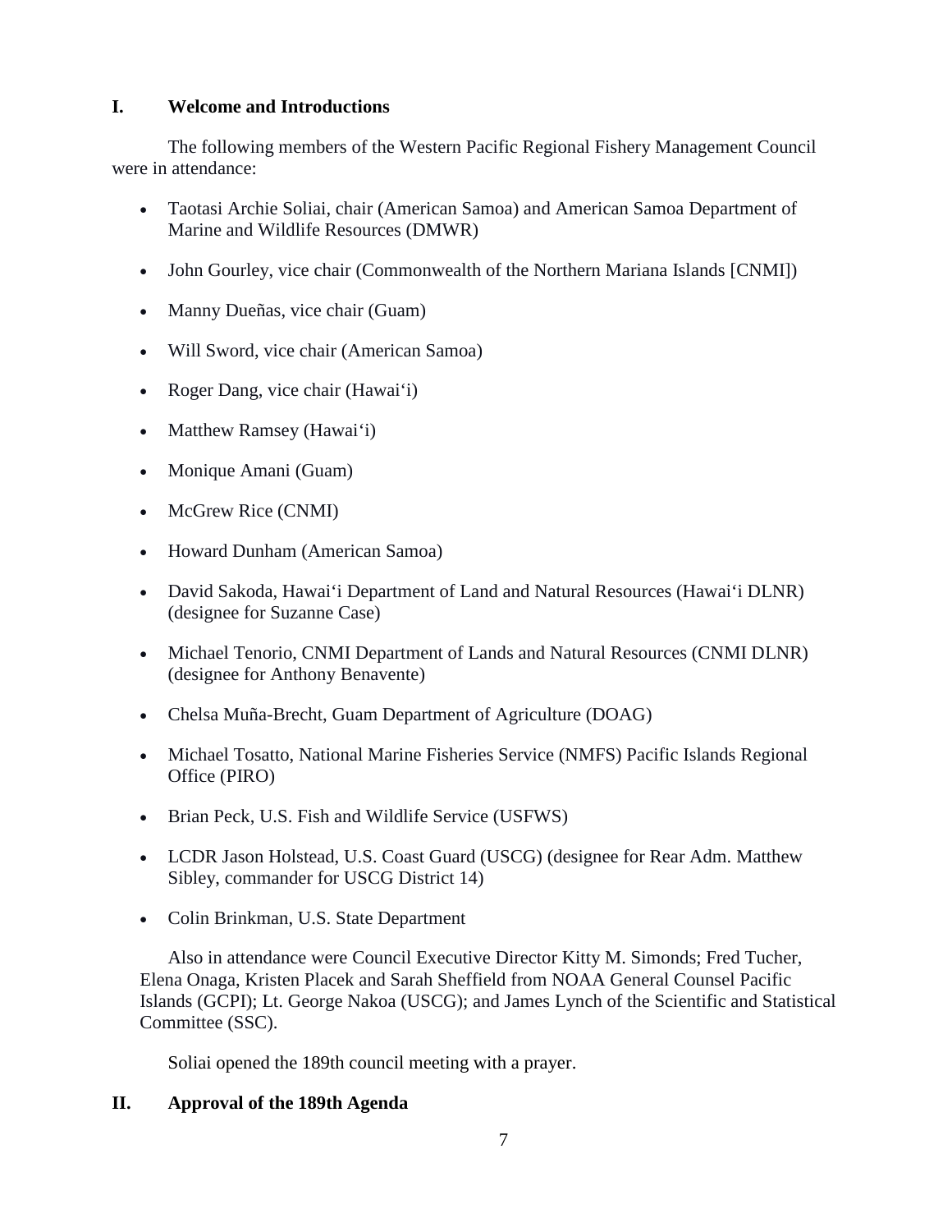## I. Welcome and Introductions

The following members of the Western Pacific Regional Fishery Management Council were in attendance:

- Taotasi Archie Soliai, chair (American Samoa) and American Samoa Department of Marine and Wildlife Resources (DMWR)
- John Gourley, vice chair (Commonwealth of the Northern Mariana Islands [CNMI])
- Manny Dueñas, vice chair (Guam)
- Will Sword, vice chair (American Samoa)
- Roger Dang, vice chair (Hawai‘i)
- Matthew Ramsey (Hawai‘i)
- Monique Amani (Guam)
- McGrew Rice (CNMI)
- Howard Dunham (American Samoa)
- David Sakoda, Hawai‘i Department of Land and Natural Resources (Hawai‘i DLNR) (designee for Suzanne Case)
- Michael Tenorio, CNMI Department of Lands and Natural Resources (CNMI DLNR) (designee for Anthony Benavente)
- Chelsa Muña-Brecht, Guam Department of Agriculture (DOAG)
- Michael Tosatto, National Marine Fisheries Service (NMFS) Pacific Islands Regional Office (PIRO)
- Brian Peck, U.S. Fish and Wildlife Service (USFWS)
- LCDR Jason Holstead, U.S. Coast Guard (USCG) (designee for Rear Adm. Matthew Sibley, commander for USCG District 14)
- Colin Brinkman, U.S. State Department

Also in attendance were Council Executive Director Kitty M. Simonds; Fred Tucher, Elena Onaga, Kristen Placek and Sarah Sheffield from NOAA General Counsel Pacific Islands (GCPI); Lt. George Nakoa (USCG); and James Lynch of the Scientific and Statistical Committee (SSC).

Soliai opened the 189th council meeting with a prayer.

## II. Approval of the 189th Agenda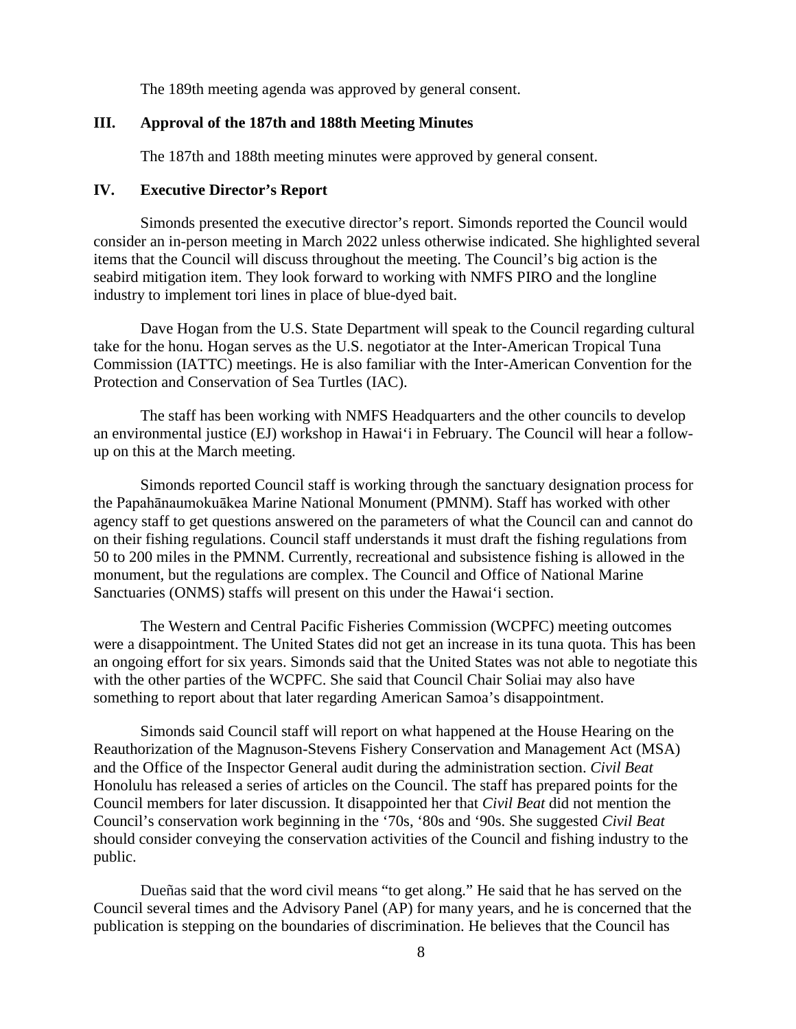The 189th meeting agenda was approved by general consent.

## III. Approval of the 187th and 188th Meeting Minutes

The 187th and 188th meeting minutes were approved by general consent.

## IV. Executive Director's Report

Simonds presented the executive director's report. Simonds reported the Council would consider an in-person meeting in March 2022 unless otherwise indicated. She highlighted several items that the Council will discuss throughout the meeting. The Council's big action is the seabird mitigation item. They look forward to working with NMFS PIRO and the longline industry to implement tori lines in place of blue-dyed bait.

Dave Hogan from the U.S. State Department will speak to the Council regarding cultural take for the honu. Hogan serves as the U.S. negotiator at the Inter-American Tropical Tuna Commission (IATTC) meetings. He is also familiar with the Inter-American Convention for the Protection and Conservation of Sea Turtles (IAC).

The staff has been working with NMFS Headquarters and the other councils to develop an environmental justice (EJ) workshop in Hawai'i in February. The Council will hear a follow-up on this at the March meeting.

Simonds reported Council staff is working through the sanctuary designation process for the Papahānaumokuākea Marine National Monument (PMNM). Staff has worked with other agency staff to get questions answered on the parameters of what the Council can and cannot do on their fishing regulations. Council staff understands it must draft the fishing regulations from 50 to 200 miles in the PMNM. Currently, recreational and subsistence fishing is allowed in the monument, but the regulations are complex. The Council and Office of National Marine Sanctuaries (ONMS) staffs will present on this under the Hawai'i section.

The Western and Central Pacific Fisheries Commission (WCPFC) meeting outcomes were a disappointment. The United States did not get an increase in its tuna quota. This has been an ongoing effort for six years. Simonds said that the United States was not able to negotiate this with the other parties of the WCPFC. She said that Council Chair Soliai may also have something to report about that later regarding American Samoa's disappointment.

Simonds said Council staff will report on what happened at the House Hearing on the Reauthorization of the Magnuson-Stevens Fishery Conservation and Management Act (MSA) and the Office of the Inspector General audit during the administration section. *Civil Beat* Honolulu has released a series of articles on the Council. The staff has prepared points for the Council members for later discussion. It disappointed her that *Civil Beat* did not mention the Council's conservation work beginning in the '70s, '80s and '90s. She suggested *Civil Beat* should consider conveying the conservation activities of the Council and fishing industry to the public.

Dueñas said that the word civil means "to get along." He said that he has served on the Council several times and the Advisory Panel (AP) for many years, and he is concerned that the publication is stepping on the boundaries of discrimination. He believes that the Council has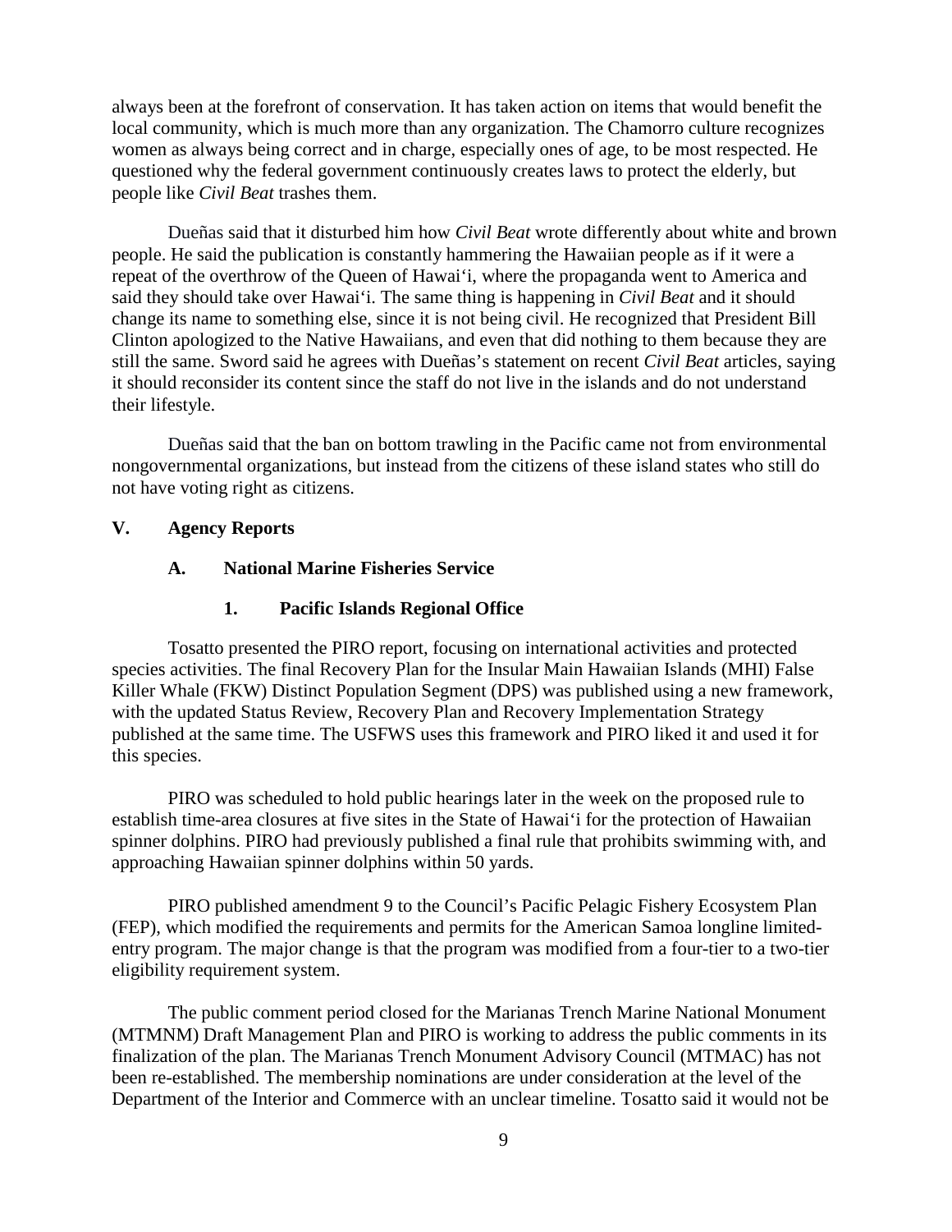always been at the forefront of conservation. It has taken action on items that would benefit the local community, which is much more than any organization. The Chamorro culture recognizes women as always being correct and in charge, especially ones of age, to be most respected. He questioned why the federal government continuously creates laws to protect the elderly, but people like *Civil Beat* trashes them.

Dueñas said that it disturbed him how *Civil Beat* wrote differently about white and brown people. He said the publication is constantly hammering the Hawaiian people as if it were a repeat of the overthrow of the Queen of Hawaiʻi, where the propaganda went to America and said they should take over Hawaiʻi. The same thing is happening in *Civil Beat* and it should change its name to something else, since it is not being civil. He recognized that President Bill Clinton apologized to the Native Hawaiians, and even that did nothing to them because they are still the same. Sword said he agrees with Dueñas's statement on recent *Civil Beat* articles, saying it should reconsider its content since the staff do not live in the islands and do not understand their lifestyle.

Dueñas said that the ban on bottom trawling in the Pacific came not from environmental nongovernmental organizations, but instead from the citizens of these island states who still do not have voting right as citizens.

## V. Agency Reports

### A. National Marine Fisheries Service

#### 1. Pacific Islands Regional Office

Tosatto presented the PIRO report, focusing on international activities and protected species activities. The final Recovery Plan for the Insular Main Hawaiian Islands (MHI) False Killer Whale (FKW) Distinct Population Segment (DPS) was published using a new framework, with the updated Status Review, Recovery Plan and Recovery Implementation Strategy published at the same time. The USFWS uses this framework and PIRO liked it and used it for this species.

PIRO was scheduled to hold public hearings later in the week on the proposed rule to establish time-area closures at five sites in the State of Hawaiʻi for the protection of Hawaiian spinner dolphins. PIRO had previously published a final rule that prohibits swimming with, and approaching Hawaiian spinner dolphins within 50 yards.

PIRO published amendment 9 to the Council's Pacific Pelagic Fishery Ecosystem Plan (FEP), which modified the requirements and permits for the American Samoa longline limited-entry program. The major change is that the program was modified from a four-tier to a two-tier eligibility requirement system.

The public comment period closed for the Marianas Trench Marine National Monument (MTMNM) Draft Management Plan and PIRO is working to address the public comments in its finalization of the plan. The Marianas Trench Monument Advisory Council (MTMAC) has not been re-established. The membership nominations are under consideration at the level of the Department of the Interior and Commerce with an unclear timeline. Tosatto said it would not be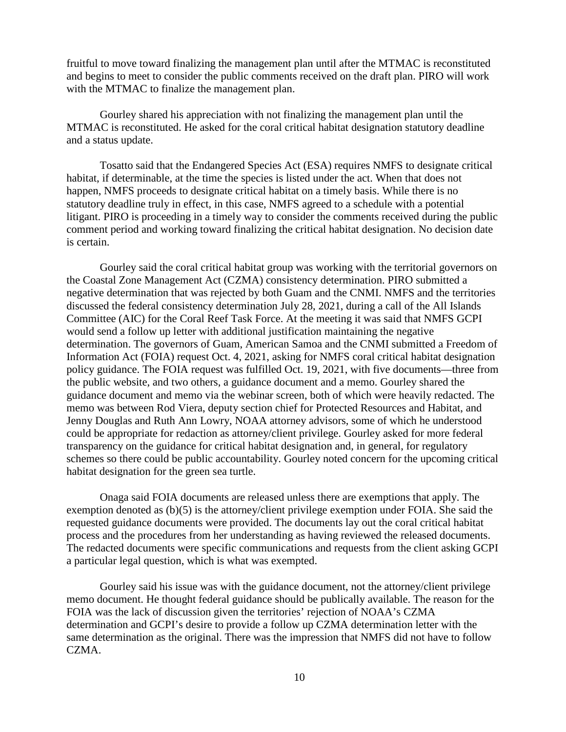fruitful to move toward finalizing the management plan until after the MTMAC is reconstituted and begins to meet to consider the public comments received on the draft plan. PIRO will work with the MTMAC to finalize the management plan.

Gourley shared his appreciation with not finalizing the management plan until the MTMAC is reconstituted. He asked for the coral critical habitat designation statutory deadline and a status update.

Tosatto said that the Endangered Species Act (ESA) requires NMFS to designate critical habitat, if determinable, at the time the species is listed under the act. When that does not happen, NMFS proceeds to designate critical habitat on a timely basis. While there is no statutory deadline truly in effect, in this case, NMFS agreed to a schedule with a potential litigant. PIRO is proceeding in a timely way to consider the comments received during the public comment period and working toward finalizing the critical habitat designation. No decision date is certain.

Gourley said the coral critical habitat group was working with the territorial governors on the Coastal Zone Management Act (CZMA) consistency determination. PIRO submitted a negative determination that was rejected by both Guam and the CNMI. NMFS and the territories discussed the federal consistency determination July 28, 2021, during a call of the All Islands Committee (AIC) for the Coral Reef Task Force. At the meeting it was said that NMFS GCPI would send a follow up letter with additional justification maintaining the negative determination. The governors of Guam, American Samoa and the CNMI submitted a Freedom of Information Act (FOIA) request Oct. 4, 2021, asking for NMFS coral critical habitat designation policy guidance. The FOIA request was fulfilled Oct. 19, 2021, with five documents—three from the public website, and two others, a guidance document and a memo. Gourley shared the guidance document and memo via the webinar screen, both of which were heavily redacted. The memo was between Rod Viera, deputy section chief for Protected Resources and Habitat, and Jenny Douglas and Ruth Ann Lowry, NOAA attorney advisors, some of which he understood could be appropriate for redaction as attorney/client privilege. Gourley asked for more federal transparency on the guidance for critical habitat designation and, in general, for regulatory schemes so there could be public accountability. Gourley noted concern for the upcoming critical habitat designation for the green sea turtle.

Onaga said FOIA documents are released unless there are exemptions that apply. The exemption denoted as (b)(5) is the attorney/client privilege exemption under FOIA. She said the requested guidance documents were provided. The documents lay out the coral critical habitat process and the procedures from her understanding as having reviewed the released documents. The redacted documents were specific communications and requests from the client asking GCPI a particular legal question, which is what was exempted.

Gourley said his issue was with the guidance document, not the attorney/client privilege memo document. He thought federal guidance should be publically available. The reason for the FOIA was the lack of discussion given the territories' rejection of NOAA's CZMA determination and GCPI's desire to provide a follow up CZMA determination letter with the same determination as the original. There was the impression that NMFS did not have to follow CZMA.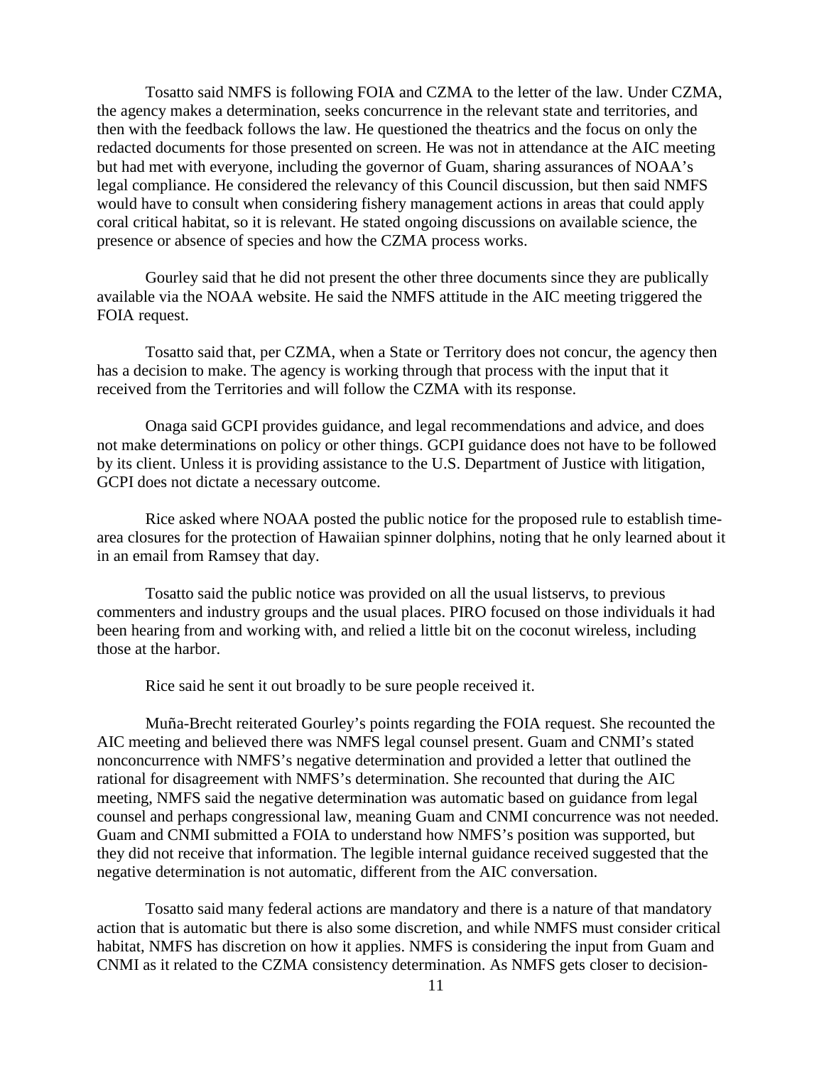Tosatto said NMFS is following FOIA and CZMA to the letter of the law. Under CZMA, the agency makes a determination, seeks concurrence in the relevant state and territories, and then with the feedback follows the law. He questioned the theatrics and the focus on only the redacted documents for those presented on screen. He was not in attendance at the AIC meeting but had met with everyone, including the governor of Guam, sharing assurances of NOAA's legal compliance. He considered the relevancy of this Council discussion, but then said NMFS would have to consult when considering fishery management actions in areas that could apply coral critical habitat, so it is relevant. He stated ongoing discussions on available science, the presence or absence of species and how the CZMA process works.

Gourley said that he did not present the other three documents since they are publically available via the NOAA website. He said the NMFS attitude in the AIC meeting triggered the FOIA request.

Tosatto said that, per CZMA, when a State or Territory does not concur, the agency then has a decision to make. The agency is working through that process with the input that it received from the Territories and will follow the CZMA with its response.

Onaga said GCPI provides guidance, and legal recommendations and advice, and does not make determinations on policy or other things. GCPI guidance does not have to be followed by its client. Unless it is providing assistance to the U.S. Department of Justice with litigation, GCPI does not dictate a necessary outcome.

Rice asked where NOAA posted the public notice for the proposed rule to establish time-area closures for the protection of Hawaiian spinner dolphins, noting that he only learned about it in an email from Ramsey that day.

Tosatto said the public notice was provided on all the usual listservs, to previous commenters and industry groups and the usual places. PIRO focused on those individuals it had been hearing from and working with, and relied a little bit on the coconut wireless, including those at the harbor.

Rice said he sent it out broadly to be sure people received it.

Muña-Brecht reiterated Gourley's points regarding the FOIA request. She recounted the AIC meeting and believed there was NMFS legal counsel present. Guam and CNMI's stated nonconcurrence with NMFS's negative determination and provided a letter that outlined the rational for disagreement with NMFS's determination. She recounted that during the AIC meeting, NMFS said the negative determination was automatic based on guidance from legal counsel and perhaps congressional law, meaning Guam and CNMI concurrence was not needed. Guam and CNMI submitted a FOIA to understand how NMFS's position was supported, but they did not receive that information. The legible internal guidance received suggested that the negative determination is not automatic, different from the AIC conversation.

Tosatto said many federal actions are mandatory and there is a nature of that mandatory action that is automatic but there is also some discretion, and while NMFS must consider critical habitat, NMFS has discretion on how it applies. NMFS is considering the input from Guam and CNMI as it related to the CZMA consistency determination. As NMFS gets closer to decision-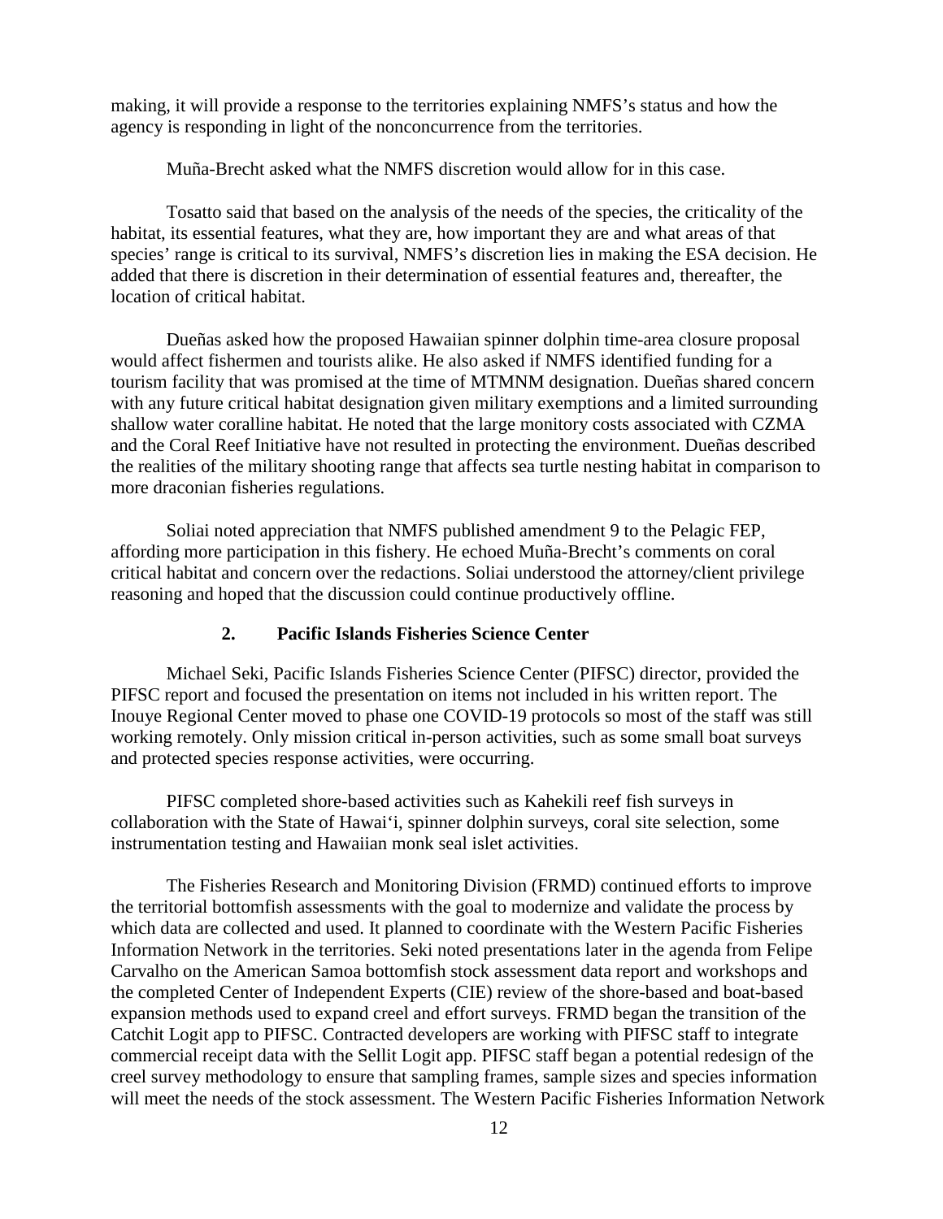making, it will provide a response to the territories explaining NMFS's status and how the agency is responding in light of the nonconcurrence from the territories.

Muña-Brecht asked what the NMFS discretion would allow for in this case.

Tosatto said that based on the analysis of the needs of the species, the criticality of the habitat, its essential features, what they are, how important they are and what areas of that species' range is critical to its survival, NMFS's discretion lies in making the ESA decision. He added that there is discretion in their determination of essential features and, thereafter, the location of critical habitat.

Dueñas asked how the proposed Hawaiian spinner dolphin time-area closure proposal would affect fishermen and tourists alike. He also asked if NMFS identified funding for a tourism facility that was promised at the time of MTMNM designation. Dueñas shared concern with any future critical habitat designation given military exemptions and a limited surrounding shallow water coralline habitat. He noted that the large monitory costs associated with CZMA and the Coral Reef Initiative have not resulted in protecting the environment. Dueñas described the realities of the military shooting range that affects sea turtle nesting habitat in comparison to more draconian fisheries regulations.

Soliai noted appreciation that NMFS published amendment 9 to the Pelagic FEP, affording more participation in this fishery. He echoed Muña-Brecht's comments on coral critical habitat and concern over the redactions. Soliai understood the attorney/client privilege reasoning and hoped that the discussion could continue productively offline.

### 2. Pacific Islands Fisheries Science Center

Michael Seki, Pacific Islands Fisheries Science Center (PIFSC) director, provided the PIFSC report and focused the presentation on items not included in his written report. The Inouye Regional Center moved to phase one COVID-19 protocols so most of the staff was still working remotely. Only mission critical in-person activities, such as some small boat surveys and protected species response activities, were occurring.

PIFSC completed shore-based activities such as Kahekili reef fish surveys in collaboration with the State of Hawai'i, spinner dolphin surveys, coral site selection, some instrumentation testing and Hawaiian monk seal islet activities.

The Fisheries Research and Monitoring Division (FRMD) continued efforts to improve the territorial bottomfish assessments with the goal to modernize and validate the process by which data are collected and used. It planned to coordinate with the Western Pacific Fisheries Information Network in the territories. Seki noted presentations later in the agenda from Felipe Carvalho on the American Samoa bottomfish stock assessment data report and workshops and the completed Center of Independent Experts (CIE) review of the shore-based and boat-based expansion methods used to expand creel and effort surveys. FRMD began the transition of the Catchit Logit app to PIFSC. Contracted developers are working with PIFSC staff to integrate commercial receipt data with the Sellit Logit app. PIFSC staff began a potential redesign of the creel survey methodology to ensure that sampling frames, sample sizes and species information will meet the needs of the stock assessment. The Western Pacific Fisheries Information Network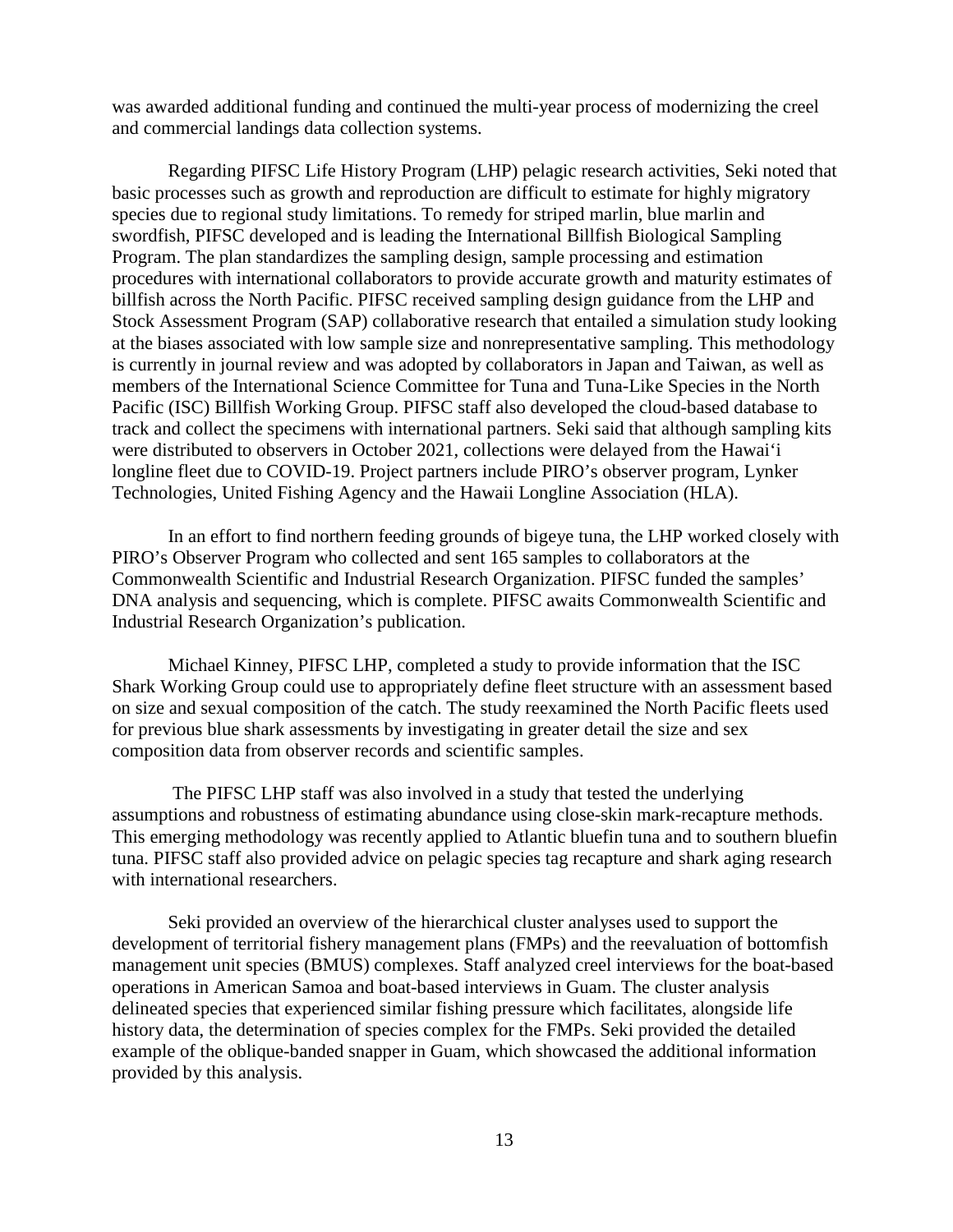was awarded additional funding and continued the multi-year process of modernizing the creel and commercial landings data collection systems.

Regarding PIFSC Life History Program (LHP) pelagic research activities, Seki noted that basic processes such as growth and reproduction are difficult to estimate for highly migratory species due to regional study limitations. To remedy for striped marlin, blue marlin and swordfish, PIFSC developed and is leading the International Billfish Biological Sampling Program. The plan standardizes the sampling design, sample processing and estimation procedures with international collaborators to provide accurate growth and maturity estimates of billfish across the North Pacific. PIFSC received sampling design guidance from the LHP and Stock Assessment Program (SAP) collaborative research that entailed a simulation study looking at the biases associated with low sample size and nonrepresentative sampling. This methodology is currently in journal review and was adopted by collaborators in Japan and Taiwan, as well as members of the International Science Committee for Tuna and Tuna-Like Species in the North Pacific (ISC) Billfish Working Group. PIFSC staff also developed the cloud-based database to track and collect the specimens with international partners. Seki said that although sampling kits were distributed to observers in October 2021, collections were delayed from the Hawaiʻi longline fleet due to COVID-19. Project partners include PIRO's observer program, Lynker Technologies, United Fishing Agency and the Hawaii Longline Association (HLA).

In an effort to find northern feeding grounds of bigeye tuna, the LHP worked closely with PIRO's Observer Program who collected and sent 165 samples to collaborators at the Commonwealth Scientific and Industrial Research Organization. PIFSC funded the samples' DNA analysis and sequencing, which is complete. PIFSC awaits Commonwealth Scientific and Industrial Research Organization's publication.

Michael Kinney, PIFSC LHP, completed a study to provide information that the ISC Shark Working Group could use to appropriately define fleet structure with an assessment based on size and sexual composition of the catch. The study reexamined the North Pacific fleets used for previous blue shark assessments by investigating in greater detail the size and sex composition data from observer records and scientific samples.

The PIFSC LHP staff was also involved in a study that tested the underlying assumptions and robustness of estimating abundance using close-skin mark-recapture methods. This emerging methodology was recently applied to Atlantic bluefin tuna and to southern bluefin tuna. PIFSC staff also provided advice on pelagic species tag recapture and shark aging research with international researchers.

Seki provided an overview of the hierarchical cluster analyses used to support the development of territorial fishery management plans (FMPs) and the reevaluation of bottomfish management unit species (BMUS) complexes. Staff analyzed creel interviews for the boat-based operations in American Samoa and boat-based interviews in Guam. The cluster analysis delineated species that experienced similar fishing pressure which facilitates, alongside life history data, the determination of species complex for the FMPs. Seki provided the detailed example of the oblique-banded snapper in Guam, which showcased the additional information provided by this analysis.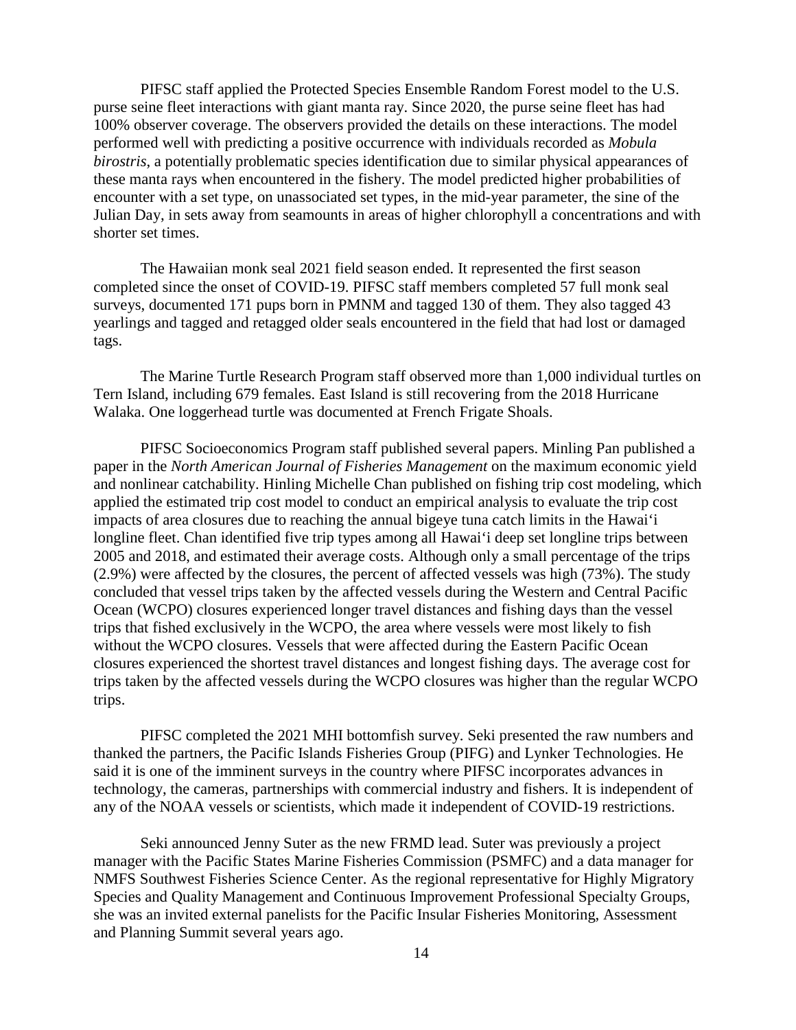PIFSC staff applied the Protected Species Ensemble Random Forest model to the U.S. purse seine fleet interactions with giant manta ray. Since 2020, the purse seine fleet has had 100% observer coverage. The observers provided the details on these interactions. The model performed well with predicting a positive occurrence with individuals recorded as *Mobula birostris*, a potentially problematic species identification due to similar physical appearances of these manta rays when encountered in the fishery. The model predicted higher probabilities of encounter with a set type, on unassociated set types, in the mid-year parameter, the sine of the Julian Day, in sets away from seamounts in areas of higher chlorophyll a concentrations and with shorter set times.

The Hawaiian monk seal 2021 field season ended. It represented the first season completed since the onset of COVID-19. PIFSC staff members completed 57 full monk seal surveys, documented 171 pups born in PMNM and tagged 130 of them. They also tagged 43 yearlings and tagged and retagged older seals encountered in the field that had lost or damaged tags.

The Marine Turtle Research Program staff observed more than 1,000 individual turtles on Tern Island, including 679 females. East Island is still recovering from the 2018 Hurricane Walaka. One loggerhead turtle was documented at French Frigate Shoals.

PIFSC Socioeconomics Program staff published several papers. Minling Pan published a paper in the *North American Journal of Fisheries Management* on the maximum economic yield and nonlinear catchability. Hinling Michelle Chan published on fishing trip cost modeling, which applied the estimated trip cost model to conduct an empirical analysis to evaluate the trip cost impacts of area closures due to reaching the annual bigeye tuna catch limits in the Hawai‘i longline fleet. Chan identified five trip types among all Hawai‘i deep set longline trips between 2005 and 2018, and estimated their average costs. Although only a small percentage of the trips (2.9%) were affected by the closures, the percent of affected vessels was high (73%). The study concluded that vessel trips taken by the affected vessels during the Western and Central Pacific Ocean (WCPO) closures experienced longer travel distances and fishing days than the vessel trips that fished exclusively in the WCPO, the area where vessels were most likely to fish without the WCPO closures. Vessels that were affected during the Eastern Pacific Ocean closures experienced the shortest travel distances and longest fishing days. The average cost for trips taken by the affected vessels during the WCPO closures was higher than the regular WCPO trips.

PIFSC completed the 2021 MHI bottomfish survey. Seki presented the raw numbers and thanked the partners, the Pacific Islands Fisheries Group (PIFG) and Lynker Technologies. He said it is one of the imminent surveys in the country where PIFSC incorporates advances in technology, the cameras, partnerships with commercial industry and fishers. It is independent of any of the NOAA vessels or scientists, which made it independent of COVID-19 restrictions.

Seki announced Jenny Suter as the new FRMD lead. Suter was previously a project manager with the Pacific States Marine Fisheries Commission (PSMFC) and a data manager for NMFS Southwest Fisheries Science Center. As the regional representative for Highly Migratory Species and Quality Management and Continuous Improvement Professional Specialty Groups, she was an invited external panelists for the Pacific Insular Fisheries Monitoring, Assessment and Planning Summit several years ago.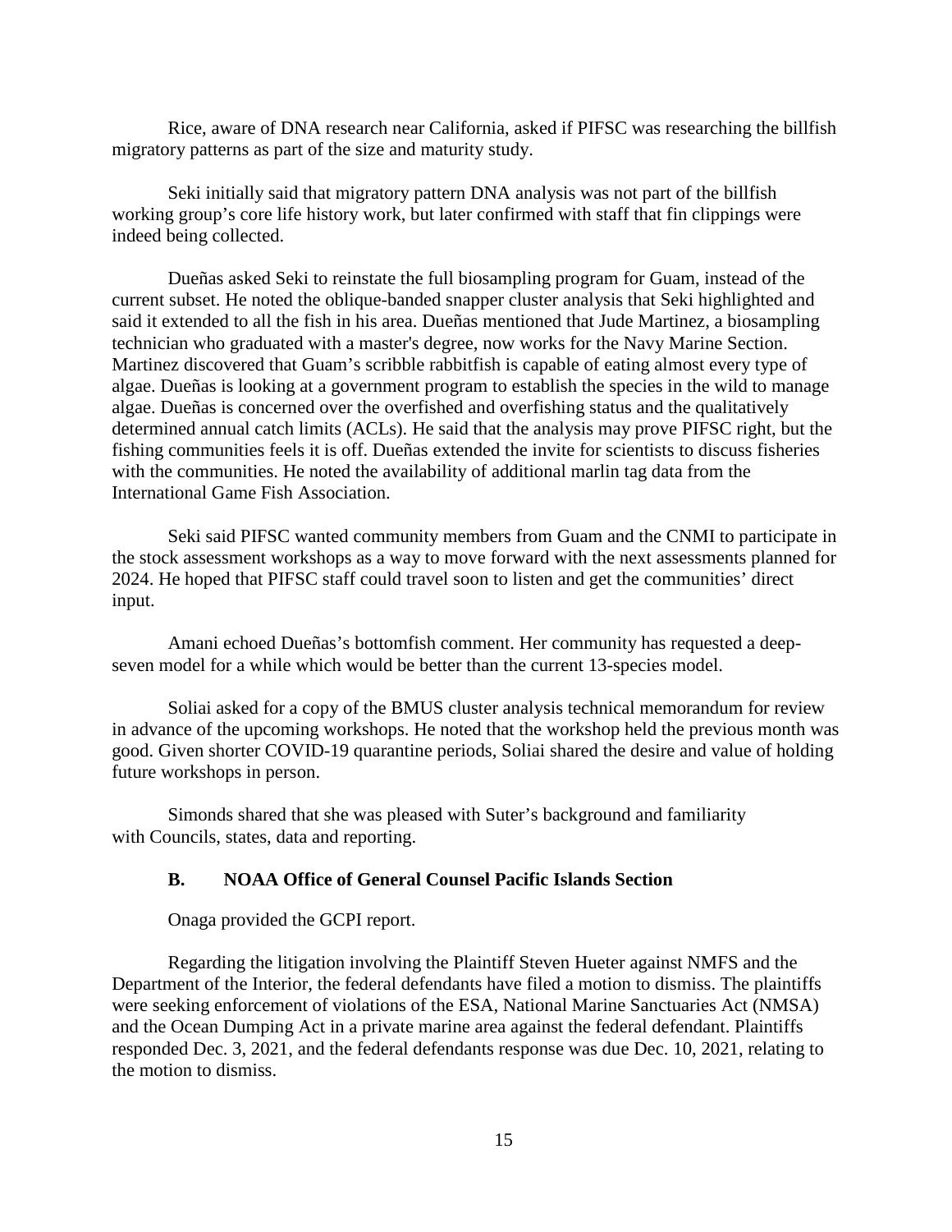Rice, aware of DNA research near California, asked if PIFSC was researching the billfish migratory patterns as part of the size and maturity study.

Seki initially said that migratory pattern DNA analysis was not part of the billfish working group's core life history work, but later confirmed with staff that fin clippings were indeed being collected.

Dueñas asked Seki to reinstate the full biosampling program for Guam, instead of the current subset. He noted the oblique-banded snapper cluster analysis that Seki highlighted and said it extended to all the fish in his area. Dueñas mentioned that Jude Martinez, a biosampling technician who graduated with a master's degree, now works for the Navy Marine Section. Martinez discovered that Guam's scribble rabbitfish is capable of eating almost every type of algae. Dueñas is looking at a government program to establish the species in the wild to manage algae. Dueñas is concerned over the overfished and overfishing status and the qualitatively determined annual catch limits (ACLs). He said that the analysis may prove PIFSC right, but the fishing communities feels it is off. Dueñas extended the invite for scientists to discuss fisheries with the communities. He noted the availability of additional marlin tag data from the International Game Fish Association.

Seki said PIFSC wanted community members from Guam and the CNMI to participate in the stock assessment workshops as a way to move forward with the next assessments planned for 2024. He hoped that PIFSC staff could travel soon to listen and get the communities' direct input.

Amani echoed Dueñas's bottomfish comment. Her community has requested a deep-seven model for a while which would be better than the current 13-species model.

Soliai asked for a copy of the BMUS cluster analysis technical memorandum for review in advance of the upcoming workshops. He noted that the workshop held the previous month was good. Given shorter COVID-19 quarantine periods, Soliai shared the desire and value of holding future workshops in person.

Simonds shared that she was pleased with Suter's background and familiarity with Councils, states, data and reporting.

### B. NOAA Office of General Counsel Pacific Islands Section

Onaga provided the GCPI report.

Regarding the litigation involving the Plaintiff Steven Hueter against NMFS and the Department of the Interior, the federal defendants have filed a motion to dismiss. The plaintiffs were seeking enforcement of violations of the ESA, National Marine Sanctuaries Act (NMSA) and the Ocean Dumping Act in a private marine area against the federal defendant. Plaintiffs responded Dec. 3, 2021, and the federal defendants response was due Dec. 10, 2021, relating to the motion to dismiss.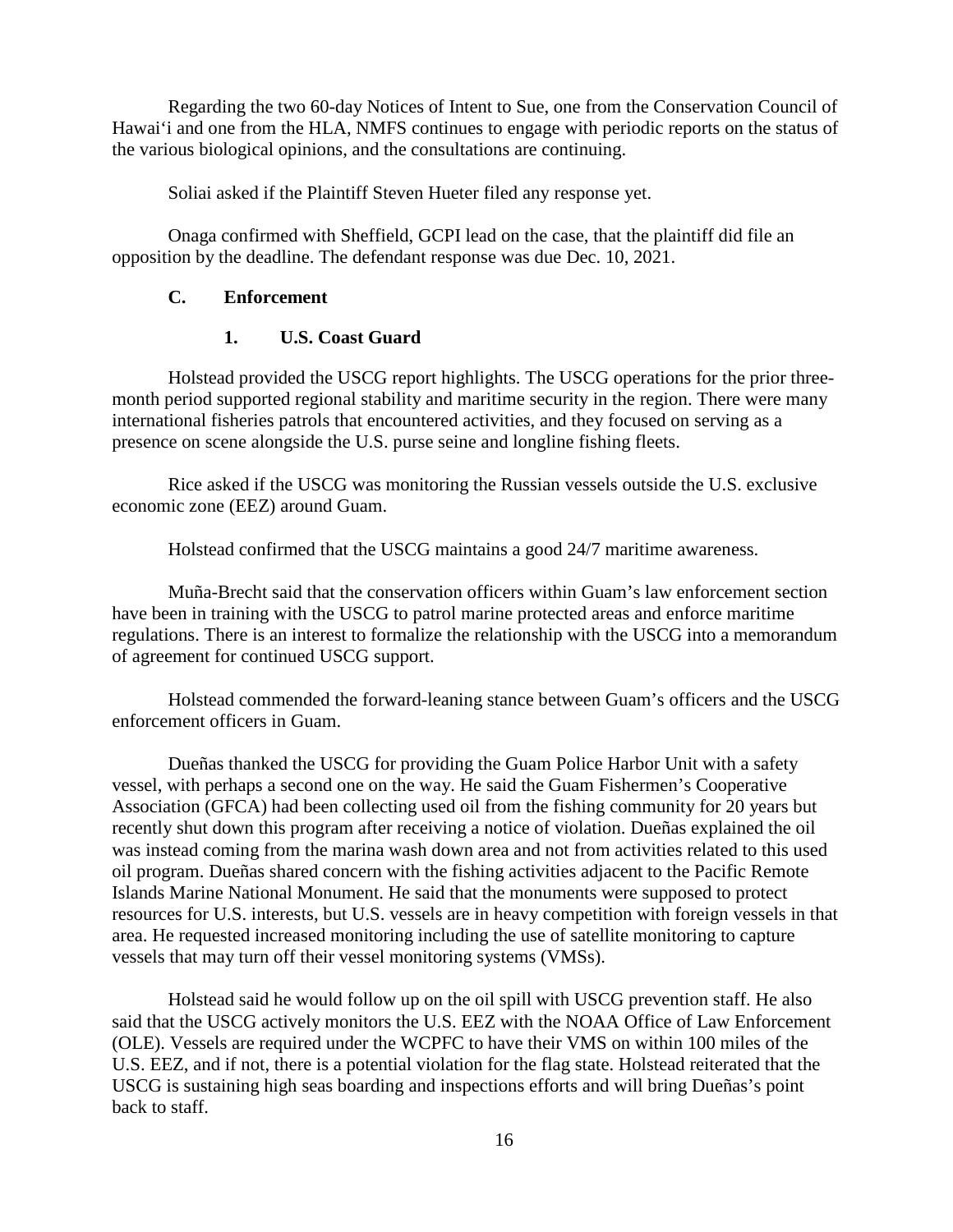Regarding the two 60-day Notices of Intent to Sue, one from the Conservation Council of Hawai'i and one from the HLA, NMFS continues to engage with periodic reports on the status of the various biological opinions, and the consultations are continuing.

Soliai asked if the Plaintiff Steven Hueter filed any response yet.

Onaga confirmed with Sheffield, GCPI lead on the case, that the plaintiff did file an opposition by the deadline. The defendant response was due Dec. 10, 2021.

### C. Enforcement

#### 1. U.S. Coast Guard

Holstead provided the USCG report highlights. The USCG operations for the prior three-month period supported regional stability and maritime security in the region. There were many international fisheries patrols that encountered activities, and they focused on serving as a presence on scene alongside the U.S. purse seine and longline fishing fleets.

Rice asked if the USCG was monitoring the Russian vessels outside the U.S. exclusive economic zone (EEZ) around Guam.

Holstead confirmed that the USCG maintains a good 24/7 maritime awareness.

Muña-Brecht said that the conservation officers within Guam's law enforcement section have been in training with the USCG to patrol marine protected areas and enforce maritime regulations. There is an interest to formalize the relationship with the USCG into a memorandum of agreement for continued USCG support.

Holstead commended the forward-leaning stance between Guam's officers and the USCG enforcement officers in Guam.

Dueñas thanked the USCG for providing the Guam Police Harbor Unit with a safety vessel, with perhaps a second one on the way. He said the Guam Fishermen's Cooperative Association (GFCA) had been collecting used oil from the fishing community for 20 years but recently shut down this program after receiving a notice of violation. Dueñas explained the oil was instead coming from the marina wash down area and not from activities related to this used oil program. Dueñas shared concern with the fishing activities adjacent to the Pacific Remote Islands Marine National Monument. He said that the monuments were supposed to protect resources for U.S. interests, but U.S. vessels are in heavy competition with foreign vessels in that area. He requested increased monitoring including the use of satellite monitoring to capture vessels that may turn off their vessel monitoring systems (VMSs).

Holstead said he would follow up on the oil spill with USCG prevention staff. He also said that the USCG actively monitors the U.S. EEZ with the NOAA Office of Law Enforcement (OLE). Vessels are required under the WCPFC to have their VMS on within 100 miles of the U.S. EEZ, and if not, there is a potential violation for the flag state. Holstead reiterated that the USCG is sustaining high seas boarding and inspections efforts and will bring Dueñas's point back to staff.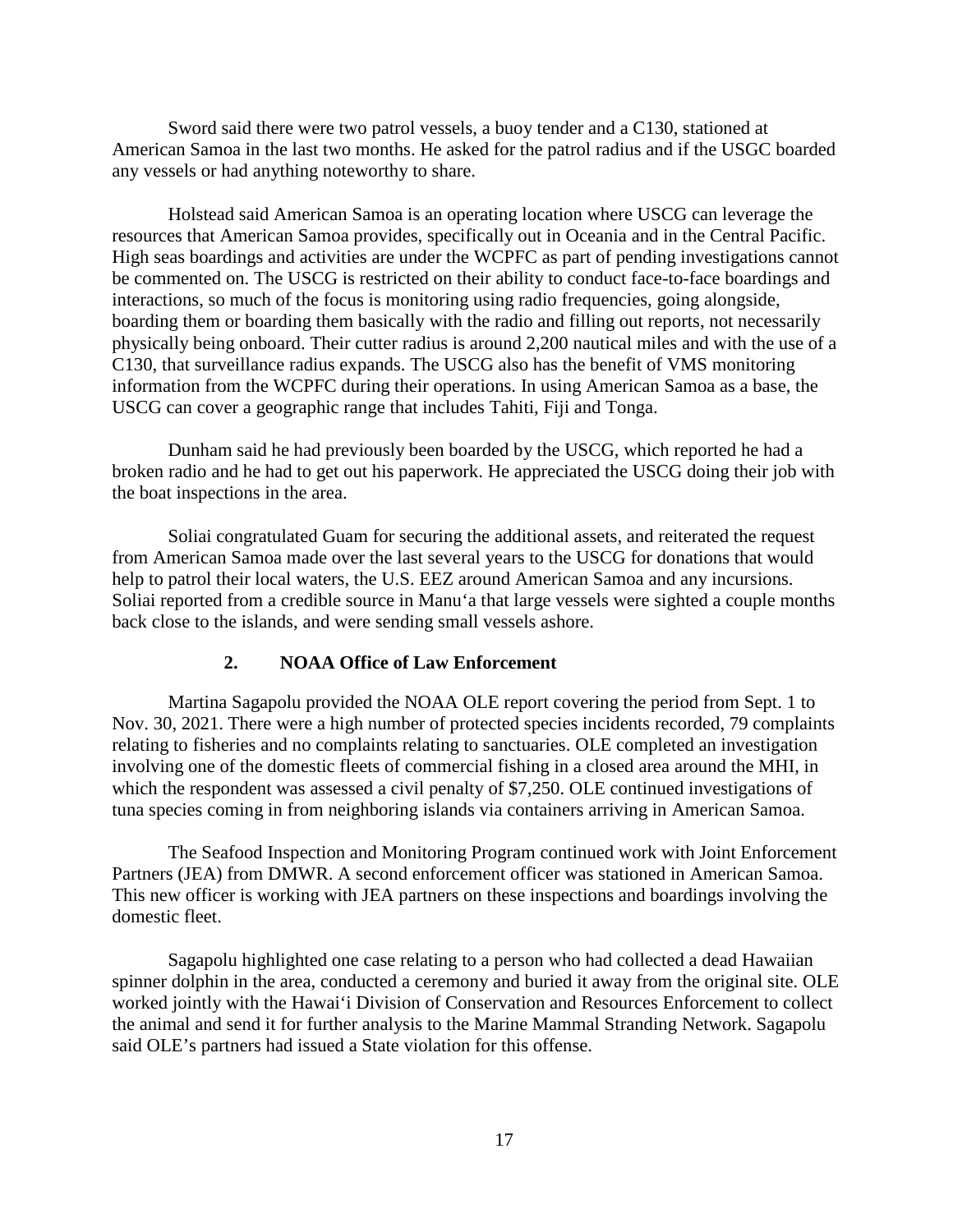Sword said there were two patrol vessels, a buoy tender and a C130, stationed at American Samoa in the last two months. He asked for the patrol radius and if the USGC boarded any vessels or had anything noteworthy to share.

Holstead said American Samoa is an operating location where USCG can leverage the resources that American Samoa provides, specifically out in Oceania and in the Central Pacific. High seas boardings and activities are under the WCPFC as part of pending investigations cannot be commented on. The USCG is restricted on their ability to conduct face-to-face boardings and interactions, so much of the focus is monitoring using radio frequencies, going alongside, boarding them or boarding them basically with the radio and filling out reports, not necessarily physically being onboard. Their cutter radius is around 2,200 nautical miles and with the use of a C130, that surveillance radius expands. The USCG also has the benefit of VMS monitoring information from the WCPFC during their operations. In using American Samoa as a base, the USCG can cover a geographic range that includes Tahiti, Fiji and Tonga.

Dunham said he had previously been boarded by the USCG, which reported he had a broken radio and he had to get out his paperwork. He appreciated the USCG doing their job with the boat inspections in the area.

Soliai congratulated Guam for securing the additional assets, and reiterated the request from American Samoa made over the last several years to the USCG for donations that would help to patrol their local waters, the U.S. EEZ around American Samoa and any incursions. Soliai reported from a credible source in Manu'a that large vessels were sighted a couple months back close to the islands, and were sending small vessels ashore.

### 2. NOAA Office of Law Enforcement

Martina Sagapolu provided the NOAA OLE report covering the period from Sept. 1 to Nov. 30, 2021. There were a high number of protected species incidents recorded, 79 complaints relating to fisheries and no complaints relating to sanctuaries. OLE completed an investigation involving one of the domestic fleets of commercial fishing in a closed area around the MHI, in which the respondent was assessed a civil penalty of $7,250. OLE continued investigations of tuna species coming in from neighboring islands via containers arriving in American Samoa.

The Seafood Inspection and Monitoring Program continued work with Joint Enforcement Partners (JEA) from DMWR. A second enforcement officer was stationed in American Samoa. This new officer is working with JEA partners on these inspections and boardings involving the domestic fleet.

Sagapolu highlighted one case relating to a person who had collected a dead Hawaiian spinner dolphin in the area, conducted a ceremony and buried it away from the original site. OLE worked jointly with the Hawai'i Division of Conservation and Resources Enforcement to collect the animal and send it for further analysis to the Marine Mammal Stranding Network. Sagapolu said OLE's partners had issued a State violation for this offense.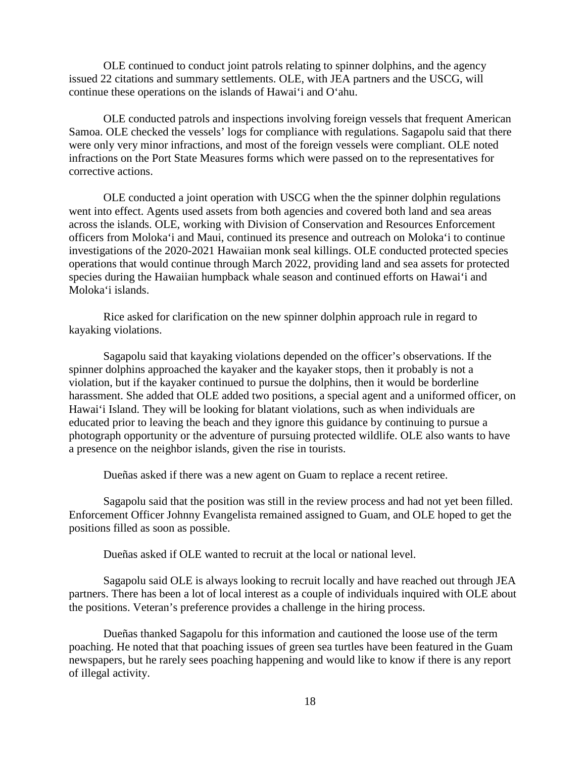OLE continued to conduct joint patrols relating to spinner dolphins, and the agency issued 22 citations and summary settlements. OLE, with JEA partners and the USCG, will continue these operations on the islands of Hawai‘i and O‘ahu.

OLE conducted patrols and inspections involving foreign vessels that frequent American Samoa. OLE checked the vessels' logs for compliance with regulations. Sagapolu said that there were only very minor infractions, and most of the foreign vessels were compliant. OLE noted infractions on the Port State Measures forms which were passed on to the representatives for corrective actions.

OLE conducted a joint operation with USCG when the the spinner dolphin regulations went into effect. Agents used assets from both agencies and covered both land and sea areas across the islands. OLE, working with Division of Conservation and Resources Enforcement officers from Moloka‘i and Maui, continued its presence and outreach on Moloka‘i to continue investigations of the 2020-2021 Hawaiian monk seal killings. OLE conducted protected species operations that would continue through March 2022, providing land and sea assets for protected species during the Hawaiian humpback whale season and continued efforts on Hawai‘i and Moloka‘i islands.

Rice asked for clarification on the new spinner dolphin approach rule in regard to kayaking violations.

Sagapolu said that kayaking violations depended on the officer's observations. If the spinner dolphins approached the kayaker and the kayaker stops, then it probably is not a violation, but if the kayaker continued to pursue the dolphins, then it would be borderline harassment. She added that OLE added two positions, a special agent and a uniformed officer, on Hawai‘i Island. They will be looking for blatant violations, such as when individuals are educated prior to leaving the beach and they ignore this guidance by continuing to pursue a photograph opportunity or the adventure of pursuing protected wildlife. OLE also wants to have a presence on the neighbor islands, given the rise in tourists.

Dueñas asked if there was a new agent on Guam to replace a recent retiree.

Sagapolu said that the position was still in the review process and had not yet been filled. Enforcement Officer Johnny Evangelista remained assigned to Guam, and OLE hoped to get the positions filled as soon as possible.

Dueñas asked if OLE wanted to recruit at the local or national level.

Sagapolu said OLE is always looking to recruit locally and have reached out through JEA partners. There has been a lot of local interest as a couple of individuals inquired with OLE about the positions. Veteran's preference provides a challenge in the hiring process.

Dueñas thanked Sagapolu for this information and cautioned the loose use of the term poaching. He noted that that poaching issues of green sea turtles have been featured in the Guam newspapers, but he rarely sees poaching happening and would like to know if there is any report of illegal activity.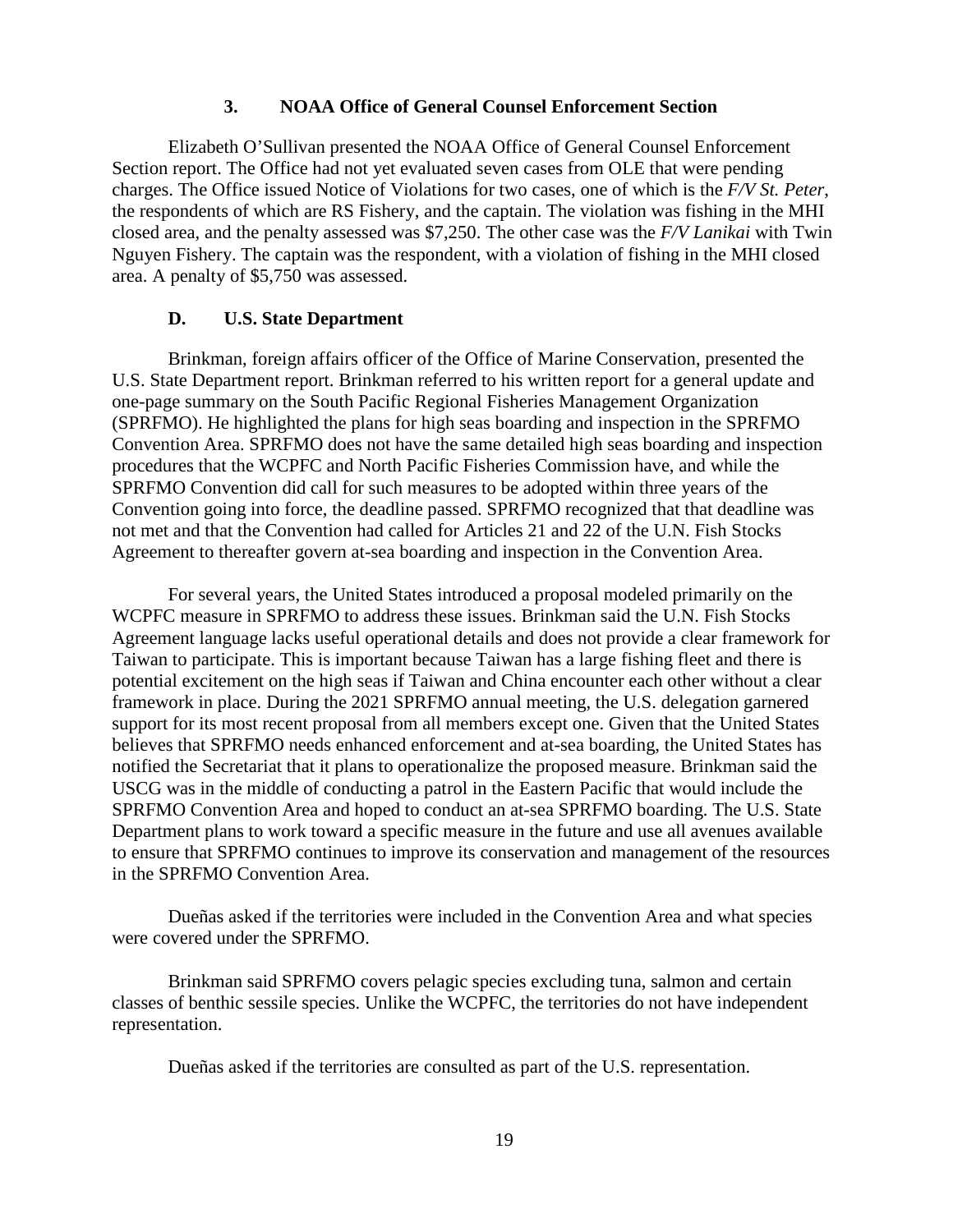### 3. NOAA Office of General Counsel Enforcement Section

Elizabeth O'Sullivan presented the NOAA Office of General Counsel Enforcement Section report. The Office had not yet evaluated seven cases from OLE that were pending charges. The Office issued Notice of Violations for two cases, one of which is the *F/V St. Peter*, the respondents of which are RS Fishery, and the captain. The violation was fishing in the MHI closed area, and the penalty assessed was $7,250. The other case was the *F/V Lanikai* with Twin Nguyen Fishery. The captain was the respondent, with a violation of fishing in the MHI closed area. A penalty of $5,750 was assessed.

## D. U.S. State Department

Brinkman, foreign affairs officer of the Office of Marine Conservation, presented the U.S. State Department report. Brinkman referred to his written report for a general update and one-page summary on the South Pacific Regional Fisheries Management Organization (SPRFMO). He highlighted the plans for high seas boarding and inspection in the SPRFMO Convention Area. SPRFMO does not have the same detailed high seas boarding and inspection procedures that the WCPFC and North Pacific Fisheries Commission have, and while the SPRFMO Convention did call for such measures to be adopted within three years of the Convention going into force, the deadline passed. SPRFMO recognized that that deadline was not met and that the Convention had called for Articles 21 and 22 of the U.N. Fish Stocks Agreement to thereafter govern at-sea boarding and inspection in the Convention Area.

For several years, the United States introduced a proposal modeled primarily on the WCPFC measure in SPRFMO to address these issues. Brinkman said the U.N. Fish Stocks Agreement language lacks useful operational details and does not provide a clear framework for Taiwan to participate. This is important because Taiwan has a large fishing fleet and there is potential excitement on the high seas if Taiwan and China encounter each other without a clear framework in place. During the 2021 SPRFMO annual meeting, the U.S. delegation garnered support for its most recent proposal from all members except one. Given that the United States believes that SPRFMO needs enhanced enforcement and at-sea boarding, the United States has notified the Secretariat that it plans to operationalize the proposed measure. Brinkman said the USCG was in the middle of conducting a patrol in the Eastern Pacific that would include the SPRFMO Convention Area and hoped to conduct an at-sea SPRFMO boarding. The U.S. State Department plans to work toward a specific measure in the future and use all avenues available to ensure that SPRFMO continues to improve its conservation and management of the resources in the SPRFMO Convention Area.

Dueñas asked if the territories were included in the Convention Area and what species were covered under the SPRFMO.

Brinkman said SPRFMO covers pelagic species excluding tuna, salmon and certain classes of benthic sessile species. Unlike the WCPFC, the territories do not have independent representation.

Dueñas asked if the territories are consulted as part of the U.S. representation.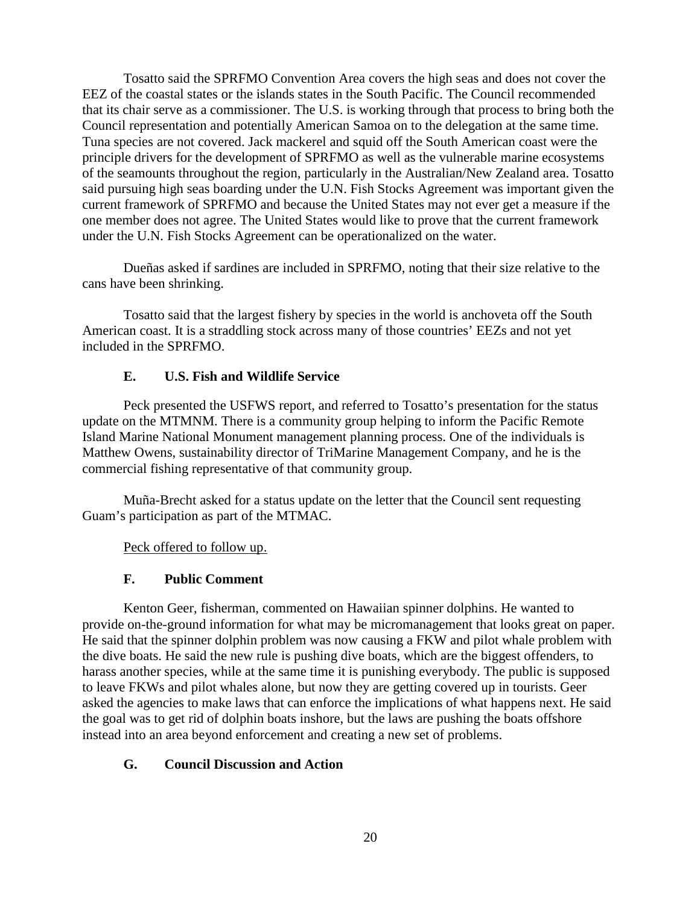Tosatto said the SPRFMO Convention Area covers the high seas and does not cover the EEZ of the coastal states or the islands states in the South Pacific. The Council recommended that its chair serve as a commissioner. The U.S. is working through that process to bring both the Council representation and potentially American Samoa on to the delegation at the same time. Tuna species are not covered. Jack mackerel and squid off the South American coast were the principle drivers for the development of SPRFMO as well as the vulnerable marine ecosystems of the seamounts throughout the region, particularly in the Australian/New Zealand area. Tosatto said pursuing high seas boarding under the U.N. Fish Stocks Agreement was important given the current framework of SPRFMO and because the United States may not ever get a measure if the one member does not agree. The United States would like to prove that the current framework under the U.N. Fish Stocks Agreement can be operationalized on the water.

Dueñas asked if sardines are included in SPRFMO, noting that their size relative to the cans have been shrinking.

Tosatto said that the largest fishery by species in the world is anchoveta off the South American coast. It is a straddling stock across many of those countries' EEZs and not yet included in the SPRFMO.

### E. U.S. Fish and Wildlife Service

Peck presented the USFWS report, and referred to Tosatto's presentation for the status update on the MTMNM. There is a community group helping to inform the Pacific Remote Island Marine National Monument management planning process. One of the individuals is Matthew Owens, sustainability director of TriMarine Management Company, and he is the commercial fishing representative of that community group.

Muña-Brecht asked for a status update on the letter that the Council sent requesting Guam's participation as part of the MTMAC.

Peck offered to follow up.

### F. Public Comment

Kenton Geer, fisherman, commented on Hawaiian spinner dolphins. He wanted to provide on-the-ground information for what may be micromanagement that looks great on paper. He said that the spinner dolphin problem was now causing a FKW and pilot whale problem with the dive boats. He said the new rule is pushing dive boats, which are the biggest offenders, to harass another species, while at the same time it is punishing everybody. The public is supposed to leave FKWs and pilot whales alone, but now they are getting covered up in tourists. Geer asked the agencies to make laws that can enforce the implications of what happens next. He said the goal was to get rid of dolphin boats inshore, but the laws are pushing the boats offshore instead into an area beyond enforcement and creating a new set of problems.

### G. Council Discussion and Action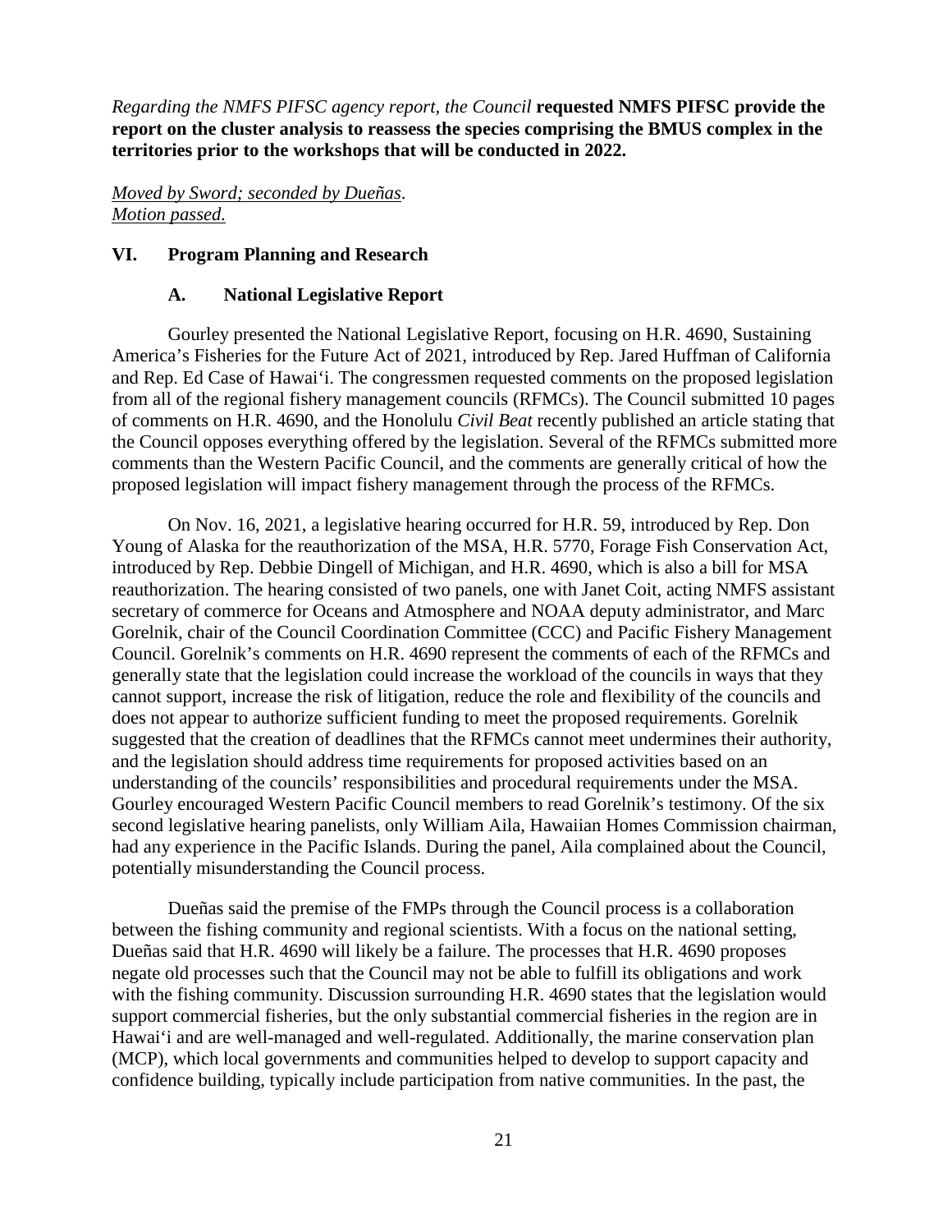*Regarding the NMFS PIFSC agency report, the Council* **requested NMFS PIFSC provide the report on the cluster analysis to reassess the species comprising the BMUS complex in the territories prior to the workshops that will be conducted in 2022.**

*Moved by Sword; seconded by Dueñas.*
*Motion passed.*

## VI. Program Planning and Research

### A. National Legislative Report

Gourley presented the National Legislative Report, focusing on H.R. 4690, Sustaining America's Fisheries for the Future Act of 2021, introduced by Rep. Jared Huffman of California and Rep. Ed Case of Hawai'i. The congressmen requested comments on the proposed legislation from all of the regional fishery management councils (RFMCs). The Council submitted 10 pages of comments on H.R. 4690, and the Honolulu *Civil Beat* recently published an article stating that the Council opposes everything offered by the legislation. Several of the RFMCs submitted more comments than the Western Pacific Council, and the comments are generally critical of how the proposed legislation will impact fishery management through the process of the RFMCs.

On Nov. 16, 2021, a legislative hearing occurred for H.R. 59, introduced by Rep. Don Young of Alaska for the reauthorization of the MSA, H.R. 5770, Forage Fish Conservation Act, introduced by Rep. Debbie Dingell of Michigan, and H.R. 4690, which is also a bill for MSA reauthorization. The hearing consisted of two panels, one with Janet Coit, acting NMFS assistant secretary of commerce for Oceans and Atmosphere and NOAA deputy administrator, and Marc Gorelnik, chair of the Council Coordination Committee (CCC) and Pacific Fishery Management Council. Gorelnik's comments on H.R. 4690 represent the comments of each of the RFMCs and generally state that the legislation could increase the workload of the councils in ways that they cannot support, increase the risk of litigation, reduce the role and flexibility of the councils and does not appear to authorize sufficient funding to meet the proposed requirements. Gorelnik suggested that the creation of deadlines that the RFMCs cannot meet undermines their authority, and the legislation should address time requirements for proposed activities based on an understanding of the councils' responsibilities and procedural requirements under the MSA. Gourley encouraged Western Pacific Council members to read Gorelnik's testimony. Of the six second legislative hearing panelists, only William Aila, Hawaiian Homes Commission chairman, had any experience in the Pacific Islands. During the panel, Aila complained about the Council, potentially misunderstanding the Council process.

Dueñas said the premise of the FMPs through the Council process is a collaboration between the fishing community and regional scientists. With a focus on the national setting, Dueñas said that H.R. 4690 will likely be a failure. The processes that H.R. 4690 proposes negate old processes such that the Council may not be able to fulfill its obligations and work with the fishing community. Discussion surrounding H.R. 4690 states that the legislation would support commercial fisheries, but the only substantial commercial fisheries in the region are in Hawai'i and are well-managed and well-regulated. Additionally, the marine conservation plan (MCP), which local governments and communities helped to develop to support capacity and confidence building, typically include participation from native communities. In the past, the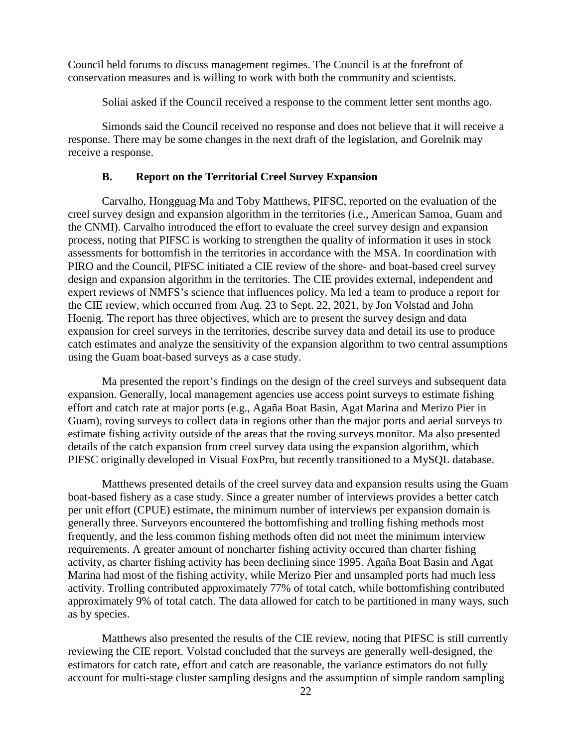Council held forums to discuss management regimes. The Council is at the forefront of conservation measures and is willing to work with both the community and scientists.

Soliai asked if the Council received a response to the comment letter sent months ago.

Simonds said the Council received no response and does not believe that it will receive a response. There may be some changes in the next draft of the legislation, and Gorelnik may receive a response.

### B. Report on the Territorial Creel Survey Expansion

Carvalho, Hongguag Ma and Toby Matthews, PIFSC, reported on the evaluation of the creel survey design and expansion algorithm in the territories (i.e., American Samoa, Guam and the CNMI). Carvalho introduced the effort to evaluate the creel survey design and expansion process, noting that PIFSC is working to strengthen the quality of information it uses in stock assessments for bottomfish in the territories in accordance with the MSA. In coordination with PIRO and the Council, PIFSC initiated a CIE review of the shore- and boat-based creel survey design and expansion algorithm in the territories. The CIE provides external, independent and expert reviews of NMFS's science that influences policy. Ma led a team to produce a report for the CIE review, which occurred from Aug. 23 to Sept. 22, 2021, by Jon Volstad and John Hoenig. The report has three objectives, which are to present the survey design and data expansion for creel surveys in the territories, describe survey data and detail its use to produce catch estimates and analyze the sensitivity of the expansion algorithm to two central assumptions using the Guam boat-based surveys as a case study.

Ma presented the report's findings on the design of the creel surveys and subsequent data expansion. Generally, local management agencies use access point surveys to estimate fishing effort and catch rate at major ports (e.g., Agaña Boat Basin, Agat Marina and Merizo Pier in Guam), roving surveys to collect data in regions other than the major ports and aerial surveys to estimate fishing activity outside of the areas that the roving surveys monitor. Ma also presented details of the catch expansion from creel survey data using the expansion algorithm, which PIFSC originally developed in Visual FoxPro, but recently transitioned to a MySQL database.

Matthews presented details of the creel survey data and expansion results using the Guam boat-based fishery as a case study. Since a greater number of interviews provides a better catch per unit effort (CPUE) estimate, the minimum number of interviews per expansion domain is generally three. Surveyors encountered the bottomfishing and trolling fishing methods most frequently, and the less common fishing methods often did not meet the minimum interview requirements. A greater amount of noncharter fishing activity occured than charter fishing activity, as charter fishing activity has been declining since 1995. Agaña Boat Basin and Agat Marina had most of the fishing activity, while Merizo Pier and unsampled ports had much less activity. Trolling contributed approximately 77% of total catch, while bottomfishing contributed approximately 9% of total catch. The data allowed for catch to be partitioned in many ways, such as by species.

Matthews also presented the results of the CIE review, noting that PIFSC is still currently reviewing the CIE report. Volstad concluded that the surveys are generally well-designed, the estimators for catch rate, effort and catch are reasonable, the variance estimators do not fully account for multi-stage cluster sampling designs and the assumption of simple random sampling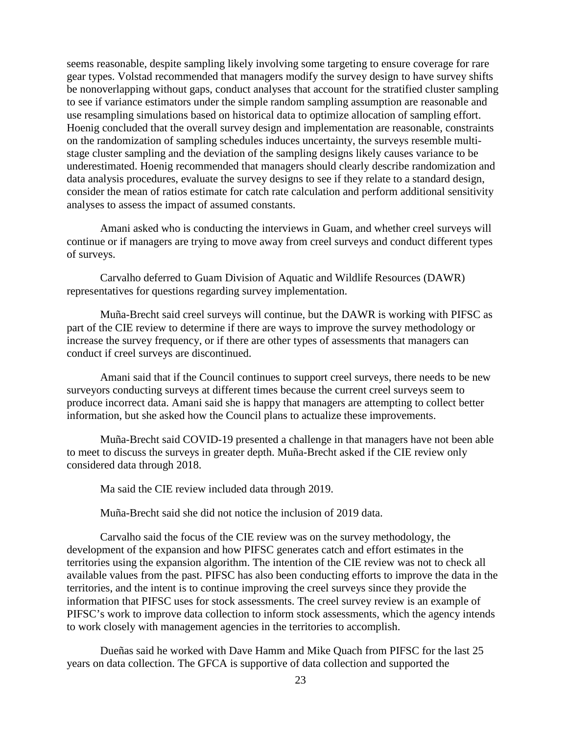seems reasonable, despite sampling likely involving some targeting to ensure coverage for rare gear types. Volstad recommended that managers modify the survey design to have survey shifts be nonoverlapping without gaps, conduct analyses that account for the stratified cluster sampling to see if variance estimators under the simple random sampling assumption are reasonable and use resampling simulations based on historical data to optimize allocation of sampling effort. Hoenig concluded that the overall survey design and implementation are reasonable, constraints on the randomization of sampling schedules induces uncertainty, the surveys resemble multi-stage cluster sampling and the deviation of the sampling designs likely causes variance to be underestimated. Hoenig recommended that managers should clearly describe randomization and data analysis procedures, evaluate the survey designs to see if they relate to a standard design, consider the mean of ratios estimate for catch rate calculation and perform additional sensitivity analyses to assess the impact of assumed constants.

Amani asked who is conducting the interviews in Guam, and whether creel surveys will continue or if managers are trying to move away from creel surveys and conduct different types of surveys.

Carvalho deferred to Guam Division of Aquatic and Wildlife Resources (DAWR) representatives for questions regarding survey implementation.

Muña-Brecht said creel surveys will continue, but the DAWR is working with PIFSC as part of the CIE review to determine if there are ways to improve the survey methodology or increase the survey frequency, or if there are other types of assessments that managers can conduct if creel surveys are discontinued.

Amani said that if the Council continues to support creel surveys, there needs to be new surveyors conducting surveys at different times because the current creel surveys seem to produce incorrect data. Amani said she is happy that managers are attempting to collect better information, but she asked how the Council plans to actualize these improvements.

Muña-Brecht said COVID-19 presented a challenge in that managers have not been able to meet to discuss the surveys in greater depth. Muña-Brecht asked if the CIE review only considered data through 2018.

Ma said the CIE review included data through 2019.

Muña-Brecht said she did not notice the inclusion of 2019 data.

Carvalho said the focus of the CIE review was on the survey methodology, the development of the expansion and how PIFSC generates catch and effort estimates in the territories using the expansion algorithm. The intention of the CIE review was not to check all available values from the past. PIFSC has also been conducting efforts to improve the data in the territories, and the intent is to continue improving the creel surveys since they provide the information that PIFSC uses for stock assessments. The creel survey review is an example of PIFSC's work to improve data collection to inform stock assessments, which the agency intends to work closely with management agencies in the territories to accomplish.

Dueñas said he worked with Dave Hamm and Mike Quach from PIFSC for the last 25 years on data collection. The GFCA is supportive of data collection and supported the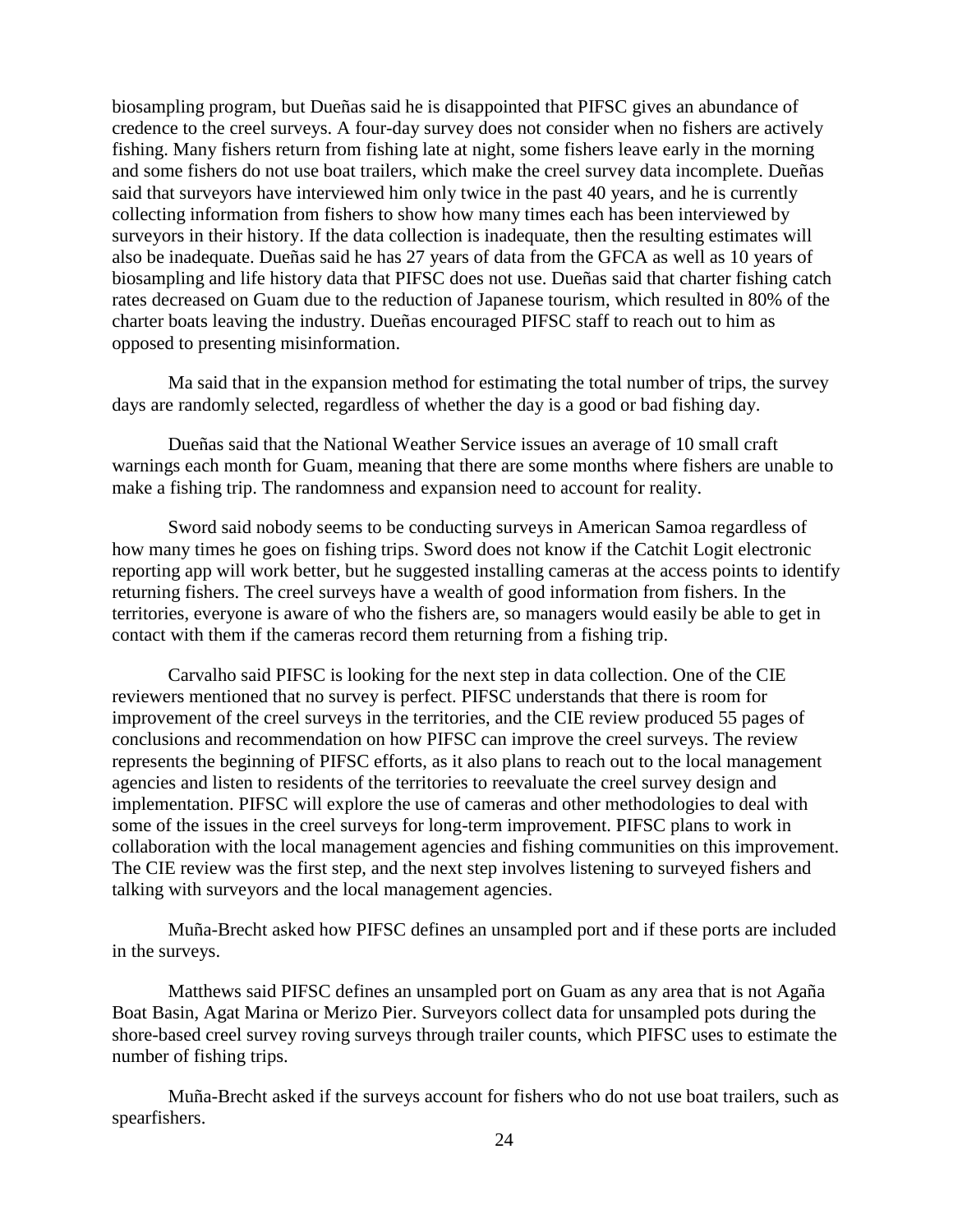biosampling program, but Dueñas said he is disappointed that PIFSC gives an abundance of credence to the creel surveys. A four-day survey does not consider when no fishers are actively fishing. Many fishers return from fishing late at night, some fishers leave early in the morning and some fishers do not use boat trailers, which make the creel survey data incomplete. Dueñas said that surveyors have interviewed him only twice in the past 40 years, and he is currently collecting information from fishers to show how many times each has been interviewed by surveyors in their history. If the data collection is inadequate, then the resulting estimates will also be inadequate. Dueñas said he has 27 years of data from the GFCA as well as 10 years of biosampling and life history data that PIFSC does not use. Dueñas said that charter fishing catch rates decreased on Guam due to the reduction of Japanese tourism, which resulted in 80% of the charter boats leaving the industry. Dueñas encouraged PIFSC staff to reach out to him as opposed to presenting misinformation.

Ma said that in the expansion method for estimating the total number of trips, the survey days are randomly selected, regardless of whether the day is a good or bad fishing day.

Dueñas said that the National Weather Service issues an average of 10 small craft warnings each month for Guam, meaning that there are some months where fishers are unable to make a fishing trip. The randomness and expansion need to account for reality.

Sword said nobody seems to be conducting surveys in American Samoa regardless of how many times he goes on fishing trips. Sword does not know if the Catchit Logit electronic reporting app will work better, but he suggested installing cameras at the access points to identify returning fishers. The creel surveys have a wealth of good information from fishers. In the territories, everyone is aware of who the fishers are, so managers would easily be able to get in contact with them if the cameras record them returning from a fishing trip.

Carvalho said PIFSC is looking for the next step in data collection. One of the CIE reviewers mentioned that no survey is perfect. PIFSC understands that there is room for improvement of the creel surveys in the territories, and the CIE review produced 55 pages of conclusions and recommendation on how PIFSC can improve the creel surveys. The review represents the beginning of PIFSC efforts, as it also plans to reach out to the local management agencies and listen to residents of the territories to reevaluate the creel survey design and implementation. PIFSC will explore the use of cameras and other methodologies to deal with some of the issues in the creel surveys for long-term improvement. PIFSC plans to work in collaboration with the local management agencies and fishing communities on this improvement. The CIE review was the first step, and the next step involves listening to surveyed fishers and talking with surveyors and the local management agencies.

Muña-Brecht asked how PIFSC defines an unsampled port and if these ports are included in the surveys.

Matthews said PIFSC defines an unsampled port on Guam as any area that is not Agaña Boat Basin, Agat Marina or Merizo Pier. Surveyors collect data for unsampled pots during the shore-based creel survey roving surveys through trailer counts, which PIFSC uses to estimate the number of fishing trips.

Muña-Brecht asked if the surveys account for fishers who do not use boat trailers, such as spearfishers.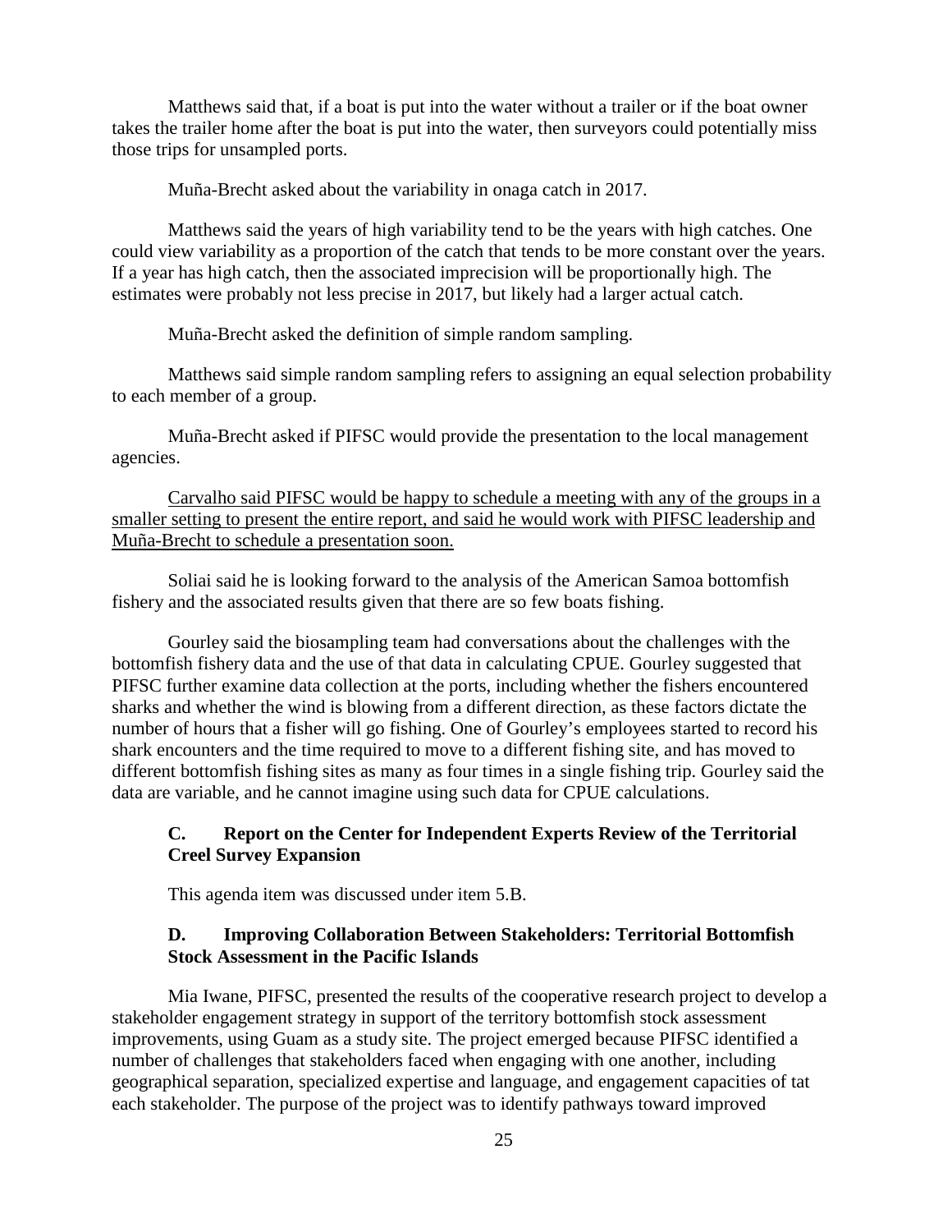Matthews said that, if a boat is put into the water without a trailer or if the boat owner takes the trailer home after the boat is put into the water, then surveyors could potentially miss those trips for unsampled ports.

Muña-Brecht asked about the variability in onaga catch in 2017.

Matthews said the years of high variability tend to be the years with high catches. One could view variability as a proportion of the catch that tends to be more constant over the years. If a year has high catch, then the associated imprecision will be proportionally high. The estimates were probably not less precise in 2017, but likely had a larger actual catch.

Muña-Brecht asked the definition of simple random sampling.

Matthews said simple random sampling refers to assigning an equal selection probability to each member of a group.

Muña-Brecht asked if PIFSC would provide the presentation to the local management agencies.

<u>Carvalho said PIFSC would be happy to schedule a meeting with any of the groups in a smaller setting to present the entire report, and said he would work with PIFSC leadership and Muña-Brecht to schedule a presentation soon.</u>

Soliai said he is looking forward to the analysis of the American Samoa bottomfish fishery and the associated results given that there are so few boats fishing.

Gourley said the biosampling team had conversations about the challenges with the bottomfish fishery data and the use of that data in calculating CPUE. Gourley suggested that PIFSC further examine data collection at the ports, including whether the fishers encountered sharks and whether the wind is blowing from a different direction, as these factors dictate the number of hours that a fisher will go fishing. One of Gourley's employees started to record his shark encounters and the time required to move to a different fishing site, and has moved to different bottomfish fishing sites as many as four times in a single fishing trip. Gourley said the data are variable, and he cannot imagine using such data for CPUE calculations.

### C. Report on the Center for Independent Experts Review of the Territorial Creel Survey Expansion

This agenda item was discussed under item 5.B.

### D. Improving Collaboration Between Stakeholders: Territorial Bottomfish Stock Assessment in the Pacific Islands

Mia Iwane, PIFSC, presented the results of the cooperative research project to develop a stakeholder engagement strategy in support of the territory bottomfish stock assessment improvements, using Guam as a study site. The project emerged because PIFSC identified a number of challenges that stakeholders faced when engaging with one another, including geographical separation, specialized expertise and language, and engagement capacities of tat each stakeholder. The purpose of the project was to identify pathways toward improved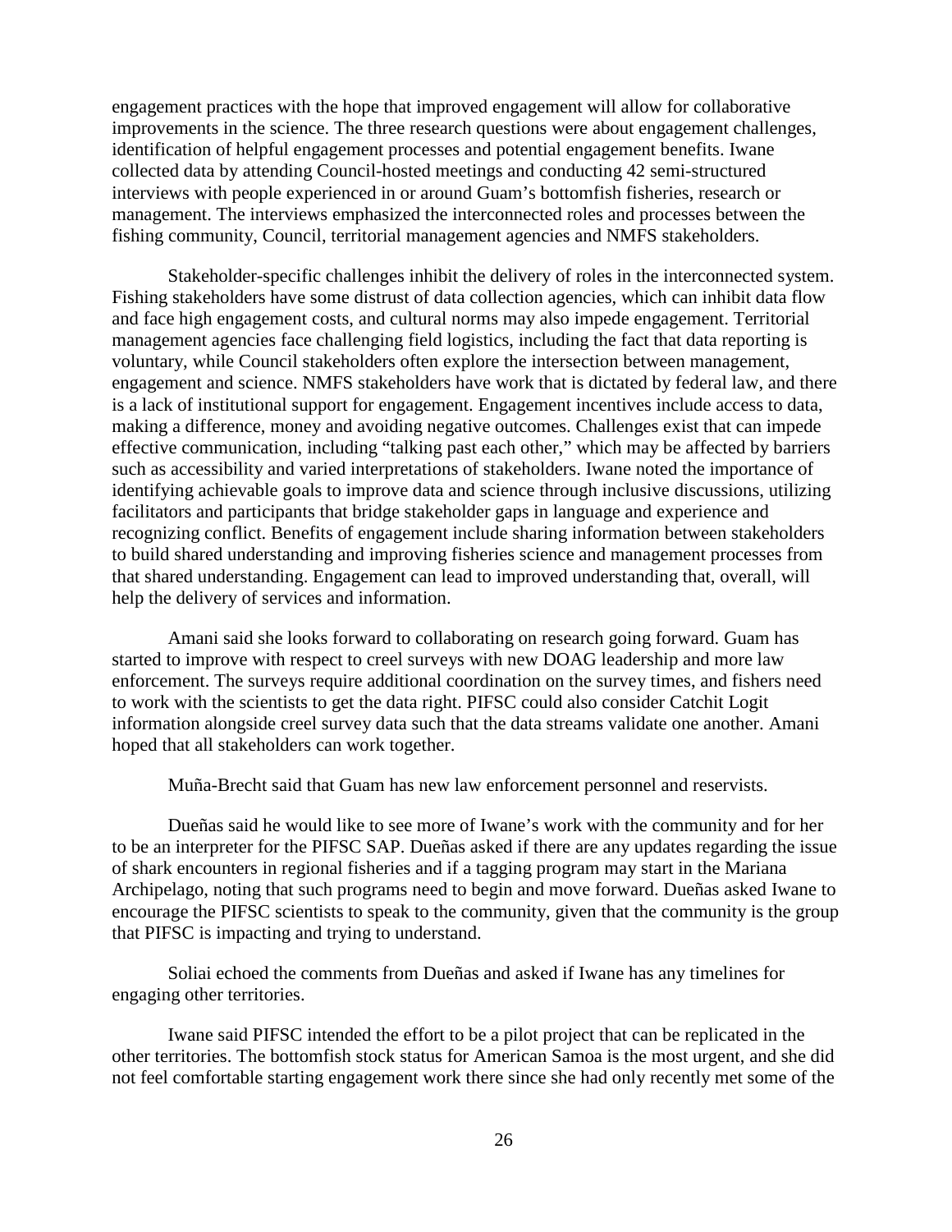engagement practices with the hope that improved engagement will allow for collaborative improvements in the science. The three research questions were about engagement challenges, identification of helpful engagement processes and potential engagement benefits. Iwane collected data by attending Council-hosted meetings and conducting 42 semi-structured interviews with people experienced in or around Guam's bottomfish fisheries, research or management. The interviews emphasized the interconnected roles and processes between the fishing community, Council, territorial management agencies and NMFS stakeholders.

Stakeholder-specific challenges inhibit the delivery of roles in the interconnected system. Fishing stakeholders have some distrust of data collection agencies, which can inhibit data flow and face high engagement costs, and cultural norms may also impede engagement. Territorial management agencies face challenging field logistics, including the fact that data reporting is voluntary, while Council stakeholders often explore the intersection between management, engagement and science. NMFS stakeholders have work that is dictated by federal law, and there is a lack of institutional support for engagement. Engagement incentives include access to data, making a difference, money and avoiding negative outcomes. Challenges exist that can impede effective communication, including "talking past each other," which may be affected by barriers such as accessibility and varied interpretations of stakeholders. Iwane noted the importance of identifying achievable goals to improve data and science through inclusive discussions, utilizing facilitators and participants that bridge stakeholder gaps in language and experience and recognizing conflict. Benefits of engagement include sharing information between stakeholders to build shared understanding and improving fisheries science and management processes from that shared understanding. Engagement can lead to improved understanding that, overall, will help the delivery of services and information.

Amani said she looks forward to collaborating on research going forward. Guam has started to improve with respect to creel surveys with new DOAG leadership and more law enforcement. The surveys require additional coordination on the survey times, and fishers need to work with the scientists to get the data right. PIFSC could also consider Catchit Logit information alongside creel survey data such that the data streams validate one another. Amani hoped that all stakeholders can work together.

Muña-Brecht said that Guam has new law enforcement personnel and reservists.

Dueñas said he would like to see more of Iwane's work with the community and for her to be an interpreter for the PIFSC SAP. Dueñas asked if there are any updates regarding the issue of shark encounters in regional fisheries and if a tagging program may start in the Mariana Archipelago, noting that such programs need to begin and move forward. Dueñas asked Iwane to encourage the PIFSC scientists to speak to the community, given that the community is the group that PIFSC is impacting and trying to understand.

Soliai echoed the comments from Dueñas and asked if Iwane has any timelines for engaging other territories.

Iwane said PIFSC intended the effort to be a pilot project that can be replicated in the other territories. The bottomfish stock status for American Samoa is the most urgent, and she did not feel comfortable starting engagement work there since she had only recently met some of the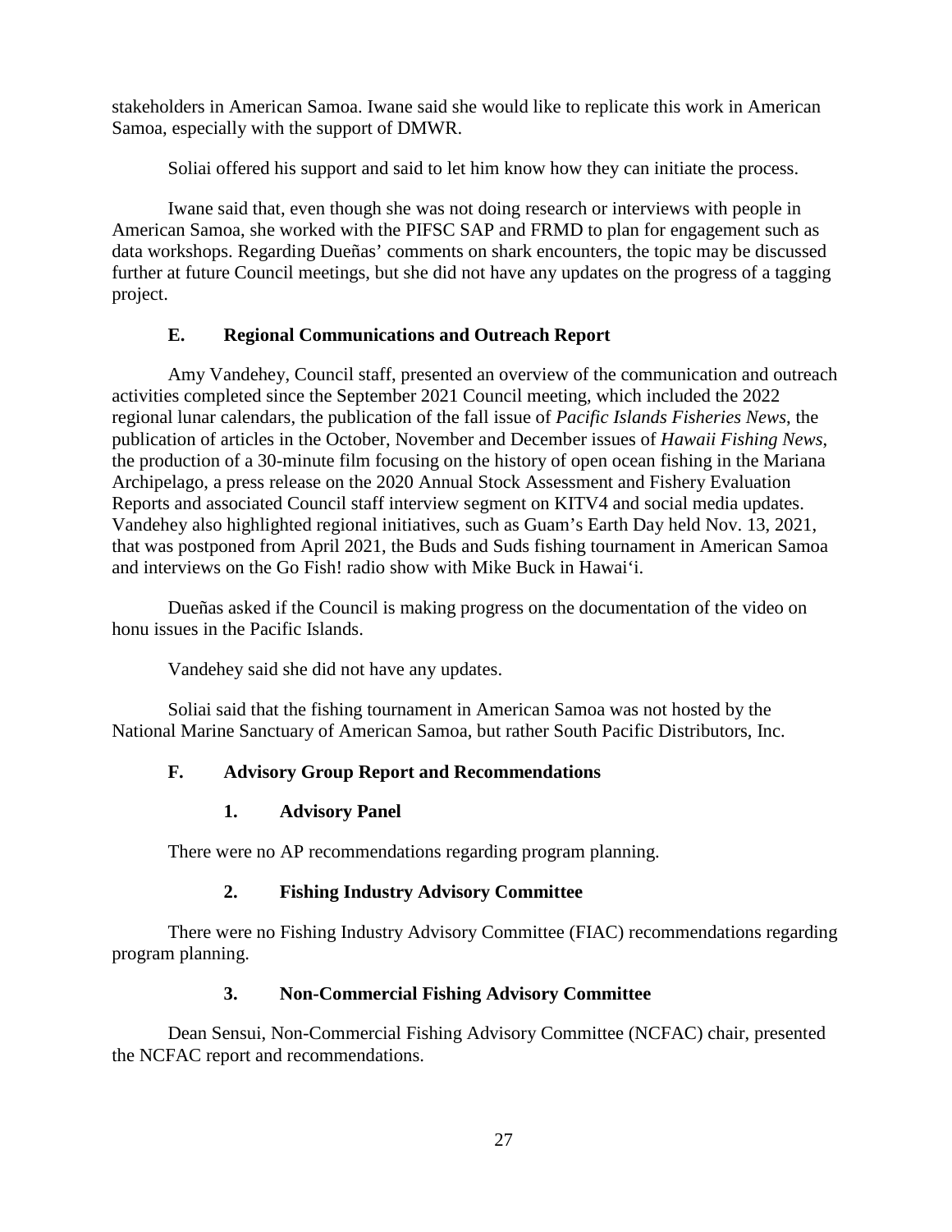stakeholders in American Samoa. Iwane said she would like to replicate this work in American Samoa, especially with the support of DMWR.

Soliai offered his support and said to let him know how they can initiate the process.

Iwane said that, even though she was not doing research or interviews with people in American Samoa, she worked with the PIFSC SAP and FRMD to plan for engagement such as data workshops. Regarding Dueñas' comments on shark encounters, the topic may be discussed further at future Council meetings, but she did not have any updates on the progress of a tagging project.

### E. Regional Communications and Outreach Report

Amy Vandehey, Council staff, presented an overview of the communication and outreach activities completed since the September 2021 Council meeting, which included the 2022 regional lunar calendars, the publication of the fall issue of *Pacific Islands Fisheries News*, the publication of articles in the October, November and December issues of *Hawaii Fishing News*, the production of a 30-minute film focusing on the history of open ocean fishing in the Mariana Archipelago, a press release on the 2020 Annual Stock Assessment and Fishery Evaluation Reports and associated Council staff interview segment on KITV4 and social media updates. Vandehey also highlighted regional initiatives, such as Guam's Earth Day held Nov. 13, 2021, that was postponed from April 2021, the Buds and Suds fishing tournament in American Samoa and interviews on the Go Fish! radio show with Mike Buck in Hawai'i.

Dueñas asked if the Council is making progress on the documentation of the video on honu issues in the Pacific Islands.

Vandehey said she did not have any updates.

Soliai said that the fishing tournament in American Samoa was not hosted by the National Marine Sanctuary of American Samoa, but rather South Pacific Distributors, Inc.

### F. Advisory Group Report and Recommendations

#### 1. Advisory Panel

There were no AP recommendations regarding program planning.

#### 2. Fishing Industry Advisory Committee

There were no Fishing Industry Advisory Committee (FIAC) recommendations regarding program planning.

#### 3. Non-Commercial Fishing Advisory Committee

Dean Sensui, Non-Commercial Fishing Advisory Committee (NCFAC) chair, presented the NCFAC report and recommendations.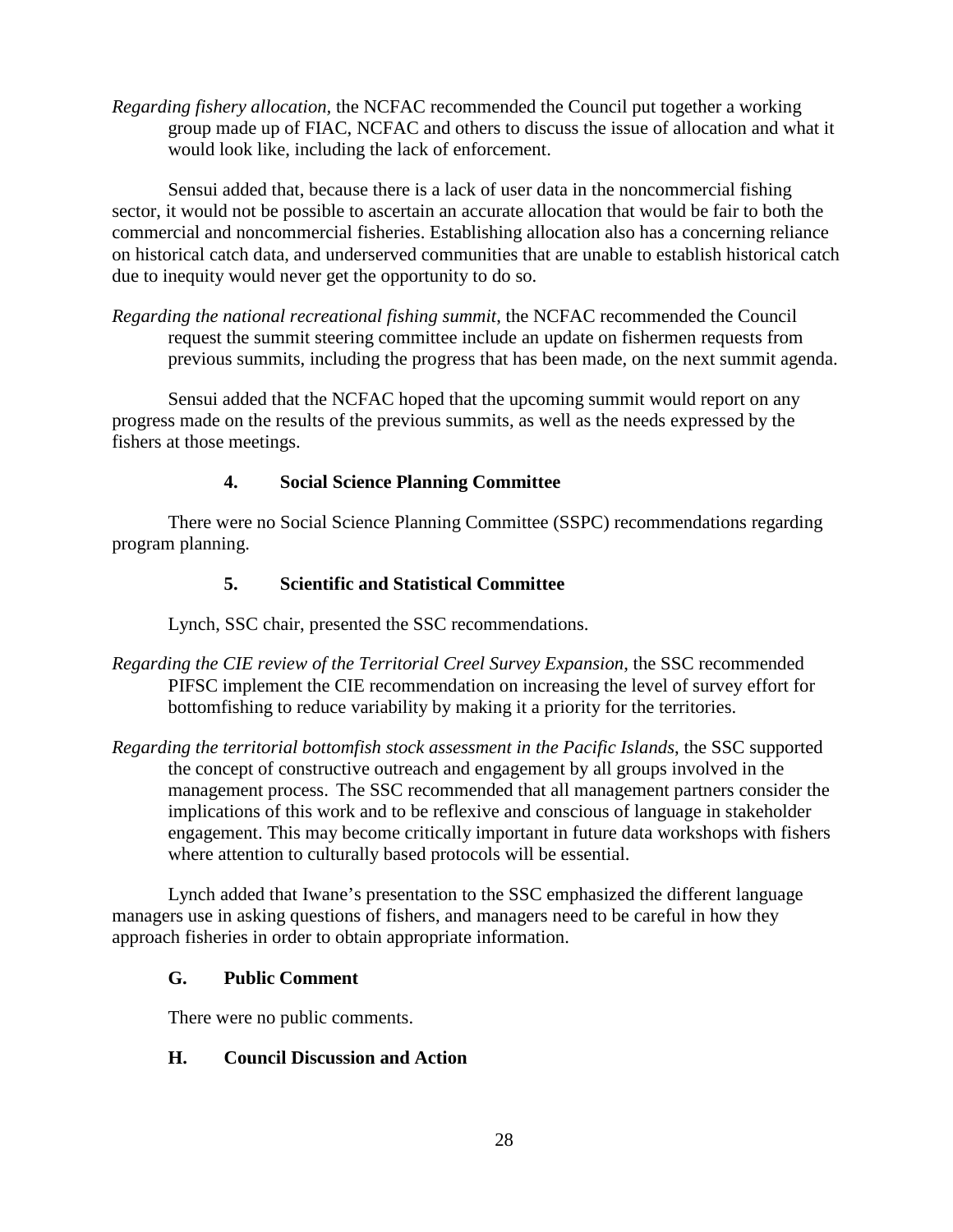*Regarding fishery allocation*, the NCFAC recommended the Council put together a working group made up of FIAC, NCFAC and others to discuss the issue of allocation and what it would look like, including the lack of enforcement.

Sensui added that, because there is a lack of user data in the noncommercial fishing sector, it would not be possible to ascertain an accurate allocation that would be fair to both the commercial and noncommercial fisheries. Establishing allocation also has a concerning reliance on historical catch data, and underserved communities that are unable to establish historical catch due to inequity would never get the opportunity to do so.

*Regarding the national recreational fishing summit*, the NCFAC recommended the Council request the summit steering committee include an update on fishermen requests from previous summits, including the progress that has been made, on the next summit agenda.

Sensui added that the NCFAC hoped that the upcoming summit would report on any progress made on the results of the previous summits, as well as the needs expressed by the fishers at those meetings.

#### 4. Social Science Planning Committee

There were no Social Science Planning Committee (SSPC) recommendations regarding program planning.

#### 5. Scientific and Statistical Committee

Lynch, SSC chair, presented the SSC recommendations.

*Regarding the CIE review of the Territorial Creel Survey Expansion*, the SSC recommended PIFSC implement the CIE recommendation on increasing the level of survey effort for bottomfishing to reduce variability by making it a priority for the territories.

*Regarding the territorial bottomfish stock assessment in the Pacific Islands*, the SSC supported the concept of constructive outreach and engagement by all groups involved in the management process. The SSC recommended that all management partners consider the implications of this work and to be reflexive and conscious of language in stakeholder engagement. This may become critically important in future data workshops with fishers where attention to culturally based protocols will be essential.

Lynch added that Iwane's presentation to the SSC emphasized the different language managers use in asking questions of fishers, and managers need to be careful in how they approach fisheries in order to obtain appropriate information.

### G. Public Comment

There were no public comments.

### H. Council Discussion and Action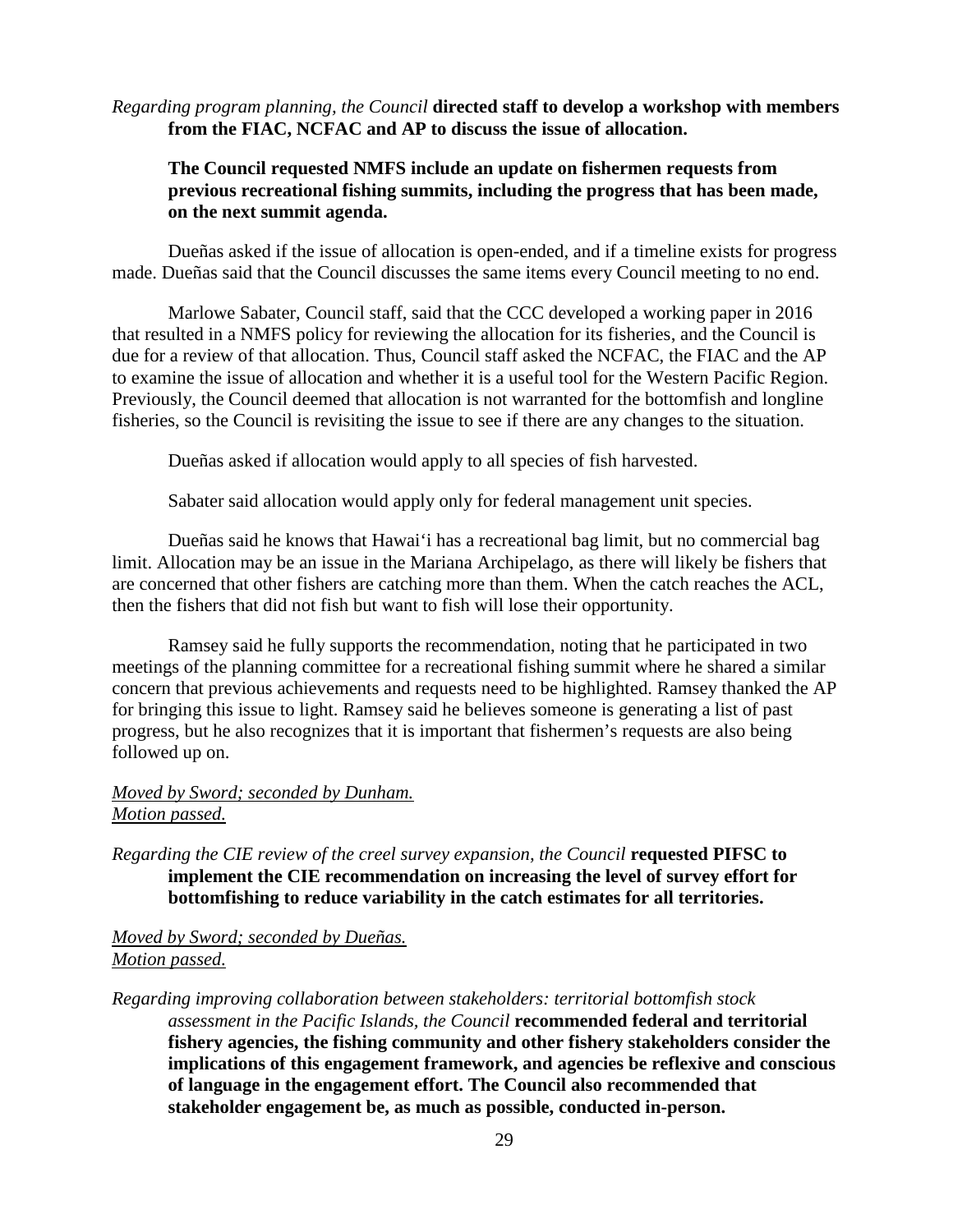*Regarding program planning, the Council* **directed staff to develop a workshop with members from the FIAC, NCFAC and AP to discuss the issue of allocation.**

**The Council requested NMFS include an update on fishermen requests from previous recreational fishing summits, including the progress that has been made, on the next summit agenda.**

Dueñas asked if the issue of allocation is open-ended, and if a timeline exists for progress made. Dueñas said that the Council discusses the same items every Council meeting to no end.

Marlowe Sabater, Council staff, said that the CCC developed a working paper in 2016 that resulted in a NMFS policy for reviewing the allocation for its fisheries, and the Council is due for a review of that allocation. Thus, Council staff asked the NCFAC, the FIAC and the AP to examine the issue of allocation and whether it is a useful tool for the Western Pacific Region. Previously, the Council deemed that allocation is not warranted for the bottomfish and longline fisheries, so the Council is revisiting the issue to see if there are any changes to the situation.

Dueñas asked if allocation would apply to all species of fish harvested.

Sabater said allocation would apply only for federal management unit species.

Dueñas said he knows that Hawai'i has a recreational bag limit, but no commercial bag limit. Allocation may be an issue in the Mariana Archipelago, as there will likely be fishers that are concerned that other fishers are catching more than them. When the catch reaches the ACL, then the fishers that did not fish but want to fish will lose their opportunity.

Ramsey said he fully supports the recommendation, noting that he participated in two meetings of the planning committee for a recreational fishing summit where he shared a similar concern that previous achievements and requests need to be highlighted. Ramsey thanked the AP for bringing this issue to light. Ramsey said he believes someone is generating a list of past progress, but he also recognizes that it is important that fishermen's requests are also being followed up on.

*Moved by Sword; seconded by Dunham.*
*Motion passed.*

*Regarding the CIE review of the creel survey expansion, the Council* **requested PIFSC to implement the CIE recommendation on increasing the level of survey effort for bottomfishing to reduce variability in the catch estimates for all territories.**

*Moved by Sword; seconded by Dueñas.*
*Motion passed.*

*Regarding improving collaboration between stakeholders: territorial bottomfish stock assessment in the Pacific Islands, the Council* **recommended federal and territorial fishery agencies, the fishing community and other fishery stakeholders consider the implications of this engagement framework, and agencies be reflexive and conscious of language in the engagement effort. The Council also recommended that stakeholder engagement be, as much as possible, conducted in-person.**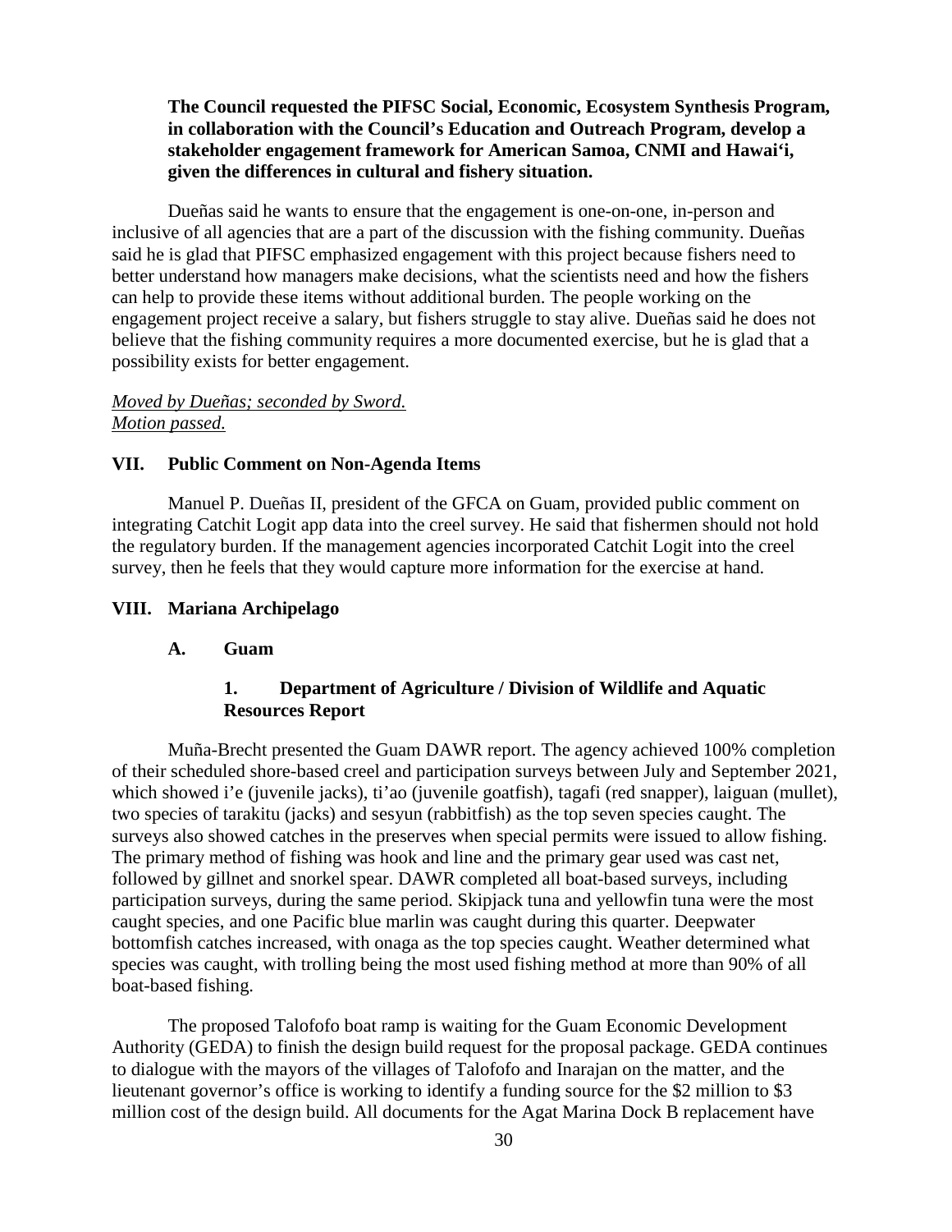**The Council requested the PIFSC Social, Economic, Ecosystem Synthesis Program, in collaboration with the Council's Education and Outreach Program, develop a stakeholder engagement framework for American Samoa, CNMI and Hawai'i, given the differences in cultural and fishery situation.**

Dueñas said he wants to ensure that the engagement is one-on-one, in-person and inclusive of all agencies that are a part of the discussion with the fishing community. Dueñas said he is glad that PIFSC emphasized engagement with this project because fishers need to better understand how managers make decisions, what the scientists need and how the fishers can help to provide these items without additional burden. The people working on the engagement project receive a salary, but fishers struggle to stay alive. Dueñas said he does not believe that the fishing community requires a more documented exercise, but he is glad that a possibility exists for better engagement.

*Moved by Dueñas; seconded by Sword.*
*Motion passed.*

## VII. Public Comment on Non-Agenda Items

Manuel P. Dueñas II, president of the GFCA on Guam, provided public comment on integrating Catchit Logit app data into the creel survey. He said that fishermen should not hold the regulatory burden. If the management agencies incorporated Catchit Logit into the creel survey, then he feels that they would capture more information for the exercise at hand.

## VIII. Mariana Archipelago

### A. Guam

#### 1. Department of Agriculture / Division of Wildlife and Aquatic Resources Report

Muña-Brecht presented the Guam DAWR report. The agency achieved 100% completion of their scheduled shore-based creel and participation surveys between July and September 2021, which showed i'e (juvenile jacks), ti'ao (juvenile goatfish), tagafi (red snapper), laiguan (mullet), two species of tarakitu (jacks) and sesyun (rabbitfish) as the top seven species caught. The surveys also showed catches in the preserves when special permits were issued to allow fishing. The primary method of fishing was hook and line and the primary gear used was cast net, followed by gillnet and snorkel spear. DAWR completed all boat-based surveys, including participation surveys, during the same period. Skipjack tuna and yellowfin tuna were the most caught species, and one Pacific blue marlin was caught during this quarter. Deepwater bottomfish catches increased, with onaga as the top species caught. Weather determined what species was caught, with trolling being the most used fishing method at more than 90% of all boat-based fishing.

The proposed Talofofo boat ramp is waiting for the Guam Economic Development Authority (GEDA) to finish the design build request for the proposal package. GEDA continues to dialogue with the mayors of the villages of Talofofo and Inarajan on the matter, and the lieutenant governor's office is working to identify a funding source for the \$2 million to \$3 million cost of the design build. All documents for the Agat Marina Dock B replacement have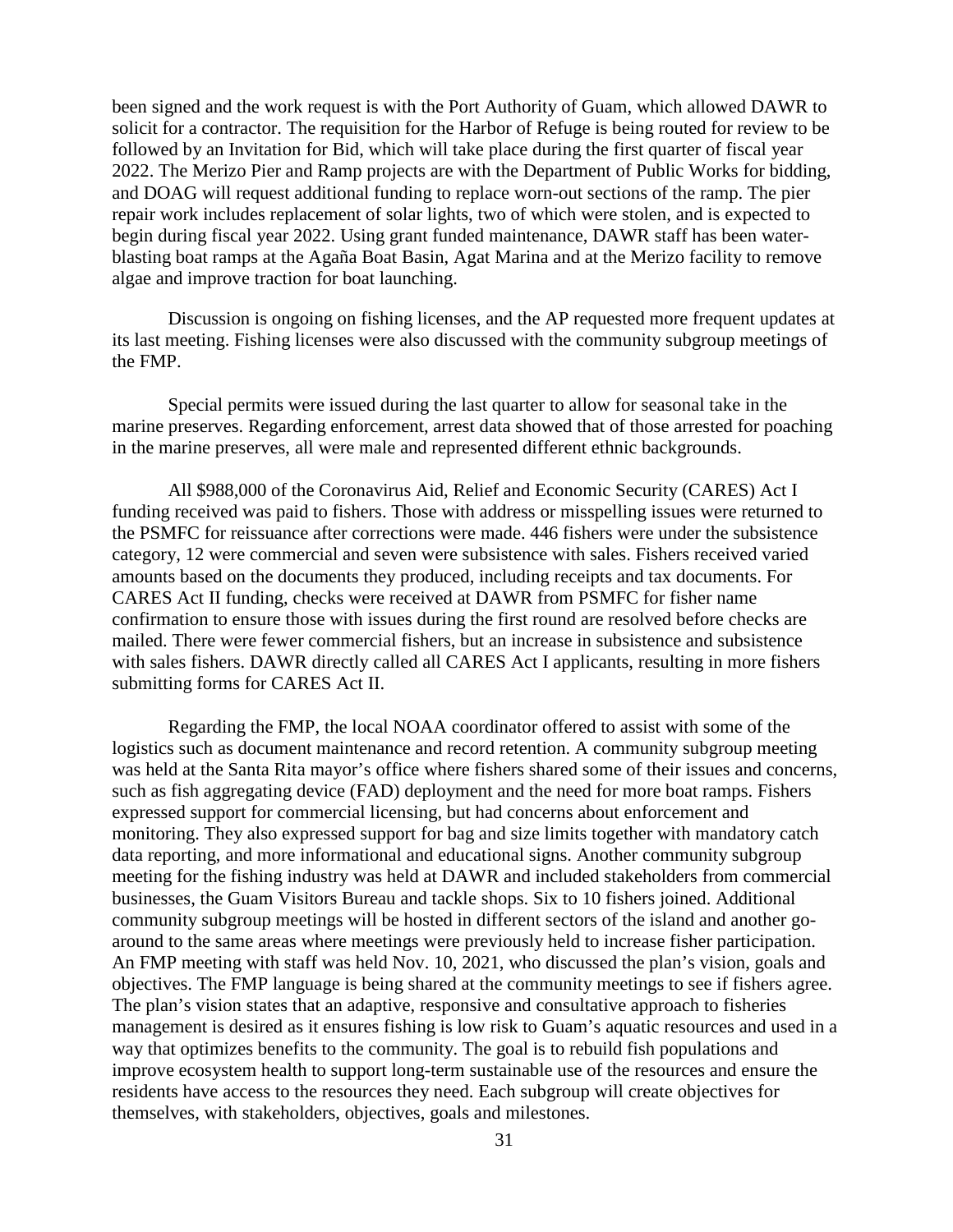been signed and the work request is with the Port Authority of Guam, which allowed DAWR to solicit for a contractor. The requisition for the Harbor of Refuge is being routed for review to be followed by an Invitation for Bid, which will take place during the first quarter of fiscal year 2022. The Merizo Pier and Ramp projects are with the Department of Public Works for bidding, and DOAG will request additional funding to replace worn-out sections of the ramp. The pier repair work includes replacement of solar lights, two of which were stolen, and is expected to begin during fiscal year 2022. Using grant funded maintenance, DAWR staff has been water-blasting boat ramps at the Agaña Boat Basin, Agat Marina and at the Merizo facility to remove algae and improve traction for boat launching.

Discussion is ongoing on fishing licenses, and the AP requested more frequent updates at its last meeting. Fishing licenses were also discussed with the community subgroup meetings of the FMP.

Special permits were issued during the last quarter to allow for seasonal take in the marine preserves. Regarding enforcement, arrest data showed that of those arrested for poaching in the marine preserves, all were male and represented different ethnic backgrounds.

All $988,000 of the Coronavirus Aid, Relief and Economic Security (CARES) Act I funding received was paid to fishers. Those with address or misspelling issues were returned to the PSMFC for reissuance after corrections were made. 446 fishers were under the subsistence category, 12 were commercial and seven were subsistence with sales. Fishers received varied amounts based on the documents they produced, including receipts and tax documents. For CARES Act II funding, checks were received at DAWR from PSMFC for fisher name confirmation to ensure those with issues during the first round are resolved before checks are mailed. There were fewer commercial fishers, but an increase in subsistence and subsistence with sales fishers. DAWR directly called all CARES Act I applicants, resulting in more fishers submitting forms for CARES Act II.

Regarding the FMP, the local NOAA coordinator offered to assist with some of the logistics such as document maintenance and record retention. A community subgroup meeting was held at the Santa Rita mayor's office where fishers shared some of their issues and concerns, such as fish aggregating device (FAD) deployment and the need for more boat ramps. Fishers expressed support for commercial licensing, but had concerns about enforcement and monitoring. They also expressed support for bag and size limits together with mandatory catch data reporting, and more informational and educational signs. Another community subgroup meeting for the fishing industry was held at DAWR and included stakeholders from commercial businesses, the Guam Visitors Bureau and tackle shops. Six to 10 fishers joined. Additional community subgroup meetings will be hosted in different sectors of the island and another go-around to the same areas where meetings were previously held to increase fisher participation. An FMP meeting with staff was held Nov. 10, 2021, who discussed the plan's vision, goals and objectives. The FMP language is being shared at the community meetings to see if fishers agree. The plan's vision states that an adaptive, responsive and consultative approach to fisheries management is desired as it ensures fishing is low risk to Guam's aquatic resources and used in a way that optimizes benefits to the community. The goal is to rebuild fish populations and improve ecosystem health to support long-term sustainable use of the resources and ensure the residents have access to the resources they need. Each subgroup will create objectives for themselves, with stakeholders, objectives, goals and milestones.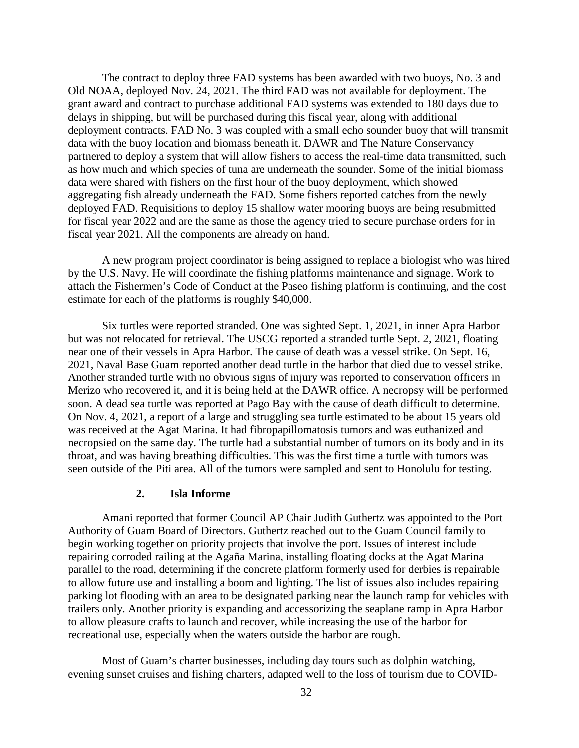The contract to deploy three FAD systems has been awarded with two buoys, No. 3 and Old NOAA, deployed Nov. 24, 2021. The third FAD was not available for deployment. The grant award and contract to purchase additional FAD systems was extended to 180 days due to delays in shipping, but will be purchased during this fiscal year, along with additional deployment contracts. FAD No. 3 was coupled with a small echo sounder buoy that will transmit data with the buoy location and biomass beneath it. DAWR and The Nature Conservancy partnered to deploy a system that will allow fishers to access the real-time data transmitted, such as how much and which species of tuna are underneath the sounder. Some of the initial biomass data were shared with fishers on the first hour of the buoy deployment, which showed aggregating fish already underneath the FAD. Some fishers reported catches from the newly deployed FAD. Requisitions to deploy 15 shallow water mooring buoys are being resubmitted for fiscal year 2022 and are the same as those the agency tried to secure purchase orders for in fiscal year 2021. All the components are already on hand.

A new program project coordinator is being assigned to replace a biologist who was hired by the U.S. Navy. He will coordinate the fishing platforms maintenance and signage. Work to attach the Fishermen's Code of Conduct at the Paseo fishing platform is continuing, and the cost estimate for each of the platforms is roughly $40,000.

Six turtles were reported stranded. One was sighted Sept. 1, 2021, in inner Apra Harbor but was not relocated for retrieval. The USCG reported a stranded turtle Sept. 2, 2021, floating near one of their vessels in Apra Harbor. The cause of death was a vessel strike. On Sept. 16, 2021, Naval Base Guam reported another dead turtle in the harbor that died due to vessel strike. Another stranded turtle with no obvious signs of injury was reported to conservation officers in Merizo who recovered it, and it is being held at the DAWR office. A necropsy will be performed soon. A dead sea turtle was reported at Pago Bay with the cause of death difficult to determine. On Nov. 4, 2021, a report of a large and struggling sea turtle estimated to be about 15 years old was received at the Agat Marina. It had fibropapillomatosis tumors and was euthanized and necropsied on the same day. The turtle had a substantial number of tumors on its body and in its throat, and was having breathing difficulties. This was the first time a turtle with tumors was seen outside of the Piti area. All of the tumors were sampled and sent to Honolulu for testing.

#### 2. Isla Informe

Amani reported that former Council AP Chair Judith Guthertz was appointed to the Port Authority of Guam Board of Directors. Guthertz reached out to the Guam Council family to begin working together on priority projects that involve the port. Issues of interest include repairing corroded railing at the Agaña Marina, installing floating docks at the Agat Marina parallel to the road, determining if the concrete platform formerly used for derbies is repairable to allow future use and installing a boom and lighting. The list of issues also includes repairing parking lot flooding with an area to be designated parking near the launch ramp for vehicles with trailers only. Another priority is expanding and accessorizing the seaplane ramp in Apra Harbor to allow pleasure crafts to launch and recover, while increasing the use of the harbor for recreational use, especially when the waters outside the harbor are rough.

Most of Guam's charter businesses, including day tours such as dolphin watching, evening sunset cruises and fishing charters, adapted well to the loss of tourism due to COVID-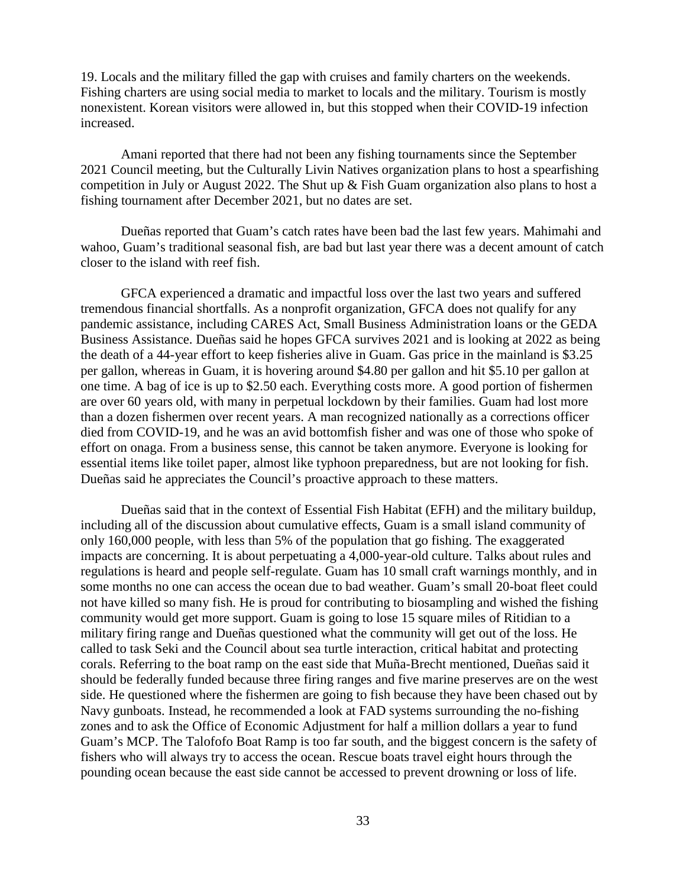19. Locals and the military filled the gap with cruises and family charters on the weekends. Fishing charters are using social media to market to locals and the military. Tourism is mostly nonexistent. Korean visitors were allowed in, but this stopped when their COVID-19 infection increased.

Amani reported that there had not been any fishing tournaments since the September 2021 Council meeting, but the Culturally Livin Natives organization plans to host a spearfishing competition in July or August 2022. The Shut up & Fish Guam organization also plans to host a fishing tournament after December 2021, but no dates are set.

Dueñas reported that Guam's catch rates have been bad the last few years. Mahimahi and wahoo, Guam's traditional seasonal fish, are bad but last year there was a decent amount of catch closer to the island with reef fish.

GFCA experienced a dramatic and impactful loss over the last two years and suffered tremendous financial shortfalls. As a nonprofit organization, GFCA does not qualify for any pandemic assistance, including CARES Act, Small Business Administration loans or the GEDA Business Assistance. Dueñas said he hopes GFCA survives 2021 and is looking at 2022 as being the death of a 44-year effort to keep fisheries alive in Guam. Gas price in the mainland is $3.25 per gallon, whereas in Guam, it is hovering around $4.80 per gallon and hit $5.10 per gallon at one time. A bag of ice is up to $2.50 each. Everything costs more. A good portion of fishermen are over 60 years old, with many in perpetual lockdown by their families. Guam had lost more than a dozen fishermen over recent years. A man recognized nationally as a corrections officer died from COVID-19, and he was an avid bottomfish fisher and was one of those who spoke of effort on onaga. From a business sense, this cannot be taken anymore. Everyone is looking for essential items like toilet paper, almost like typhoon preparedness, but are not looking for fish. Dueñas said he appreciates the Council's proactive approach to these matters.

Dueñas said that in the context of Essential Fish Habitat (EFH) and the military buildup, including all of the discussion about cumulative effects, Guam is a small island community of only 160,000 people, with less than 5% of the population that go fishing. The exaggerated impacts are concerning. It is about perpetuating a 4,000-year-old culture. Talks about rules and regulations is heard and people self-regulate. Guam has 10 small craft warnings monthly, and in some months no one can access the ocean due to bad weather. Guam's small 20-boat fleet could not have killed so many fish. He is proud for contributing to biosampling and wished the fishing community would get more support. Guam is going to lose 15 square miles of Ritidian to a military firing range and Dueñas questioned what the community will get out of the loss. He called to task Seki and the Council about sea turtle interaction, critical habitat and protecting corals. Referring to the boat ramp on the east side that Muña-Brecht mentioned, Dueñas said it should be federally funded because three firing ranges and five marine preserves are on the west side. He questioned where the fishermen are going to fish because they have been chased out by Navy gunboats. Instead, he recommended a look at FAD systems surrounding the no-fishing zones and to ask the Office of Economic Adjustment for half a million dollars a year to fund Guam's MCP. The Talofofo Boat Ramp is too far south, and the biggest concern is the safety of fishers who will always try to access the ocean. Rescue boats travel eight hours through the pounding ocean because the east side cannot be accessed to prevent drowning or loss of life.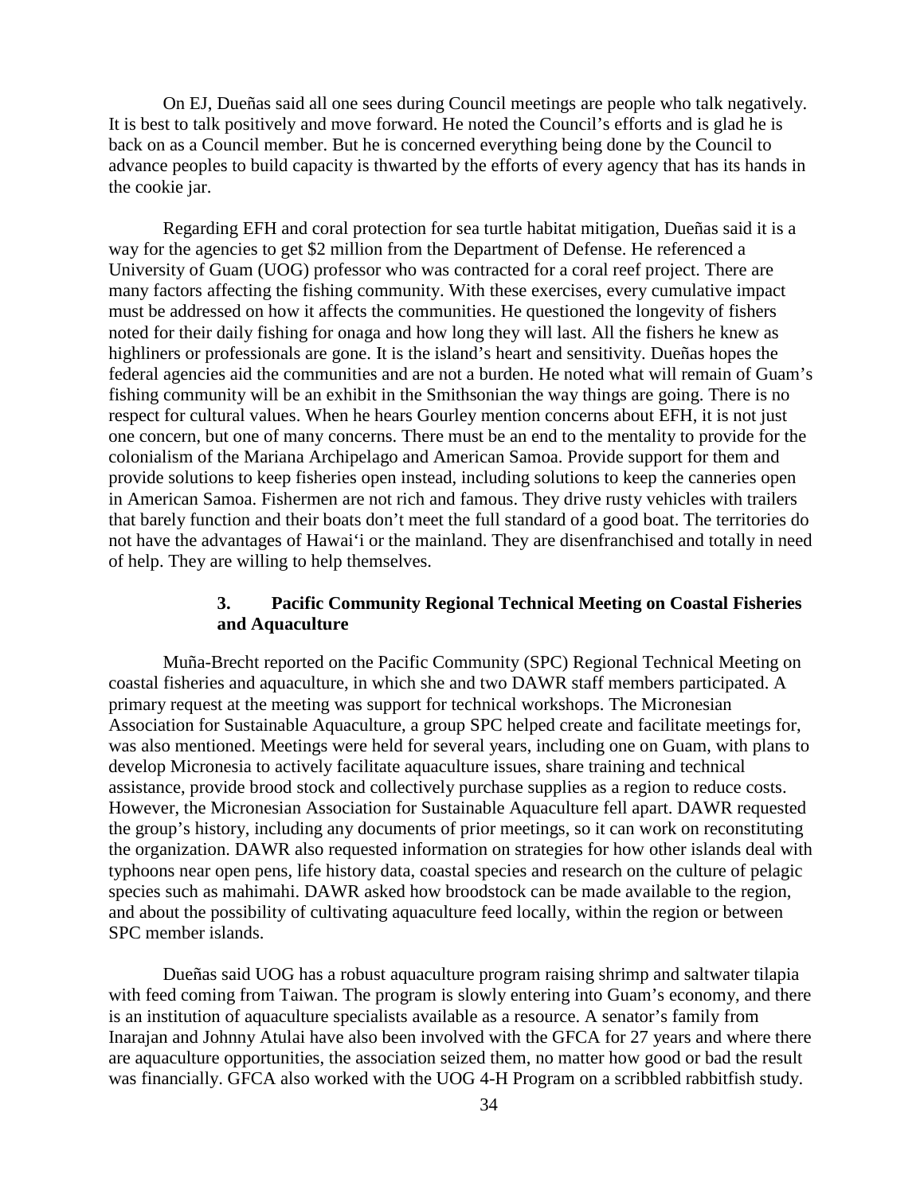On EJ, Dueñas said all one sees during Council meetings are people who talk negatively. It is best to talk positively and move forward. He noted the Council's efforts and is glad he is back on as a Council member. But he is concerned everything being done by the Council to advance peoples to build capacity is thwarted by the efforts of every agency that has its hands in the cookie jar.

Regarding EFH and coral protection for sea turtle habitat mitigation, Dueñas said it is a way for the agencies to get $2 million from the Department of Defense. He referenced a University of Guam (UOG) professor who was contracted for a coral reef project. There are many factors affecting the fishing community. With these exercises, every cumulative impact must be addressed on how it affects the communities. He questioned the longevity of fishers noted for their daily fishing for onaga and how long they will last. All the fishers he knew as highliners or professionals are gone. It is the island's heart and sensitivity. Dueñas hopes the federal agencies aid the communities and are not a burden. He noted what will remain of Guam's fishing community will be an exhibit in the Smithsonian the way things are going. There is no respect for cultural values. When he hears Gourley mention concerns about EFH, it is not just one concern, but one of many concerns. There must be an end to the mentality to provide for the colonialism of the Mariana Archipelago and American Samoa. Provide support for them and provide solutions to keep fisheries open instead, including solutions to keep the canneries open in American Samoa. Fishermen are not rich and famous. They drive rusty vehicles with trailers that barely function and their boats don't meet the full standard of a good boat. The territories do not have the advantages of Hawai'i or the mainland. They are disenfranchised and totally in need of help. They are willing to help themselves.

### 3. Pacific Community Regional Technical Meeting on Coastal Fisheries and Aquaculture

Muña-Brecht reported on the Pacific Community (SPC) Regional Technical Meeting on coastal fisheries and aquaculture, in which she and two DAWR staff members participated. A primary request at the meeting was support for technical workshops. The Micronesian Association for Sustainable Aquaculture, a group SPC helped create and facilitate meetings for, was also mentioned. Meetings were held for several years, including one on Guam, with plans to develop Micronesia to actively facilitate aquaculture issues, share training and technical assistance, provide brood stock and collectively purchase supplies as a region to reduce costs. However, the Micronesian Association for Sustainable Aquaculture fell apart. DAWR requested the group's history, including any documents of prior meetings, so it can work on reconstituting the organization. DAWR also requested information on strategies for how other islands deal with typhoons near open pens, life history data, coastal species and research on the culture of pelagic species such as mahimahi. DAWR asked how broodstock can be made available to the region, and about the possibility of cultivating aquaculture feed locally, within the region or between SPC member islands.

Dueñas said UOG has a robust aquaculture program raising shrimp and saltwater tilapia with feed coming from Taiwan. The program is slowly entering into Guam's economy, and there is an institution of aquaculture specialists available as a resource. A senator's family from Inarajan and Johnny Atulai have also been involved with the GFCA for 27 years and where there are aquaculture opportunities, the association seized them, no matter how good or bad the result was financially. GFCA also worked with the UOG 4-H Program on a scribbled rabbitfish study.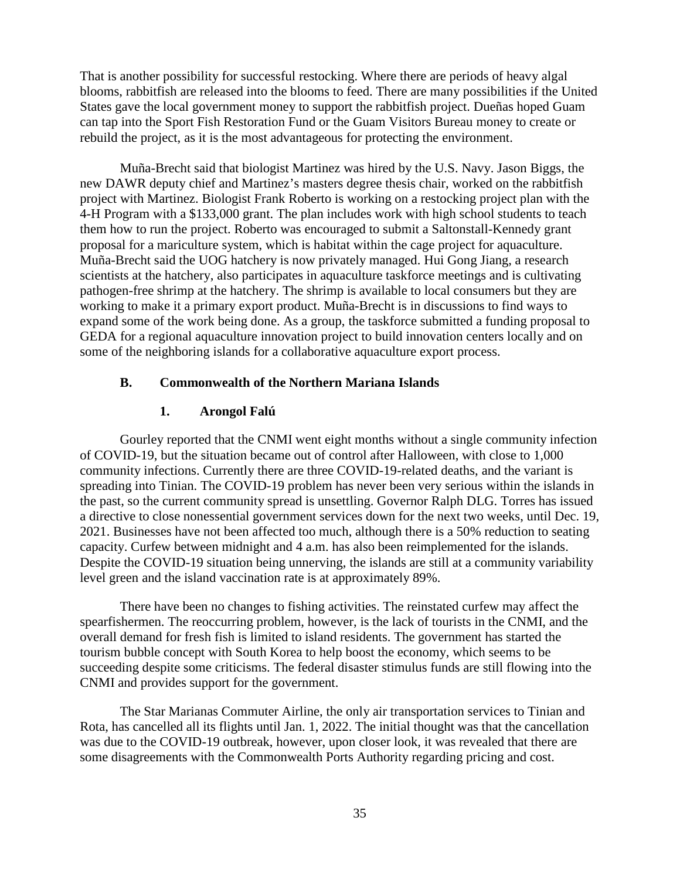That is another possibility for successful restocking. Where there are periods of heavy algal blooms, rabbitfish are released into the blooms to feed. There are many possibilities if the United States gave the local government money to support the rabbitfish project. Dueñas hoped Guam can tap into the Sport Fish Restoration Fund or the Guam Visitors Bureau money to create or rebuild the project, as it is the most advantageous for protecting the environment.

Muña-Brecht said that biologist Martinez was hired by the U.S. Navy. Jason Biggs, the new DAWR deputy chief and Martinez's masters degree thesis chair, worked on the rabbitfish project with Martinez. Biologist Frank Roberto is working on a restocking project plan with the 4-H Program with a $133,000 grant. The plan includes work with high school students to teach them how to run the project. Roberto was encouraged to submit a Saltonstall-Kennedy grant proposal for a mariculture system, which is habitat within the cage project for aquaculture. Muña-Brecht said the UOG hatchery is now privately managed. Hui Gong Jiang, a research scientists at the hatchery, also participates in aquaculture taskforce meetings and is cultivating pathogen-free shrimp at the hatchery. The shrimp is available to local consumers but they are working to make it a primary export product. Muña-Brecht is in discussions to find ways to expand some of the work being done. As a group, the taskforce submitted a funding proposal to GEDA for a regional aquaculture innovation project to build innovation centers locally and on some of the neighboring islands for a collaborative aquaculture export process.

### B. Commonwealth of the Northern Mariana Islands

#### 1. Arongol Falú

Gourley reported that the CNMI went eight months without a single community infection of COVID-19, but the situation became out of control after Halloween, with close to 1,000 community infections. Currently there are three COVID-19-related deaths, and the variant is spreading into Tinian. The COVID-19 problem has never been very serious within the islands in the past, so the current community spread is unsettling. Governor Ralph DLG. Torres has issued a directive to close nonessential government services down for the next two weeks, until Dec. 19, 2021. Businesses have not been affected too much, although there is a 50% reduction to seating capacity. Curfew between midnight and 4 a.m. has also been reimplemented for the islands. Despite the COVID-19 situation being unnerving, the islands are still at a community variability level green and the island vaccination rate is at approximately 89%.

There have been no changes to fishing activities. The reinstated curfew may affect the spearfishermen. The reoccurring problem, however, is the lack of tourists in the CNMI, and the overall demand for fresh fish is limited to island residents. The government has started the tourism bubble concept with South Korea to help boost the economy, which seems to be succeeding despite some criticisms. The federal disaster stimulus funds are still flowing into the CNMI and provides support for the government.

The Star Marianas Commuter Airline, the only air transportation services to Tinian and Rota, has cancelled all its flights until Jan. 1, 2022. The initial thought was that the cancellation was due to the COVID-19 outbreak, however, upon closer look, it was revealed that there are some disagreements with the Commonwealth Ports Authority regarding pricing and cost.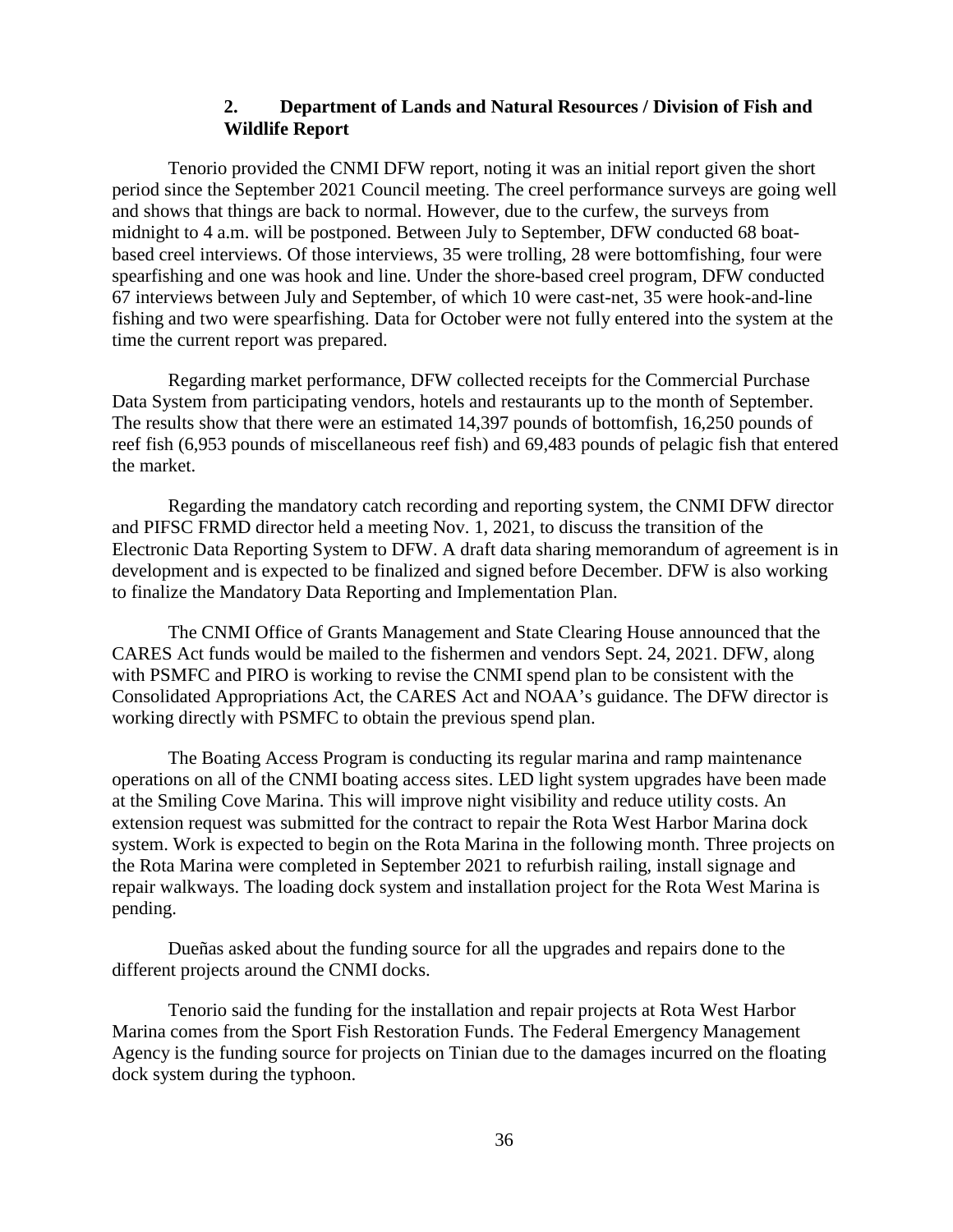### 2. Department of Lands and Natural Resources / Division of Fish and Wildlife Report

Tenorio provided the CNMI DFW report, noting it was an initial report given the short period since the September 2021 Council meeting. The creel performance surveys are going well and shows that things are back to normal. However, due to the curfew, the surveys from midnight to 4 a.m. will be postponed. Between July to September, DFW conducted 68 boat-based creel interviews. Of those interviews, 35 were trolling, 28 were bottomfishing, four were spearfishing and one was hook and line. Under the shore-based creel program, DFW conducted 67 interviews between July and September, of which 10 were cast-net, 35 were hook-and-line fishing and two were spearfishing. Data for October were not fully entered into the system at the time the current report was prepared.

Regarding market performance, DFW collected receipts for the Commercial Purchase Data System from participating vendors, hotels and restaurants up to the month of September. The results show that there were an estimated 14,397 pounds of bottomfish, 16,250 pounds of reef fish (6,953 pounds of miscellaneous reef fish) and 69,483 pounds of pelagic fish that entered the market.

Regarding the mandatory catch recording and reporting system, the CNMI DFW director and PIFSC FRMD director held a meeting Nov. 1, 2021, to discuss the transition of the Electronic Data Reporting System to DFW. A draft data sharing memorandum of agreement is in development and is expected to be finalized and signed before December. DFW is also working to finalize the Mandatory Data Reporting and Implementation Plan.

The CNMI Office of Grants Management and State Clearing House announced that the CARES Act funds would be mailed to the fishermen and vendors Sept. 24, 2021. DFW, along with PSMFC and PIRO is working to revise the CNMI spend plan to be consistent with the Consolidated Appropriations Act, the CARES Act and NOAA's guidance. The DFW director is working directly with PSMFC to obtain the previous spend plan.

The Boating Access Program is conducting its regular marina and ramp maintenance operations on all of the CNMI boating access sites. LED light system upgrades have been made at the Smiling Cove Marina. This will improve night visibility and reduce utility costs. An extension request was submitted for the contract to repair the Rota West Harbor Marina dock system. Work is expected to begin on the Rota Marina in the following month. Three projects on the Rota Marina were completed in September 2021 to refurbish railing, install signage and repair walkways. The loading dock system and installation project for the Rota West Marina is pending.

Dueñas asked about the funding source for all the upgrades and repairs done to the different projects around the CNMI docks.

Tenorio said the funding for the installation and repair projects at Rota West Harbor Marina comes from the Sport Fish Restoration Funds. The Federal Emergency Management Agency is the funding source for projects on Tinian due to the damages incurred on the floating dock system during the typhoon.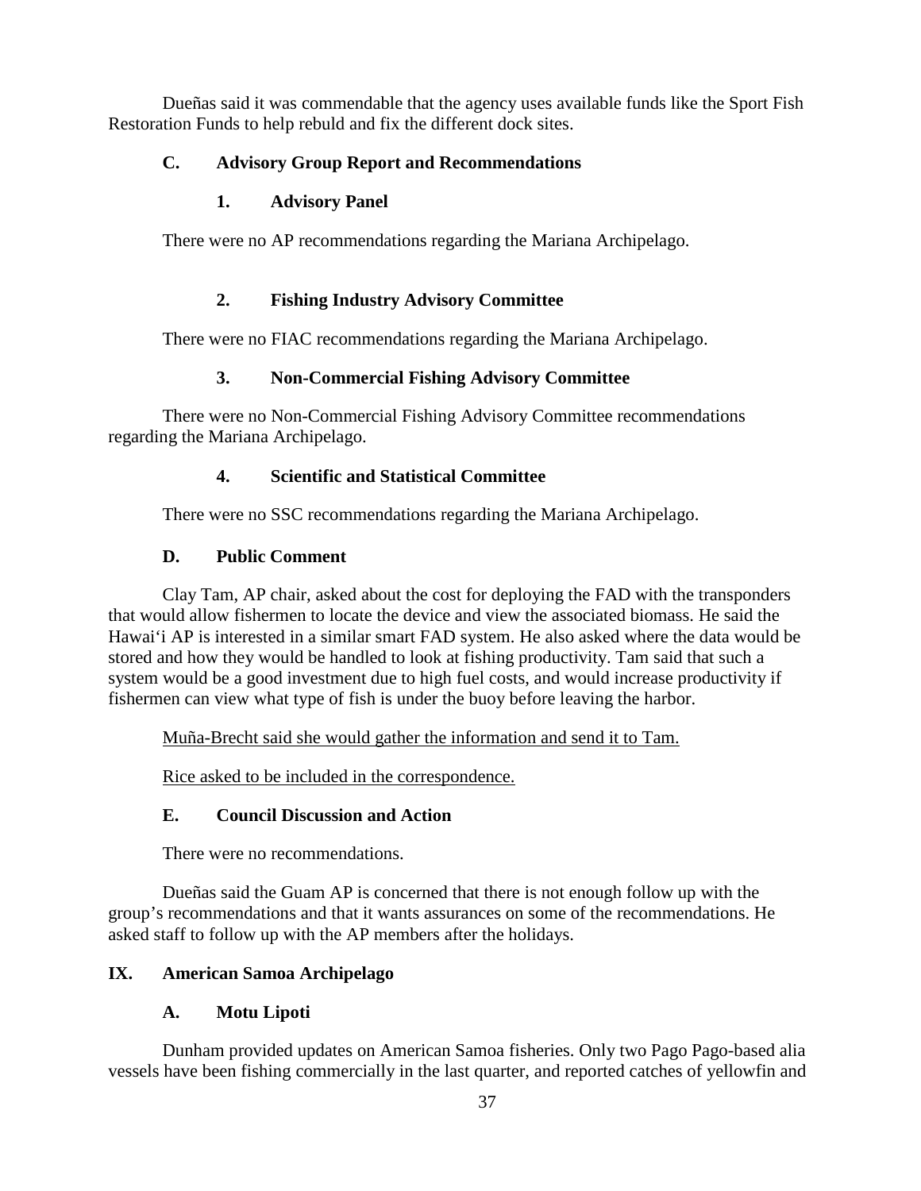Dueñas said it was commendable that the agency uses available funds like the Sport Fish Restoration Funds to help rebuld and fix the different dock sites.

### C. Advisory Group Report and Recommendations

#### 1. Advisory Panel

There were no AP recommendations regarding the Mariana Archipelago.

#### 2. Fishing Industry Advisory Committee

There were no FIAC recommendations regarding the Mariana Archipelago.

#### 3. Non-Commercial Fishing Advisory Committee

There were no Non-Commercial Fishing Advisory Committee recommendations regarding the Mariana Archipelago.

#### 4. Scientific and Statistical Committee

There were no SSC recommendations regarding the Mariana Archipelago.

### D. Public Comment

Clay Tam, AP chair, asked about the cost for deploying the FAD with the transponders that would allow fishermen to locate the device and view the associated biomass. He said the Hawai'i AP is interested in a similar smart FAD system. He also asked where the data would be stored and how they would be handled to look at fishing productivity. Tam said that such a system would be a good investment due to high fuel costs, and would increase productivity if fishermen can view what type of fish is under the buoy before leaving the harbor.

<u>Muña-Brecht said she would gather the information and send it to Tam.</u>

<u>Rice asked to be included in the correspondence.</u>

### E. Council Discussion and Action

There were no recommendations.

Dueñas said the Guam AP is concerned that there is not enough follow up with the group's recommendations and that it wants assurances on some of the recommendations. He asked staff to follow up with the AP members after the holidays.

## IX. American Samoa Archipelago

### A. Motu Lipoti

Dunham provided updates on American Samoa fisheries. Only two Pago Pago-based alia vessels have been fishing commercially in the last quarter, and reported catches of yellowfin and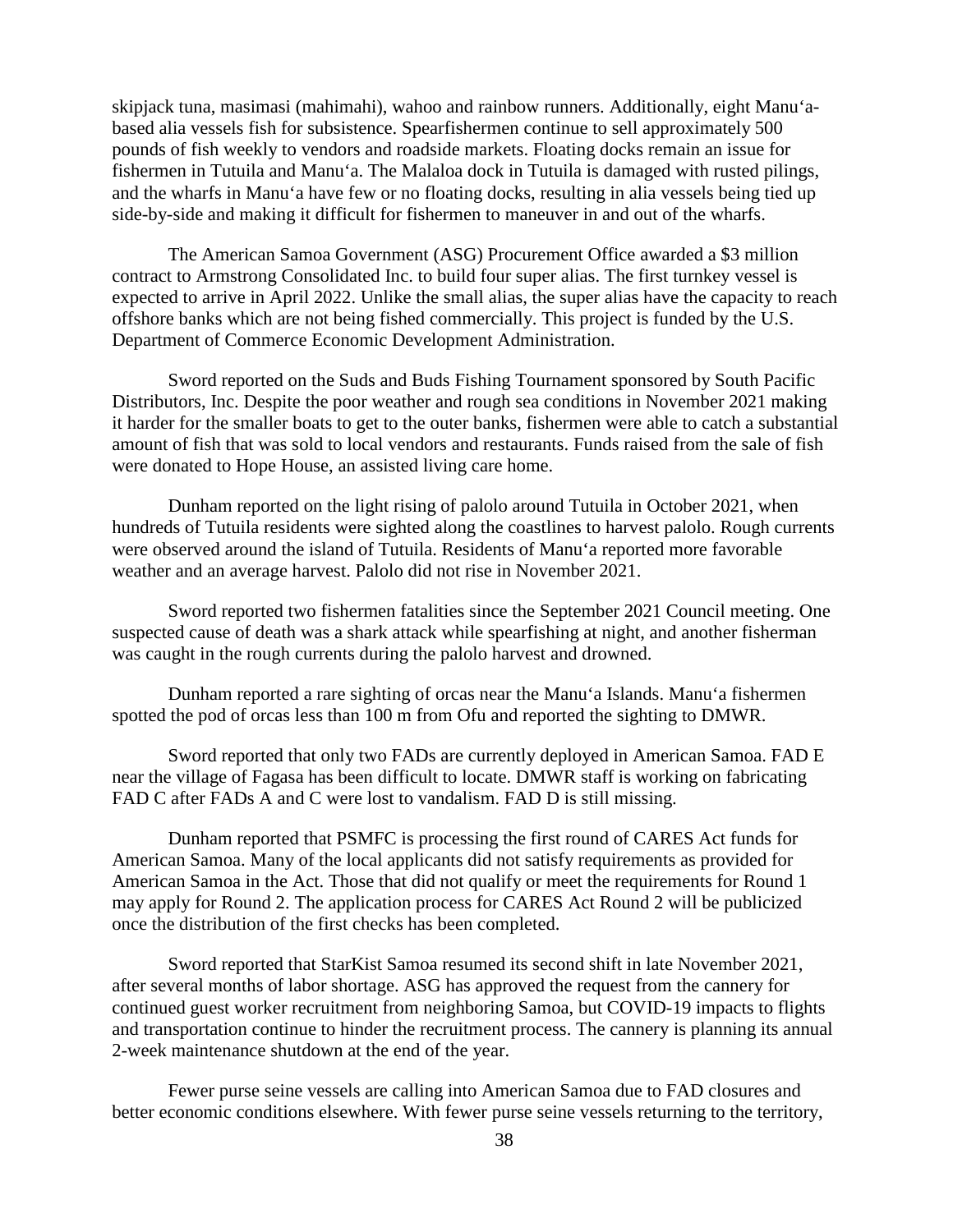skipjack tuna, masimasi (mahimahi), wahoo and rainbow runners. Additionally, eight Manuʻa-based alia vessels fish for subsistence. Spearfishermen continue to sell approximately 500 pounds of fish weekly to vendors and roadside markets. Floating docks remain an issue for fishermen in Tutuila and Manuʻa. The Malaloa dock in Tutuila is damaged with rusted pilings, and the wharfs in Manuʻa have few or no floating docks, resulting in alia vessels being tied up side-by-side and making it difficult for fishermen to maneuver in and out of the wharfs.

The American Samoa Government (ASG) Procurement Office awarded a $3 million contract to Armstrong Consolidated Inc. to build four super alias. The first turnkey vessel is expected to arrive in April 2022. Unlike the small alias, the super alias have the capacity to reach offshore banks which are not being fished commercially. This project is funded by the U.S. Department of Commerce Economic Development Administration.

Sword reported on the Suds and Buds Fishing Tournament sponsored by South Pacific Distributors, Inc. Despite the poor weather and rough sea conditions in November 2021 making it harder for the smaller boats to get to the outer banks, fishermen were able to catch a substantial amount of fish that was sold to local vendors and restaurants. Funds raised from the sale of fish were donated to Hope House, an assisted living care home.

Dunham reported on the light rising of palolo around Tutuila in October 2021, when hundreds of Tutuila residents were sighted along the coastlines to harvest palolo. Rough currents were observed around the island of Tutuila. Residents of Manuʻa reported more favorable weather and an average harvest. Palolo did not rise in November 2021.

Sword reported two fishermen fatalities since the September 2021 Council meeting. One suspected cause of death was a shark attack while spearfishing at night, and another fisherman was caught in the rough currents during the palolo harvest and drowned.

Dunham reported a rare sighting of orcas near the Manuʻa Islands. Manuʻa fishermen spotted the pod of orcas less than 100 m from Ofu and reported the sighting to DMWR.

Sword reported that only two FADs are currently deployed in American Samoa. FAD E near the village of Fagasa has been difficult to locate. DMWR staff is working on fabricating FAD C after FADs A and C were lost to vandalism. FAD D is still missing.

Dunham reported that PSMFC is processing the first round of CARES Act funds for American Samoa. Many of the local applicants did not satisfy requirements as provided for American Samoa in the Act. Those that did not qualify or meet the requirements for Round 1 may apply for Round 2. The application process for CARES Act Round 2 will be publicized once the distribution of the first checks has been completed.

Sword reported that StarKist Samoa resumed its second shift in late November 2021, after several months of labor shortage. ASG has approved the request from the cannery for continued guest worker recruitment from neighboring Samoa, but COVID-19 impacts to flights and transportation continue to hinder the recruitment process. The cannery is planning its annual 2-week maintenance shutdown at the end of the year.

Fewer purse seine vessels are calling into American Samoa due to FAD closures and better economic conditions elsewhere. With fewer purse seine vessels returning to the territory,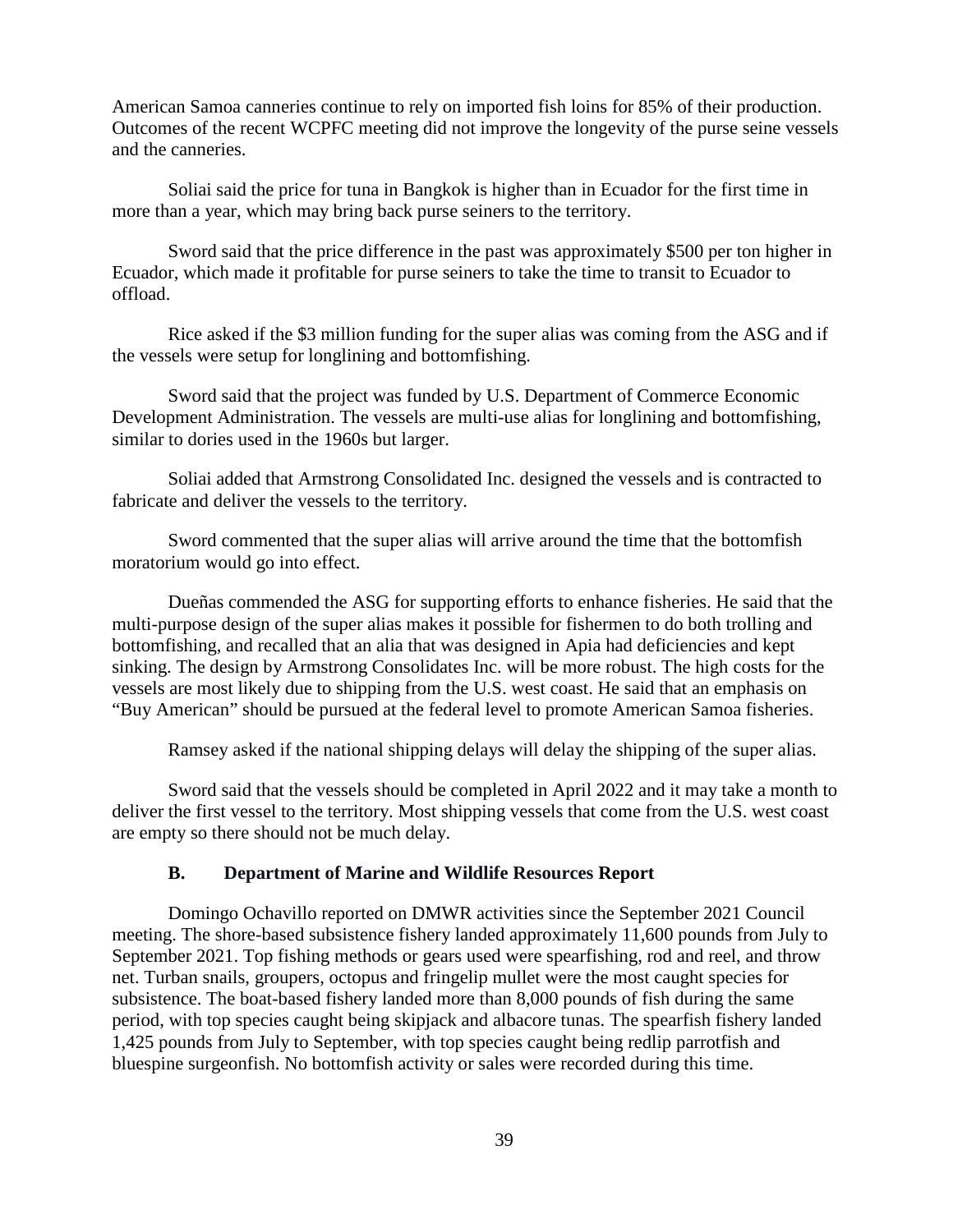American Samoa canneries continue to rely on imported fish loins for 85% of their production. Outcomes of the recent WCPFC meeting did not improve the longevity of the purse seine vessels and the canneries.

Soliai said the price for tuna in Bangkok is higher than in Ecuador for the first time in more than a year, which may bring back purse seiners to the territory.

Sword said that the price difference in the past was approximately $500 per ton higher in Ecuador, which made it profitable for purse seiners to take the time to transit to Ecuador to offload.

Rice asked if the $3 million funding for the super alias was coming from the ASG and if the vessels were setup for longlining and bottomfishing.

Sword said that the project was funded by U.S. Department of Commerce Economic Development Administration. The vessels are multi-use alias for longlining and bottomfishing, similar to dories used in the 1960s but larger.

Soliai added that Armstrong Consolidated Inc. designed the vessels and is contracted to fabricate and deliver the vessels to the territory.

Sword commented that the super alias will arrive around the time that the bottomfish moratorium would go into effect.

Dueñas commended the ASG for supporting efforts to enhance fisheries. He said that the multi-purpose design of the super alias makes it possible for fishermen to do both trolling and bottomfishing, and recalled that an alia that was designed in Apia had deficiencies and kept sinking. The design by Armstrong Consolidates Inc. will be more robust. The high costs for the vessels are most likely due to shipping from the U.S. west coast. He said that an emphasis on "Buy American" should be pursued at the federal level to promote American Samoa fisheries.

Ramsey asked if the national shipping delays will delay the shipping of the super alias.

Sword said that the vessels should be completed in April 2022 and it may take a month to deliver the first vessel to the territory. Most shipping vessels that come from the U.S. west coast are empty so there should not be much delay.

### B. Department of Marine and Wildlife Resources Report

Domingo Ochavillo reported on DMWR activities since the September 2021 Council meeting. The shore-based subsistence fishery landed approximately 11,600 pounds from July to September 2021. Top fishing methods or gears used were spearfishing, rod and reel, and throw net. Turban snails, groupers, octopus and fringelip mullet were the most caught species for subsistence. The boat-based fishery landed more than 8,000 pounds of fish during the same period, with top species caught being skipjack and albacore tunas. The spearfish fishery landed 1,425 pounds from July to September, with top species caught being redlip parrotfish and bluespine surgeonfish. No bottomfish activity or sales were recorded during this time.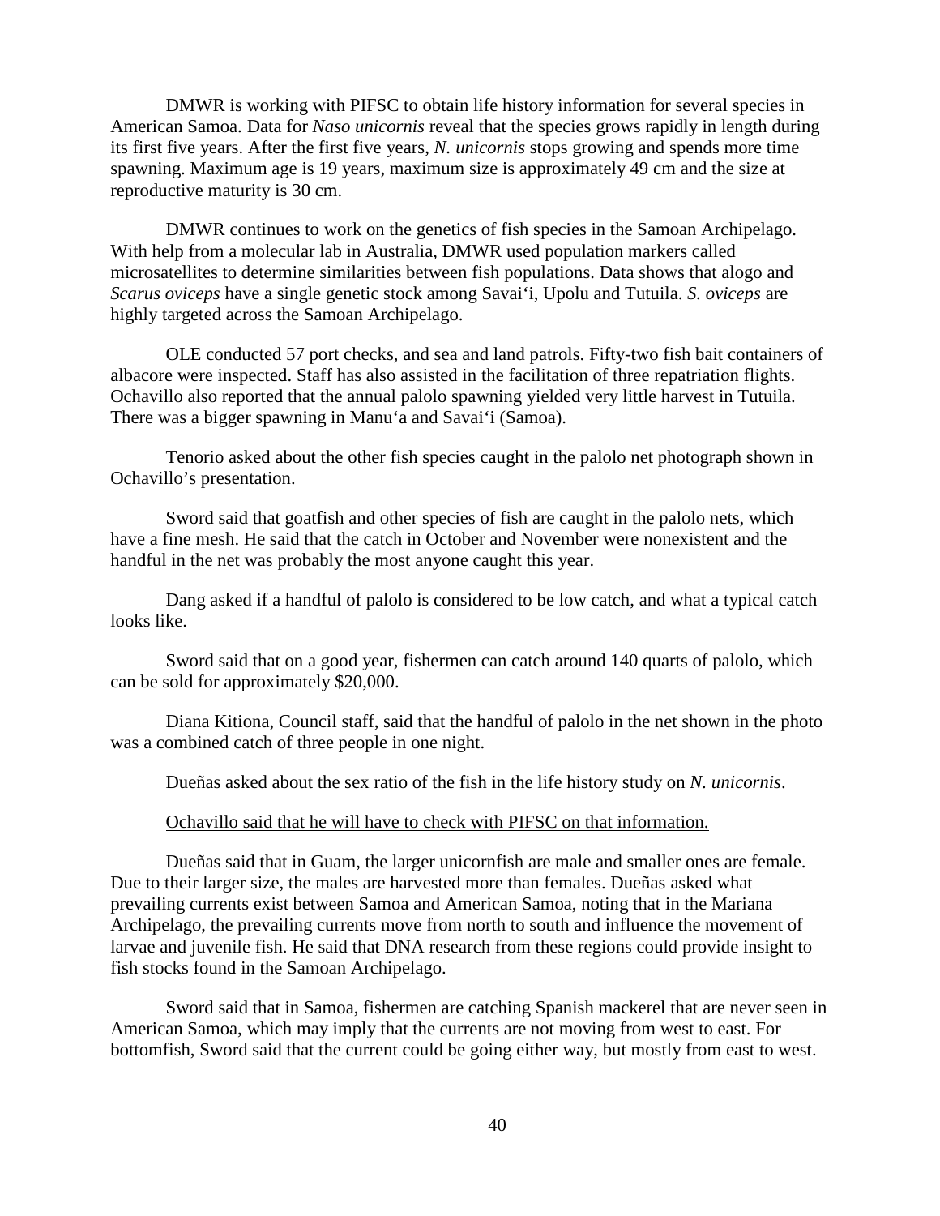DMWR is working with PIFSC to obtain life history information for several species in American Samoa. Data for *Naso unicornis* reveal that the species grows rapidly in length during its first five years. After the first five years, *N. unicornis* stops growing and spends more time spawning. Maximum age is 19 years, maximum size is approximately 49 cm and the size at reproductive maturity is 30 cm.

DMWR continues to work on the genetics of fish species in the Samoan Archipelago. With help from a molecular lab in Australia, DMWR used population markers called microsatellites to determine similarities between fish populations. Data shows that alogo and *Scarus oviceps* have a single genetic stock among Savai'i, Upolu and Tutuila. *S. oviceps* are highly targeted across the Samoan Archipelago.

OLE conducted 57 port checks, and sea and land patrols. Fifty-two fish bait containers of albacore were inspected. Staff has also assisted in the facilitation of three repatriation flights. Ochavillo also reported that the annual palolo spawning yielded very little harvest in Tutuila. There was a bigger spawning in Manu'a and Savai'i (Samoa).

Tenorio asked about the other fish species caught in the palolo net photograph shown in Ochavillo's presentation.

Sword said that goatfish and other species of fish are caught in the palolo nets, which have a fine mesh. He said that the catch in October and November were nonexistent and the handful in the net was probably the most anyone caught this year.

Dang asked if a handful of palolo is considered to be low catch, and what a typical catch looks like.

Sword said that on a good year, fishermen can catch around 140 quarts of palolo, which can be sold for approximately $20,000.

Diana Kitiona, Council staff, said that the handful of palolo in the net shown in the photo was a combined catch of three people in one night.

Dueñas asked about the sex ratio of the fish in the life history study on *N. unicornis*.

<u>Ochavillo said that he will have to check with PIFSC on that information.</u>

Dueñas said that in Guam, the larger unicornfish are male and smaller ones are female. Due to their larger size, the males are harvested more than females. Dueñas asked what prevailing currents exist between Samoa and American Samoa, noting that in the Mariana Archipelago, the prevailing currents move from north to south and influence the movement of larvae and juvenile fish. He said that DNA research from these regions could provide insight to fish stocks found in the Samoan Archipelago.

Sword said that in Samoa, fishermen are catching Spanish mackerel that are never seen in American Samoa, which may imply that the currents are not moving from west to east. For bottomfish, Sword said that the current could be going either way, but mostly from east to west.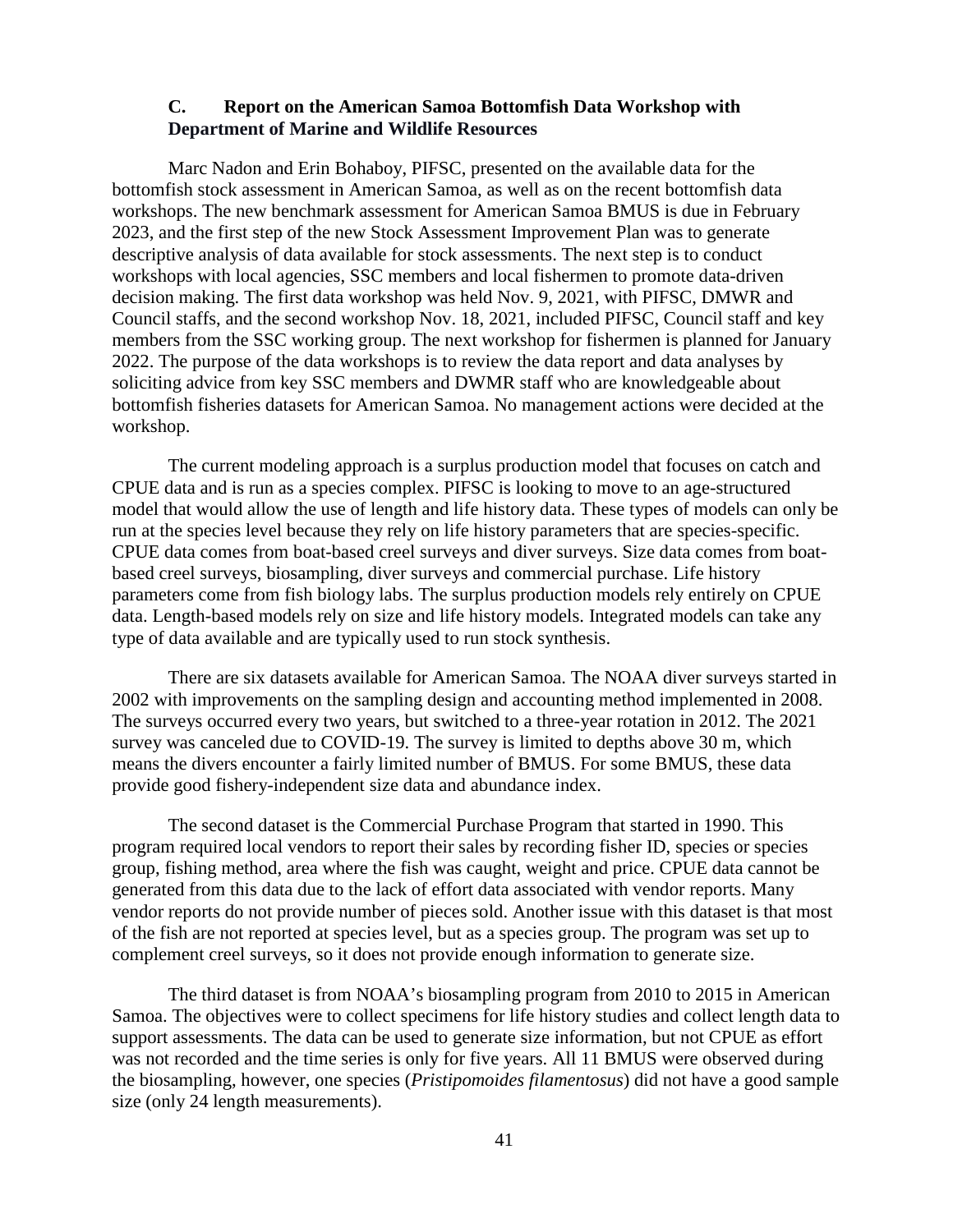### C. Report on the American Samoa Bottomfish Data Workshop with Department of Marine and Wildlife Resources

Marc Nadon and Erin Bohaboy, PIFSC, presented on the available data for the bottomfish stock assessment in American Samoa, as well as on the recent bottomfish data workshops. The new benchmark assessment for American Samoa BMUS is due in February 2023, and the first step of the new Stock Assessment Improvement Plan was to generate descriptive analysis of data available for stock assessments. The next step is to conduct workshops with local agencies, SSC members and local fishermen to promote data-driven decision making. The first data workshop was held Nov. 9, 2021, with PIFSC, DMWR and Council staffs, and the second workshop Nov. 18, 2021, included PIFSC, Council staff and key members from the SSC working group. The next workshop for fishermen is planned for January 2022. The purpose of the data workshops is to review the data report and data analyses by soliciting advice from key SSC members and DWMR staff who are knowledgeable about bottomfish fisheries datasets for American Samoa. No management actions were decided at the workshop.

The current modeling approach is a surplus production model that focuses on catch and CPUE data and is run as a species complex. PIFSC is looking to move to an age-structured model that would allow the use of length and life history data. These types of models can only be run at the species level because they rely on life history parameters that are species-specific. CPUE data comes from boat-based creel surveys and diver surveys. Size data comes from boat-based creel surveys, biosampling, diver surveys and commercial purchase. Life history parameters come from fish biology labs. The surplus production models rely entirely on CPUE data. Length-based models rely on size and life history models. Integrated models can take any type of data available and are typically used to run stock synthesis.

There are six datasets available for American Samoa. The NOAA diver surveys started in 2002 with improvements on the sampling design and accounting method implemented in 2008. The surveys occurred every two years, but switched to a three-year rotation in 2012. The 2021 survey was canceled due to COVID-19. The survey is limited to depths above 30 m, which means the divers encounter a fairly limited number of BMUS. For some BMUS, these data provide good fishery-independent size data and abundance index.

The second dataset is the Commercial Purchase Program that started in 1990. This program required local vendors to report their sales by recording fisher ID, species or species group, fishing method, area where the fish was caught, weight and price. CPUE data cannot be generated from this data due to the lack of effort data associated with vendor reports. Many vendor reports do not provide number of pieces sold. Another issue with this dataset is that most of the fish are not reported at species level, but as a species group. The program was set up to complement creel surveys, so it does not provide enough information to generate size.

The third dataset is from NOAA's biosampling program from 2010 to 2015 in American Samoa. The objectives were to collect specimens for life history studies and collect length data to support assessments. The data can be used to generate size information, but not CPUE as effort was not recorded and the time series is only for five years. All 11 BMUS were observed during the biosampling, however, one species (*Pristipomoides filamentosus*) did not have a good sample size (only 24 length measurements).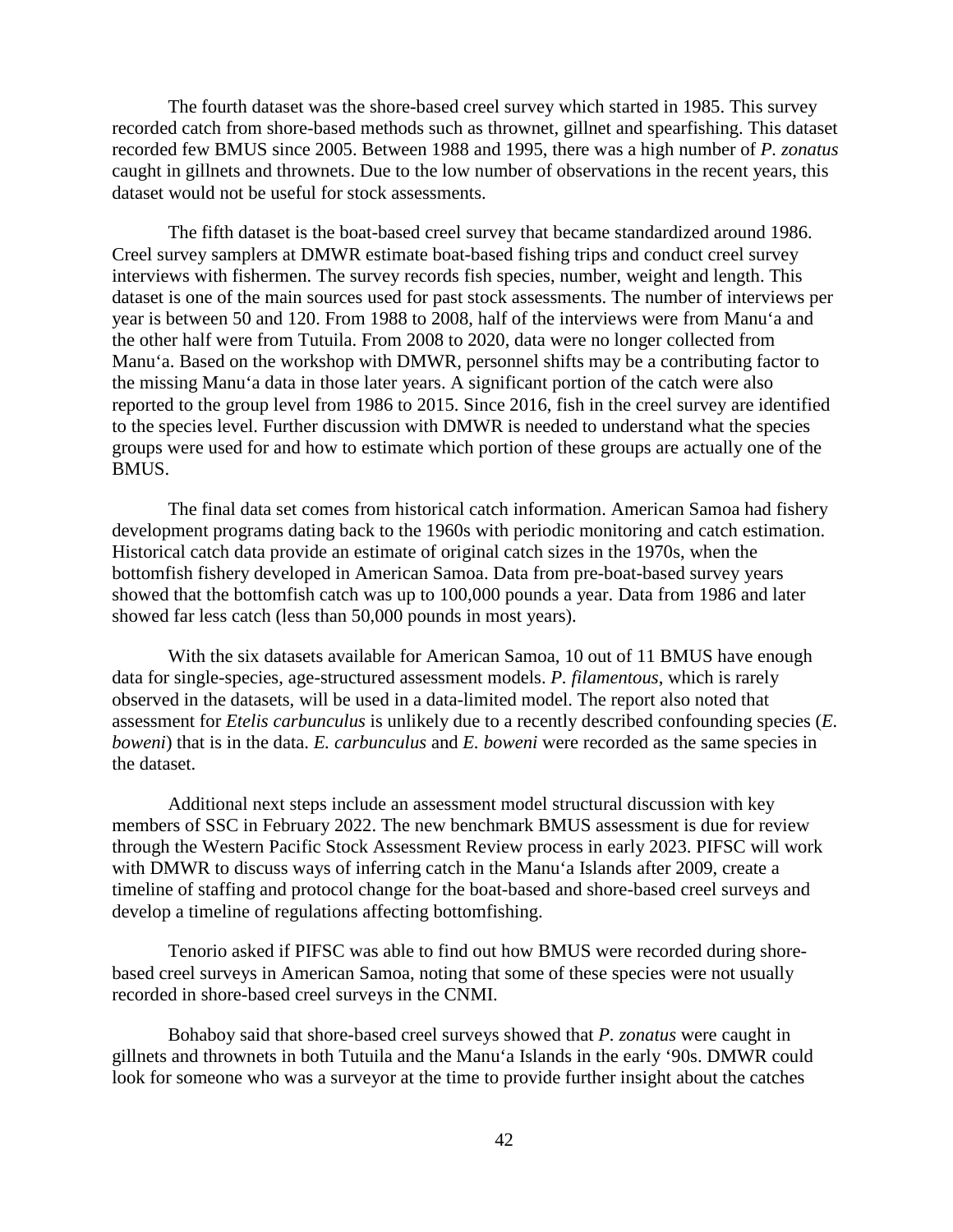The fourth dataset was the shore-based creel survey which started in 1985. This survey recorded catch from shore-based methods such as thrownet, gillnet and spearfishing. This dataset recorded few BMUS since 2005. Between 1988 and 1995, there was a high number of *P. zonatus* caught in gillnets and thrownets. Due to the low number of observations in the recent years, this dataset would not be useful for stock assessments.

The fifth dataset is the boat-based creel survey that became standardized around 1986. Creel survey samplers at DMWR estimate boat-based fishing trips and conduct creel survey interviews with fishermen. The survey records fish species, number, weight and length. This dataset is one of the main sources used for past stock assessments. The number of interviews per year is between 50 and 120. From 1988 to 2008, half of the interviews were from Manu'a and the other half were from Tutuila. From 2008 to 2020, data were no longer collected from Manu'a. Based on the workshop with DMWR, personnel shifts may be a contributing factor to the missing Manu'a data in those later years. A significant portion of the catch were also reported to the group level from 1986 to 2015. Since 2016, fish in the creel survey are identified to the species level. Further discussion with DMWR is needed to understand what the species groups were used for and how to estimate which portion of these groups are actually one of the BMUS.

The final data set comes from historical catch information. American Samoa had fishery development programs dating back to the 1960s with periodic monitoring and catch estimation. Historical catch data provide an estimate of original catch sizes in the 1970s, when the bottomfish fishery developed in American Samoa. Data from pre-boat-based survey years showed that the bottomfish catch was up to 100,000 pounds a year. Data from 1986 and later showed far less catch (less than 50,000 pounds in most years).

With the six datasets available for American Samoa, 10 out of 11 BMUS have enough data for single-species, age-structured assessment models. *P. filamentous*, which is rarely observed in the datasets, will be used in a data-limited model. The report also noted that assessment for *Etelis carbunculus* is unlikely due to a recently described confounding species (*E. boweni*) that is in the data. *E. carbunculus* and *E. boweni* were recorded as the same species in the dataset.

Additional next steps include an assessment model structural discussion with key members of SSC in February 2022. The new benchmark BMUS assessment is due for review through the Western Pacific Stock Assessment Review process in early 2023. PIFSC will work with DMWR to discuss ways of inferring catch in the Manu'a Islands after 2009, create a timeline of staffing and protocol change for the boat-based and shore-based creel surveys and develop a timeline of regulations affecting bottomfishing.

Tenorio asked if PIFSC was able to find out how BMUS were recorded during shore-based creel surveys in American Samoa, noting that some of these species were not usually recorded in shore-based creel surveys in the CNMI.

Bohaboy said that shore-based creel surveys showed that *P. zonatus* were caught in gillnets and thrownets in both Tutuila and the Manu'a Islands in the early '90s. DMWR could look for someone who was a surveyor at the time to provide further insight about the catches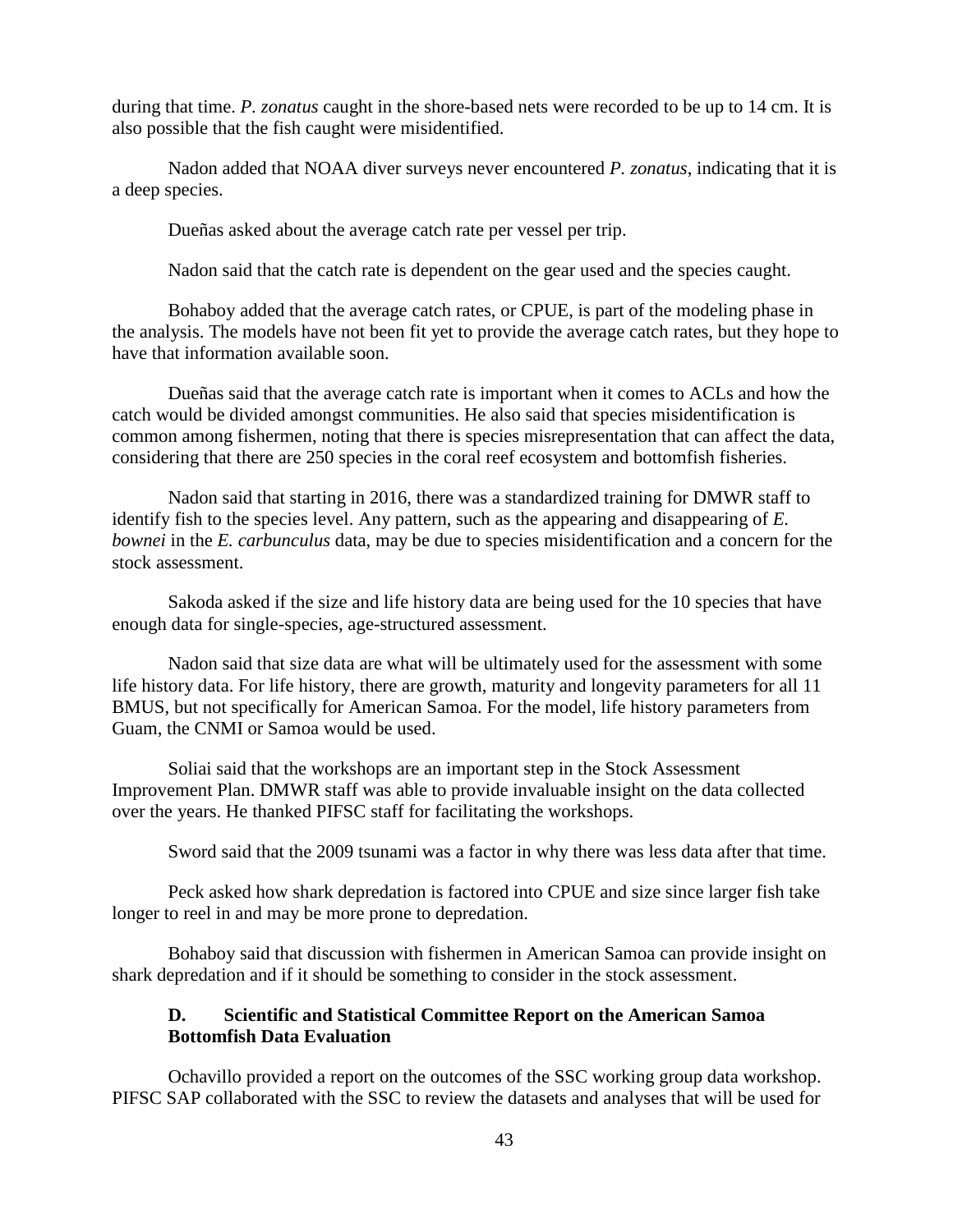during that time. *P. zonatus* caught in the shore-based nets were recorded to be up to 14 cm. It is also possible that the fish caught were misidentified.

Nadon added that NOAA diver surveys never encountered *P. zonatus*, indicating that it is a deep species.

Dueñas asked about the average catch rate per vessel per trip.

Nadon said that the catch rate is dependent on the gear used and the species caught.

Bohaboy added that the average catch rates, or CPUE, is part of the modeling phase in the analysis. The models have not been fit yet to provide the average catch rates, but they hope to have that information available soon.

Dueñas said that the average catch rate is important when it comes to ACLs and how the catch would be divided amongst communities. He also said that species misidentification is common among fishermen, noting that there is species misrepresentation that can affect the data, considering that there are 250 species in the coral reef ecosystem and bottomfish fisheries.

Nadon said that starting in 2016, there was a standardized training for DMWR staff to identify fish to the species level. Any pattern, such as the appearing and disappearing of *E. bownei* in the *E. carbunculus* data, may be due to species misidentification and a concern for the stock assessment.

Sakoda asked if the size and life history data are being used for the 10 species that have enough data for single-species, age-structured assessment.

Nadon said that size data are what will be ultimately used for the assessment with some life history data. For life history, there are growth, maturity and longevity parameters for all 11 BMUS, but not specifically for American Samoa. For the model, life history parameters from Guam, the CNMI or Samoa would be used.

Soliai said that the workshops are an important step in the Stock Assessment Improvement Plan. DMWR staff was able to provide invaluable insight on the data collected over the years. He thanked PIFSC staff for facilitating the workshops.

Sword said that the 2009 tsunami was a factor in why there was less data after that time.

Peck asked how shark depredation is factored into CPUE and size since larger fish take longer to reel in and may be more prone to depredation.

Bohaboy said that discussion with fishermen in American Samoa can provide insight on shark depredation and if it should be something to consider in the stock assessment.

### D. Scientific and Statistical Committee Report on the American Samoa Bottomfish Data Evaluation

Ochavillo provided a report on the outcomes of the SSC working group data workshop. PIFSC SAP collaborated with the SSC to review the datasets and analyses that will be used for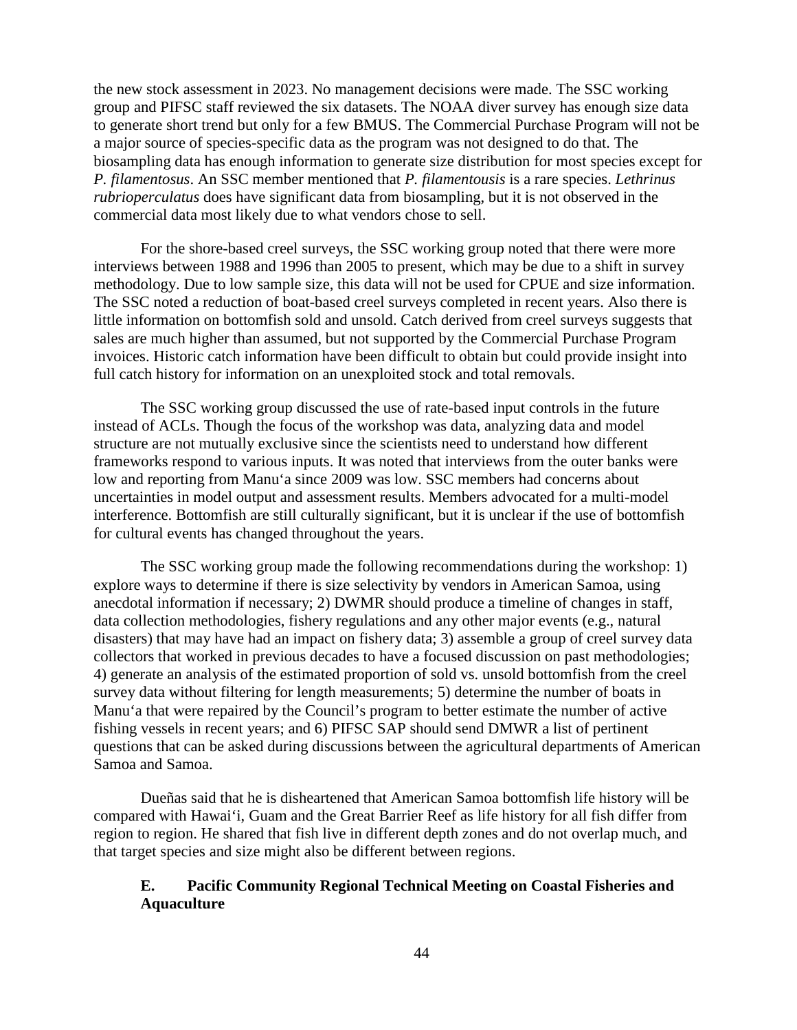the new stock assessment in 2023. No management decisions were made. The SSC working group and PIFSC staff reviewed the six datasets. The NOAA diver survey has enough size data to generate short trend but only for a few BMUS. The Commercial Purchase Program will not be a major source of species-specific data as the program was not designed to do that. The biosampling data has enough information to generate size distribution for most species except for *P. filamentosus*. An SSC member mentioned that *P. filamentousis* is a rare species. *Lethrinus rubrioperculatus* does have significant data from biosampling, but it is not observed in the commercial data most likely due to what vendors chose to sell.

For the shore-based creel surveys, the SSC working group noted that there were more interviews between 1988 and 1996 than 2005 to present, which may be due to a shift in survey methodology. Due to low sample size, this data will not be used for CPUE and size information. The SSC noted a reduction of boat-based creel surveys completed in recent years. Also there is little information on bottomfish sold and unsold. Catch derived from creel surveys suggests that sales are much higher than assumed, but not supported by the Commercial Purchase Program invoices. Historic catch information have been difficult to obtain but could provide insight into full catch history for information on an unexploited stock and total removals.

The SSC working group discussed the use of rate-based input controls in the future instead of ACLs. Though the focus of the workshop was data, analyzing data and model structure are not mutually exclusive since the scientists need to understand how different frameworks respond to various inputs. It was noted that interviews from the outer banks were low and reporting from Manuʻa since 2009 was low. SSC members had concerns about uncertainties in model output and assessment results. Members advocated for a multi-model interference. Bottomfish are still culturally significant, but it is unclear if the use of bottomfish for cultural events has changed throughout the years.

The SSC working group made the following recommendations during the workshop: 1) explore ways to determine if there is size selectivity by vendors in American Samoa, using anecdotal information if necessary; 2) DWMR should produce a timeline of changes in staff, data collection methodologies, fishery regulations and any other major events (e.g., natural disasters) that may have had an impact on fishery data; 3) assemble a group of creel survey data collectors that worked in previous decades to have a focused discussion on past methodologies; 4) generate an analysis of the estimated proportion of sold vs. unsold bottomfish from the creel survey data without filtering for length measurements; 5) determine the number of boats in Manuʻa that were repaired by the Council's program to better estimate the number of active fishing vessels in recent years; and 6) PIFSC SAP should send DMWR a list of pertinent questions that can be asked during discussions between the agricultural departments of American Samoa and Samoa.

Dueñas said that he is disheartened that American Samoa bottomfish life history will be compared with Hawaiʻi, Guam and the Great Barrier Reef as life history for all fish differ from region to region. He shared that fish live in different depth zones and do not overlap much, and that target species and size might also be different between regions.

### E. Pacific Community Regional Technical Meeting on Coastal Fisheries and Aquaculture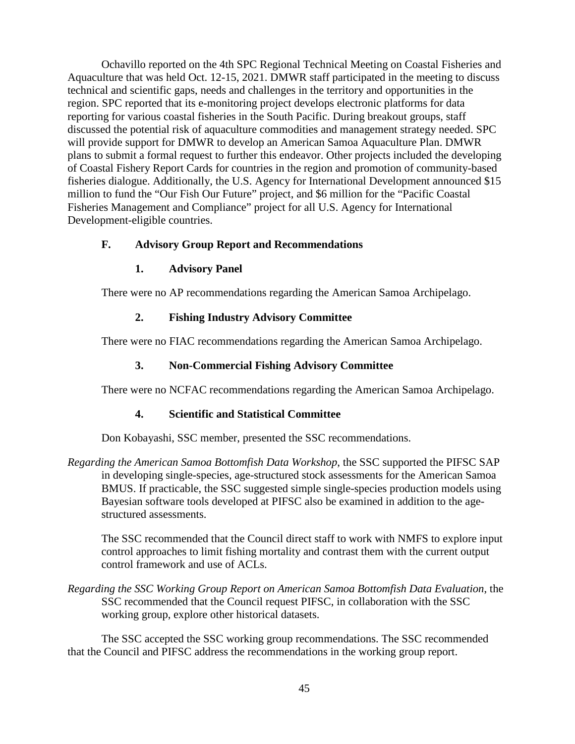Ochavillo reported on the 4th SPC Regional Technical Meeting on Coastal Fisheries and Aquaculture that was held Oct. 12-15, 2021. DMWR staff participated in the meeting to discuss technical and scientific gaps, needs and challenges in the territory and opportunities in the region. SPC reported that its e-monitoring project develops electronic platforms for data reporting for various coastal fisheries in the South Pacific. During breakout groups, staff discussed the potential risk of aquaculture commodities and management strategy needed. SPC will provide support for DMWR to develop an American Samoa Aquaculture Plan. DMWR plans to submit a formal request to further this endeavor. Other projects included the developing of Coastal Fishery Report Cards for countries in the region and promotion of community-based fisheries dialogue. Additionally, the U.S. Agency for International Development announced $15 million to fund the "Our Fish Our Future" project, and $6 million for the "Pacific Coastal Fisheries Management and Compliance" project for all U.S. Agency for International Development-eligible countries.

### F. Advisory Group Report and Recommendations

#### 1. Advisory Panel

There were no AP recommendations regarding the American Samoa Archipelago.

#### 2. Fishing Industry Advisory Committee

There were no FIAC recommendations regarding the American Samoa Archipelago.

#### 3. Non-Commercial Fishing Advisory Committee

There were no NCFAC recommendations regarding the American Samoa Archipelago.

#### 4. Scientific and Statistical Committee

Don Kobayashi, SSC member, presented the SSC recommendations.

*Regarding the American Samoa Bottomfish Data Workshop*, the SSC supported the PIFSC SAP in developing single-species, age-structured stock assessments for the American Samoa BMUS. If practicable, the SSC suggested simple single-species production models using Bayesian software tools developed at PIFSC also be examined in addition to the age-structured assessments.

The SSC recommended that the Council direct staff to work with NMFS to explore input control approaches to limit fishing mortality and contrast them with the current output control framework and use of ACLs.

*Regarding the SSC Working Group Report on American Samoa Bottomfish Data Evaluation*, the SSC recommended that the Council request PIFSC, in collaboration with the SSC working group, explore other historical datasets.

The SSC accepted the SSC working group recommendations. The SSC recommended that the Council and PIFSC address the recommendations in the working group report.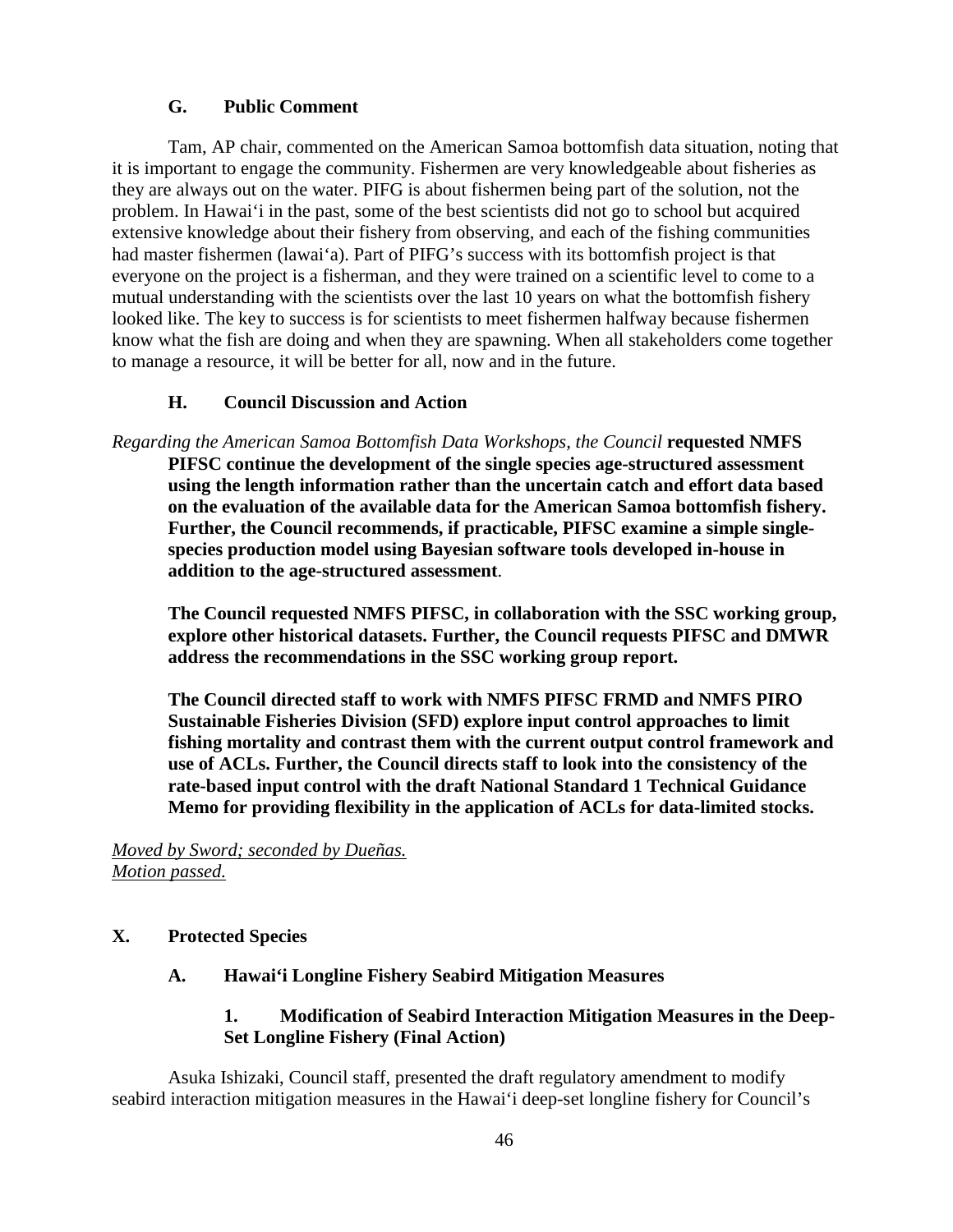### G. Public Comment

Tam, AP chair, commented on the American Samoa bottomfish data situation, noting that it is important to engage the community. Fishermen are very knowledgeable about fisheries as they are always out on the water. PIFG is about fishermen being part of the solution, not the problem. In Hawai'i in the past, some of the best scientists did not go to school but acquired extensive knowledge about their fishery from observing, and each of the fishing communities had master fishermen (lawai'a). Part of PIFG's success with its bottomfish project is that everyone on the project is a fisherman, and they were trained on a scientific level to come to a mutual understanding with the scientists over the last 10 years on what the bottomfish fishery looked like. The key to success is for scientists to meet fishermen halfway because fishermen know what the fish are doing and when they are spawning. When all stakeholders come together to manage a resource, it will be better for all, now and in the future.

### H. Council Discussion and Action

*Regarding the American Samoa Bottomfish Data Workshops, the Council* **requested NMFS PIFSC continue the development of the single species age-structured assessment using the length information rather than the uncertain catch and effort data based on the evaluation of the available data for the American Samoa bottomfish fishery. Further, the Council recommends, if practicable, PIFSC examine a simple single-species production model using Bayesian software tools developed in-house in addition to the age-structured assessment**.

**The Council requested NMFS PIFSC, in collaboration with the SSC working group, explore other historical datasets. Further, the Council requests PIFSC and DMWR address the recommendations in the SSC working group report.**

**The Council directed staff to work with NMFS PIFSC FRMD and NMFS PIRO Sustainable Fisheries Division (SFD) explore input control approaches to limit fishing mortality and contrast them with the current output control framework and use of ACLs. Further, the Council directs staff to look into the consistency of the rate-based input control with the draft National Standard 1 Technical Guidance Memo for providing flexibility in the application of ACLs for data-limited stocks.**

*Moved by Sword; seconded by Dueñas.*
*Motion passed.*

## X. Protected Species

### A. Hawai'i Longline Fishery Seabird Mitigation Measures

#### 1. Modification of Seabird Interaction Mitigation Measures in the Deep-Set Longline Fishery (Final Action)

Asuka Ishizaki, Council staff, presented the draft regulatory amendment to modify seabird interaction mitigation measures in the Hawai'i deep-set longline fishery for Council's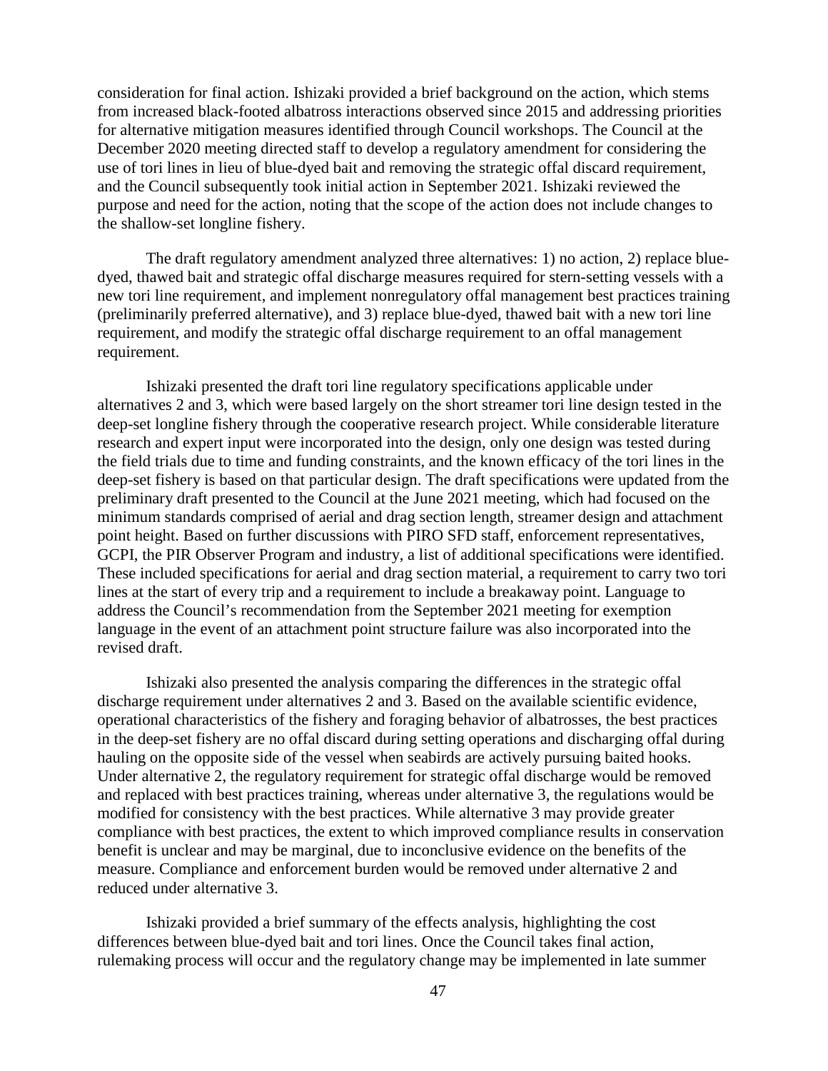consideration for final action. Ishizaki provided a brief background on the action, which stems from increased black-footed albatross interactions observed since 2015 and addressing priorities for alternative mitigation measures identified through Council workshops. The Council at the December 2020 meeting directed staff to develop a regulatory amendment for considering the use of tori lines in lieu of blue-dyed bait and removing the strategic offal discard requirement, and the Council subsequently took initial action in September 2021. Ishizaki reviewed the purpose and need for the action, noting that the scope of the action does not include changes to the shallow-set longline fishery.

The draft regulatory amendment analyzed three alternatives: 1) no action, 2) replace blue-dyed, thawed bait and strategic offal discharge measures required for stern-setting vessels with a new tori line requirement, and implement nonregulatory offal management best practices training (preliminarily preferred alternative), and 3) replace blue-dyed, thawed bait with a new tori line requirement, and modify the strategic offal discharge requirement to an offal management requirement.

Ishizaki presented the draft tori line regulatory specifications applicable under alternatives 2 and 3, which were based largely on the short streamer tori line design tested in the deep-set longline fishery through the cooperative research project. While considerable literature research and expert input were incorporated into the design, only one design was tested during the field trials due to time and funding constraints, and the known efficacy of the tori lines in the deep-set fishery is based on that particular design. The draft specifications were updated from the preliminary draft presented to the Council at the June 2021 meeting, which had focused on the minimum standards comprised of aerial and drag section length, streamer design and attachment point height. Based on further discussions with PIRO SFD staff, enforcement representatives, GCPI, the PIR Observer Program and industry, a list of additional specifications were identified. These included specifications for aerial and drag section material, a requirement to carry two tori lines at the start of every trip and a requirement to include a breakaway point. Language to address the Council's recommendation from the September 2021 meeting for exemption language in the event of an attachment point structure failure was also incorporated into the revised draft.

Ishizaki also presented the analysis comparing the differences in the strategic offal discharge requirement under alternatives 2 and 3. Based on the available scientific evidence, operational characteristics of the fishery and foraging behavior of albatrosses, the best practices in the deep-set fishery are no offal discard during setting operations and discharging offal during hauling on the opposite side of the vessel when seabirds are actively pursuing baited hooks. Under alternative 2, the regulatory requirement for strategic offal discharge would be removed and replaced with best practices training, whereas under alternative 3, the regulations would be modified for consistency with the best practices. While alternative 3 may provide greater compliance with best practices, the extent to which improved compliance results in conservation benefit is unclear and may be marginal, due to inconclusive evidence on the benefits of the measure. Compliance and enforcement burden would be removed under alternative 2 and reduced under alternative 3.

Ishizaki provided a brief summary of the effects analysis, highlighting the cost differences between blue-dyed bait and tori lines. Once the Council takes final action, rulemaking process will occur and the regulatory change may be implemented in late summer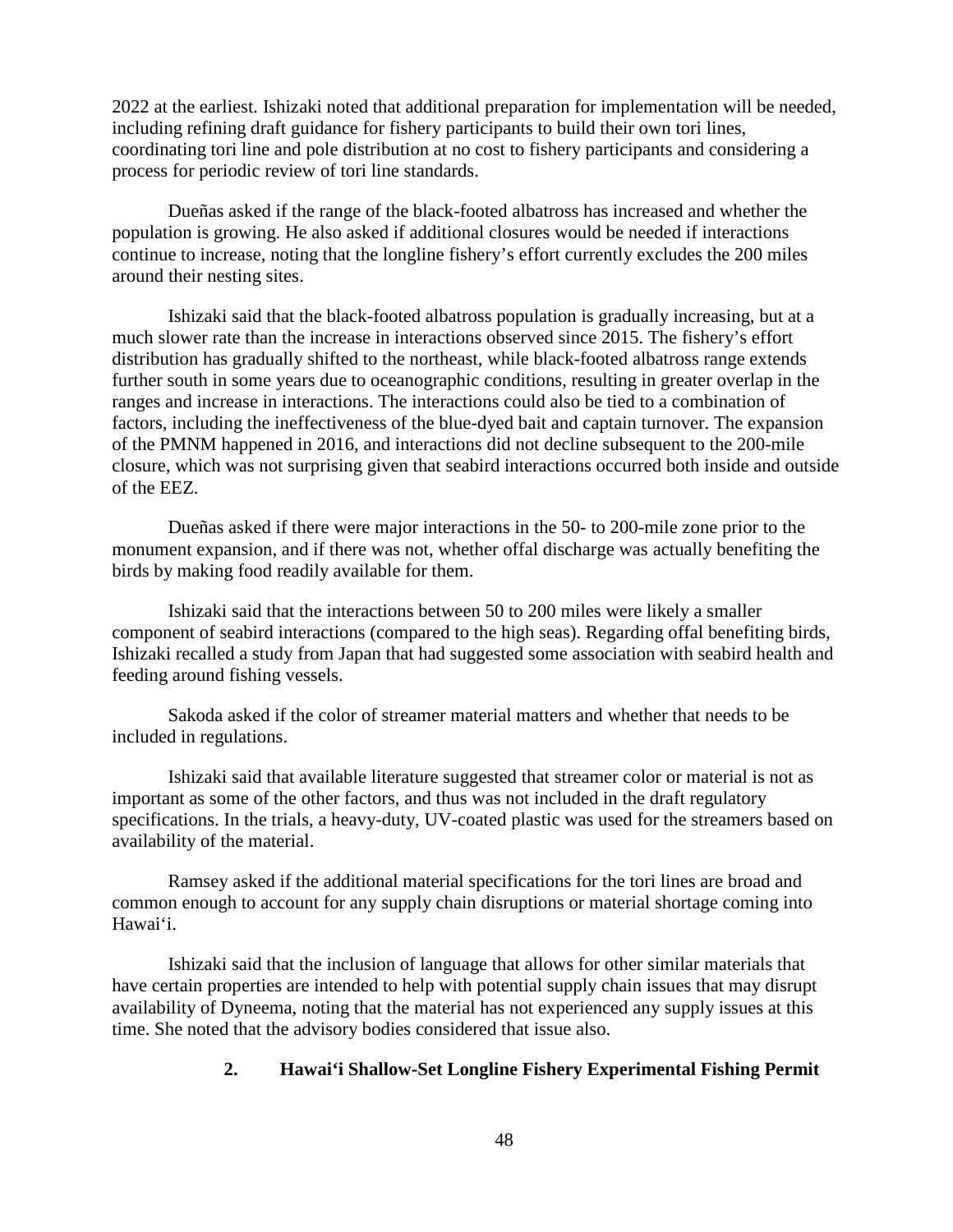2022 at the earliest. Ishizaki noted that additional preparation for implementation will be needed, including refining draft guidance for fishery participants to build their own tori lines, coordinating tori line and pole distribution at no cost to fishery participants and considering a process for periodic review of tori line standards.

Dueñas asked if the range of the black-footed albatross has increased and whether the population is growing. He also asked if additional closures would be needed if interactions continue to increase, noting that the longline fishery's effort currently excludes the 200 miles around their nesting sites.

Ishizaki said that the black-footed albatross population is gradually increasing, but at a much slower rate than the increase in interactions observed since 2015. The fishery's effort distribution has gradually shifted to the northeast, while black-footed albatross range extends further south in some years due to oceanographic conditions, resulting in greater overlap in the ranges and increase in interactions. The interactions could also be tied to a combination of factors, including the ineffectiveness of the blue-dyed bait and captain turnover. The expansion of the PMNM happened in 2016, and interactions did not decline subsequent to the 200-mile closure, which was not surprising given that seabird interactions occurred both inside and outside of the EEZ.

Dueñas asked if there were major interactions in the 50- to 200-mile zone prior to the monument expansion, and if there was not, whether offal discharge was actually benefiting the birds by making food readily available for them.

Ishizaki said that the interactions between 50 to 200 miles were likely a smaller component of seabird interactions (compared to the high seas). Regarding offal benefiting birds, Ishizaki recalled a study from Japan that had suggested some association with seabird health and feeding around fishing vessels.

Sakoda asked if the color of streamer material matters and whether that needs to be included in regulations.

Ishizaki said that available literature suggested that streamer color or material is not as important as some of the other factors, and thus was not included in the draft regulatory specifications. In the trials, a heavy-duty, UV-coated plastic was used for the streamers based on availability of the material.

Ramsey asked if the additional material specifications for the tori lines are broad and common enough to account for any supply chain disruptions or material shortage coming into Hawaiʻi.

Ishizaki said that the inclusion of language that allows for other similar materials that have certain properties are intended to help with potential supply chain issues that may disrupt availability of Dyneema, noting that the material has not experienced any supply issues at this time. She noted that the advisory bodies considered that issue also.

### 2. Hawaiʻi Shallow-Set Longline Fishery Experimental Fishing Permit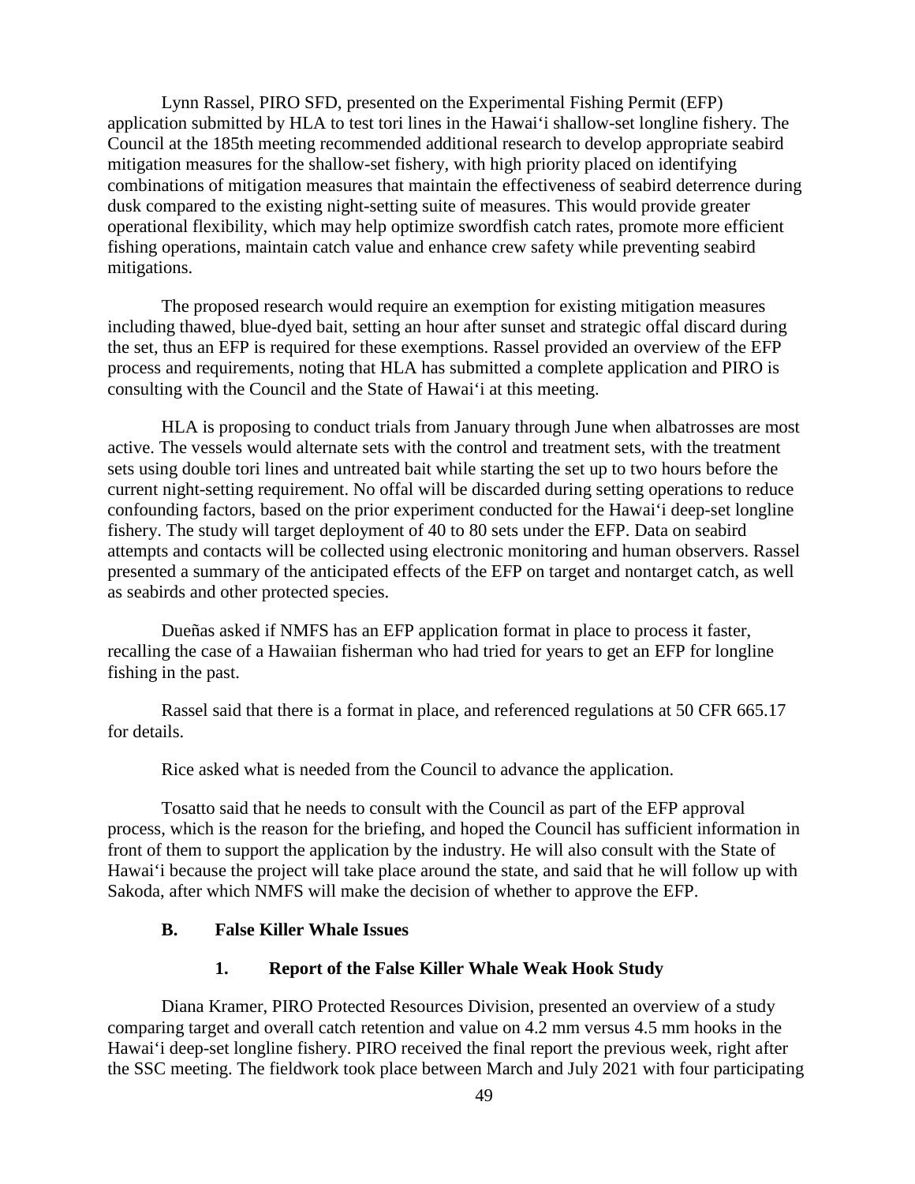Lynn Rassel, PIRO SFD, presented on the Experimental Fishing Permit (EFP) application submitted by HLA to test tori lines in the Hawai‘i shallow-set longline fishery. The Council at the 185th meeting recommended additional research to develop appropriate seabird mitigation measures for the shallow-set fishery, with high priority placed on identifying combinations of mitigation measures that maintain the effectiveness of seabird deterrence during dusk compared to the existing night-setting suite of measures. This would provide greater operational flexibility, which may help optimize swordfish catch rates, promote more efficient fishing operations, maintain catch value and enhance crew safety while preventing seabird mitigations.

The proposed research would require an exemption for existing mitigation measures including thawed, blue-dyed bait, setting an hour after sunset and strategic offal discard during the set, thus an EFP is required for these exemptions. Rassel provided an overview of the EFP process and requirements, noting that HLA has submitted a complete application and PIRO is consulting with the Council and the State of Hawai‘i at this meeting.

HLA is proposing to conduct trials from January through June when albatrosses are most active. The vessels would alternate sets with the control and treatment sets, with the treatment sets using double tori lines and untreated bait while starting the set up to two hours before the current night-setting requirement. No offal will be discarded during setting operations to reduce confounding factors, based on the prior experiment conducted for the Hawai‘i deep-set longline fishery. The study will target deployment of 40 to 80 sets under the EFP. Data on seabird attempts and contacts will be collected using electronic monitoring and human observers. Rassel presented a summary of the anticipated effects of the EFP on target and nontarget catch, as well as seabirds and other protected species.

Dueñas asked if NMFS has an EFP application format in place to process it faster, recalling the case of a Hawaiian fisherman who had tried for years to get an EFP for longline fishing in the past.

Rassel said that there is a format in place, and referenced regulations at 50 CFR 665.17 for details.

Rice asked what is needed from the Council to advance the application.

Tosatto said that he needs to consult with the Council as part of the EFP approval process, which is the reason for the briefing, and hoped the Council has sufficient information in front of them to support the application by the industry. He will also consult with the State of Hawai‘i because the project will take place around the state, and said that he will follow up with Sakoda, after which NMFS will make the decision of whether to approve the EFP.

### B. False Killer Whale Issues

#### 1. Report of the False Killer Whale Weak Hook Study

Diana Kramer, PIRO Protected Resources Division, presented an overview of a study comparing target and overall catch retention and value on 4.2 mm versus 4.5 mm hooks in the Hawai‘i deep-set longline fishery. PIRO received the final report the previous week, right after the SSC meeting. The fieldwork took place between March and July 2021 with four participating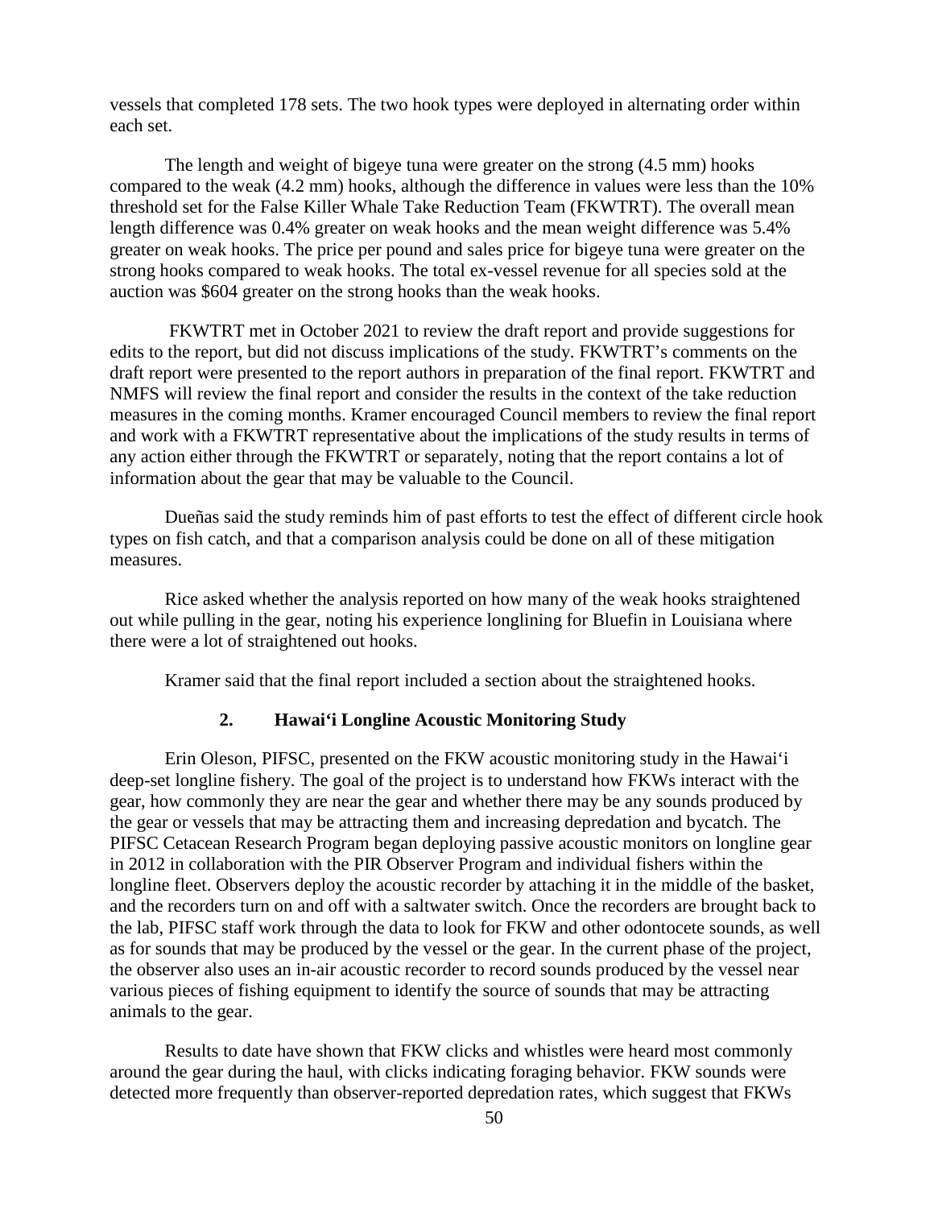vessels that completed 178 sets. The two hook types were deployed in alternating order within each set.

The length and weight of bigeye tuna were greater on the strong (4.5 mm) hooks compared to the weak (4.2 mm) hooks, although the difference in values were less than the 10% threshold set for the False Killer Whale Take Reduction Team (FKWTRT). The overall mean length difference was 0.4% greater on weak hooks and the mean weight difference was 5.4% greater on weak hooks. The price per pound and sales price for bigeye tuna were greater on the strong hooks compared to weak hooks. The total ex-vessel revenue for all species sold at the auction was $604 greater on the strong hooks than the weak hooks.

FKWTRT met in October 2021 to review the draft report and provide suggestions for edits to the report, but did not discuss implications of the study. FKWTRT's comments on the draft report were presented to the report authors in preparation of the final report. FKWTRT and NMFS will review the final report and consider the results in the context of the take reduction measures in the coming months. Kramer encouraged Council members to review the final report and work with a FKWTRT representative about the implications of the study results in terms of any action either through the FKWTRT or separately, noting that the report contains a lot of information about the gear that may be valuable to the Council.

Dueñas said the study reminds him of past efforts to test the effect of different circle hook types on fish catch, and that a comparison analysis could be done on all of these mitigation measures.

Rice asked whether the analysis reported on how many of the weak hooks straightened out while pulling in the gear, noting his experience longlining for Bluefin in Louisiana where there were a lot of straightened out hooks.

Kramer said that the final report included a section about the straightened hooks.

### 2. Hawai'i Longline Acoustic Monitoring Study

Erin Oleson, PIFSC, presented on the FKW acoustic monitoring study in the Hawai'i deep-set longline fishery. The goal of the project is to understand how FKWs interact with the gear, how commonly they are near the gear and whether there may be any sounds produced by the gear or vessels that may be attracting them and increasing depredation and bycatch. The PIFSC Cetacean Research Program began deploying passive acoustic monitors on longline gear in 2012 in collaboration with the PIR Observer Program and individual fishers within the longline fleet. Observers deploy the acoustic recorder by attaching it in the middle of the basket, and the recorders turn on and off with a saltwater switch. Once the recorders are brought back to the lab, PIFSC staff work through the data to look for FKW and other odontocete sounds, as well as for sounds that may be produced by the vessel or the gear. In the current phase of the project, the observer also uses an in-air acoustic recorder to record sounds produced by the vessel near various pieces of fishing equipment to identify the source of sounds that may be attracting animals to the gear.

Results to date have shown that FKW clicks and whistles were heard most commonly around the gear during the haul, with clicks indicating foraging behavior. FKW sounds were detected more frequently than observer-reported depredation rates, which suggest that FKWs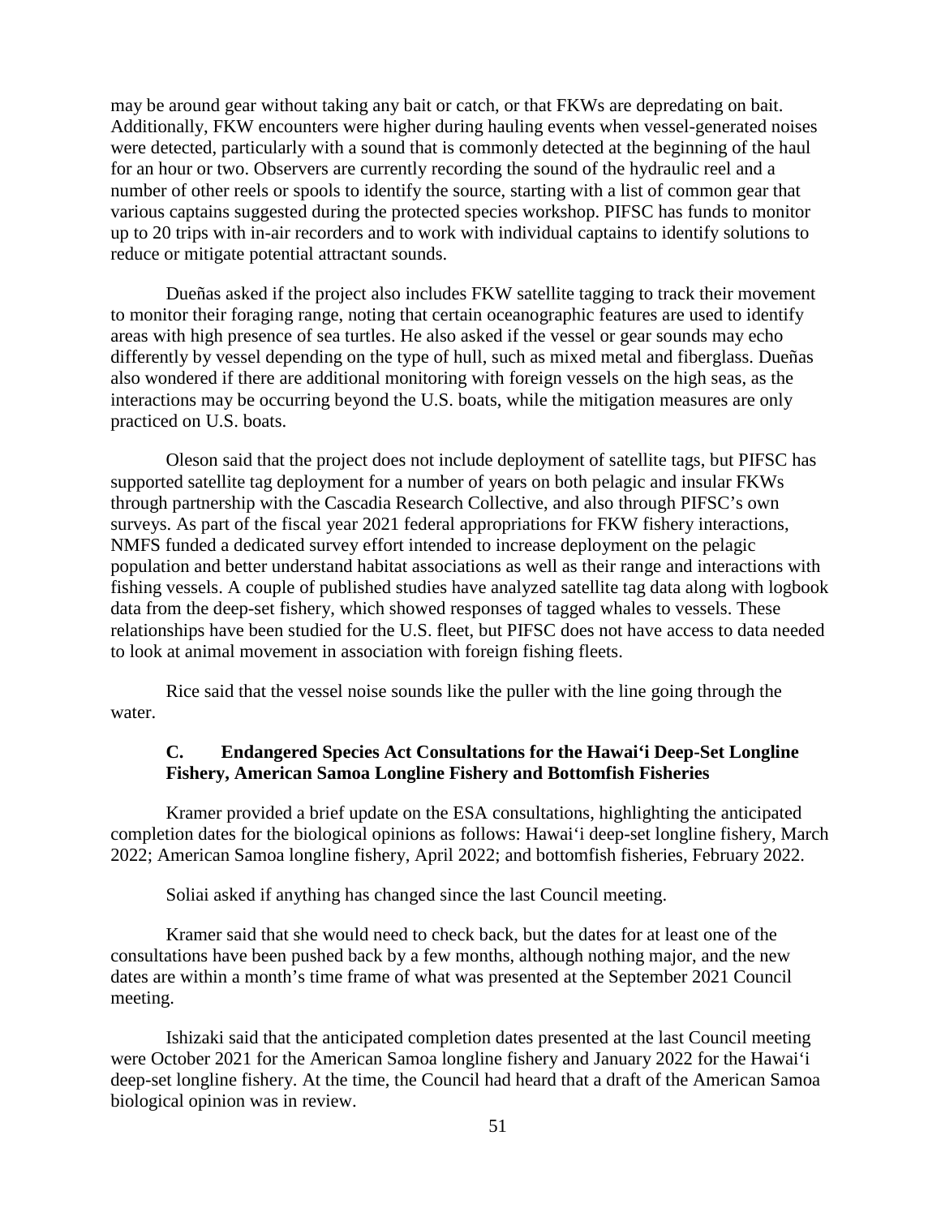may be around gear without taking any bait or catch, or that FKWs are depredating on bait. Additionally, FKW encounters were higher during hauling events when vessel-generated noises were detected, particularly with a sound that is commonly detected at the beginning of the haul for an hour or two. Observers are currently recording the sound of the hydraulic reel and a number of other reels or spools to identify the source, starting with a list of common gear that various captains suggested during the protected species workshop. PIFSC has funds to monitor up to 20 trips with in-air recorders and to work with individual captains to identify solutions to reduce or mitigate potential attractant sounds.

Dueñas asked if the project also includes FKW satellite tagging to track their movement to monitor their foraging range, noting that certain oceanographic features are used to identify areas with high presence of sea turtles. He also asked if the vessel or gear sounds may echo differently by vessel depending on the type of hull, such as mixed metal and fiberglass. Dueñas also wondered if there are additional monitoring with foreign vessels on the high seas, as the interactions may be occurring beyond the U.S. boats, while the mitigation measures are only practiced on U.S. boats.

Oleson said that the project does not include deployment of satellite tags, but PIFSC has supported satellite tag deployment for a number of years on both pelagic and insular FKWs through partnership with the Cascadia Research Collective, and also through PIFSC's own surveys. As part of the fiscal year 2021 federal appropriations for FKW fishery interactions, NMFS funded a dedicated survey effort intended to increase deployment on the pelagic population and better understand habitat associations as well as their range and interactions with fishing vessels. A couple of published studies have analyzed satellite tag data along with logbook data from the deep-set fishery, which showed responses of tagged whales to vessels. These relationships have been studied for the U.S. fleet, but PIFSC does not have access to data needed to look at animal movement in association with foreign fishing fleets.

Rice said that the vessel noise sounds like the puller with the line going through the water.

### C. Endangered Species Act Consultations for the Hawai'i Deep-Set Longline Fishery, American Samoa Longline Fishery and Bottomfish Fisheries

Kramer provided a brief update on the ESA consultations, highlighting the anticipated completion dates for the biological opinions as follows: Hawai'i deep-set longline fishery, March 2022; American Samoa longline fishery, April 2022; and bottomfish fisheries, February 2022.

Soliai asked if anything has changed since the last Council meeting.

Kramer said that she would need to check back, but the dates for at least one of the consultations have been pushed back by a few months, although nothing major, and the new dates are within a month's time frame of what was presented at the September 2021 Council meeting.

Ishizaki said that the anticipated completion dates presented at the last Council meeting were October 2021 for the American Samoa longline fishery and January 2022 for the Hawai'i deep-set longline fishery. At the time, the Council had heard that a draft of the American Samoa biological opinion was in review.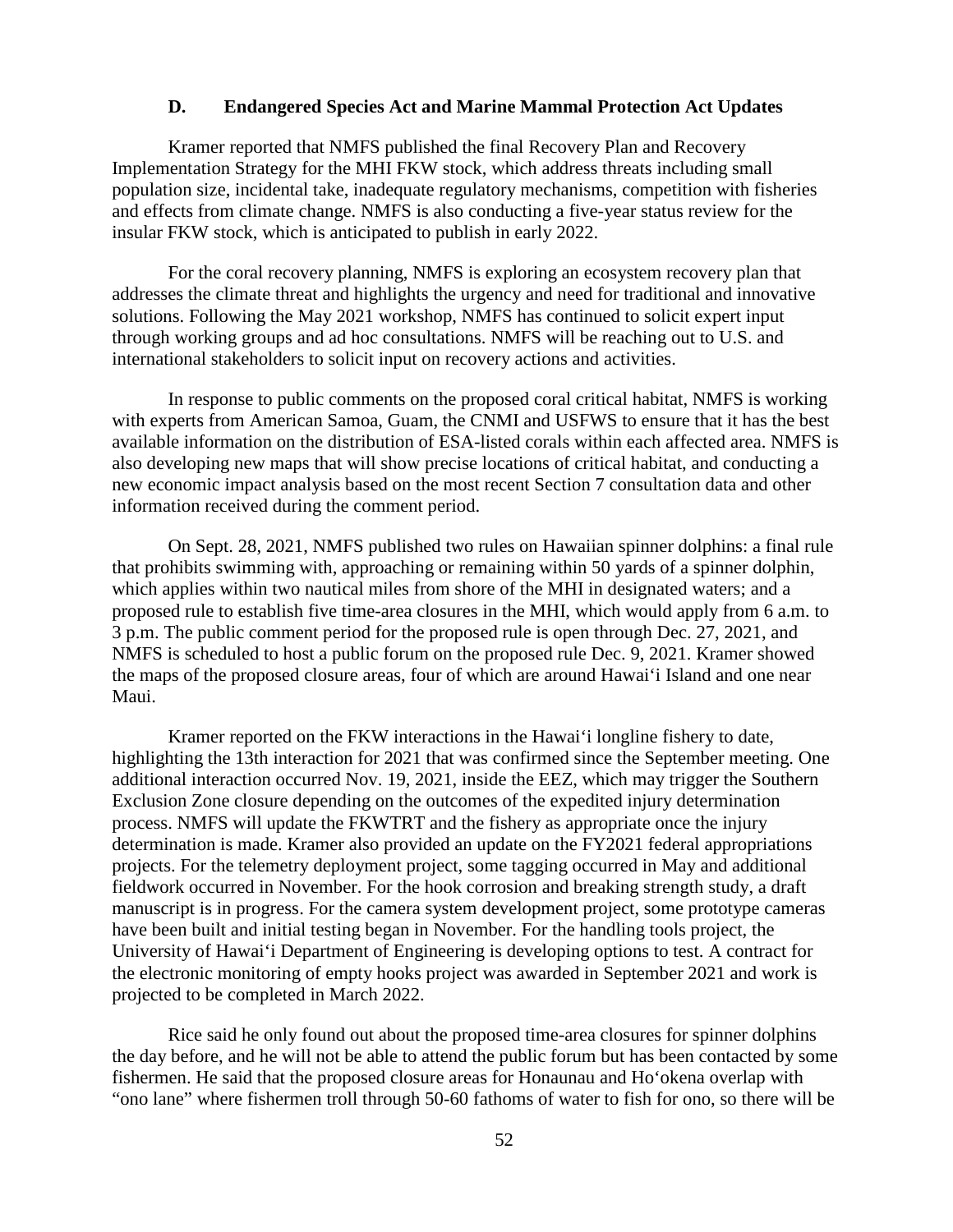### D. Endangered Species Act and Marine Mammal Protection Act Updates

Kramer reported that NMFS published the final Recovery Plan and Recovery Implementation Strategy for the MHI FKW stock, which address threats including small population size, incidental take, inadequate regulatory mechanisms, competition with fisheries and effects from climate change. NMFS is also conducting a five-year status review for the insular FKW stock, which is anticipated to publish in early 2022.

For the coral recovery planning, NMFS is exploring an ecosystem recovery plan that addresses the climate threat and highlights the urgency and need for traditional and innovative solutions. Following the May 2021 workshop, NMFS has continued to solicit expert input through working groups and ad hoc consultations. NMFS will be reaching out to U.S. and international stakeholders to solicit input on recovery actions and activities.

In response to public comments on the proposed coral critical habitat, NMFS is working with experts from American Samoa, Guam, the CNMI and USFWS to ensure that it has the best available information on the distribution of ESA-listed corals within each affected area. NMFS is also developing new maps that will show precise locations of critical habitat, and conducting a new economic impact analysis based on the most recent Section 7 consultation data and other information received during the comment period.

On Sept. 28, 2021, NMFS published two rules on Hawaiian spinner dolphins: a final rule that prohibits swimming with, approaching or remaining within 50 yards of a spinner dolphin, which applies within two nautical miles from shore of the MHI in designated waters; and a proposed rule to establish five time-area closures in the MHI, which would apply from 6 a.m. to 3 p.m. The public comment period for the proposed rule is open through Dec. 27, 2021, and NMFS is scheduled to host a public forum on the proposed rule Dec. 9, 2021. Kramer showed the maps of the proposed closure areas, four of which are around Hawai‘i Island and one near Maui.

Kramer reported on the FKW interactions in the Hawai‘i longline fishery to date, highlighting the 13th interaction for 2021 that was confirmed since the September meeting. One additional interaction occurred Nov. 19, 2021, inside the EEZ, which may trigger the Southern Exclusion Zone closure depending on the outcomes of the expedited injury determination process. NMFS will update the FKWTRT and the fishery as appropriate once the injury determination is made. Kramer also provided an update on the FY2021 federal appropriations projects. For the telemetry deployment project, some tagging occurred in May and additional fieldwork occurred in November. For the hook corrosion and breaking strength study, a draft manuscript is in progress. For the camera system development project, some prototype cameras have been built and initial testing began in November. For the handling tools project, the University of Hawai‘i Department of Engineering is developing options to test. A contract for the electronic monitoring of empty hooks project was awarded in September 2021 and work is projected to be completed in March 2022.

Rice said he only found out about the proposed time-area closures for spinner dolphins the day before, and he will not be able to attend the public forum but has been contacted by some fishermen. He said that the proposed closure areas for Honaunau and Ho‘okena overlap with "ono lane" where fishermen troll through 50-60 fathoms of water to fish for ono, so there will be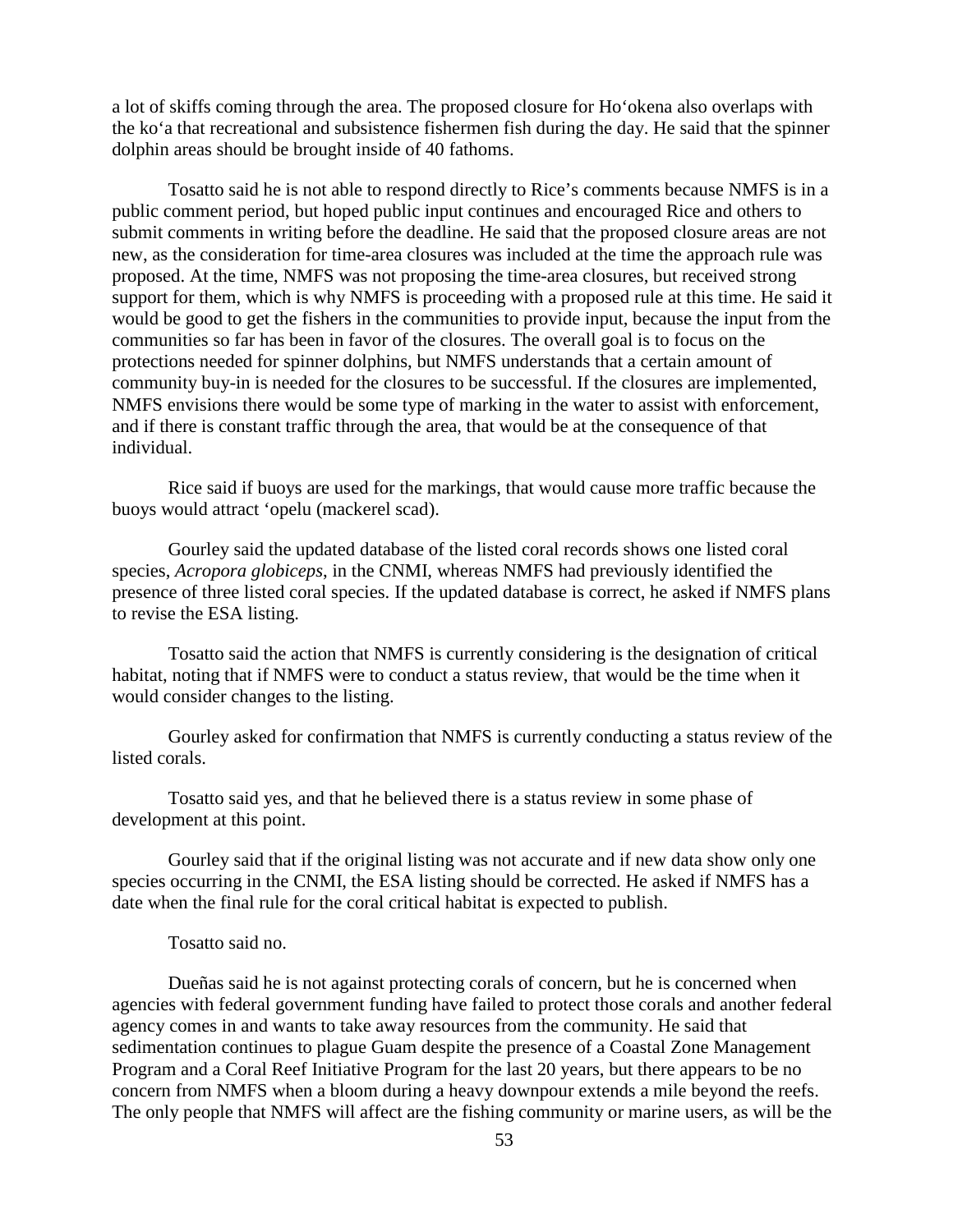a lot of skiffs coming through the area. The proposed closure for Hoʻokena also overlaps with the koʻa that recreational and subsistence fishermen fish during the day. He said that the spinner dolphin areas should be brought inside of 40 fathoms.

Tosatto said he is not able to respond directly to Rice's comments because NMFS is in a public comment period, but hoped public input continues and encouraged Rice and others to submit comments in writing before the deadline. He said that the proposed closure areas are not new, as the consideration for time-area closures was included at the time the approach rule was proposed. At the time, NMFS was not proposing the time-area closures, but received strong support for them, which is why NMFS is proceeding with a proposed rule at this time. He said it would be good to get the fishers in the communities to provide input, because the input from the communities so far has been in favor of the closures. The overall goal is to focus on the protections needed for spinner dolphins, but NMFS understands that a certain amount of community buy-in is needed for the closures to be successful. If the closures are implemented, NMFS envisions there would be some type of marking in the water to assist with enforcement, and if there is constant traffic through the area, that would be at the consequence of that individual.

Rice said if buoys are used for the markings, that would cause more traffic because the buoys would attract ʻopelu (mackerel scad).

Gourley said the updated database of the listed coral records shows one listed coral species, *Acropora globiceps*, in the CNMI, whereas NMFS had previously identified the presence of three listed coral species. If the updated database is correct, he asked if NMFS plans to revise the ESA listing.

Tosatto said the action that NMFS is currently considering is the designation of critical habitat, noting that if NMFS were to conduct a status review, that would be the time when it would consider changes to the listing.

Gourley asked for confirmation that NMFS is currently conducting a status review of the listed corals.

Tosatto said yes, and that he believed there is a status review in some phase of development at this point.

Gourley said that if the original listing was not accurate and if new data show only one species occurring in the CNMI, the ESA listing should be corrected. He asked if NMFS has a date when the final rule for the coral critical habitat is expected to publish.

Tosatto said no.

Dueñas said he is not against protecting corals of concern, but he is concerned when agencies with federal government funding have failed to protect those corals and another federal agency comes in and wants to take away resources from the community. He said that sedimentation continues to plague Guam despite the presence of a Coastal Zone Management Program and a Coral Reef Initiative Program for the last 20 years, but there appears to be no concern from NMFS when a bloom during a heavy downpour extends a mile beyond the reefs. The only people that NMFS will affect are the fishing community or marine users, as will be the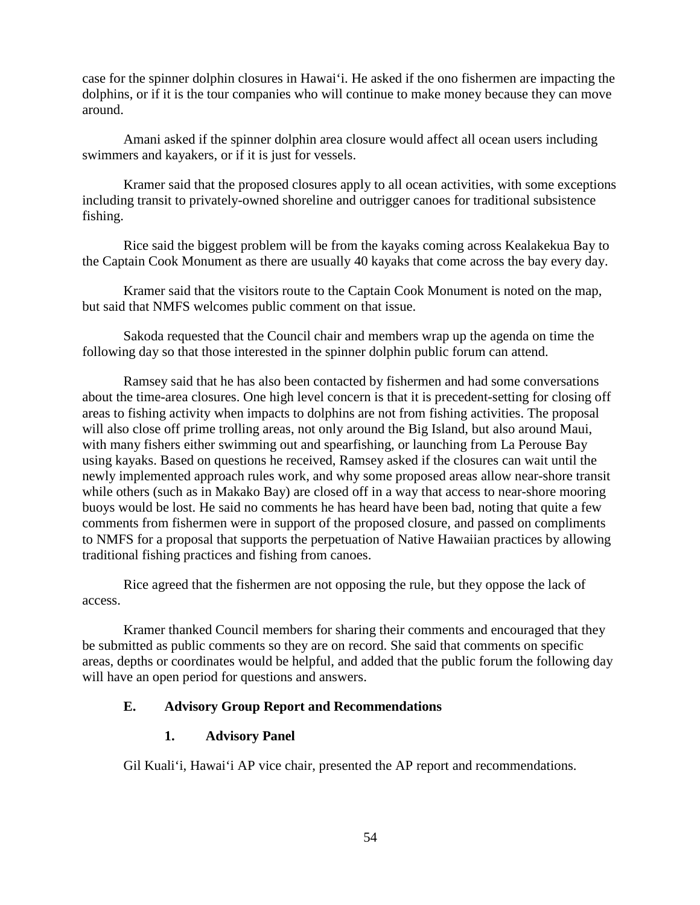case for the spinner dolphin closures in Hawai'i. He asked if the ono fishermen are impacting the dolphins, or if it is the tour companies who will continue to make money because they can move around.

Amani asked if the spinner dolphin area closure would affect all ocean users including swimmers and kayakers, or if it is just for vessels.

Kramer said that the proposed closures apply to all ocean activities, with some exceptions including transit to privately-owned shoreline and outrigger canoes for traditional subsistence fishing.

Rice said the biggest problem will be from the kayaks coming across Kealakekua Bay to the Captain Cook Monument as there are usually 40 kayaks that come across the bay every day.

Kramer said that the visitors route to the Captain Cook Monument is noted on the map, but said that NMFS welcomes public comment on that issue.

Sakoda requested that the Council chair and members wrap up the agenda on time the following day so that those interested in the spinner dolphin public forum can attend.

Ramsey said that he has also been contacted by fishermen and had some conversations about the time-area closures. One high level concern is that it is precedent-setting for closing off areas to fishing activity when impacts to dolphins are not from fishing activities. The proposal will also close off prime trolling areas, not only around the Big Island, but also around Maui, with many fishers either swimming out and spearfishing, or launching from La Perouse Bay using kayaks. Based on questions he received, Ramsey asked if the closures can wait until the newly implemented approach rules work, and why some proposed areas allow near-shore transit while others (such as in Makako Bay) are closed off in a way that access to near-shore mooring buoys would be lost. He said no comments he has heard have been bad, noting that quite a few comments from fishermen were in support of the proposed closure, and passed on compliments to NMFS for a proposal that supports the perpetuation of Native Hawaiian practices by allowing traditional fishing practices and fishing from canoes.

Rice agreed that the fishermen are not opposing the rule, but they oppose the lack of access.

Kramer thanked Council members for sharing their comments and encouraged that they be submitted as public comments so they are on record. She said that comments on specific areas, depths or coordinates would be helpful, and added that the public forum the following day will have an open period for questions and answers.

### E. Advisory Group Report and Recommendations

#### 1. Advisory Panel

Gil Kuali'i, Hawai'i AP vice chair, presented the AP report and recommendations.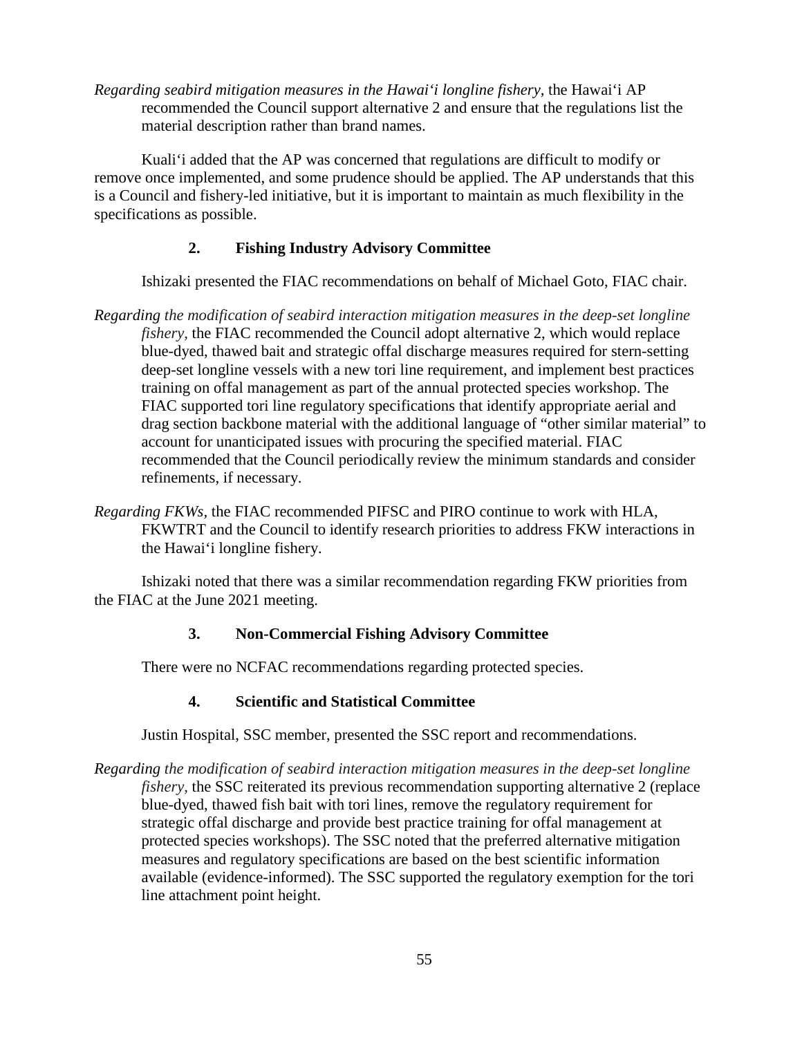*Regarding seabird mitigation measures in the Hawai'i longline fishery,* the Hawai'i AP recommended the Council support alternative 2 and ensure that the regulations list the material description rather than brand names.

Kuali'i added that the AP was concerned that regulations are difficult to modify or remove once implemented, and some prudence should be applied. The AP understands that this is a Council and fishery-led initiative, but it is important to maintain as much flexibility in the specifications as possible.

### 2. Fishing Industry Advisory Committee

Ishizaki presented the FIAC recommendations on behalf of Michael Goto, FIAC chair.

*Regarding the modification of seabird interaction mitigation measures in the deep-set longline fishery,* the FIAC recommended the Council adopt alternative 2, which would replace blue-dyed, thawed bait and strategic offal discharge measures required for stern-setting deep-set longline vessels with a new tori line requirement, and implement best practices training on offal management as part of the annual protected species workshop. The FIAC supported tori line regulatory specifications that identify appropriate aerial and drag section backbone material with the additional language of "other similar material" to account for unanticipated issues with procuring the specified material. FIAC recommended that the Council periodically review the minimum standards and consider refinements, if necessary.

*Regarding FKWs,* the FIAC recommended PIFSC and PIRO continue to work with HLA, FKWTRT and the Council to identify research priorities to address FKW interactions in the Hawai'i longline fishery.

Ishizaki noted that there was a similar recommendation regarding FKW priorities from the FIAC at the June 2021 meeting.

### 3. Non-Commercial Fishing Advisory Committee

There were no NCFAC recommendations regarding protected species.

### 4. Scientific and Statistical Committee

Justin Hospital, SSC member, presented the SSC report and recommendations.

*Regarding the modification of seabird interaction mitigation measures in the deep-set longline fishery,* the SSC reiterated its previous recommendation supporting alternative 2 (replace blue-dyed, thawed fish bait with tori lines, remove the regulatory requirement for strategic offal discharge and provide best practice training for offal management at protected species workshops). The SSC noted that the preferred alternative mitigation measures and regulatory specifications are based on the best scientific information available (evidence-informed). The SSC supported the regulatory exemption for the tori line attachment point height.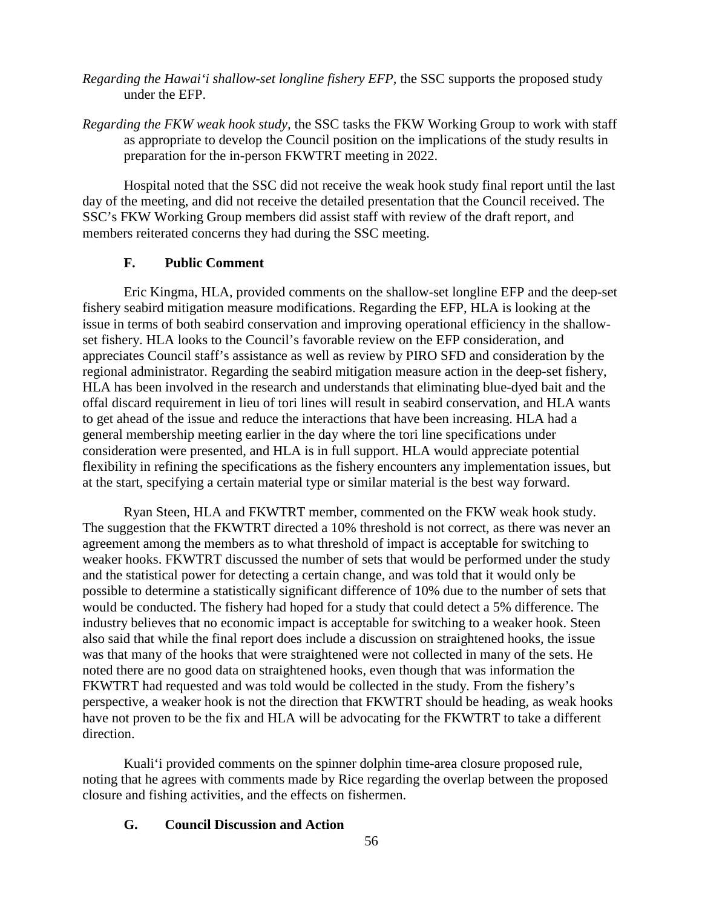*Regarding the Hawai'i shallow-set longline fishery EFP*, the SSC supports the proposed study under the EFP.

*Regarding the FKW weak hook study*, the SSC tasks the FKW Working Group to work with staff as appropriate to develop the Council position on the implications of the study results in preparation for the in-person FKWTRT meeting in 2022.

Hospital noted that the SSC did not receive the weak hook study final report until the last day of the meeting, and did not receive the detailed presentation that the Council received. The SSC's FKW Working Group members did assist staff with review of the draft report, and members reiterated concerns they had during the SSC meeting.

### F. Public Comment

Eric Kingma, HLA, provided comments on the shallow-set longline EFP and the deep-set fishery seabird mitigation measure modifications. Regarding the EFP, HLA is looking at the issue in terms of both seabird conservation and improving operational efficiency in the shallow-set fishery. HLA looks to the Council's favorable review on the EFP consideration, and appreciates Council staff's assistance as well as review by PIRO SFD and consideration by the regional administrator. Regarding the seabird mitigation measure action in the deep-set fishery, HLA has been involved in the research and understands that eliminating blue-dyed bait and the offal discard requirement in lieu of tori lines will result in seabird conservation, and HLA wants to get ahead of the issue and reduce the interactions that have been increasing. HLA had a general membership meeting earlier in the day where the tori line specifications under consideration were presented, and HLA is in full support. HLA would appreciate potential flexibility in refining the specifications as the fishery encounters any implementation issues, but at the start, specifying a certain material type or similar material is the best way forward.

Ryan Steen, HLA and FKWTRT member, commented on the FKW weak hook study. The suggestion that the FKWTRT directed a 10% threshold is not correct, as there was never an agreement among the members as to what threshold of impact is acceptable for switching to weaker hooks. FKWTRT discussed the number of sets that would be performed under the study and the statistical power for detecting a certain change, and was told that it would only be possible to determine a statistically significant difference of 10% due to the number of sets that would be conducted. The fishery had hoped for a study that could detect a 5% difference. The industry believes that no economic impact is acceptable for switching to a weaker hook. Steen also said that while the final report does include a discussion on straightened hooks, the issue was that many of the hooks that were straightened were not collected in many of the sets. He noted there are no good data on straightened hooks, even though that was information the FKWTRT had requested and was told would be collected in the study. From the fishery's perspective, a weaker hook is not the direction that FKWTRT should be heading, as weak hooks have not proven to be the fix and HLA will be advocating for the FKWTRT to take a different direction.

Kuali'i provided comments on the spinner dolphin time-area closure proposed rule, noting that he agrees with comments made by Rice regarding the overlap between the proposed closure and fishing activities, and the effects on fishermen.

### G. Council Discussion and Action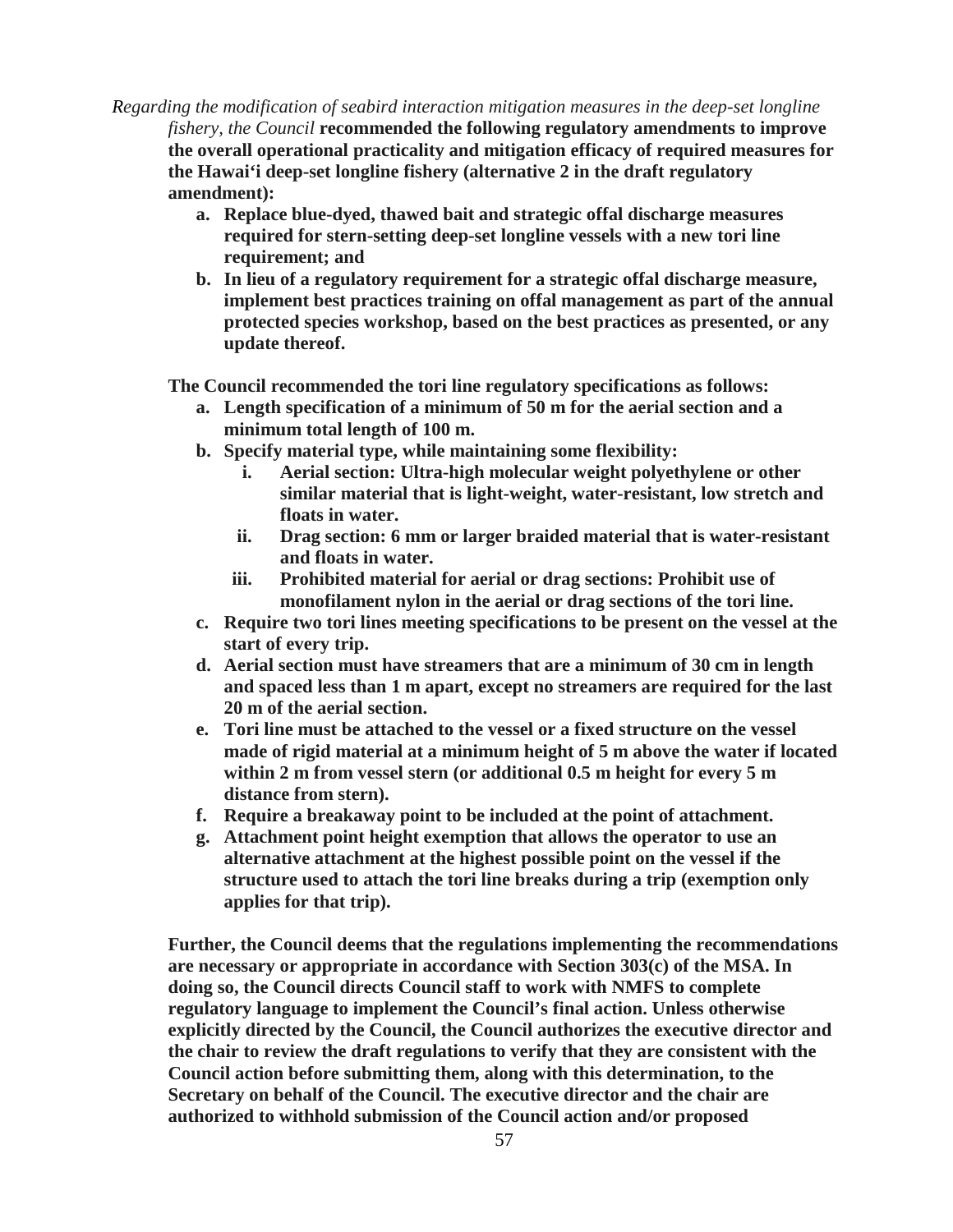*Regarding the modification of seabird interaction mitigation measures in the deep-set longline fishery, the Council* **recommended the following regulatory amendments to improve the overall operational practicality and mitigation efficacy of required measures for the Hawai'i deep-set longline fishery (alternative 2 in the draft regulatory amendment):**

- **a. Replace blue-dyed, thawed bait and strategic offal discharge measures required for stern-setting deep-set longline vessels with a new tori line requirement; and**
- **b. In lieu of a regulatory requirement for a strategic offal discharge measure, implement best practices training on offal management as part of the annual protected species workshop, based on the best practices as presented, or any update thereof.**

**The Council recommended the tori line regulatory specifications as follows:**

- **a. Length specification of a minimum of 50 m for the aerial section and a minimum total length of 100 m.**
- **b. Specify material type, while maintaining some flexibility:**
  - **i. Aerial section: Ultra-high molecular weight polyethylene or other similar material that is light-weight, water-resistant, low stretch and floats in water.**
  - **ii. Drag section: 6 mm or larger braided material that is water-resistant and floats in water.**
  - **iii. Prohibited material for aerial or drag sections: Prohibit use of monofilament nylon in the aerial or drag sections of the tori line.**
- **c. Require two tori lines meeting specifications to be present on the vessel at the start of every trip.**
- **d. Aerial section must have streamers that are a minimum of 30 cm in length and spaced less than 1 m apart, except no streamers are required for the last 20 m of the aerial section.**
- **e. Tori line must be attached to the vessel or a fixed structure on the vessel made of rigid material at a minimum height of 5 m above the water if located within 2 m from vessel stern (or additional 0.5 m height for every 5 m distance from stern).**
- **f. Require a breakaway point to be included at the point of attachment.**
- **g. Attachment point height exemption that allows the operator to use an alternative attachment at the highest possible point on the vessel if the structure used to attach the tori line breaks during a trip (exemption only applies for that trip).**

**Further, the Council deems that the regulations implementing the recommendations are necessary or appropriate in accordance with Section 303(c) of the MSA. In doing so, the Council directs Council staff to work with NMFS to complete regulatory language to implement the Council's final action. Unless otherwise explicitly directed by the Council, the Council authorizes the executive director and the chair to review the draft regulations to verify that they are consistent with the Council action before submitting them, along with this determination, to the Secretary on behalf of the Council. The executive director and the chair are authorized to withhold submission of the Council action and/or proposed**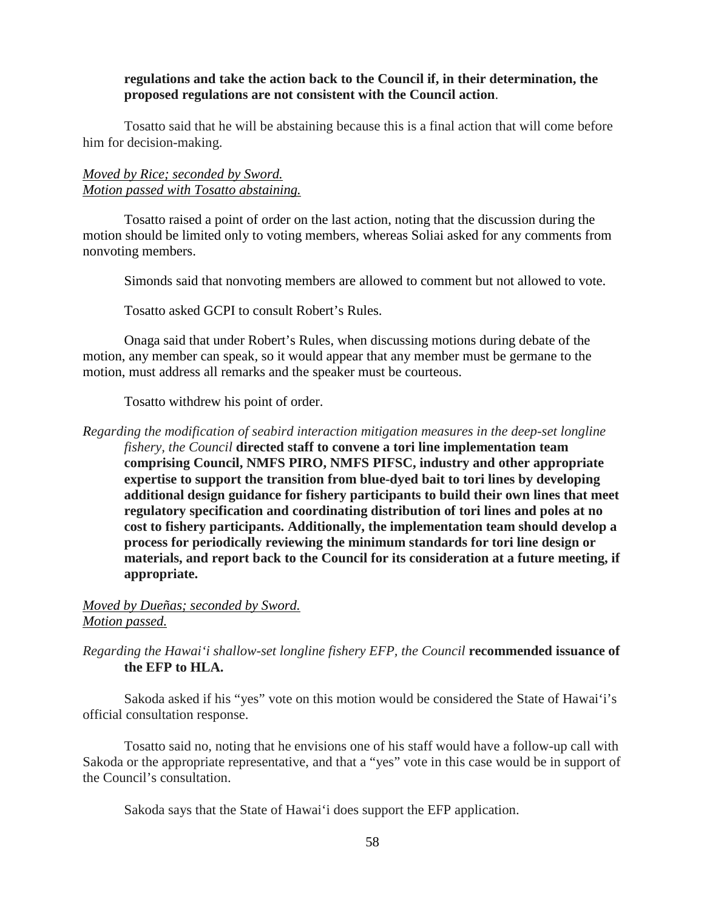**regulations and take the action back to the Council if, in their determination, the proposed regulations are not consistent with the Council action**.

Tosatto said that he will be abstaining because this is a final action that will come before him for decision-making.

*Moved by Rice; seconded by Sword.*
*Motion passed with Tosatto abstaining.*

Tosatto raised a point of order on the last action, noting that the discussion during the motion should be limited only to voting members, whereas Soliai asked for any comments from nonvoting members.

Simonds said that nonvoting members are allowed to comment but not allowed to vote.

Tosatto asked GCPI to consult Robert's Rules.

Onaga said that under Robert's Rules, when discussing motions during debate of the motion, any member can speak, so it would appear that any member must be germane to the motion, must address all remarks and the speaker must be courteous.

Tosatto withdrew his point of order.

*Regarding the modification of seabird interaction mitigation measures in the deep-set longline fishery, the Council* **directed staff to convene a tori line implementation team comprising Council, NMFS PIRO, NMFS PIFSC, industry and other appropriate expertise to support the transition from blue-dyed bait to tori lines by developing additional design guidance for fishery participants to build their own lines that meet regulatory specification and coordinating distribution of tori lines and poles at no cost to fishery participants. Additionally, the implementation team should develop a process for periodically reviewing the minimum standards for tori line design or materials, and report back to the Council for its consideration at a future meeting, if appropriate.**

*Moved by Dueñas; seconded by Sword.*
*Motion passed.*

*Regarding the Hawai'i shallow-set longline fishery EFP, the Council* **recommended issuance of the EFP to HLA.**

Sakoda asked if his "yes" vote on this motion would be considered the State of Hawai'i's official consultation response.

Tosatto said no, noting that he envisions one of his staff would have a follow-up call with Sakoda or the appropriate representative, and that a "yes" vote in this case would be in support of the Council's consultation.

Sakoda says that the State of Hawai'i does support the EFP application.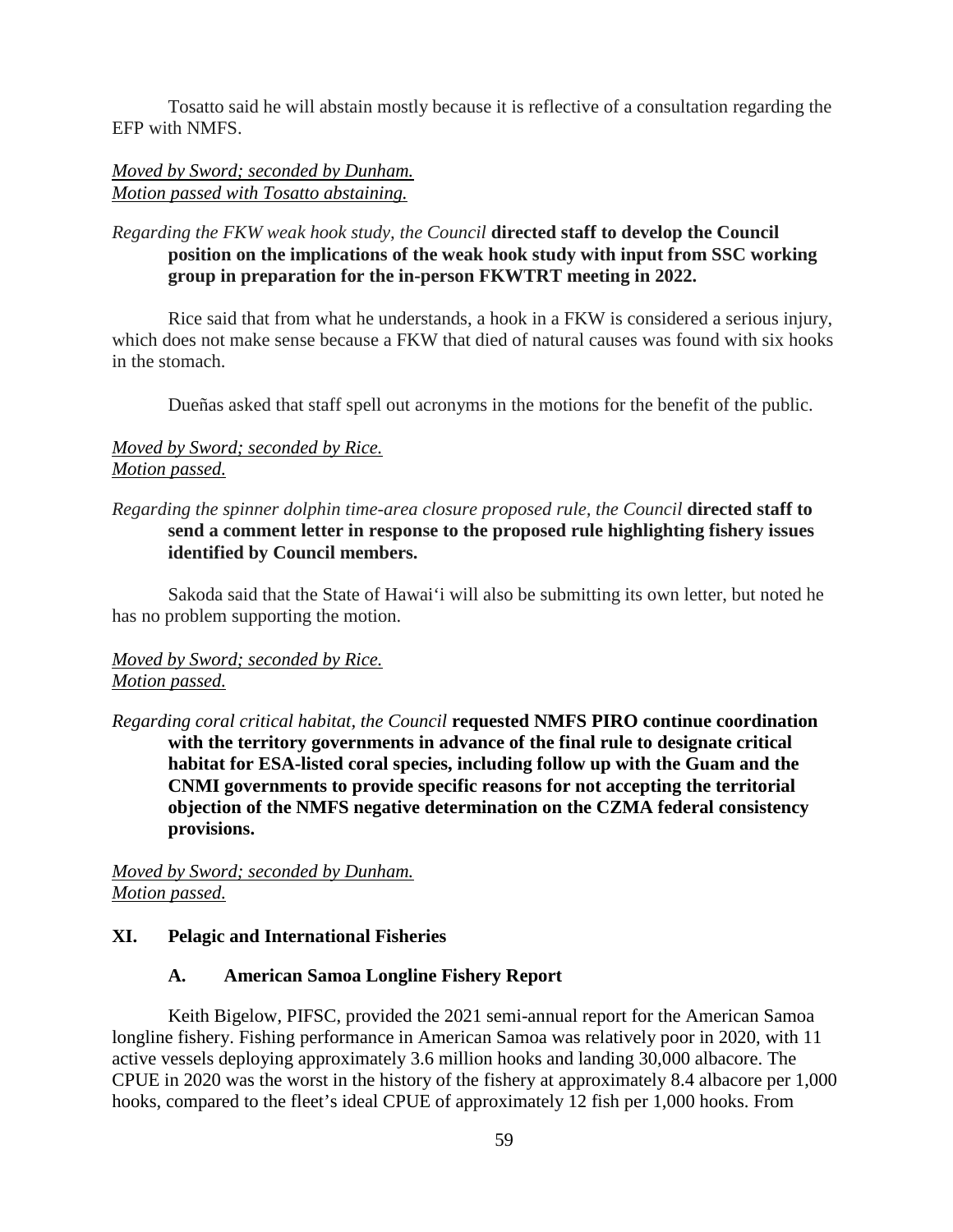Tosatto said he will abstain mostly because it is reflective of a consultation regarding the EFP with NMFS.

*Moved by Sword; seconded by Dunham.*
*Motion passed with Tosatto abstaining.*

*Regarding the FKW weak hook study, the Council* **directed staff to develop the Council position on the implications of the weak hook study with input from SSC working group in preparation for the in-person FKWTRT meeting in 2022.**

Rice said that from what he understands, a hook in a FKW is considered a serious injury, which does not make sense because a FKW that died of natural causes was found with six hooks in the stomach.

Dueñas asked that staff spell out acronyms in the motions for the benefit of the public.

*Moved by Sword; seconded by Rice.*
*Motion passed.*

*Regarding the spinner dolphin time-area closure proposed rule, the Council* **directed staff to send a comment letter in response to the proposed rule highlighting fishery issues identified by Council members.**

Sakoda said that the State of Hawai'i will also be submitting its own letter, but noted he has no problem supporting the motion.

*Moved by Sword; seconded by Rice.*
*Motion passed.*

*Regarding coral critical habitat, the Council* **requested NMFS PIRO continue coordination with the territory governments in advance of the final rule to designate critical habitat for ESA-listed coral species, including follow up with the Guam and the CNMI governments to provide specific reasons for not accepting the territorial objection of the NMFS negative determination on the CZMA federal consistency provisions.**

*Moved by Sword; seconded by Dunham.*
*Motion passed.*

## XI. Pelagic and International Fisheries

### A. American Samoa Longline Fishery Report

Keith Bigelow, PIFSC, provided the 2021 semi-annual report for the American Samoa longline fishery. Fishing performance in American Samoa was relatively poor in 2020, with 11 active vessels deploying approximately 3.6 million hooks and landing 30,000 albacore. The CPUE in 2020 was the worst in the history of the fishery at approximately 8.4 albacore per 1,000 hooks, compared to the fleet's ideal CPUE of approximately 12 fish per 1,000 hooks. From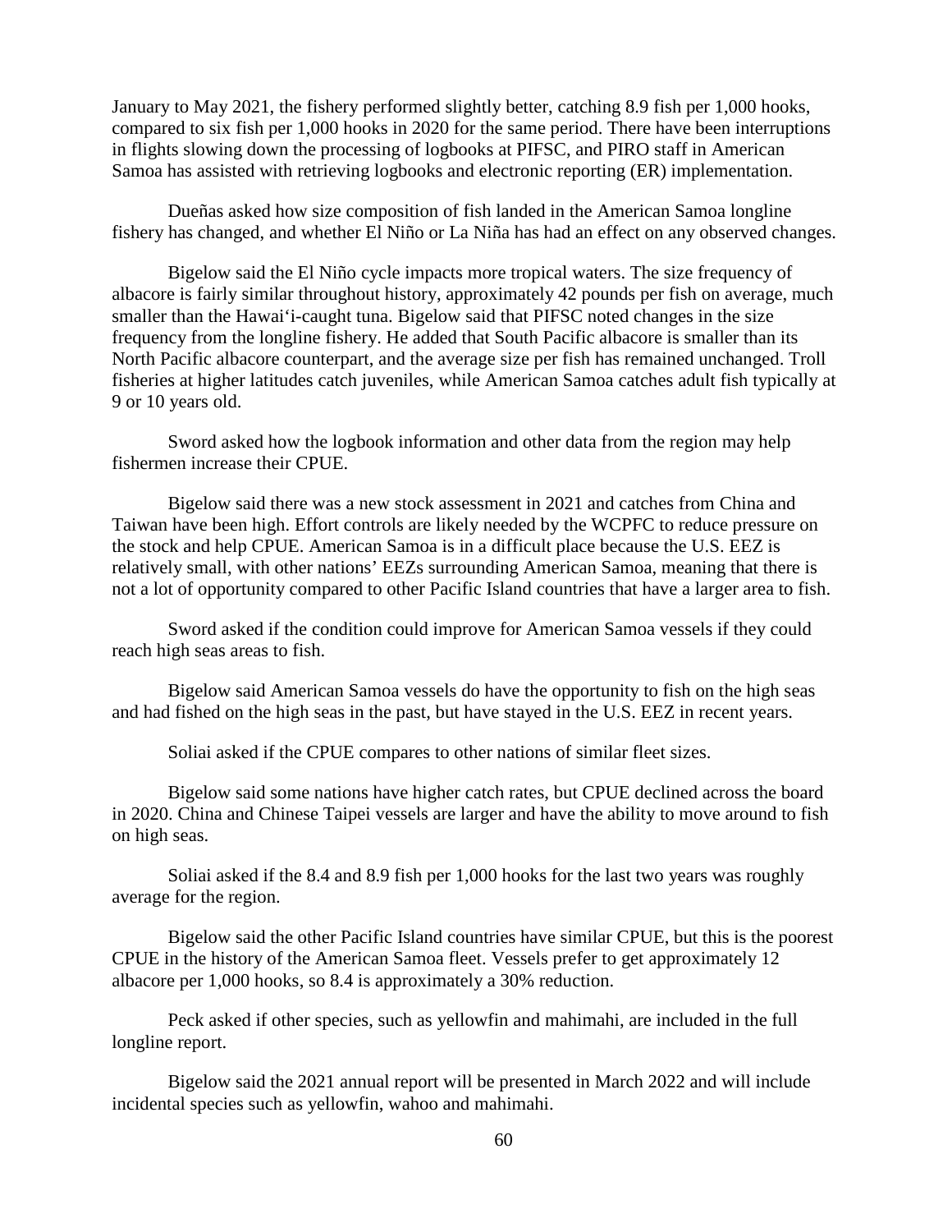January to May 2021, the fishery performed slightly better, catching 8.9 fish per 1,000 hooks, compared to six fish per 1,000 hooks in 2020 for the same period. There have been interruptions in flights slowing down the processing of logbooks at PIFSC, and PIRO staff in American Samoa has assisted with retrieving logbooks and electronic reporting (ER) implementation.

Dueñas asked how size composition of fish landed in the American Samoa longline fishery has changed, and whether El Niño or La Niña has had an effect on any observed changes.

Bigelow said the El Niño cycle impacts more tropical waters. The size frequency of albacore is fairly similar throughout history, approximately 42 pounds per fish on average, much smaller than the Hawai'i-caught tuna. Bigelow said that PIFSC noted changes in the size frequency from the longline fishery. He added that South Pacific albacore is smaller than its North Pacific albacore counterpart, and the average size per fish has remained unchanged. Troll fisheries at higher latitudes catch juveniles, while American Samoa catches adult fish typically at 9 or 10 years old.

Sword asked how the logbook information and other data from the region may help fishermen increase their CPUE.

Bigelow said there was a new stock assessment in 2021 and catches from China and Taiwan have been high. Effort controls are likely needed by the WCPFC to reduce pressure on the stock and help CPUE. American Samoa is in a difficult place because the U.S. EEZ is relatively small, with other nations' EEZs surrounding American Samoa, meaning that there is not a lot of opportunity compared to other Pacific Island countries that have a larger area to fish.

Sword asked if the condition could improve for American Samoa vessels if they could reach high seas areas to fish.

Bigelow said American Samoa vessels do have the opportunity to fish on the high seas and had fished on the high seas in the past, but have stayed in the U.S. EEZ in recent years.

Soliai asked if the CPUE compares to other nations of similar fleet sizes.

Bigelow said some nations have higher catch rates, but CPUE declined across the board in 2020. China and Chinese Taipei vessels are larger and have the ability to move around to fish on high seas.

Soliai asked if the 8.4 and 8.9 fish per 1,000 hooks for the last two years was roughly average for the region.

Bigelow said the other Pacific Island countries have similar CPUE, but this is the poorest CPUE in the history of the American Samoa fleet. Vessels prefer to get approximately 12 albacore per 1,000 hooks, so 8.4 is approximately a 30% reduction.

Peck asked if other species, such as yellowfin and mahimahi, are included in the full longline report.

Bigelow said the 2021 annual report will be presented in March 2022 and will include incidental species such as yellowfin, wahoo and mahimahi.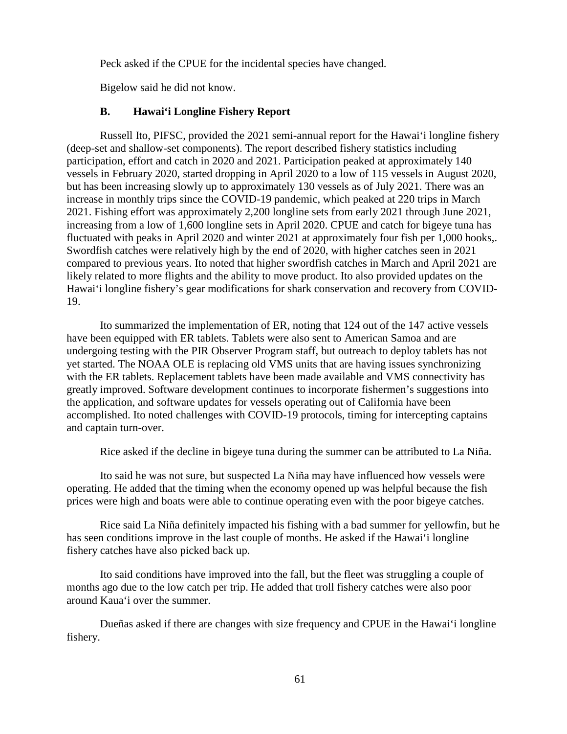Peck asked if the CPUE for the incidental species have changed.

Bigelow said he did not know.

### B. Hawai'i Longline Fishery Report

Russell Ito, PIFSC, provided the 2021 semi-annual report for the Hawai'i longline fishery (deep-set and shallow-set components). The report described fishery statistics including participation, effort and catch in 2020 and 2021. Participation peaked at approximately 140 vessels in February 2020, started dropping in April 2020 to a low of 115 vessels in August 2020, but has been increasing slowly up to approximately 130 vessels as of July 2021. There was an increase in monthly trips since the COVID-19 pandemic, which peaked at 220 trips in March 2021. Fishing effort was approximately 2,200 longline sets from early 2021 through June 2021, increasing from a low of 1,600 longline sets in April 2020. CPUE and catch for bigeye tuna has fluctuated with peaks in April 2020 and winter 2021 at approximately four fish per 1,000 hooks,. Swordfish catches were relatively high by the end of 2020, with higher catches seen in 2021 compared to previous years. Ito noted that higher swordfish catches in March and April 2021 are likely related to more flights and the ability to move product. Ito also provided updates on the Hawai'i longline fishery's gear modifications for shark conservation and recovery from COVID-19.

Ito summarized the implementation of ER, noting that 124 out of the 147 active vessels have been equipped with ER tablets. Tablets were also sent to American Samoa and are undergoing testing with the PIR Observer Program staff, but outreach to deploy tablets has not yet started. The NOAA OLE is replacing old VMS units that are having issues synchronizing with the ER tablets. Replacement tablets have been made available and VMS connectivity has greatly improved. Software development continues to incorporate fishermen's suggestions into the application, and software updates for vessels operating out of California have been accomplished. Ito noted challenges with COVID-19 protocols, timing for intercepting captains and captain turn-over.

Rice asked if the decline in bigeye tuna during the summer can be attributed to La Niña.

Ito said he was not sure, but suspected La Niña may have influenced how vessels were operating. He added that the timing when the economy opened up was helpful because the fish prices were high and boats were able to continue operating even with the poor bigeye catches.

Rice said La Niña definitely impacted his fishing with a bad summer for yellowfin, but he has seen conditions improve in the last couple of months. He asked if the Hawai'i longline fishery catches have also picked back up.

Ito said conditions have improved into the fall, but the fleet was struggling a couple of months ago due to the low catch per trip. He added that troll fishery catches were also poor around Kaua'i over the summer.

Dueñas asked if there are changes with size frequency and CPUE in the Hawai'i longline fishery.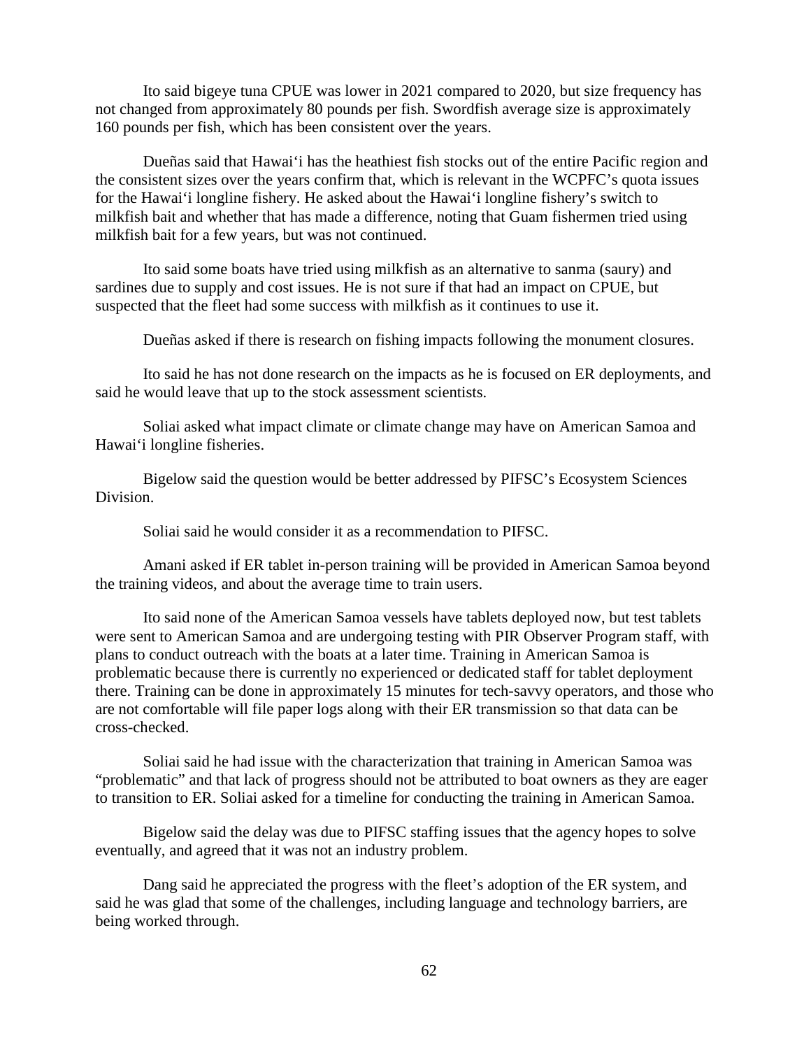Ito said bigeye tuna CPUE was lower in 2021 compared to 2020, but size frequency has not changed from approximately 80 pounds per fish. Swordfish average size is approximately 160 pounds per fish, which has been consistent over the years.

Dueñas said that Hawai'i has the heathiest fish stocks out of the entire Pacific region and the consistent sizes over the years confirm that, which is relevant in the WCPFC's quota issues for the Hawai'i longline fishery. He asked about the Hawai'i longline fishery's switch to milkfish bait and whether that has made a difference, noting that Guam fishermen tried using milkfish bait for a few years, but was not continued.

Ito said some boats have tried using milkfish as an alternative to sanma (saury) and sardines due to supply and cost issues. He is not sure if that had an impact on CPUE, but suspected that the fleet had some success with milkfish as it continues to use it.

Dueñas asked if there is research on fishing impacts following the monument closures.

Ito said he has not done research on the impacts as he is focused on ER deployments, and said he would leave that up to the stock assessment scientists.

Soliai asked what impact climate or climate change may have on American Samoa and Hawai'i longline fisheries.

Bigelow said the question would be better addressed by PIFSC's Ecosystem Sciences Division.

Soliai said he would consider it as a recommendation to PIFSC.

Amani asked if ER tablet in-person training will be provided in American Samoa beyond the training videos, and about the average time to train users.

Ito said none of the American Samoa vessels have tablets deployed now, but test tablets were sent to American Samoa and are undergoing testing with PIR Observer Program staff, with plans to conduct outreach with the boats at a later time. Training in American Samoa is problematic because there is currently no experienced or dedicated staff for tablet deployment there. Training can be done in approximately 15 minutes for tech-savvy operators, and those who are not comfortable will file paper logs along with their ER transmission so that data can be cross-checked.

Soliai said he had issue with the characterization that training in American Samoa was "problematic" and that lack of progress should not be attributed to boat owners as they are eager to transition to ER. Soliai asked for a timeline for conducting the training in American Samoa.

Bigelow said the delay was due to PIFSC staffing issues that the agency hopes to solve eventually, and agreed that it was not an industry problem.

Dang said he appreciated the progress with the fleet's adoption of the ER system, and said he was glad that some of the challenges, including language and technology barriers, are being worked through.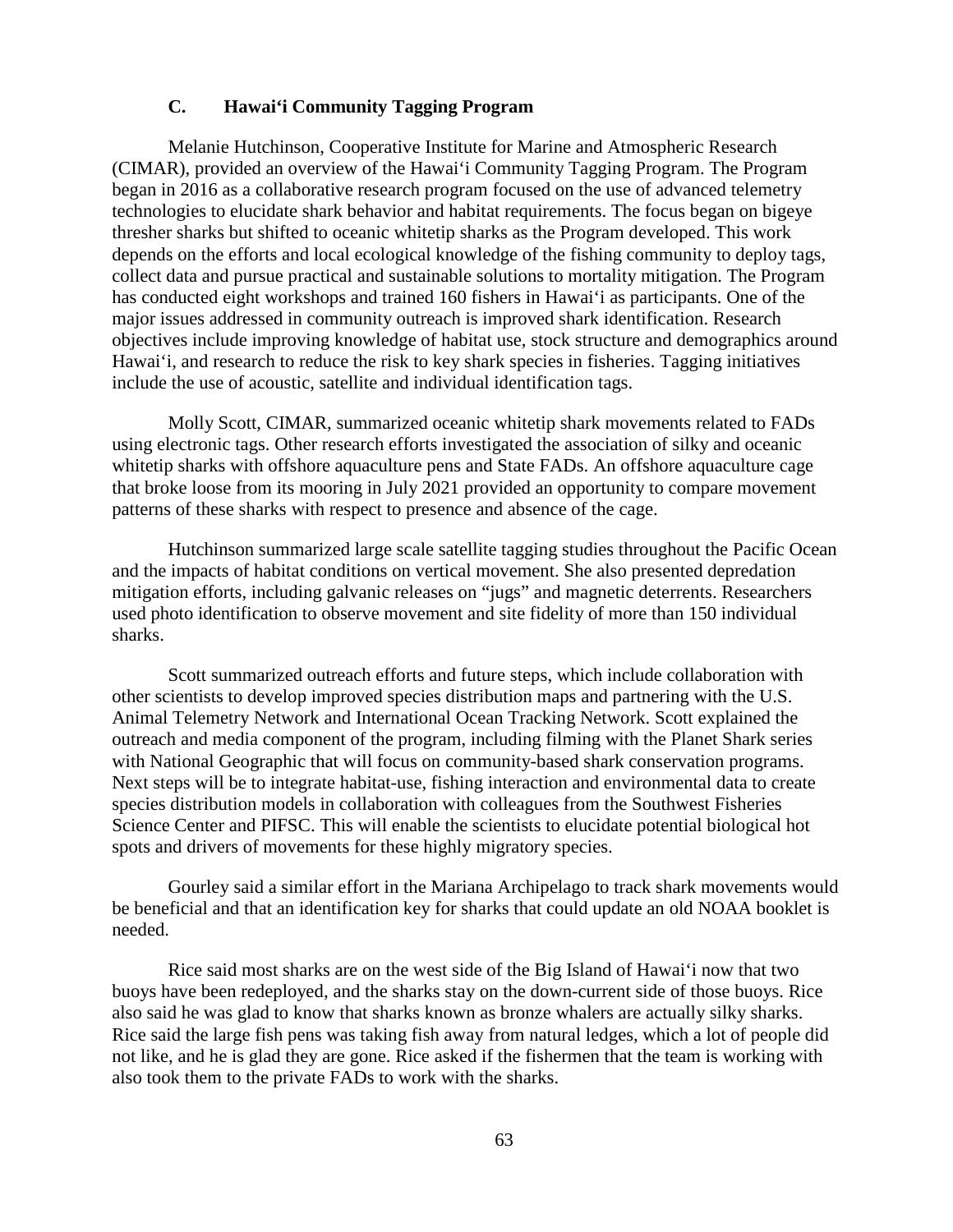### C. Hawaiʻi Community Tagging Program

Melanie Hutchinson, Cooperative Institute for Marine and Atmospheric Research (CIMAR), provided an overview of the Hawaiʻi Community Tagging Program. The Program began in 2016 as a collaborative research program focused on the use of advanced telemetry technologies to elucidate shark behavior and habitat requirements. The focus began on bigeye thresher sharks but shifted to oceanic whitetip sharks as the Program developed. This work depends on the efforts and local ecological knowledge of the fishing community to deploy tags, collect data and pursue practical and sustainable solutions to mortality mitigation. The Program has conducted eight workshops and trained 160 fishers in Hawaiʻi as participants. One of the major issues addressed in community outreach is improved shark identification. Research objectives include improving knowledge of habitat use, stock structure and demographics around Hawaiʻi, and research to reduce the risk to key shark species in fisheries. Tagging initiatives include the use of acoustic, satellite and individual identification tags.

Molly Scott, CIMAR, summarized oceanic whitetip shark movements related to FADs using electronic tags. Other research efforts investigated the association of silky and oceanic whitetip sharks with offshore aquaculture pens and State FADs. An offshore aquaculture cage that broke loose from its mooring in July 2021 provided an opportunity to compare movement patterns of these sharks with respect to presence and absence of the cage.

Hutchinson summarized large scale satellite tagging studies throughout the Pacific Ocean and the impacts of habitat conditions on vertical movement. She also presented depredation mitigation efforts, including galvanic releases on "jugs" and magnetic deterrents. Researchers used photo identification to observe movement and site fidelity of more than 150 individual sharks.

Scott summarized outreach efforts and future steps, which include collaboration with other scientists to develop improved species distribution maps and partnering with the U.S. Animal Telemetry Network and International Ocean Tracking Network. Scott explained the outreach and media component of the program, including filming with the Planet Shark series with National Geographic that will focus on community-based shark conservation programs. Next steps will be to integrate habitat-use, fishing interaction and environmental data to create species distribution models in collaboration with colleagues from the Southwest Fisheries Science Center and PIFSC. This will enable the scientists to elucidate potential biological hot spots and drivers of movements for these highly migratory species.

Gourley said a similar effort in the Mariana Archipelago to track shark movements would be beneficial and that an identification key for sharks that could update an old NOAA booklet is needed.

Rice said most sharks are on the west side of the Big Island of Hawaiʻi now that two buoys have been redeployed, and the sharks stay on the down-current side of those buoys. Rice also said he was glad to know that sharks known as bronze whalers are actually silky sharks. Rice said the large fish pens was taking fish away from natural ledges, which a lot of people did not like, and he is glad they are gone. Rice asked if the fishermen that the team is working with also took them to the private FADs to work with the sharks.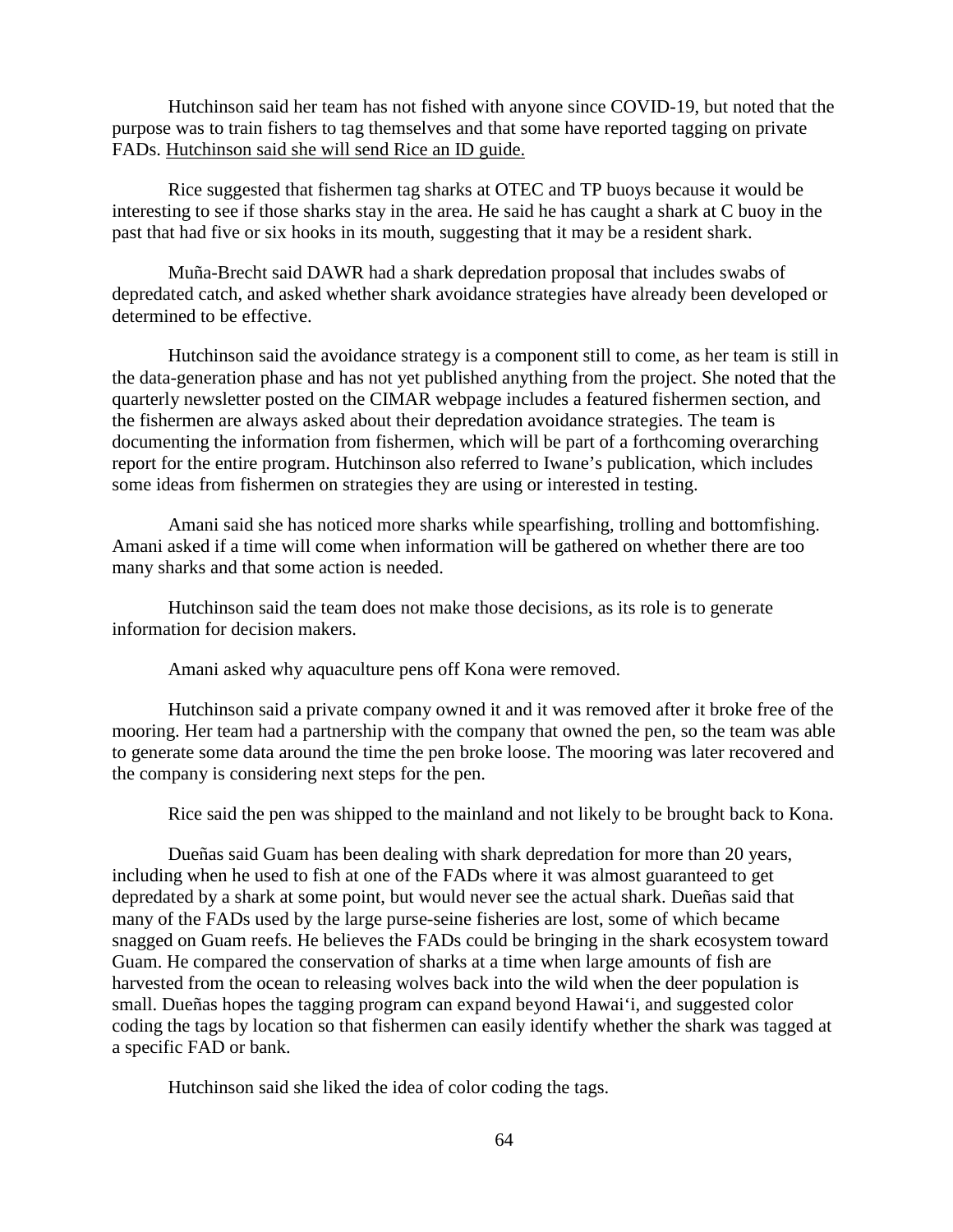Hutchinson said her team has not fished with anyone since COVID-19, but noted that the purpose was to train fishers to tag themselves and that some have reported tagging on private FADs. <u>Hutchinson said she will send Rice an ID guide.</u>

Rice suggested that fishermen tag sharks at OTEC and TP buoys because it would be interesting to see if those sharks stay in the area. He said he has caught a shark at C buoy in the past that had five or six hooks in its mouth, suggesting that it may be a resident shark.

Muña-Brecht said DAWR had a shark depredation proposal that includes swabs of depredated catch, and asked whether shark avoidance strategies have already been developed or determined to be effective.

Hutchinson said the avoidance strategy is a component still to come, as her team is still in the data-generation phase and has not yet published anything from the project. She noted that the quarterly newsletter posted on the CIMAR webpage includes a featured fishermen section, and the fishermen are always asked about their depredation avoidance strategies. The team is documenting the information from fishermen, which will be part of a forthcoming overarching report for the entire program. Hutchinson also referred to Iwane's publication, which includes some ideas from fishermen on strategies they are using or interested in testing.

Amani said she has noticed more sharks while spearfishing, trolling and bottomfishing. Amani asked if a time will come when information will be gathered on whether there are too many sharks and that some action is needed.

Hutchinson said the team does not make those decisions, as its role is to generate information for decision makers.

Amani asked why aquaculture pens off Kona were removed.

Hutchinson said a private company owned it and it was removed after it broke free of the mooring. Her team had a partnership with the company that owned the pen, so the team was able to generate some data around the time the pen broke loose. The mooring was later recovered and the company is considering next steps for the pen.

Rice said the pen was shipped to the mainland and not likely to be brought back to Kona.

Dueñas said Guam has been dealing with shark depredation for more than 20 years, including when he used to fish at one of the FADs where it was almost guaranteed to get depredated by a shark at some point, but would never see the actual shark. Dueñas said that many of the FADs used by the large purse-seine fisheries are lost, some of which became snagged on Guam reefs. He believes the FADs could be bringing in the shark ecosystem toward Guam. He compared the conservation of sharks at a time when large amounts of fish are harvested from the ocean to releasing wolves back into the wild when the deer population is small. Dueñas hopes the tagging program can expand beyond Hawai'i, and suggested color coding the tags by location so that fishermen can easily identify whether the shark was tagged at a specific FAD or bank.

Hutchinson said she liked the idea of color coding the tags.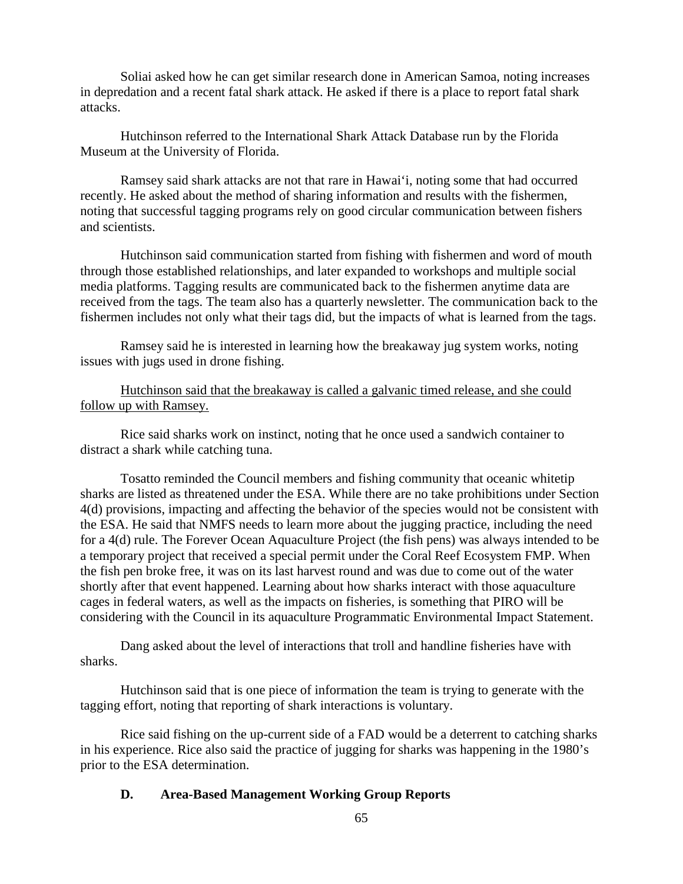Soliai asked how he can get similar research done in American Samoa, noting increases in depredation and a recent fatal shark attack. He asked if there is a place to report fatal shark attacks.

Hutchinson referred to the International Shark Attack Database run by the Florida Museum at the University of Florida.

Ramsey said shark attacks are not that rare in Hawai'i, noting some that had occurred recently. He asked about the method of sharing information and results with the fishermen, noting that successful tagging programs rely on good circular communication between fishers and scientists.

Hutchinson said communication started from fishing with fishermen and word of mouth through those established relationships, and later expanded to workshops and multiple social media platforms. Tagging results are communicated back to the fishermen anytime data are received from the tags. The team also has a quarterly newsletter. The communication back to the fishermen includes not only what their tags did, but the impacts of what is learned from the tags.

Ramsey said he is interested in learning how the breakaway jug system works, noting issues with jugs used in drone fishing.

<u>Hutchinson said that the breakaway is called a galvanic timed release, and she could follow up with Ramsey.</u>

Rice said sharks work on instinct, noting that he once used a sandwich container to distract a shark while catching tuna.

Tosatto reminded the Council members and fishing community that oceanic whitetip sharks are listed as threatened under the ESA. While there are no take prohibitions under Section 4(d) provisions, impacting and affecting the behavior of the species would not be consistent with the ESA. He said that NMFS needs to learn more about the jugging practice, including the need for a 4(d) rule. The Forever Ocean Aquaculture Project (the fish pens) was always intended to be a temporary project that received a special permit under the Coral Reef Ecosystem FMP. When the fish pen broke free, it was on its last harvest round and was due to come out of the water shortly after that event happened. Learning about how sharks interact with those aquaculture cages in federal waters, as well as the impacts on fisheries, is something that PIRO will be considering with the Council in its aquaculture Programmatic Environmental Impact Statement.

Dang asked about the level of interactions that troll and handline fisheries have with sharks.

Hutchinson said that is one piece of information the team is trying to generate with the tagging effort, noting that reporting of shark interactions is voluntary.

Rice said fishing on the up-current side of a FAD would be a deterrent to catching sharks in his experience. Rice also said the practice of jugging for sharks was happening in the 1980's prior to the ESA determination.

### D. Area-Based Management Working Group Reports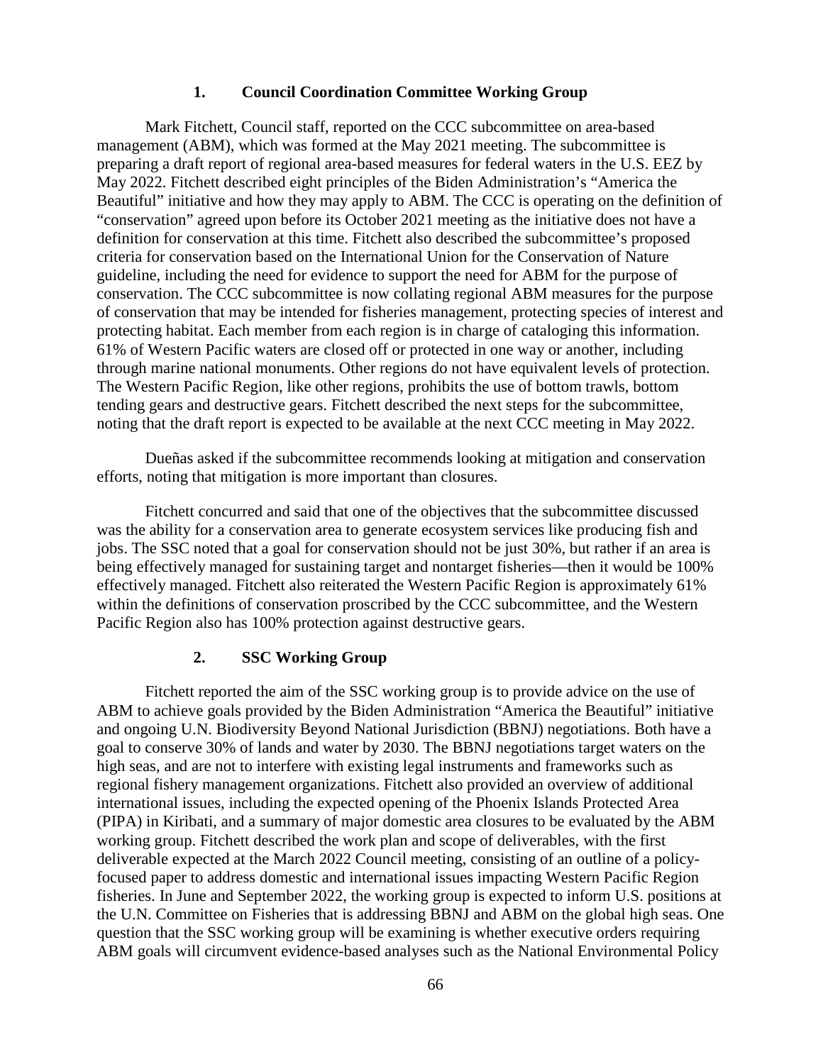### 1. Council Coordination Committee Working Group

Mark Fitchett, Council staff, reported on the CCC subcommittee on area-based management (ABM), which was formed at the May 2021 meeting. The subcommittee is preparing a draft report of regional area-based measures for federal waters in the U.S. EEZ by May 2022. Fitchett described eight principles of the Biden Administration's "America the Beautiful" initiative and how they may apply to ABM. The CCC is operating on the definition of "conservation" agreed upon before its October 2021 meeting as the initiative does not have a definition for conservation at this time. Fitchett also described the subcommittee's proposed criteria for conservation based on the International Union for the Conservation of Nature guideline, including the need for evidence to support the need for ABM for the purpose of conservation. The CCC subcommittee is now collating regional ABM measures for the purpose of conservation that may be intended for fisheries management, protecting species of interest and protecting habitat. Each member from each region is in charge of cataloging this information. 61% of Western Pacific waters are closed off or protected in one way or another, including through marine national monuments. Other regions do not have equivalent levels of protection. The Western Pacific Region, like other regions, prohibits the use of bottom trawls, bottom tending gears and destructive gears. Fitchett described the next steps for the subcommittee, noting that the draft report is expected to be available at the next CCC meeting in May 2022.

Dueñas asked if the subcommittee recommends looking at mitigation and conservation efforts, noting that mitigation is more important than closures.

Fitchett concurred and said that one of the objectives that the subcommittee discussed was the ability for a conservation area to generate ecosystem services like producing fish and jobs. The SSC noted that a goal for conservation should not be just 30%, but rather if an area is being effectively managed for sustaining target and nontarget fisheries—then it would be 100% effectively managed. Fitchett also reiterated the Western Pacific Region is approximately 61% within the definitions of conservation proscribed by the CCC subcommittee, and the Western Pacific Region also has 100% protection against destructive gears.

### 2. SSC Working Group

Fitchett reported the aim of the SSC working group is to provide advice on the use of ABM to achieve goals provided by the Biden Administration "America the Beautiful" initiative and ongoing U.N. Biodiversity Beyond National Jurisdiction (BBNJ) negotiations. Both have a goal to conserve 30% of lands and water by 2030. The BBNJ negotiations target waters on the high seas, and are not to interfere with existing legal instruments and frameworks such as regional fishery management organizations. Fitchett also provided an overview of additional international issues, including the expected opening of the Phoenix Islands Protected Area (PIPA) in Kiribati, and a summary of major domestic area closures to be evaluated by the ABM working group. Fitchett described the work plan and scope of deliverables, with the first deliverable expected at the March 2022 Council meeting, consisting of an outline of a policy-focused paper to address domestic and international issues impacting Western Pacific Region fisheries. In June and September 2022, the working group is expected to inform U.S. positions at the U.N. Committee on Fisheries that is addressing BBNJ and ABM on the global high seas. One question that the SSC working group will be examining is whether executive orders requiring ABM goals will circumvent evidence-based analyses such as the National Environmental Policy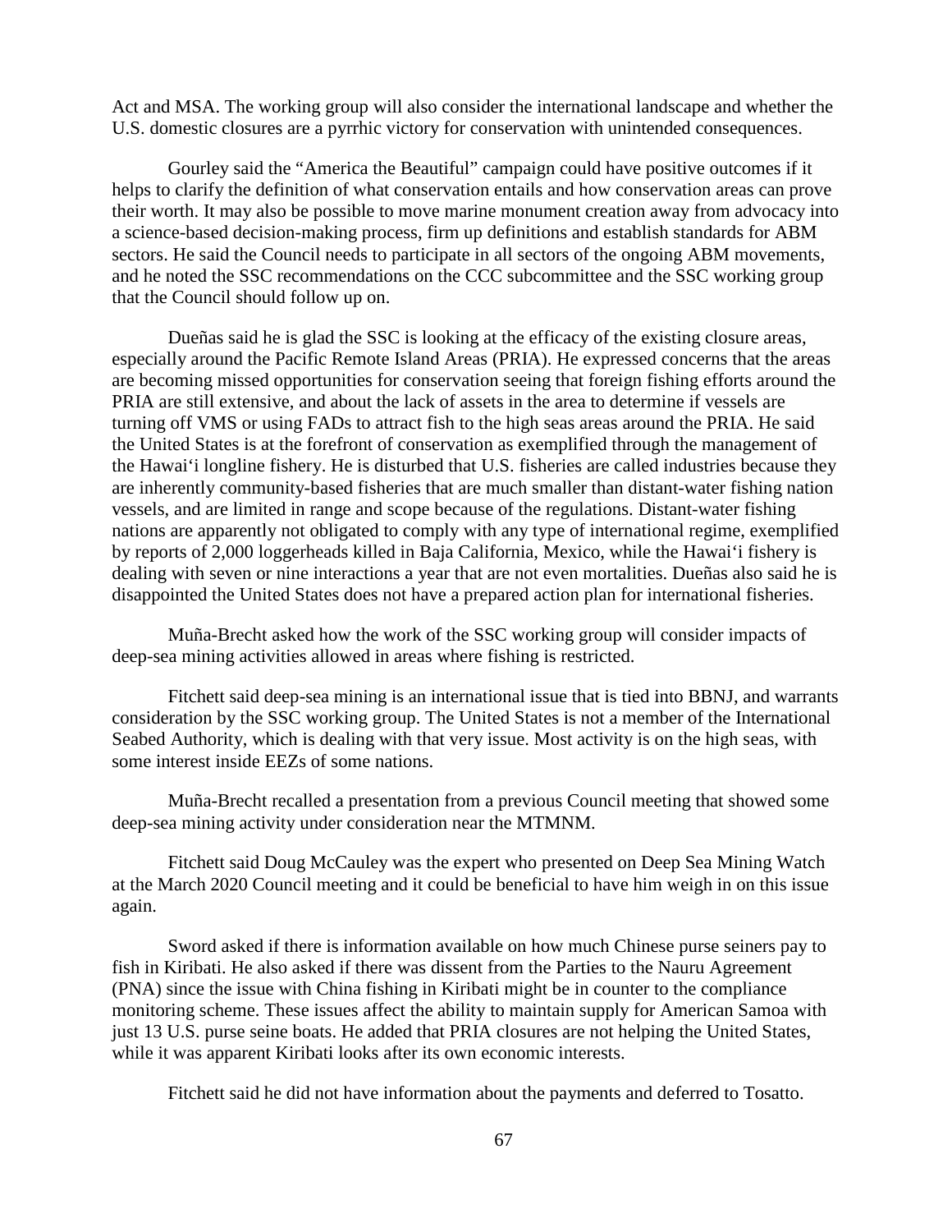Act and MSA. The working group will also consider the international landscape and whether the U.S. domestic closures are a pyrrhic victory for conservation with unintended consequences.

Gourley said the "America the Beautiful" campaign could have positive outcomes if it helps to clarify the definition of what conservation entails and how conservation areas can prove their worth. It may also be possible to move marine monument creation away from advocacy into a science-based decision-making process, firm up definitions and establish standards for ABM sectors. He said the Council needs to participate in all sectors of the ongoing ABM movements, and he noted the SSC recommendations on the CCC subcommittee and the SSC working group that the Council should follow up on.

Dueñas said he is glad the SSC is looking at the efficacy of the existing closure areas, especially around the Pacific Remote Island Areas (PRIA). He expressed concerns that the areas are becoming missed opportunities for conservation seeing that foreign fishing efforts around the PRIA are still extensive, and about the lack of assets in the area to determine if vessels are turning off VMS or using FADs to attract fish to the high seas areas around the PRIA. He said the United States is at the forefront of conservation as exemplified through the management of the Hawai'i longline fishery. He is disturbed that U.S. fisheries are called industries because they are inherently community-based fisheries that are much smaller than distant-water fishing nation vessels, and are limited in range and scope because of the regulations. Distant-water fishing nations are apparently not obligated to comply with any type of international regime, exemplified by reports of 2,000 loggerheads killed in Baja California, Mexico, while the Hawai'i fishery is dealing with seven or nine interactions a year that are not even mortalities. Dueñas also said he is disappointed the United States does not have a prepared action plan for international fisheries.

Muña-Brecht asked how the work of the SSC working group will consider impacts of deep-sea mining activities allowed in areas where fishing is restricted.

Fitchett said deep-sea mining is an international issue that is tied into BBNJ, and warrants consideration by the SSC working group. The United States is not a member of the International Seabed Authority, which is dealing with that very issue. Most activity is on the high seas, with some interest inside EEZs of some nations.

Muña-Brecht recalled a presentation from a previous Council meeting that showed some deep-sea mining activity under consideration near the MTMNM.

Fitchett said Doug McCauley was the expert who presented on Deep Sea Mining Watch at the March 2020 Council meeting and it could be beneficial to have him weigh in on this issue again.

Sword asked if there is information available on how much Chinese purse seiners pay to fish in Kiribati. He also asked if there was dissent from the Parties to the Nauru Agreement (PNA) since the issue with China fishing in Kiribati might be in counter to the compliance monitoring scheme. These issues affect the ability to maintain supply for American Samoa with just 13 U.S. purse seine boats. He added that PRIA closures are not helping the United States, while it was apparent Kiribati looks after its own economic interests.

Fitchett said he did not have information about the payments and deferred to Tosatto.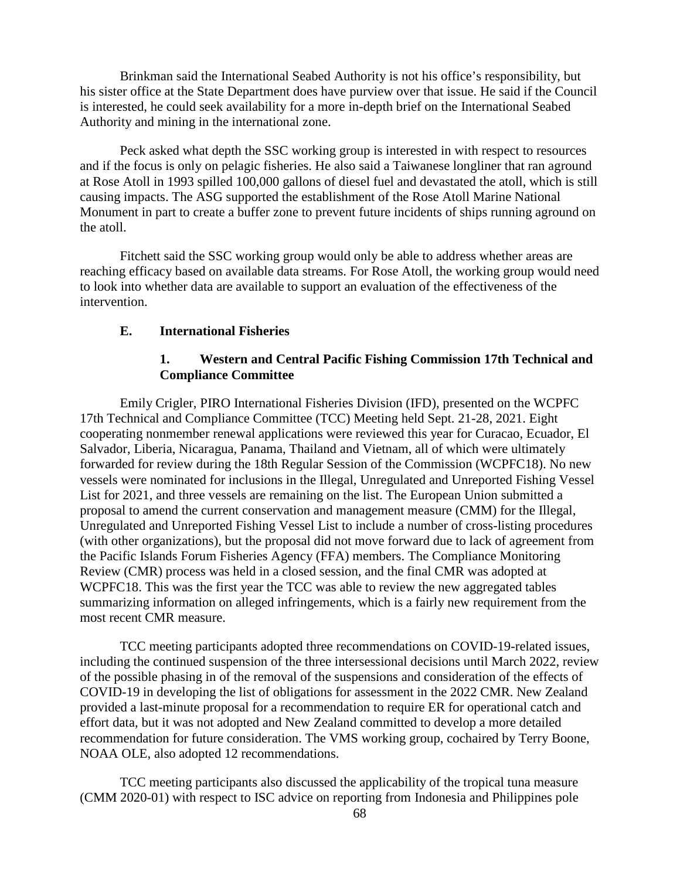Brinkman said the International Seabed Authority is not his office's responsibility, but his sister office at the State Department does have purview over that issue. He said if the Council is interested, he could seek availability for a more in-depth brief on the International Seabed Authority and mining in the international zone.

Peck asked what depth the SSC working group is interested in with respect to resources and if the focus is only on pelagic fisheries. He also said a Taiwanese longliner that ran aground at Rose Atoll in 1993 spilled 100,000 gallons of diesel fuel and devastated the atoll, which is still causing impacts. The ASG supported the establishment of the Rose Atoll Marine National Monument in part to create a buffer zone to prevent future incidents of ships running aground on the atoll.

Fitchett said the SSC working group would only be able to address whether areas are reaching efficacy based on available data streams. For Rose Atoll, the working group would need to look into whether data are available to support an evaluation of the effectiveness of the intervention.

### E. International Fisheries

#### 1. Western and Central Pacific Fishing Commission 17th Technical and Compliance Committee

Emily Crigler, PIRO International Fisheries Division (IFD), presented on the WCPFC 17th Technical and Compliance Committee (TCC) Meeting held Sept. 21-28, 2021. Eight cooperating nonmember renewal applications were reviewed this year for Curacao, Ecuador, El Salvador, Liberia, Nicaragua, Panama, Thailand and Vietnam, all of which were ultimately forwarded for review during the 18th Regular Session of the Commission (WCPFC18). No new vessels were nominated for inclusions in the Illegal, Unregulated and Unreported Fishing Vessel List for 2021, and three vessels are remaining on the list. The European Union submitted a proposal to amend the current conservation and management measure (CMM) for the Illegal, Unregulated and Unreported Fishing Vessel List to include a number of cross-listing procedures (with other organizations), but the proposal did not move forward due to lack of agreement from the Pacific Islands Forum Fisheries Agency (FFA) members. The Compliance Monitoring Review (CMR) process was held in a closed session, and the final CMR was adopted at WCPFC18. This was the first year the TCC was able to review the new aggregated tables summarizing information on alleged infringements, which is a fairly new requirement from the most recent CMR measure.

TCC meeting participants adopted three recommendations on COVID-19-related issues, including the continued suspension of the three intersessional decisions until March 2022, review of the possible phasing in of the removal of the suspensions and consideration of the effects of COVID-19 in developing the list of obligations for assessment in the 2022 CMR. New Zealand provided a last-minute proposal for a recommendation to require ER for operational catch and effort data, but it was not adopted and New Zealand committed to develop a more detailed recommendation for future consideration. The VMS working group, cochaired by Terry Boone, NOAA OLE, also adopted 12 recommendations.

TCC meeting participants also discussed the applicability of the tropical tuna measure (CMM 2020-01) with respect to ISC advice on reporting from Indonesia and Philippines pole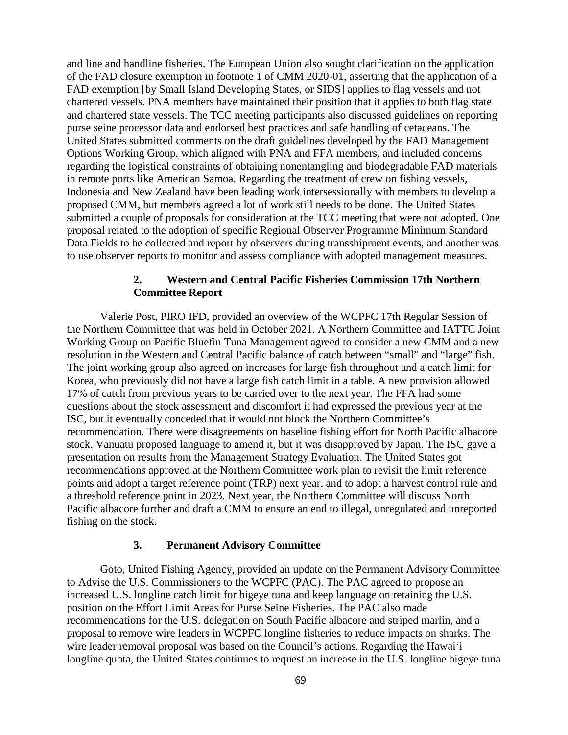and line and handline fisheries. The European Union also sought clarification on the application of the FAD closure exemption in footnote 1 of CMM 2020-01, asserting that the application of a FAD exemption [by Small Island Developing States, or SIDS] applies to flag vessels and not chartered vessels. PNA members have maintained their position that it applies to both flag state and chartered state vessels. The TCC meeting participants also discussed guidelines on reporting purse seine processor data and endorsed best practices and safe handling of cetaceans. The United States submitted comments on the draft guidelines developed by the FAD Management Options Working Group, which aligned with PNA and FFA members, and included concerns regarding the logistical constraints of obtaining nonentangling and biodegradable FAD materials in remote ports like American Samoa. Regarding the treatment of crew on fishing vessels, Indonesia and New Zealand have been leading work intersessionally with members to develop a proposed CMM, but members agreed a lot of work still needs to be done. The United States submitted a couple of proposals for consideration at the TCC meeting that were not adopted. One proposal related to the adoption of specific Regional Observer Programme Minimum Standard Data Fields to be collected and report by observers during transshipment events, and another was to use observer reports to monitor and assess compliance with adopted management measures.

#### 2. Western and Central Pacific Fisheries Commission 17th Northern Committee Report

Valerie Post, PIRO IFD, provided an overview of the WCPFC 17th Regular Session of the Northern Committee that was held in October 2021. A Northern Committee and IATTC Joint Working Group on Pacific Bluefin Tuna Management agreed to consider a new CMM and a new resolution in the Western and Central Pacific balance of catch between "small" and "large" fish. The joint working group also agreed on increases for large fish throughout and a catch limit for Korea, who previously did not have a large fish catch limit in a table. A new provision allowed 17% of catch from previous years to be carried over to the next year. The FFA had some questions about the stock assessment and discomfort it had expressed the previous year at the ISC, but it eventually conceded that it would not block the Northern Committee's recommendation. There were disagreements on baseline fishing effort for North Pacific albacore stock. Vanuatu proposed language to amend it, but it was disapproved by Japan. The ISC gave a presentation on results from the Management Strategy Evaluation. The United States got recommendations approved at the Northern Committee work plan to revisit the limit reference points and adopt a target reference point (TRP) next year, and to adopt a harvest control rule and a threshold reference point in 2023. Next year, the Northern Committee will discuss North Pacific albacore further and draft a CMM to ensure an end to illegal, unregulated and unreported fishing on the stock.

#### 3. Permanent Advisory Committee

Goto, United Fishing Agency, provided an update on the Permanent Advisory Committee to Advise the U.S. Commissioners to the WCPFC (PAC). The PAC agreed to propose an increased U.S. longline catch limit for bigeye tuna and keep language on retaining the U.S. position on the Effort Limit Areas for Purse Seine Fisheries. The PAC also made recommendations for the U.S. delegation on South Pacific albacore and striped marlin, and a proposal to remove wire leaders in WCPFC longline fisheries to reduce impacts on sharks. The wire leader removal proposal was based on the Council's actions. Regarding the Hawai'i longline quota, the United States continues to request an increase in the U.S. longline bigeye tuna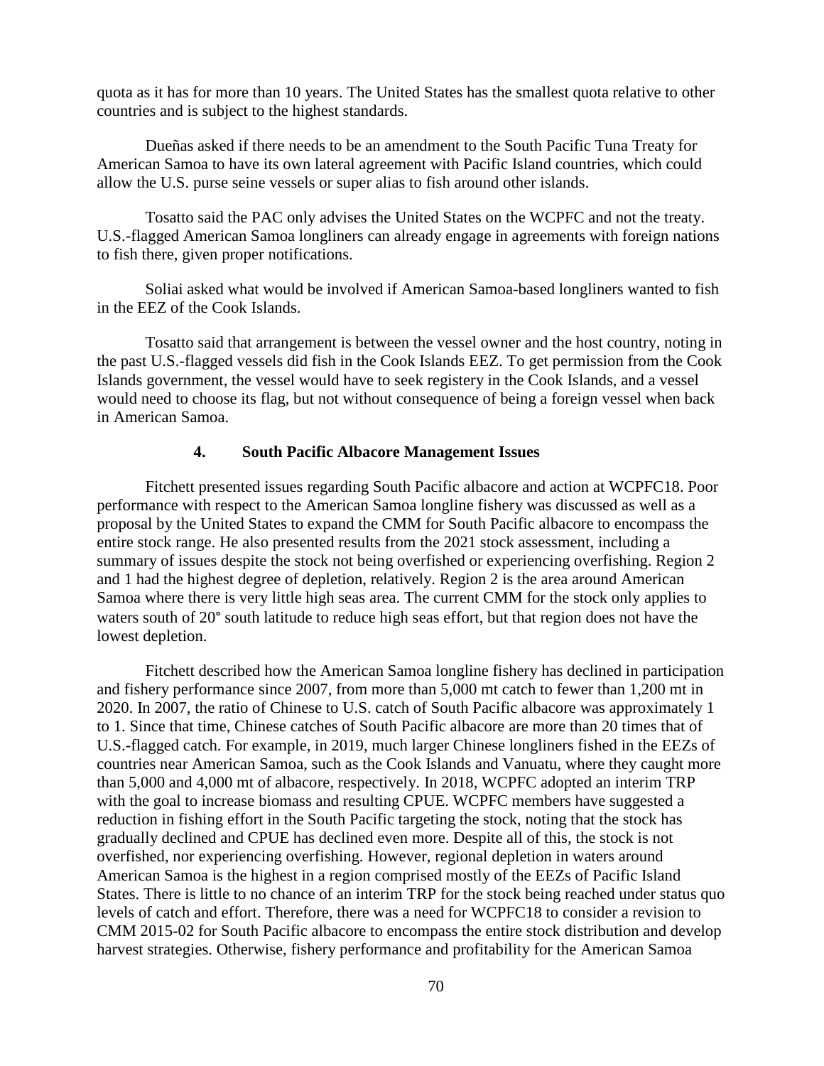quota as it has for more than 10 years. The United States has the smallest quota relative to other countries and is subject to the highest standards.

Dueñas asked if there needs to be an amendment to the South Pacific Tuna Treaty for American Samoa to have its own lateral agreement with Pacific Island countries, which could allow the U.S. purse seine vessels or super alias to fish around other islands.

Tosatto said the PAC only advises the United States on the WCPFC and not the treaty. U.S.-flagged American Samoa longliners can already engage in agreements with foreign nations to fish there, given proper notifications.

Soliai asked what would be involved if American Samoa-based longliners wanted to fish in the EEZ of the Cook Islands.

Tosatto said that arrangement is between the vessel owner and the host country, noting in the past U.S.-flagged vessels did fish in the Cook Islands EEZ. To get permission from the Cook Islands government, the vessel would have to seek registery in the Cook Islands, and a vessel would need to choose its flag, but not without consequence of being a foreign vessel when back in American Samoa.

### 4. South Pacific Albacore Management Issues

Fitchett presented issues regarding South Pacific albacore and action at WCPFC18. Poor performance with respect to the American Samoa longline fishery was discussed as well as a proposal by the United States to expand the CMM for South Pacific albacore to encompass the entire stock range. He also presented results from the 2021 stock assessment, including a summary of issues despite the stock not being overfished or experiencing overfishing. Region 2 and 1 had the highest degree of depletion, relatively. Region 2 is the area around American Samoa where there is very little high seas area. The current CMM for the stock only applies to waters south of 20° south latitude to reduce high seas effort, but that region does not have the lowest depletion.

Fitchett described how the American Samoa longline fishery has declined in participation and fishery performance since 2007, from more than 5,000 mt catch to fewer than 1,200 mt in 2020. In 2007, the ratio of Chinese to U.S. catch of South Pacific albacore was approximately 1 to 1. Since that time, Chinese catches of South Pacific albacore are more than 20 times that of U.S.-flagged catch. For example, in 2019, much larger Chinese longliners fished in the EEZs of countries near American Samoa, such as the Cook Islands and Vanuatu, where they caught more than 5,000 and 4,000 mt of albacore, respectively. In 2018, WCPFC adopted an interim TRP with the goal to increase biomass and resulting CPUE. WCPFC members have suggested a reduction in fishing effort in the South Pacific targeting the stock, noting that the stock has gradually declined and CPUE has declined even more. Despite all of this, the stock is not overfished, nor experiencing overfishing. However, regional depletion in waters around American Samoa is the highest in a region comprised mostly of the EEZs of Pacific Island States. There is little to no chance of an interim TRP for the stock being reached under status quo levels of catch and effort. Therefore, there was a need for WCPFC18 to consider a revision to CMM 2015-02 for South Pacific albacore to encompass the entire stock distribution and develop harvest strategies. Otherwise, fishery performance and profitability for the American Samoa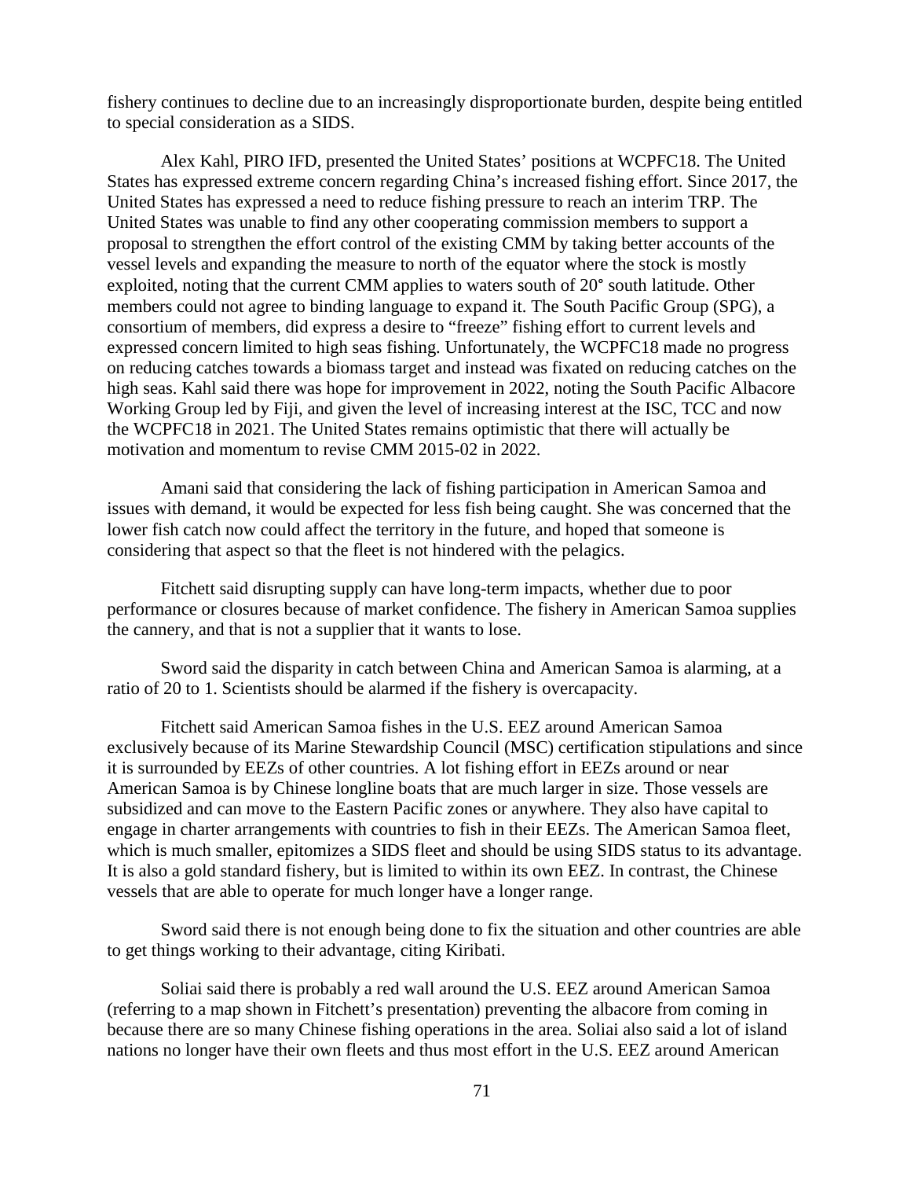fishery continues to decline due to an increasingly disproportionate burden, despite being entitled to special consideration as a SIDS.

Alex Kahl, PIRO IFD, presented the United States' positions at WCPFC18. The United States has expressed extreme concern regarding China's increased fishing effort. Since 2017, the United States has expressed a need to reduce fishing pressure to reach an interim TRP. The United States was unable to find any other cooperating commission members to support a proposal to strengthen the effort control of the existing CMM by taking better accounts of the vessel levels and expanding the measure to north of the equator where the stock is mostly exploited, noting that the current CMM applies to waters south of 20° south latitude. Other members could not agree to binding language to expand it. The South Pacific Group (SPG), a consortium of members, did express a desire to "freeze" fishing effort to current levels and expressed concern limited to high seas fishing. Unfortunately, the WCPFC18 made no progress on reducing catches towards a biomass target and instead was fixated on reducing catches on the high seas. Kahl said there was hope for improvement in 2022, noting the South Pacific Albacore Working Group led by Fiji, and given the level of increasing interest at the ISC, TCC and now the WCPFC18 in 2021. The United States remains optimistic that there will actually be motivation and momentum to revise CMM 2015-02 in 2022.

Amani said that considering the lack of fishing participation in American Samoa and issues with demand, it would be expected for less fish being caught. She was concerned that the lower fish catch now could affect the territory in the future, and hoped that someone is considering that aspect so that the fleet is not hindered with the pelagics.

Fitchett said disrupting supply can have long-term impacts, whether due to poor performance or closures because of market confidence. The fishery in American Samoa supplies the cannery, and that is not a supplier that it wants to lose.

Sword said the disparity in catch between China and American Samoa is alarming, at a ratio of 20 to 1. Scientists should be alarmed if the fishery is overcapacity.

Fitchett said American Samoa fishes in the U.S. EEZ around American Samoa exclusively because of its Marine Stewardship Council (MSC) certification stipulations and since it is surrounded by EEZs of other countries. A lot fishing effort in EEZs around or near American Samoa is by Chinese longline boats that are much larger in size. Those vessels are subsidized and can move to the Eastern Pacific zones or anywhere. They also have capital to engage in charter arrangements with countries to fish in their EEZs. The American Samoa fleet, which is much smaller, epitomizes a SIDS fleet and should be using SIDS status to its advantage. It is also a gold standard fishery, but is limited to within its own EEZ. In contrast, the Chinese vessels that are able to operate for much longer have a longer range.

Sword said there is not enough being done to fix the situation and other countries are able to get things working to their advantage, citing Kiribati.

Soliai said there is probably a red wall around the U.S. EEZ around American Samoa (referring to a map shown in Fitchett's presentation) preventing the albacore from coming in because there are so many Chinese fishing operations in the area. Soliai also said a lot of island nations no longer have their own fleets and thus most effort in the U.S. EEZ around American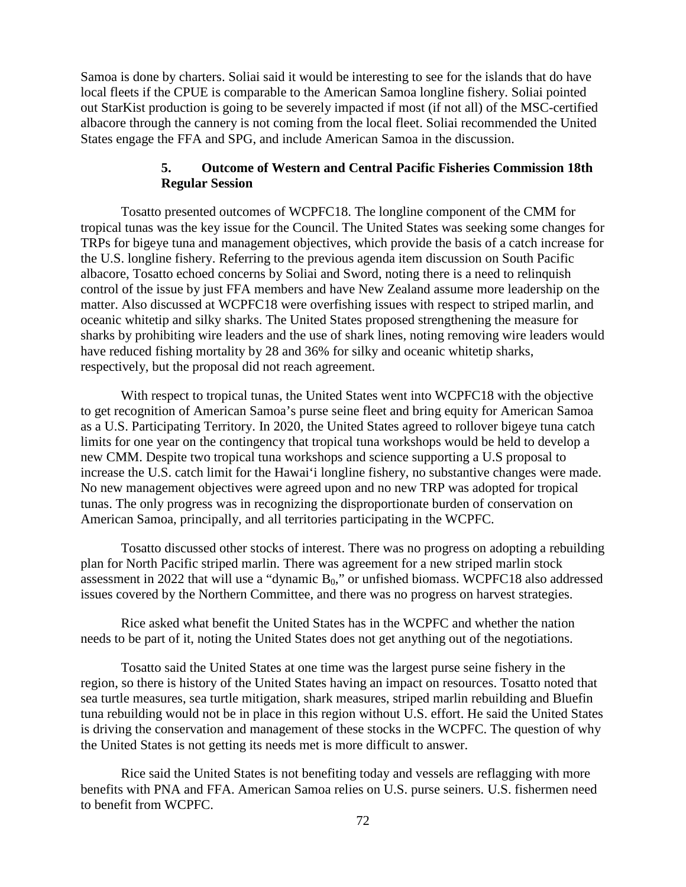Samoa is done by charters. Soliai said it would be interesting to see for the islands that do have local fleets if the CPUE is comparable to the American Samoa longline fishery. Soliai pointed out StarKist production is going to be severely impacted if most (if not all) of the MSC-certified albacore through the cannery is not coming from the local fleet. Soliai recommended the United States engage the FFA and SPG, and include American Samoa in the discussion.

### 5. Outcome of Western and Central Pacific Fisheries Commission 18th Regular Session

Tosatto presented outcomes of WCPFC18. The longline component of the CMM for tropical tunas was the key issue for the Council. The United States was seeking some changes for TRPs for bigeye tuna and management objectives, which provide the basis of a catch increase for the U.S. longline fishery. Referring to the previous agenda item discussion on South Pacific albacore, Tosatto echoed concerns by Soliai and Sword, noting there is a need to relinquish control of the issue by just FFA members and have New Zealand assume more leadership on the matter. Also discussed at WCPFC18 were overfishing issues with respect to striped marlin, and oceanic whitetip and silky sharks. The United States proposed strengthening the measure for sharks by prohibiting wire leaders and the use of shark lines, noting removing wire leaders would have reduced fishing mortality by 28 and 36% for silky and oceanic whitetip sharks, respectively, but the proposal did not reach agreement.

With respect to tropical tunas, the United States went into WCPFC18 with the objective to get recognition of American Samoa's purse seine fleet and bring equity for American Samoa as a U.S. Participating Territory. In 2020, the United States agreed to rollover bigeye tuna catch limits for one year on the contingency that tropical tuna workshops would be held to develop a new CMM. Despite two tropical tuna workshops and science supporting a U.S proposal to increase the U.S. catch limit for the Hawaiʻi longline fishery, no substantive changes were made. No new management objectives were agreed upon and no new TRP was adopted for tropical tunas. The only progress was in recognizing the disproportionate burden of conservation on American Samoa, principally, and all territories participating in the WCPFC.

Tosatto discussed other stocks of interest. There was no progress on adopting a rebuilding plan for North Pacific striped marlin. There was agreement for a new striped marlin stock assessment in 2022 that will use a "dynamic $B_0$," or unfished biomass. WCPFC18 also addressed issues covered by the Northern Committee, and there was no progress on harvest strategies.

Rice asked what benefit the United States has in the WCPFC and whether the nation needs to be part of it, noting the United States does not get anything out of the negotiations.

Tosatto said the United States at one time was the largest purse seine fishery in the region, so there is history of the United States having an impact on resources. Tosatto noted that sea turtle measures, sea turtle mitigation, shark measures, striped marlin rebuilding and Bluefin tuna rebuilding would not be in place in this region without U.S. effort. He said the United States is driving the conservation and management of these stocks in the WCPFC. The question of why the United States is not getting its needs met is more difficult to answer.

Rice said the United States is not benefiting today and vessels are reflagging with more benefits with PNA and FFA. American Samoa relies on U.S. purse seiners. U.S. fishermen need to benefit from WCPFC.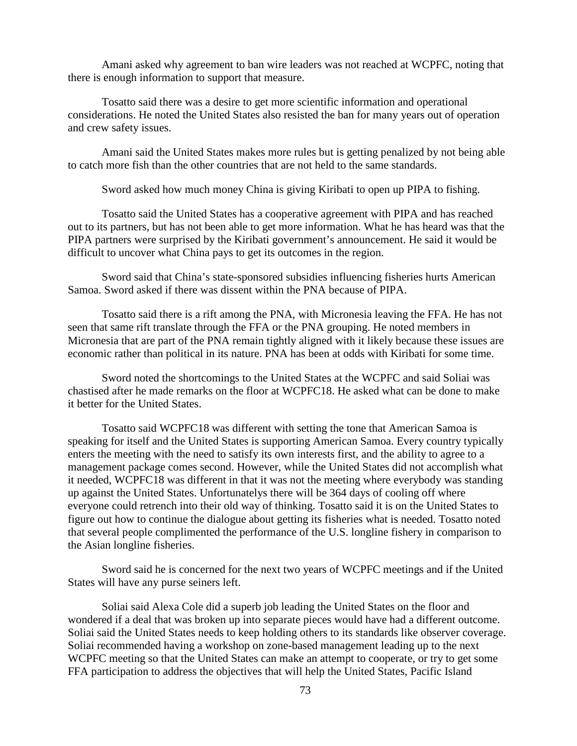Amani asked why agreement to ban wire leaders was not reached at WCPFC, noting that there is enough information to support that measure.

Tosatto said there was a desire to get more scientific information and operational considerations. He noted the United States also resisted the ban for many years out of operation and crew safety issues.

Amani said the United States makes more rules but is getting penalized by not being able to catch more fish than the other countries that are not held to the same standards.

Sword asked how much money China is giving Kiribati to open up PIPA to fishing.

Tosatto said the United States has a cooperative agreement with PIPA and has reached out to its partners, but has not been able to get more information. What he has heard was that the PIPA partners were surprised by the Kiribati government's announcement. He said it would be difficult to uncover what China pays to get its outcomes in the region.

Sword said that China's state-sponsored subsidies influencing fisheries hurts American Samoa. Sword asked if there was dissent within the PNA because of PIPA.

Tosatto said there is a rift among the PNA, with Micronesia leaving the FFA. He has not seen that same rift translate through the FFA or the PNA grouping. He noted members in Micronesia that are part of the PNA remain tightly aligned with it likely because these issues are economic rather than political in its nature. PNA has been at odds with Kiribati for some time.

Sword noted the shortcomings to the United States at the WCPFC and said Soliai was chastised after he made remarks on the floor at WCPFC18. He asked what can be done to make it better for the United States.

Tosatto said WCPFC18 was different with setting the tone that American Samoa is speaking for itself and the United States is supporting American Samoa. Every country typically enters the meeting with the need to satisfy its own interests first, and the ability to agree to a management package comes second. However, while the United States did not accomplish what it needed, WCPFC18 was different in that it was not the meeting where everybody was standing up against the United States. Unfortunatelys there will be 364 days of cooling off where everyone could retrench into their old way of thinking. Tosatto said it is on the United States to figure out how to continue the dialogue about getting its fisheries what is needed. Tosatto noted that several people complimented the performance of the U.S. longline fishery in comparison to the Asian longline fisheries.

Sword said he is concerned for the next two years of WCPFC meetings and if the United States will have any purse seiners left.

Soliai said Alexa Cole did a superb job leading the United States on the floor and wondered if a deal that was broken up into separate pieces would have had a different outcome. Soliai said the United States needs to keep holding others to its standards like observer coverage. Soliai recommended having a workshop on zone-based management leading up to the next WCPFC meeting so that the United States can make an attempt to cooperate, or try to get some FFA participation to address the objectives that will help the United States, Pacific Island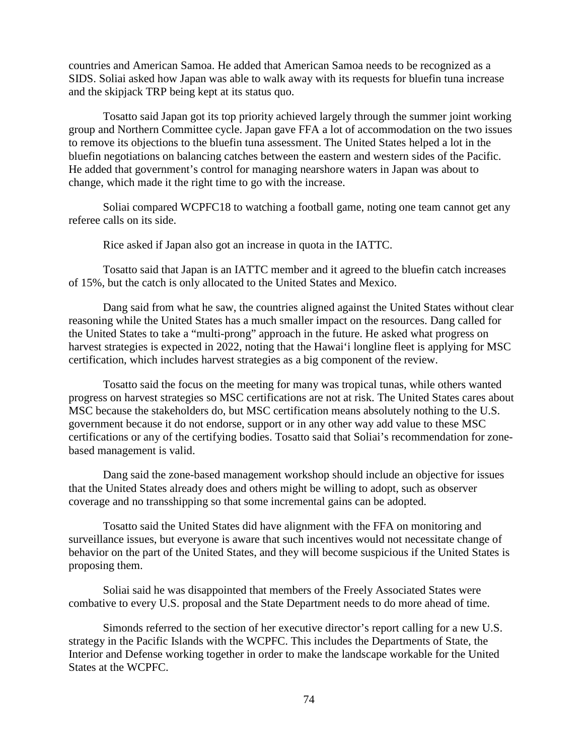countries and American Samoa. He added that American Samoa needs to be recognized as a SIDS. Soliai asked how Japan was able to walk away with its requests for bluefin tuna increase and the skipjack TRP being kept at its status quo.

Tosatto said Japan got its top priority achieved largely through the summer joint working group and Northern Committee cycle. Japan gave FFA a lot of accommodation on the two issues to remove its objections to the bluefin tuna assessment. The United States helped a lot in the bluefin negotiations on balancing catches between the eastern and western sides of the Pacific. He added that government's control for managing nearshore waters in Japan was about to change, which made it the right time to go with the increase.

Soliai compared WCPFC18 to watching a football game, noting one team cannot get any referee calls on its side.

Rice asked if Japan also got an increase in quota in the IATTC.

Tosatto said that Japan is an IATTC member and it agreed to the bluefin catch increases of 15%, but the catch is only allocated to the United States and Mexico.

Dang said from what he saw, the countries aligned against the United States without clear reasoning while the United States has a much smaller impact on the resources. Dang called for the United States to take a "multi-prong" approach in the future. He asked what progress on harvest strategies is expected in 2022, noting that the Hawai'i longline fleet is applying for MSC certification, which includes harvest strategies as a big component of the review.

Tosatto said the focus on the meeting for many was tropical tunas, while others wanted progress on harvest strategies so MSC certifications are not at risk. The United States cares about MSC because the stakeholders do, but MSC certification means absolutely nothing to the U.S. government because it do not endorse, support or in any other way add value to these MSC certifications or any of the certifying bodies. Tosatto said that Soliai's recommendation for zone-based management is valid.

Dang said the zone-based management workshop should include an objective for issues that the United States already does and others might be willing to adopt, such as observer coverage and no transshipping so that some incremental gains can be adopted.

Tosatto said the United States did have alignment with the FFA on monitoring and surveillance issues, but everyone is aware that such incentives would not necessitate change of behavior on the part of the United States, and they will become suspicious if the United States is proposing them.

Soliai said he was disappointed that members of the Freely Associated States were combative to every U.S. proposal and the State Department needs to do more ahead of time.

Simonds referred to the section of her executive director's report calling for a new U.S. strategy in the Pacific Islands with the WCPFC. This includes the Departments of State, the Interior and Defense working together in order to make the landscape workable for the United States at the WCPFC.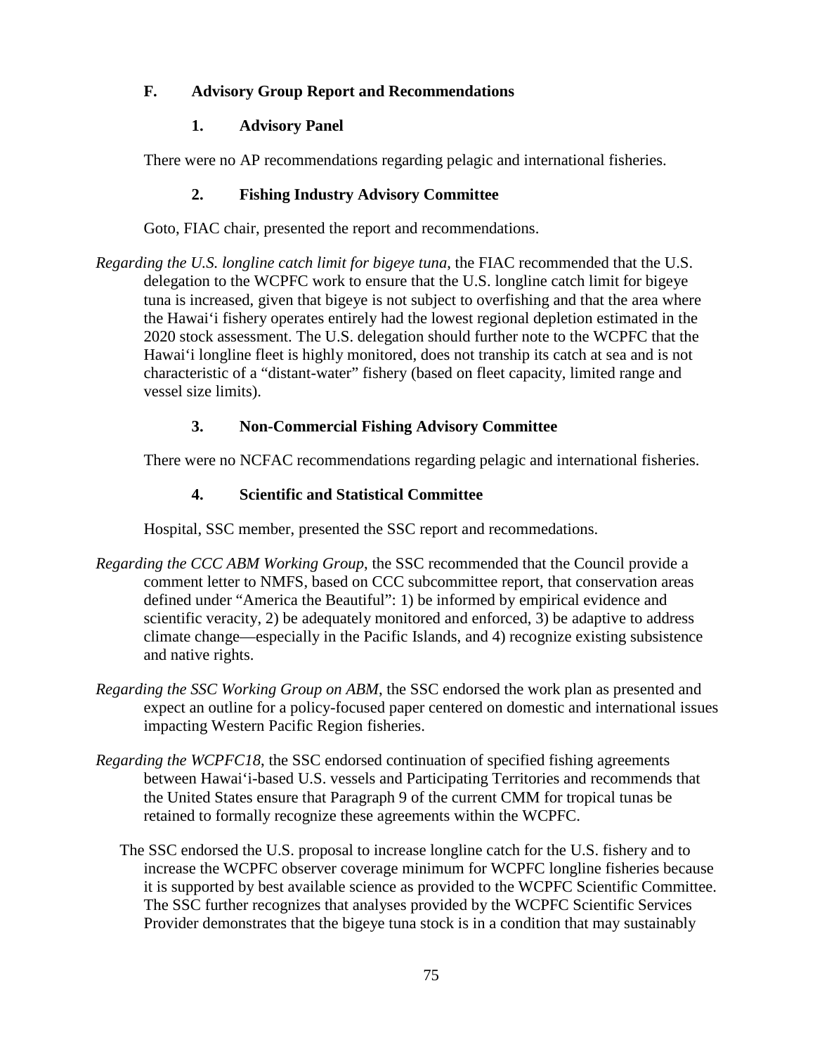### F. Advisory Group Report and Recommendations

#### 1. Advisory Panel

There were no AP recommendations regarding pelagic and international fisheries.

#### 2. Fishing Industry Advisory Committee

Goto, FIAC chair, presented the report and recommendations.

*Regarding the U.S. longline catch limit for bigeye tuna*, the FIAC recommended that the U.S. delegation to the WCPFC work to ensure that the U.S. longline catch limit for bigeye tuna is increased, given that bigeye is not subject to overfishing and that the area where the Hawai'i fishery operates entirely had the lowest regional depletion estimated in the 2020 stock assessment. The U.S. delegation should further note to the WCPFC that the Hawai'i longline fleet is highly monitored, does not tranship its catch at sea and is not characteristic of a "distant-water" fishery (based on fleet capacity, limited range and vessel size limits).

#### 3. Non-Commercial Fishing Advisory Committee

There were no NCFAC recommendations regarding pelagic and international fisheries.

#### 4. Scientific and Statistical Committee

Hospital, SSC member, presented the SSC report and recommedations.

*Regarding the CCC ABM Working Group*, the SSC recommended that the Council provide a comment letter to NMFS, based on CCC subcommittee report, that conservation areas defined under "America the Beautiful": 1) be informed by empirical evidence and scientific veracity, 2) be adequately monitored and enforced, 3) be adaptive to address climate change—especially in the Pacific Islands, and 4) recognize existing subsistence and native rights.

*Regarding the SSC Working Group on ABM*, the SSC endorsed the work plan as presented and expect an outline for a policy-focused paper centered on domestic and international issues impacting Western Pacific Region fisheries.

*Regarding the WCPFC18*, the SSC endorsed continuation of specified fishing agreements between Hawai'i-based U.S. vessels and Participating Territories and recommends that the United States ensure that Paragraph 9 of the current CMM for tropical tunas be retained to formally recognize these agreements within the WCPFC.

The SSC endorsed the U.S. proposal to increase longline catch for the U.S. fishery and to increase the WCPFC observer coverage minimum for WCPFC longline fisheries because it is supported by best available science as provided to the WCPFC Scientific Committee. The SSC further recognizes that analyses provided by the WCPFC Scientific Services Provider demonstrates that the bigeye tuna stock is in a condition that may sustainably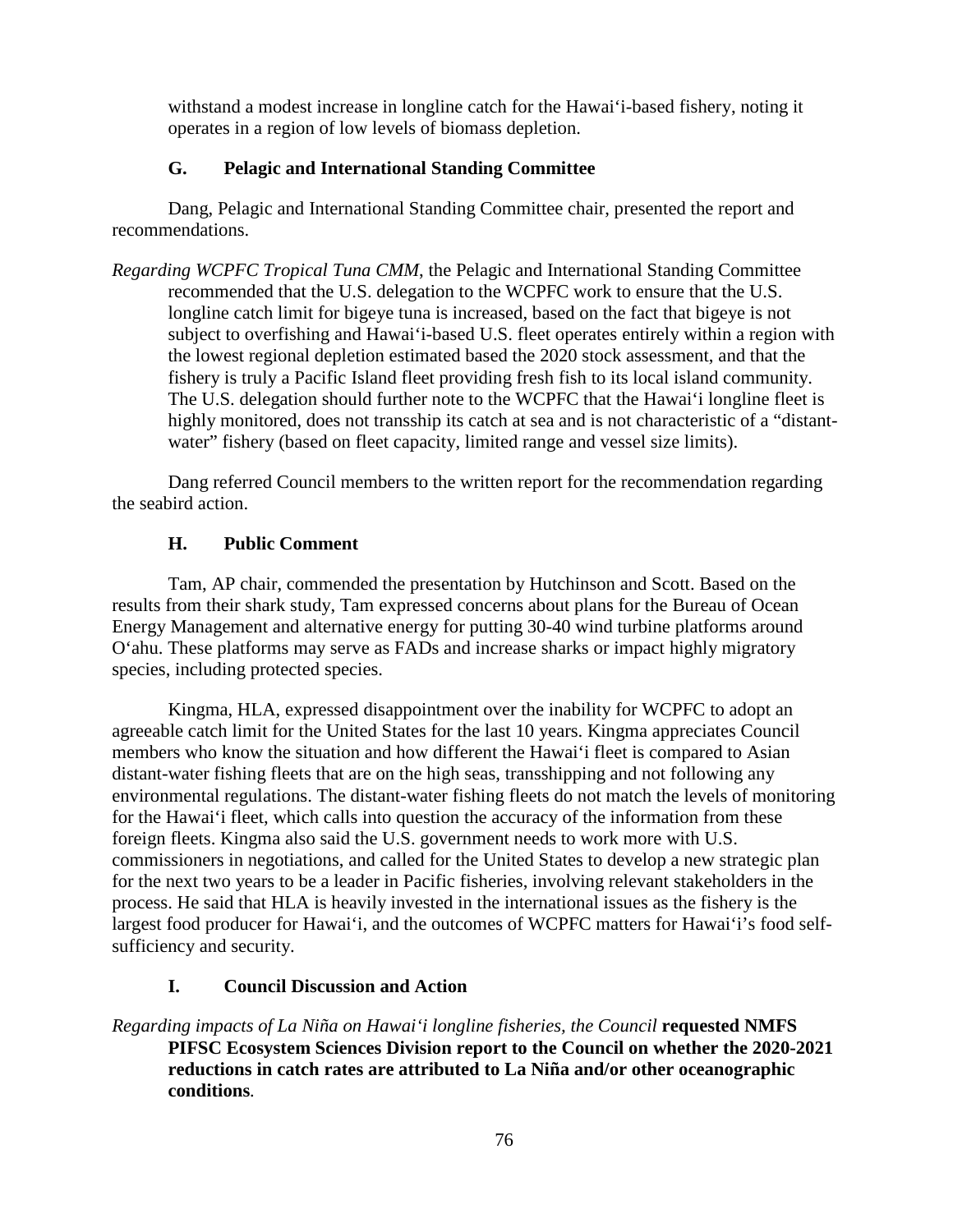withstand a modest increase in longline catch for the Hawai‘i-based fishery, noting it operates in a region of low levels of biomass depletion.

### G. Pelagic and International Standing Committee

Dang, Pelagic and International Standing Committee chair, presented the report and recommendations.

*Regarding WCPFC Tropical Tuna CMM,* the Pelagic and International Standing Committee recommended that the U.S. delegation to the WCPFC work to ensure that the U.S. longline catch limit for bigeye tuna is increased, based on the fact that bigeye is not subject to overfishing and Hawai‘i-based U.S. fleet operates entirely within a region with the lowest regional depletion estimated based the 2020 stock assessment, and that the fishery is truly a Pacific Island fleet providing fresh fish to its local island community. The U.S. delegation should further note to the WCPFC that the Hawai‘i longline fleet is highly monitored, does not transship its catch at sea and is not characteristic of a "distant-water" fishery (based on fleet capacity, limited range and vessel size limits).

Dang referred Council members to the written report for the recommendation regarding the seabird action.

### H. Public Comment

Tam, AP chair, commended the presentation by Hutchinson and Scott. Based on the results from their shark study, Tam expressed concerns about plans for the Bureau of Ocean Energy Management and alternative energy for putting 30-40 wind turbine platforms around O‘ahu. These platforms may serve as FADs and increase sharks or impact highly migratory species, including protected species.

Kingma, HLA, expressed disappointment over the inability for WCPFC to adopt an agreeable catch limit for the United States for the last 10 years. Kingma appreciates Council members who know the situation and how different the Hawai‘i fleet is compared to Asian distant-water fishing fleets that are on the high seas, transshipping and not following any environmental regulations. The distant-water fishing fleets do not match the levels of monitoring for the Hawai‘i fleet, which calls into question the accuracy of the information from these foreign fleets. Kingma also said the U.S. government needs to work more with U.S. commissioners in negotiations, and called for the United States to develop a new strategic plan for the next two years to be a leader in Pacific fisheries, involving relevant stakeholders in the process. He said that HLA is heavily invested in the international issues as the fishery is the largest food producer for Hawai‘i, and the outcomes of WCPFC matters for Hawai‘i's food self-sufficiency and security.

### I. Council Discussion and Action

*Regarding impacts of La Niña on Hawai‘i longline fisheries, the Council* **requested NMFS PIFSC Ecosystem Sciences Division report to the Council on whether the 2020-2021 reductions in catch rates are attributed to La Niña and/or other oceanographic conditions**.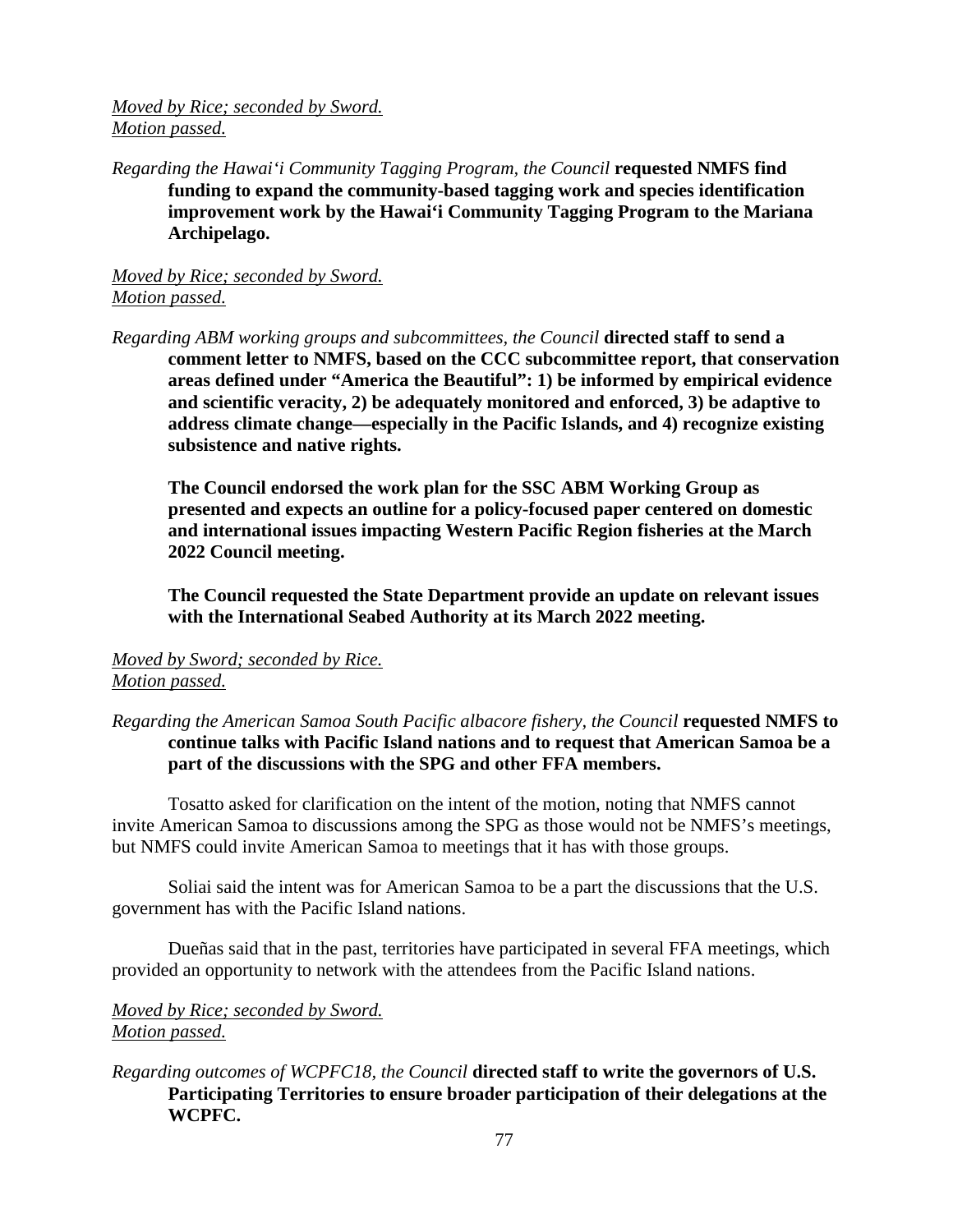*Moved by Rice; seconded by Sword.*
*Motion passed.*

*Regarding the Hawai'i Community Tagging Program, the Council* **requested NMFS find funding to expand the community-based tagging work and species identification improvement work by the Hawai'i Community Tagging Program to the Mariana Archipelago.**

*Moved by Rice; seconded by Sword.*
*Motion passed.*

*Regarding ABM working groups and subcommittees, the Council* **directed staff to send a comment letter to NMFS, based on the CCC subcommittee report, that conservation areas defined under "America the Beautiful": 1) be informed by empirical evidence and scientific veracity, 2) be adequately monitored and enforced, 3) be adaptive to address climate change—especially in the Pacific Islands, and 4) recognize existing subsistence and native rights.**

**The Council endorsed the work plan for the SSC ABM Working Group as presented and expects an outline for a policy-focused paper centered on domestic and international issues impacting Western Pacific Region fisheries at the March 2022 Council meeting.**

**The Council requested the State Department provide an update on relevant issues with the International Seabed Authority at its March 2022 meeting.**

*Moved by Sword; seconded by Rice.*
*Motion passed.*

*Regarding the American Samoa South Pacific albacore fishery, the Council* **requested NMFS to continue talks with Pacific Island nations and to request that American Samoa be a part of the discussions with the SPG and other FFA members.**

Tosatto asked for clarification on the intent of the motion, noting that NMFS cannot invite American Samoa to discussions among the SPG as those would not be NMFS's meetings, but NMFS could invite American Samoa to meetings that it has with those groups.

Soliai said the intent was for American Samoa to be a part the discussions that the U.S. government has with the Pacific Island nations.

Dueñas said that in the past, territories have participated in several FFA meetings, which provided an opportunity to network with the attendees from the Pacific Island nations.

*Moved by Rice; seconded by Sword.*
*Motion passed.*

*Regarding outcomes of WCPFC18, the Council* **directed staff to write the governors of U.S. Participating Territories to ensure broader participation of their delegations at the WCPFC.**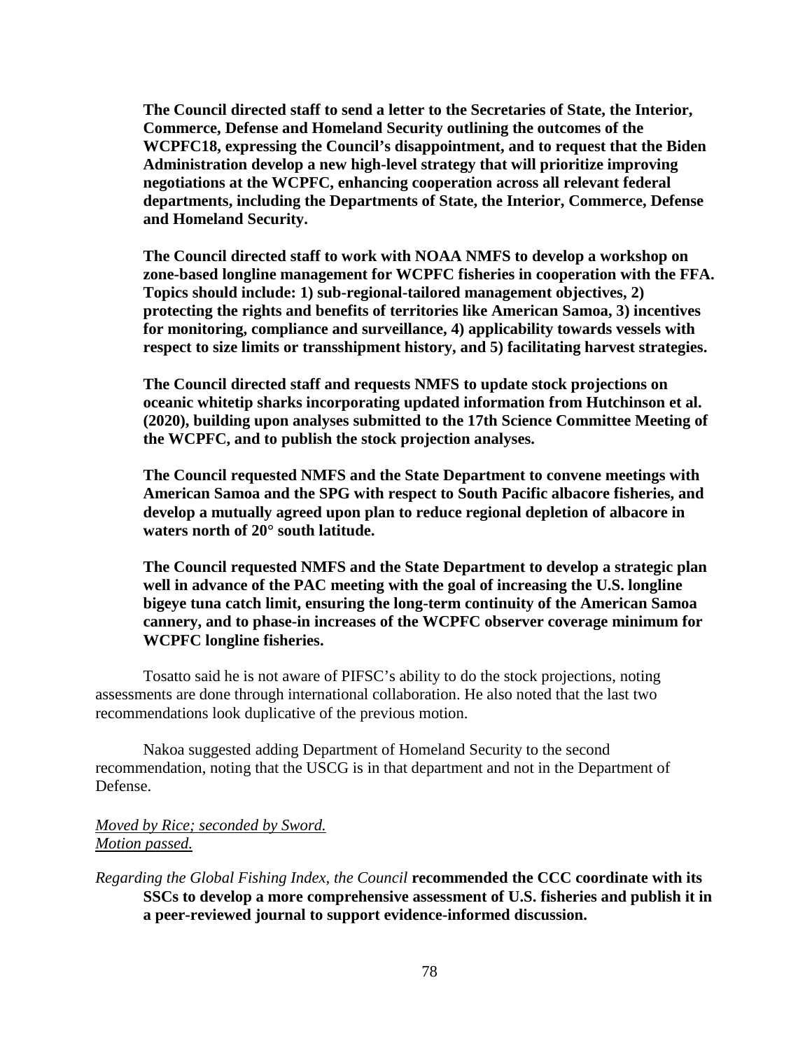**The Council directed staff to send a letter to the Secretaries of State, the Interior, Commerce, Defense and Homeland Security outlining the outcomes of the WCPFC18, expressing the Council's disappointment, and to request that the Biden Administration develop a new high-level strategy that will prioritize improving negotiations at the WCPFC, enhancing cooperation across all relevant federal departments, including the Departments of State, the Interior, Commerce, Defense and Homeland Security.**

**The Council directed staff to work with NOAA NMFS to develop a workshop on zone-based longline management for WCPFC fisheries in cooperation with the FFA. Topics should include: 1) sub-regional-tailored management objectives, 2) protecting the rights and benefits of territories like American Samoa, 3) incentives for monitoring, compliance and surveillance, 4) applicability towards vessels with respect to size limits or transshipment history, and 5) facilitating harvest strategies.**

**The Council directed staff and requests NMFS to update stock projections on oceanic whitetip sharks incorporating updated information from Hutchinson et al. (2020), building upon analyses submitted to the 17th Science Committee Meeting of the WCPFC, and to publish the stock projection analyses.**

**The Council requested NMFS and the State Department to convene meetings with American Samoa and the SPG with respect to South Pacific albacore fisheries, and develop a mutually agreed upon plan to reduce regional depletion of albacore in waters north of 20° south latitude.**

**The Council requested NMFS and the State Department to develop a strategic plan well in advance of the PAC meeting with the goal of increasing the U.S. longline bigeye tuna catch limit, ensuring the long-term continuity of the American Samoa cannery, and to phase-in increases of the WCPFC observer coverage minimum for WCPFC longline fisheries.**

Tosatto said he is not aware of PIFSC's ability to do the stock projections, noting assessments are done through international collaboration. He also noted that the last two recommendations look duplicative of the previous motion.

Nakoa suggested adding Department of Homeland Security to the second recommendation, noting that the USCG is in that department and not in the Department of Defense.

*Moved by Rice; seconded by Sword.*
*Motion passed.*

*Regarding the Global Fishing Index, the Council* **recommended the CCC coordinate with its SSCs to develop a more comprehensive assessment of U.S. fisheries and publish it in a peer-reviewed journal to support evidence-informed discussion.**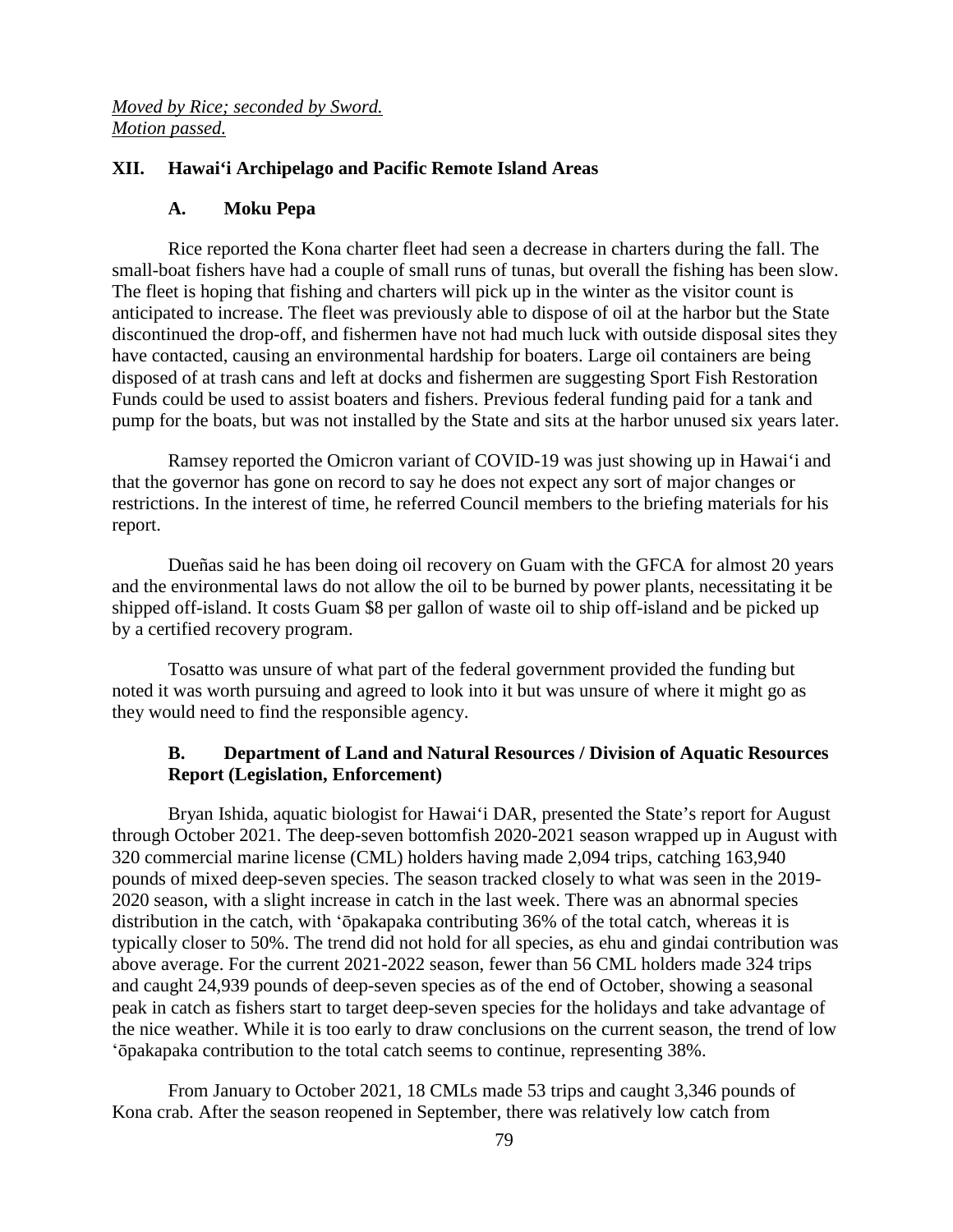*Moved by Rice; seconded by Sword.*
*Motion passed.*

## XII. Hawaiʻi Archipelago and Pacific Remote Island Areas

### A. Moku Pepa

Rice reported the Kona charter fleet had seen a decrease in charters during the fall. The small-boat fishers have had a couple of small runs of tunas, but overall the fishing has been slow. The fleet is hoping that fishing and charters will pick up in the winter as the visitor count is anticipated to increase. The fleet was previously able to dispose of oil at the harbor but the State discontinued the drop-off, and fishermen have not had much luck with outside disposal sites they have contacted, causing an environmental hardship for boaters. Large oil containers are being disposed of at trash cans and left at docks and fishermen are suggesting Sport Fish Restoration Funds could be used to assist boaters and fishers. Previous federal funding paid for a tank and pump for the boats, but was not installed by the State and sits at the harbor unused six years later.

Ramsey reported the Omicron variant of COVID-19 was just showing up in Hawaiʻi and that the governor has gone on record to say he does not expect any sort of major changes or restrictions. In the interest of time, he referred Council members to the briefing materials for his report.

Dueñas said he has been doing oil recovery on Guam with the GFCA for almost 20 years and the environmental laws do not allow the oil to be burned by power plants, necessitating it be shipped off-island. It costs Guam $8 per gallon of waste oil to ship off-island and be picked up by a certified recovery program.

Tosatto was unsure of what part of the federal government provided the funding but noted it was worth pursuing and agreed to look into it but was unsure of where it might go as they would need to find the responsible agency.

### B. Department of Land and Natural Resources / Division of Aquatic Resources Report (Legislation, Enforcement)

Bryan Ishida, aquatic biologist for Hawaiʻi DAR, presented the State's report for August through October 2021. The deep-seven bottomfish 2020-2021 season wrapped up in August with 320 commercial marine license (CML) holders having made 2,094 trips, catching 163,940 pounds of mixed deep-seven species. The season tracked closely to what was seen in the 2019-2020 season, with a slight increase in catch in the last week. There was an abnormal species distribution in the catch, with ʻōpakapaka contributing 36% of the total catch, whereas it is typically closer to 50%. The trend did not hold for all species, as ehu and gindai contribution was above average. For the current 2021-2022 season, fewer than 56 CML holders made 324 trips and caught 24,939 pounds of deep-seven species as of the end of October, showing a seasonal peak in catch as fishers start to target deep-seven species for the holidays and take advantage of the nice weather. While it is too early to draw conclusions on the current season, the trend of low ʻōpakapaka contribution to the total catch seems to continue, representing 38%.

From January to October 2021, 18 CMLs made 53 trips and caught 3,346 pounds of Kona crab. After the season reopened in September, there was relatively low catch from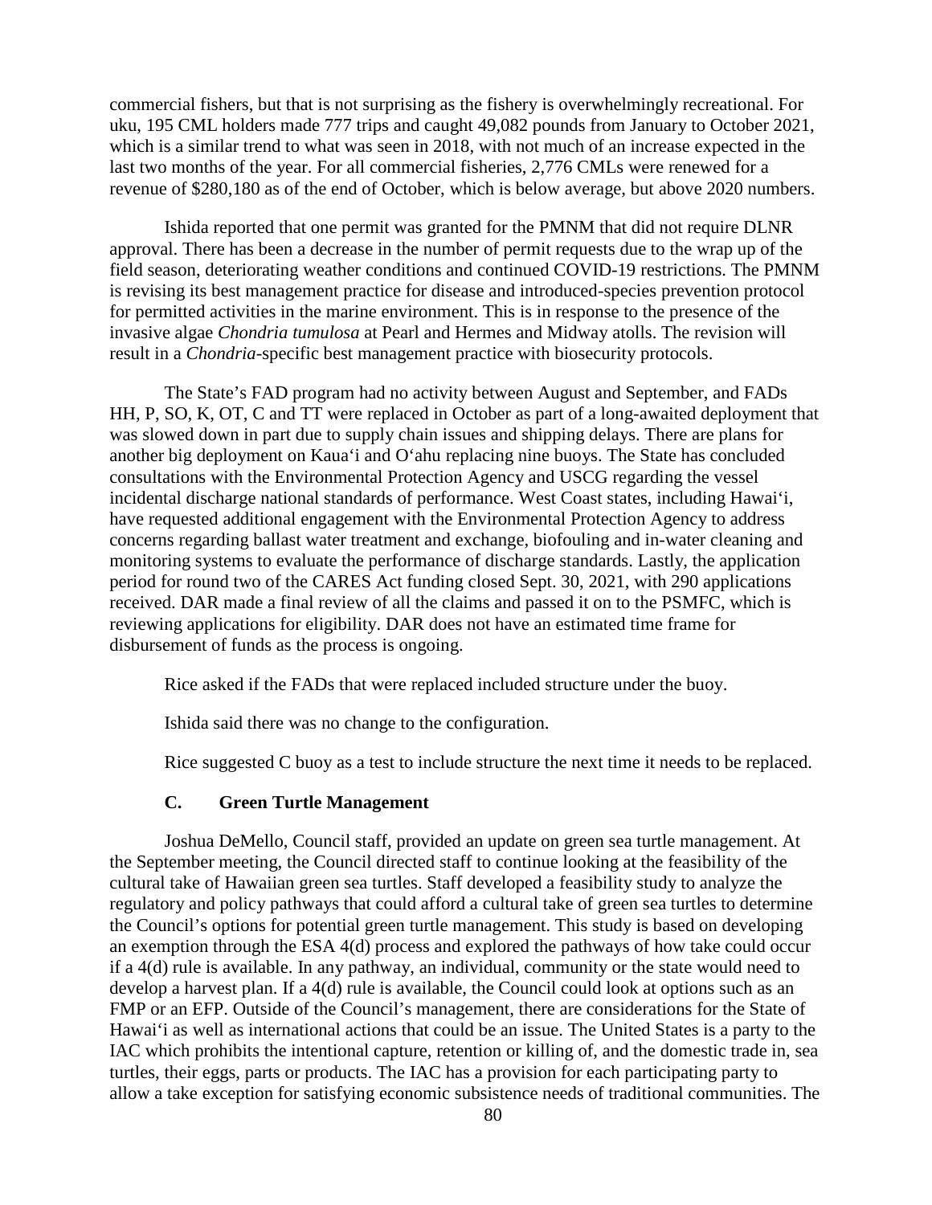commercial fishers, but that is not surprising as the fishery is overwhelmingly recreational. For uku, 195 CML holders made 777 trips and caught 49,082 pounds from January to October 2021, which is a similar trend to what was seen in 2018, with not much of an increase expected in the last two months of the year. For all commercial fisheries, 2,776 CMLs were renewed for a revenue of $280,180 as of the end of October, which is below average, but above 2020 numbers.

Ishida reported that one permit was granted for the PMNM that did not require DLNR approval. There has been a decrease in the number of permit requests due to the wrap up of the field season, deteriorating weather conditions and continued COVID-19 restrictions. The PMNM is revising its best management practice for disease and introduced-species prevention protocol for permitted activities in the marine environment. This is in response to the presence of the invasive algae *Chondria tumulosa* at Pearl and Hermes and Midway atolls. The revision will result in a *Chondria*-specific best management practice with biosecurity protocols.

The State's FAD program had no activity between August and September, and FADs HH, P, SO, K, OT, C and TT were replaced in October as part of a long-awaited deployment that was slowed down in part due to supply chain issues and shipping delays. There are plans for another big deployment on Kaua'i and O'ahu replacing nine buoys. The State has concluded consultations with the Environmental Protection Agency and USCG regarding the vessel incidental discharge national standards of performance. West Coast states, including Hawai'i, have requested additional engagement with the Environmental Protection Agency to address concerns regarding ballast water treatment and exchange, biofouling and in-water cleaning and monitoring systems to evaluate the performance of discharge standards. Lastly, the application period for round two of the CARES Act funding closed Sept. 30, 2021, with 290 applications received. DAR made a final review of all the claims and passed it on to the PSMFC, which is reviewing applications for eligibility. DAR does not have an estimated time frame for disbursement of funds as the process is ongoing.

Rice asked if the FADs that were replaced included structure under the buoy.

Ishida said there was no change to the configuration.

Rice suggested C buoy as a test to include structure the next time it needs to be replaced.

### C. Green Turtle Management

Joshua DeMello, Council staff, provided an update on green sea turtle management. At the September meeting, the Council directed staff to continue looking at the feasibility of the cultural take of Hawaiian green sea turtles. Staff developed a feasibility study to analyze the regulatory and policy pathways that could afford a cultural take of green sea turtles to determine the Council's options for potential green turtle management. This study is based on developing an exemption through the ESA 4(d) process and explored the pathways of how take could occur if a 4(d) rule is available. In any pathway, an individual, community or the state would need to develop a harvest plan. If a 4(d) rule is available, the Council could look at options such as an FMP or an EFP. Outside of the Council's management, there are considerations for the State of Hawai'i as well as international actions that could be an issue. The United States is a party to the IAC which prohibits the intentional capture, retention or killing of, and the domestic trade in, sea turtles, their eggs, parts or products. The IAC has a provision for each participating party to allow a take exception for satisfying economic subsistence needs of traditional communities. The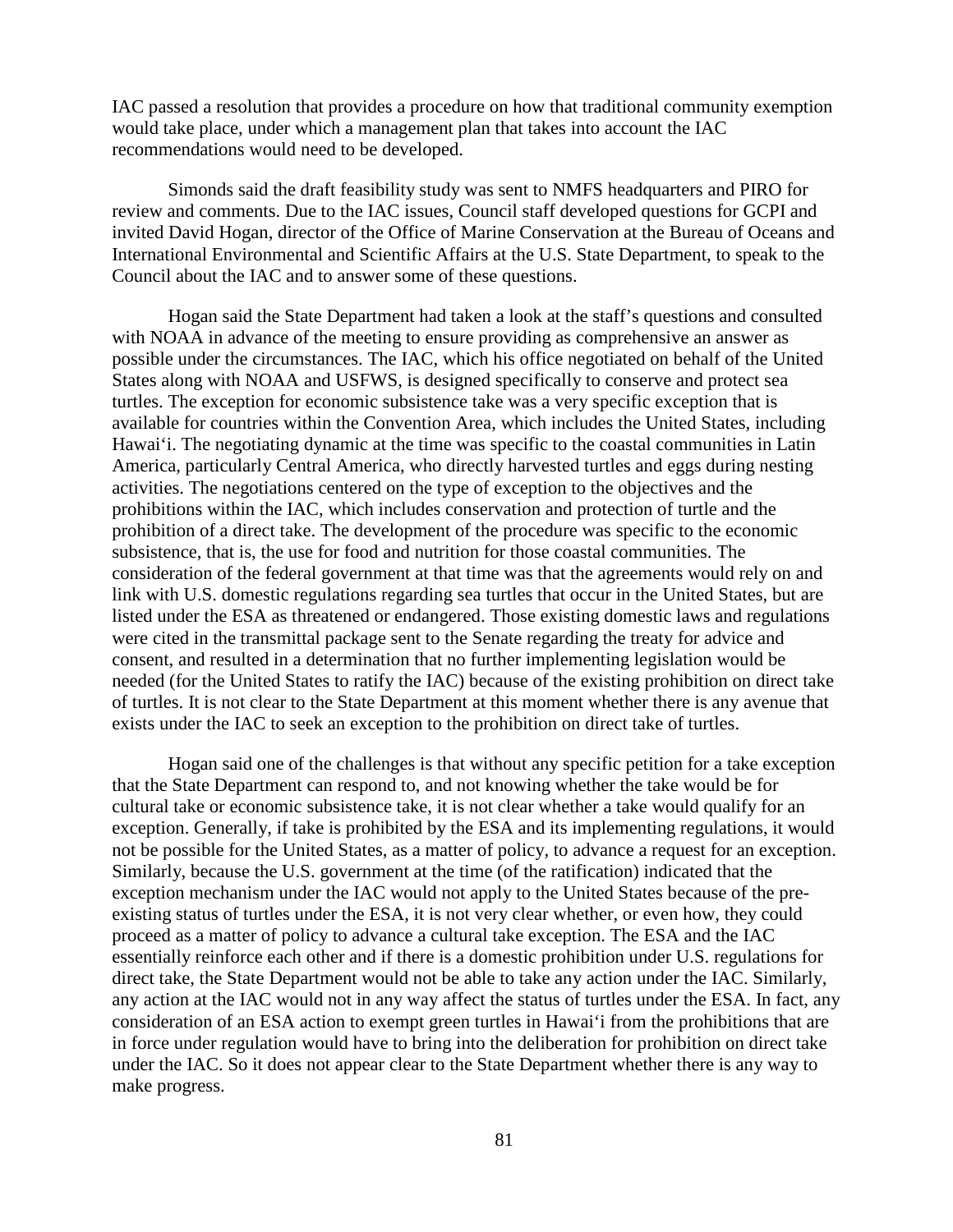IAC passed a resolution that provides a procedure on how that traditional community exemption would take place, under which a management plan that takes into account the IAC recommendations would need to be developed.

Simonds said the draft feasibility study was sent to NMFS headquarters and PIRO for review and comments. Due to the IAC issues, Council staff developed questions for GCPI and invited David Hogan, director of the Office of Marine Conservation at the Bureau of Oceans and International Environmental and Scientific Affairs at the U.S. State Department, to speak to the Council about the IAC and to answer some of these questions.

Hogan said the State Department had taken a look at the staff's questions and consulted with NOAA in advance of the meeting to ensure providing as comprehensive an answer as possible under the circumstances. The IAC, which his office negotiated on behalf of the United States along with NOAA and USFWS, is designed specifically to conserve and protect sea turtles. The exception for economic subsistence take was a very specific exception that is available for countries within the Convention Area, which includes the United States, including Hawai'i. The negotiating dynamic at the time was specific to the coastal communities in Latin America, particularly Central America, who directly harvested turtles and eggs during nesting activities. The negotiations centered on the type of exception to the objectives and the prohibitions within the IAC, which includes conservation and protection of turtle and the prohibition of a direct take. The development of the procedure was specific to the economic subsistence, that is, the use for food and nutrition for those coastal communities. The consideration of the federal government at that time was that the agreements would rely on and link with U.S. domestic regulations regarding sea turtles that occur in the United States, but are listed under the ESA as threatened or endangered. Those existing domestic laws and regulations were cited in the transmittal package sent to the Senate regarding the treaty for advice and consent, and resulted in a determination that no further implementing legislation would be needed (for the United States to ratify the IAC) because of the existing prohibition on direct take of turtles. It is not clear to the State Department at this moment whether there is any avenue that exists under the IAC to seek an exception to the prohibition on direct take of turtles.

Hogan said one of the challenges is that without any specific petition for a take exception that the State Department can respond to, and not knowing whether the take would be for cultural take or economic subsistence take, it is not clear whether a take would qualify for an exception. Generally, if take is prohibited by the ESA and its implementing regulations, it would not be possible for the United States, as a matter of policy, to advance a request for an exception. Similarly, because the U.S. government at the time (of the ratification) indicated that the exception mechanism under the IAC would not apply to the United States because of the pre-existing status of turtles under the ESA, it is not very clear whether, or even how, they could proceed as a matter of policy to advance a cultural take exception. The ESA and the IAC essentially reinforce each other and if there is a domestic prohibition under U.S. regulations for direct take, the State Department would not be able to take any action under the IAC. Similarly, any action at the IAC would not in any way affect the status of turtles under the ESA. In fact, any consideration of an ESA action to exempt green turtles in Hawai'i from the prohibitions that are in force under regulation would have to bring into the deliberation for prohibition on direct take under the IAC. So it does not appear clear to the State Department whether there is any way to make progress.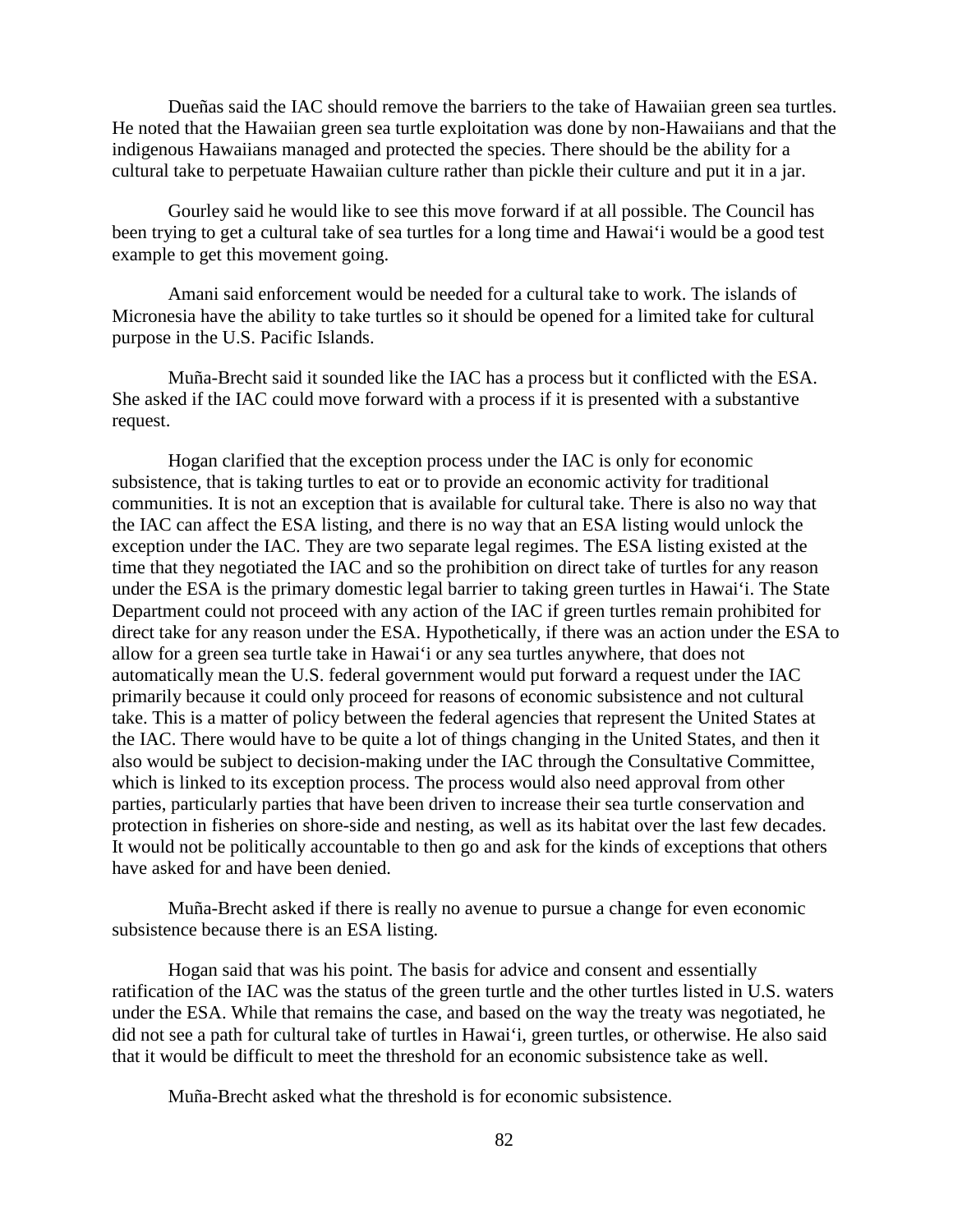Dueñas said the IAC should remove the barriers to the take of Hawaiian green sea turtles. He noted that the Hawaiian green sea turtle exploitation was done by non-Hawaiians and that the indigenous Hawaiians managed and protected the species. There should be the ability for a cultural take to perpetuate Hawaiian culture rather than pickle their culture and put it in a jar.

Gourley said he would like to see this move forward if at all possible. The Council has been trying to get a cultural take of sea turtles for a long time and Hawai‘i would be a good test example to get this movement going.

Amani said enforcement would be needed for a cultural take to work. The islands of Micronesia have the ability to take turtles so it should be opened for a limited take for cultural purpose in the U.S. Pacific Islands.

Muña-Brecht said it sounded like the IAC has a process but it conflicted with the ESA. She asked if the IAC could move forward with a process if it is presented with a substantive request.

Hogan clarified that the exception process under the IAC is only for economic subsistence, that is taking turtles to eat or to provide an economic activity for traditional communities. It is not an exception that is available for cultural take. There is also no way that the IAC can affect the ESA listing, and there is no way that an ESA listing would unlock the exception under the IAC. They are two separate legal regimes. The ESA listing existed at the time that they negotiated the IAC and so the prohibition on direct take of turtles for any reason under the ESA is the primary domestic legal barrier to taking green turtles in Hawai‘i. The State Department could not proceed with any action of the IAC if green turtles remain prohibited for direct take for any reason under the ESA. Hypothetically, if there was an action under the ESA to allow for a green sea turtle take in Hawai‘i or any sea turtles anywhere, that does not automatically mean the U.S. federal government would put forward a request under the IAC primarily because it could only proceed for reasons of economic subsistence and not cultural take. This is a matter of policy between the federal agencies that represent the United States at the IAC. There would have to be quite a lot of things changing in the United States, and then it also would be subject to decision-making under the IAC through the Consultative Committee, which is linked to its exception process. The process would also need approval from other parties, particularly parties that have been driven to increase their sea turtle conservation and protection in fisheries on shore-side and nesting, as well as its habitat over the last few decades. It would not be politically accountable to then go and ask for the kinds of exceptions that others have asked for and have been denied.

Muña-Brecht asked if there is really no avenue to pursue a change for even economic subsistence because there is an ESA listing.

Hogan said that was his point. The basis for advice and consent and essentially ratification of the IAC was the status of the green turtle and the other turtles listed in U.S. waters under the ESA. While that remains the case, and based on the way the treaty was negotiated, he did not see a path for cultural take of turtles in Hawai‘i, green turtles, or otherwise. He also said that it would be difficult to meet the threshold for an economic subsistence take as well.

Muña-Brecht asked what the threshold is for economic subsistence.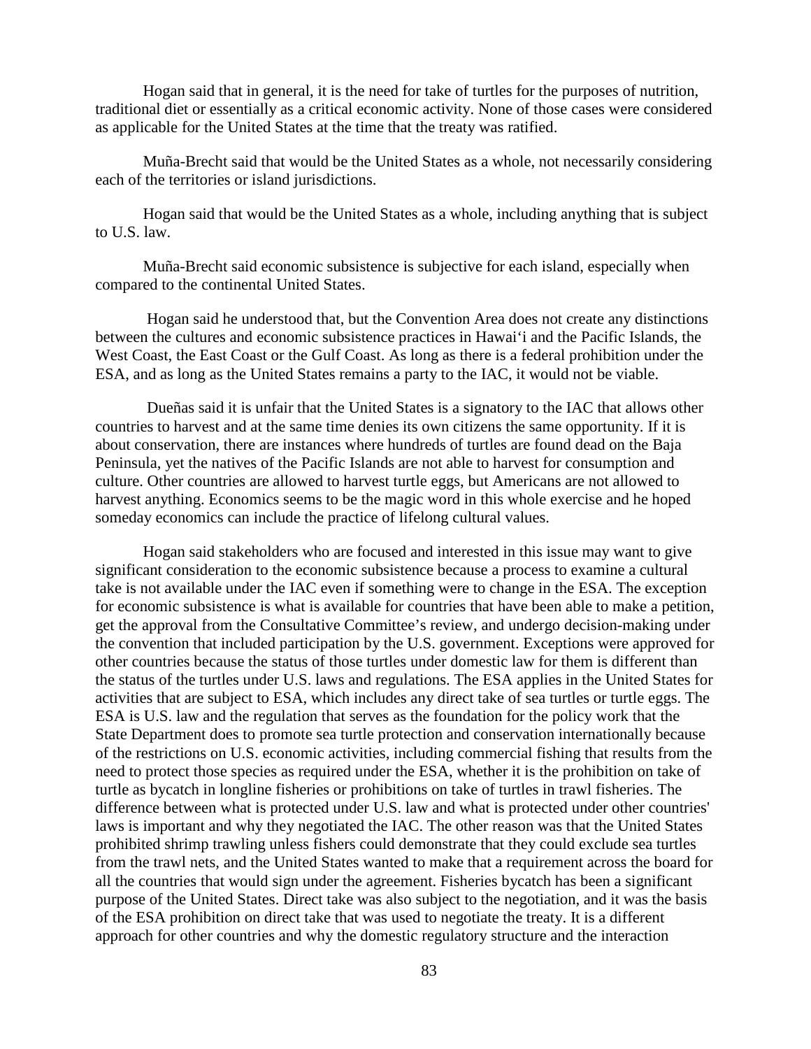Hogan said that in general, it is the need for take of turtles for the purposes of nutrition, traditional diet or essentially as a critical economic activity. None of those cases were considered as applicable for the United States at the time that the treaty was ratified.

Muña-Brecht said that would be the United States as a whole, not necessarily considering each of the territories or island jurisdictions.

Hogan said that would be the United States as a whole, including anything that is subject to U.S. law.

Muña-Brecht said economic subsistence is subjective for each island, especially when compared to the continental United States.

Hogan said he understood that, but the Convention Area does not create any distinctions between the cultures and economic subsistence practices in Hawaiʻi and the Pacific Islands, the West Coast, the East Coast or the Gulf Coast. As long as there is a federal prohibition under the ESA, and as long as the United States remains a party to the IAC, it would not be viable.

Dueñas said it is unfair that the United States is a signatory to the IAC that allows other countries to harvest and at the same time denies its own citizens the same opportunity. If it is about conservation, there are instances where hundreds of turtles are found dead on the Baja Peninsula, yet the natives of the Pacific Islands are not able to harvest for consumption and culture. Other countries are allowed to harvest turtle eggs, but Americans are not allowed to harvest anything. Economics seems to be the magic word in this whole exercise and he hoped someday economics can include the practice of lifelong cultural values.

Hogan said stakeholders who are focused and interested in this issue may want to give significant consideration to the economic subsistence because a process to examine a cultural take is not available under the IAC even if something were to change in the ESA. The exception for economic subsistence is what is available for countries that have been able to make a petition, get the approval from the Consultative Committee's review, and undergo decision-making under the convention that included participation by the U.S. government. Exceptions were approved for other countries because the status of those turtles under domestic law for them is different than the status of the turtles under U.S. laws and regulations. The ESA applies in the United States for activities that are subject to ESA, which includes any direct take of sea turtles or turtle eggs. The ESA is U.S. law and the regulation that serves as the foundation for the policy work that the State Department does to promote sea turtle protection and conservation internationally because of the restrictions on U.S. economic activities, including commercial fishing that results from the need to protect those species as required under the ESA, whether it is the prohibition on take of turtle as bycatch in longline fisheries or prohibitions on take of turtles in trawl fisheries. The difference between what is protected under U.S. law and what is protected under other countries' laws is important and why they negotiated the IAC. The other reason was that the United States prohibited shrimp trawling unless fishers could demonstrate that they could exclude sea turtles from the trawl nets, and the United States wanted to make that a requirement across the board for all the countries that would sign under the agreement. Fisheries bycatch has been a significant purpose of the United States. Direct take was also subject to the negotiation, and it was the basis of the ESA prohibition on direct take that was used to negotiate the treaty. It is a different approach for other countries and why the domestic regulatory structure and the interaction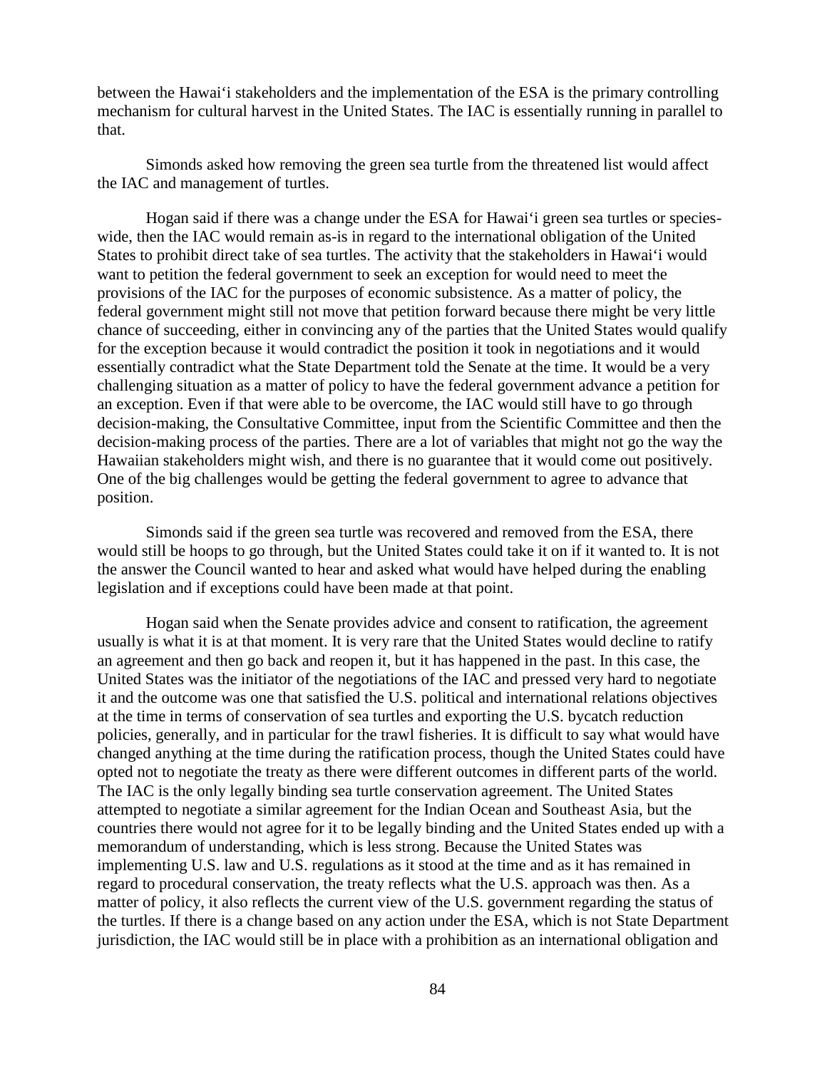between the Hawaiʻi stakeholders and the implementation of the ESA is the primary controlling mechanism for cultural harvest in the United States. The IAC is essentially running in parallel to that.

Simonds asked how removing the green sea turtle from the threatened list would affect the IAC and management of turtles.

Hogan said if there was a change under the ESA for Hawaiʻi green sea turtles or species-wide, then the IAC would remain as-is in regard to the international obligation of the United States to prohibit direct take of sea turtles. The activity that the stakeholders in Hawaiʻi would want to petition the federal government to seek an exception for would need to meet the provisions of the IAC for the purposes of economic subsistence. As a matter of policy, the federal government might still not move that petition forward because there might be very little chance of succeeding, either in convincing any of the parties that the United States would qualify for the exception because it would contradict the position it took in negotiations and it would essentially contradict what the State Department told the Senate at the time. It would be a very challenging situation as a matter of policy to have the federal government advance a petition for an exception. Even if that were able to be overcome, the IAC would still have to go through decision-making, the Consultative Committee, input from the Scientific Committee and then the decision-making process of the parties. There are a lot of variables that might not go the way the Hawaiian stakeholders might wish, and there is no guarantee that it would come out positively. One of the big challenges would be getting the federal government to agree to advance that position.

Simonds said if the green sea turtle was recovered and removed from the ESA, there would still be hoops to go through, but the United States could take it on if it wanted to. It is not the answer the Council wanted to hear and asked what would have helped during the enabling legislation and if exceptions could have been made at that point.

Hogan said when the Senate provides advice and consent to ratification, the agreement usually is what it is at that moment. It is very rare that the United States would decline to ratify an agreement and then go back and reopen it, but it has happened in the past. In this case, the United States was the initiator of the negotiations of the IAC and pressed very hard to negotiate it and the outcome was one that satisfied the U.S. political and international relations objectives at the time in terms of conservation of sea turtles and exporting the U.S. bycatch reduction policies, generally, and in particular for the trawl fisheries. It is difficult to say what would have changed anything at the time during the ratification process, though the United States could have opted not to negotiate the treaty as there were different outcomes in different parts of the world. The IAC is the only legally binding sea turtle conservation agreement. The United States attempted to negotiate a similar agreement for the Indian Ocean and Southeast Asia, but the countries there would not agree for it to be legally binding and the United States ended up with a memorandum of understanding, which is less strong. Because the United States was implementing U.S. law and U.S. regulations as it stood at the time and as it has remained in regard to procedural conservation, the treaty reflects what the U.S. approach was then. As a matter of policy, it also reflects the current view of the U.S. government regarding the status of the turtles. If there is a change based on any action under the ESA, which is not State Department jurisdiction, the IAC would still be in place with a prohibition as an international obligation and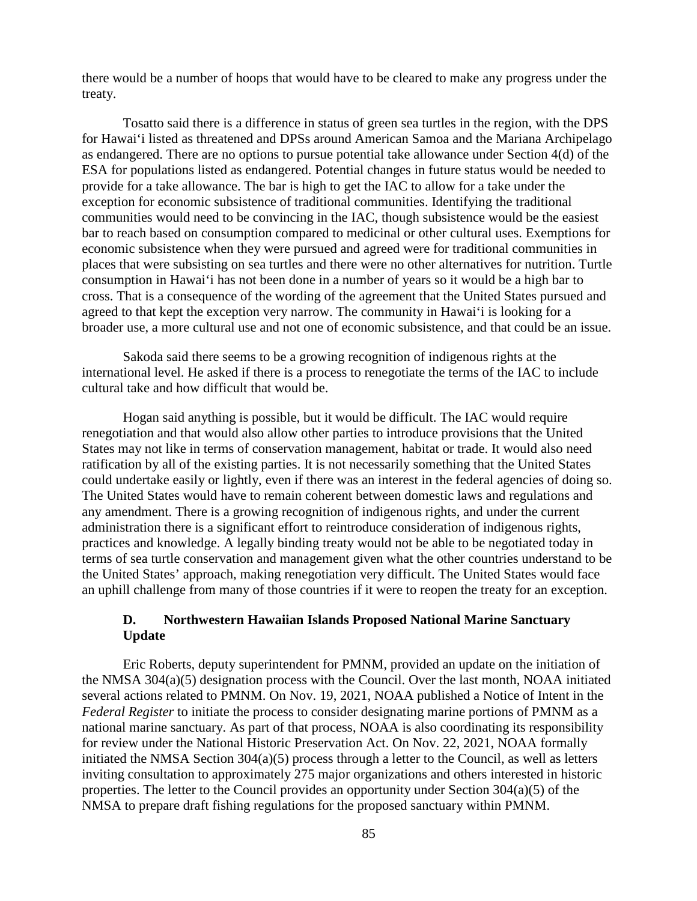there would be a number of hoops that would have to be cleared to make any progress under the treaty.

Tosatto said there is a difference in status of green sea turtles in the region, with the DPS for Hawaiʻi listed as threatened and DPSs around American Samoa and the Mariana Archipelago as endangered. There are no options to pursue potential take allowance under Section 4(d) of the ESA for populations listed as endangered. Potential changes in future status would be needed to provide for a take allowance. The bar is high to get the IAC to allow for a take under the exception for economic subsistence of traditional communities. Identifying the traditional communities would need to be convincing in the IAC, though subsistence would be the easiest bar to reach based on consumption compared to medicinal or other cultural uses. Exemptions for economic subsistence when they were pursued and agreed were for traditional communities in places that were subsisting on sea turtles and there were no other alternatives for nutrition. Turtle consumption in Hawaiʻi has not been done in a number of years so it would be a high bar to cross. That is a consequence of the wording of the agreement that the United States pursued and agreed to that kept the exception very narrow. The community in Hawaiʻi is looking for a broader use, a more cultural use and not one of economic subsistence, and that could be an issue.

Sakoda said there seems to be a growing recognition of indigenous rights at the international level. He asked if there is a process to renegotiate the terms of the IAC to include cultural take and how difficult that would be.

Hogan said anything is possible, but it would be difficult. The IAC would require renegotiation and that would also allow other parties to introduce provisions that the United States may not like in terms of conservation management, habitat or trade. It would also need ratification by all of the existing parties. It is not necessarily something that the United States could undertake easily or lightly, even if there was an interest in the federal agencies of doing so. The United States would have to remain coherent between domestic laws and regulations and any amendment. There is a growing recognition of indigenous rights, and under the current administration there is a significant effort to reintroduce consideration of indigenous rights, practices and knowledge. A legally binding treaty would not be able to be negotiated today in terms of sea turtle conservation and management given what the other countries understand to be the United States' approach, making renegotiation very difficult. The United States would face an uphill challenge from many of those countries if it were to reopen the treaty for an exception.

### D. Northwestern Hawaiian Islands Proposed National Marine Sanctuary Update

Eric Roberts, deputy superintendent for PMNM, provided an update on the initiation of the NMSA 304(a)(5) designation process with the Council. Over the last month, NOAA initiated several actions related to PMNM. On Nov. 19, 2021, NOAA published a Notice of Intent in the *Federal Register* to initiate the process to consider designating marine portions of PMNM as a national marine sanctuary. As part of that process, NOAA is also coordinating its responsibility for review under the National Historic Preservation Act. On Nov. 22, 2021, NOAA formally initiated the NMSA Section 304(a)(5) process through a letter to the Council, as well as letters inviting consultation to approximately 275 major organizations and others interested in historic properties. The letter to the Council provides an opportunity under Section 304(a)(5) of the NMSA to prepare draft fishing regulations for the proposed sanctuary within PMNM.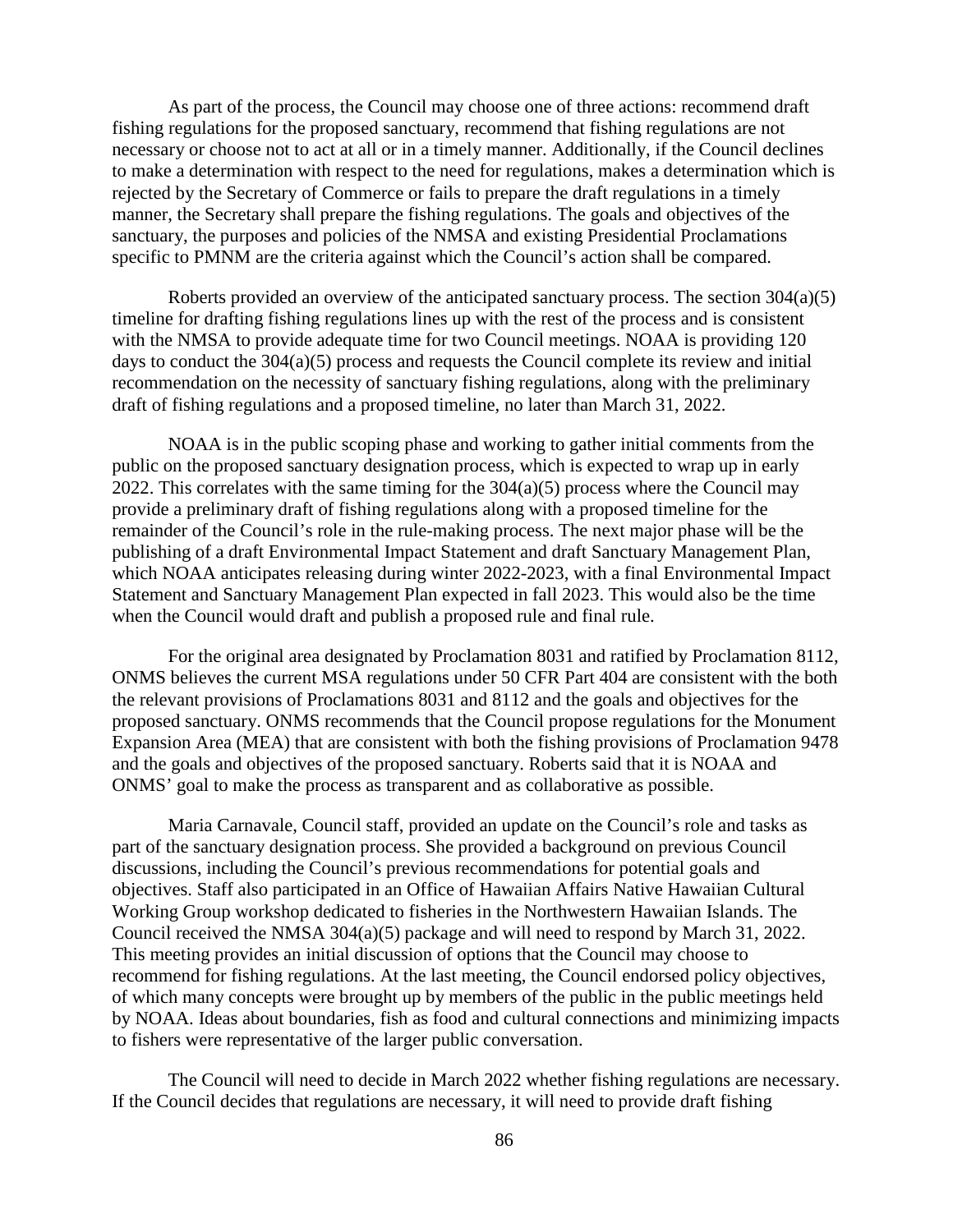As part of the process, the Council may choose one of three actions: recommend draft fishing regulations for the proposed sanctuary, recommend that fishing regulations are not necessary or choose not to act at all or in a timely manner. Additionally, if the Council declines to make a determination with respect to the need for regulations, makes a determination which is rejected by the Secretary of Commerce or fails to prepare the draft regulations in a timely manner, the Secretary shall prepare the fishing regulations. The goals and objectives of the sanctuary, the purposes and policies of the NMSA and existing Presidential Proclamations specific to PMNM are the criteria against which the Council's action shall be compared.

Roberts provided an overview of the anticipated sanctuary process. The section 304(a)(5) timeline for drafting fishing regulations lines up with the rest of the process and is consistent with the NMSA to provide adequate time for two Council meetings. NOAA is providing 120 days to conduct the 304(a)(5) process and requests the Council complete its review and initial recommendation on the necessity of sanctuary fishing regulations, along with the preliminary draft of fishing regulations and a proposed timeline, no later than March 31, 2022.

NOAA is in the public scoping phase and working to gather initial comments from the public on the proposed sanctuary designation process, which is expected to wrap up in early 2022. This correlates with the same timing for the 304(a)(5) process where the Council may provide a preliminary draft of fishing regulations along with a proposed timeline for the remainder of the Council's role in the rule-making process. The next major phase will be the publishing of a draft Environmental Impact Statement and draft Sanctuary Management Plan, which NOAA anticipates releasing during winter 2022-2023, with a final Environmental Impact Statement and Sanctuary Management Plan expected in fall 2023. This would also be the time when the Council would draft and publish a proposed rule and final rule.

For the original area designated by Proclamation 8031 and ratified by Proclamation 8112, ONMS believes the current MSA regulations under 50 CFR Part 404 are consistent with the both the relevant provisions of Proclamations 8031 and 8112 and the goals and objectives for the proposed sanctuary. ONMS recommends that the Council propose regulations for the Monument Expansion Area (MEA) that are consistent with both the fishing provisions of Proclamation 9478 and the goals and objectives of the proposed sanctuary. Roberts said that it is NOAA and ONMS' goal to make the process as transparent and as collaborative as possible.

Maria Carnavale, Council staff, provided an update on the Council's role and tasks as part of the sanctuary designation process. She provided a background on previous Council discussions, including the Council's previous recommendations for potential goals and objectives. Staff also participated in an Office of Hawaiian Affairs Native Hawaiian Cultural Working Group workshop dedicated to fisheries in the Northwestern Hawaiian Islands. The Council received the NMSA 304(a)(5) package and will need to respond by March 31, 2022. This meeting provides an initial discussion of options that the Council may choose to recommend for fishing regulations. At the last meeting, the Council endorsed policy objectives, of which many concepts were brought up by members of the public in the public meetings held by NOAA. Ideas about boundaries, fish as food and cultural connections and minimizing impacts to fishers were representative of the larger public conversation.

The Council will need to decide in March 2022 whether fishing regulations are necessary. If the Council decides that regulations are necessary, it will need to provide draft fishing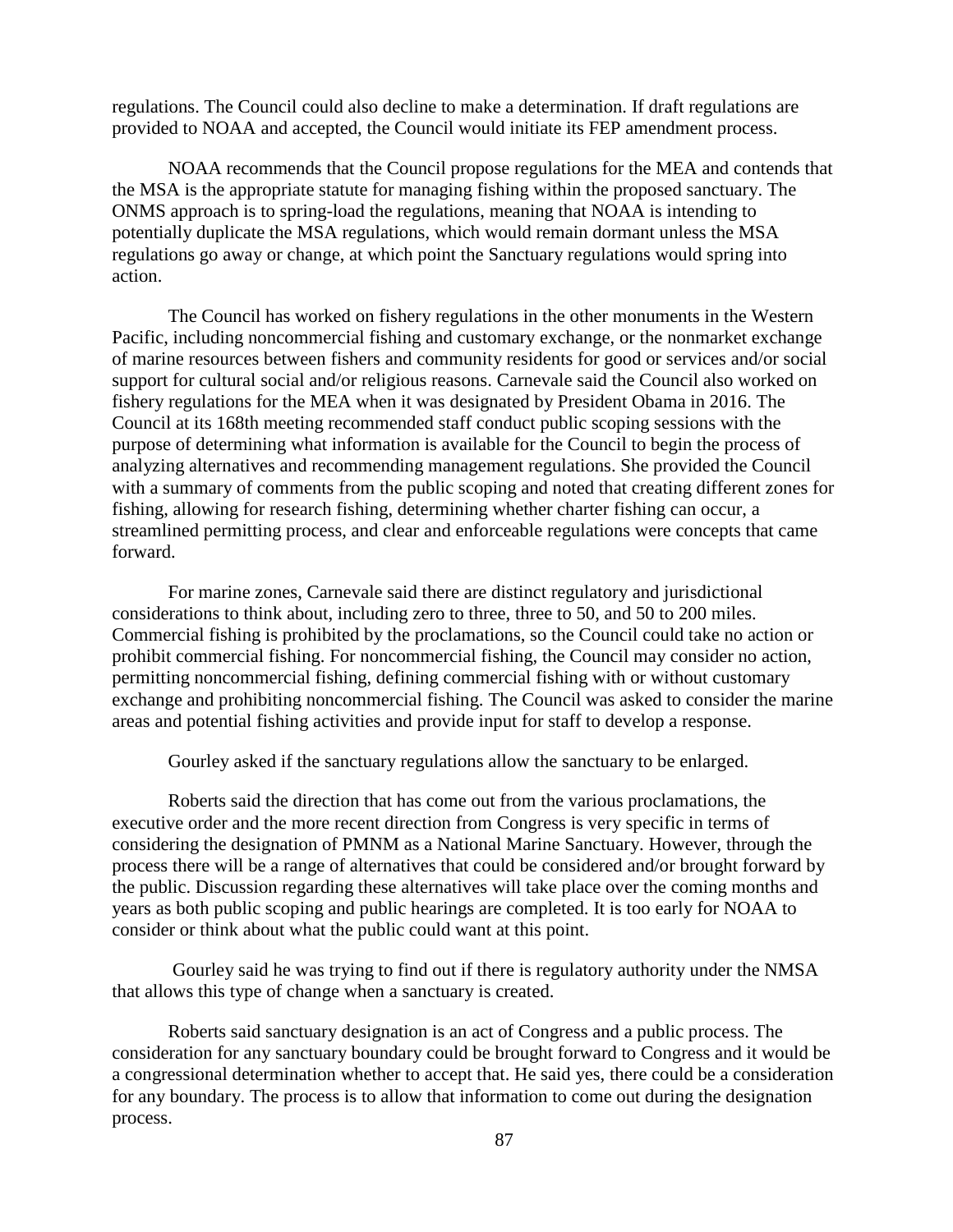regulations. The Council could also decline to make a determination. If draft regulations are provided to NOAA and accepted, the Council would initiate its FEP amendment process.

NOAA recommends that the Council propose regulations for the MEA and contends that the MSA is the appropriate statute for managing fishing within the proposed sanctuary. The ONMS approach is to spring-load the regulations, meaning that NOAA is intending to potentially duplicate the MSA regulations, which would remain dormant unless the MSA regulations go away or change, at which point the Sanctuary regulations would spring into action.

The Council has worked on fishery regulations in the other monuments in the Western Pacific, including noncommercial fishing and customary exchange, or the nonmarket exchange of marine resources between fishers and community residents for good or services and/or social support for cultural social and/or religious reasons. Carnevale said the Council also worked on fishery regulations for the MEA when it was designated by President Obama in 2016. The Council at its 168th meeting recommended staff conduct public scoping sessions with the purpose of determining what information is available for the Council to begin the process of analyzing alternatives and recommending management regulations. She provided the Council with a summary of comments from the public scoping and noted that creating different zones for fishing, allowing for research fishing, determining whether charter fishing can occur, a streamlined permitting process, and clear and enforceable regulations were concepts that came forward.

For marine zones, Carnevale said there are distinct regulatory and jurisdictional considerations to think about, including zero to three, three to 50, and 50 to 200 miles. Commercial fishing is prohibited by the proclamations, so the Council could take no action or prohibit commercial fishing. For noncommercial fishing, the Council may consider no action, permitting noncommercial fishing, defining commercial fishing with or without customary exchange and prohibiting noncommercial fishing. The Council was asked to consider the marine areas and potential fishing activities and provide input for staff to develop a response.

Gourley asked if the sanctuary regulations allow the sanctuary to be enlarged.

Roberts said the direction that has come out from the various proclamations, the executive order and the more recent direction from Congress is very specific in terms of considering the designation of PMNM as a National Marine Sanctuary. However, through the process there will be a range of alternatives that could be considered and/or brought forward by the public. Discussion regarding these alternatives will take place over the coming months and years as both public scoping and public hearings are completed. It is too early for NOAA to consider or think about what the public could want at this point.

Gourley said he was trying to find out if there is regulatory authority under the NMSA that allows this type of change when a sanctuary is created.

Roberts said sanctuary designation is an act of Congress and a public process. The consideration for any sanctuary boundary could be brought forward to Congress and it would be a congressional determination whether to accept that. He said yes, there could be a consideration for any boundary. The process is to allow that information to come out during the designation process.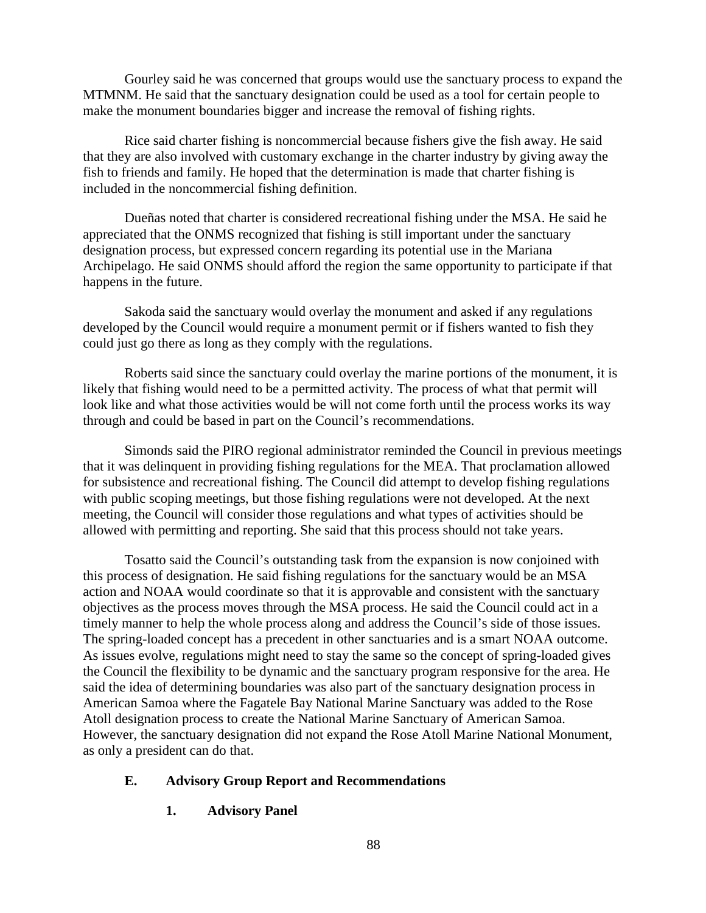Gourley said he was concerned that groups would use the sanctuary process to expand the MTMNM. He said that the sanctuary designation could be used as a tool for certain people to make the monument boundaries bigger and increase the removal of fishing rights.

Rice said charter fishing is noncommercial because fishers give the fish away. He said that they are also involved with customary exchange in the charter industry by giving away the fish to friends and family. He hoped that the determination is made that charter fishing is included in the noncommercial fishing definition.

Dueñas noted that charter is considered recreational fishing under the MSA. He said he appreciated that the ONMS recognized that fishing is still important under the sanctuary designation process, but expressed concern regarding its potential use in the Mariana Archipelago. He said ONMS should afford the region the same opportunity to participate if that happens in the future.

Sakoda said the sanctuary would overlay the monument and asked if any regulations developed by the Council would require a monument permit or if fishers wanted to fish they could just go there as long as they comply with the regulations.

Roberts said since the sanctuary could overlay the marine portions of the monument, it is likely that fishing would need to be a permitted activity. The process of what that permit will look like and what those activities would be will not come forth until the process works its way through and could be based in part on the Council's recommendations.

Simonds said the PIRO regional administrator reminded the Council in previous meetings that it was delinquent in providing fishing regulations for the MEA. That proclamation allowed for subsistence and recreational fishing. The Council did attempt to develop fishing regulations with public scoping meetings, but those fishing regulations were not developed. At the next meeting, the Council will consider those regulations and what types of activities should be allowed with permitting and reporting. She said that this process should not take years.

Tosatto said the Council's outstanding task from the expansion is now conjoined with this process of designation. He said fishing regulations for the sanctuary would be an MSA action and NOAA would coordinate so that it is approvable and consistent with the sanctuary objectives as the process moves through the MSA process. He said the Council could act in a timely manner to help the whole process along and address the Council's side of those issues. The spring-loaded concept has a precedent in other sanctuaries and is a smart NOAA outcome. As issues evolve, regulations might need to stay the same so the concept of spring-loaded gives the Council the flexibility to be dynamic and the sanctuary program responsive for the area. He said the idea of determining boundaries was also part of the sanctuary designation process in American Samoa where the Fagatele Bay National Marine Sanctuary was added to the Rose Atoll designation process to create the National Marine Sanctuary of American Samoa. However, the sanctuary designation did not expand the Rose Atoll Marine National Monument, as only a president can do that.

### E. Advisory Group Report and Recommendations

#### 1. Advisory Panel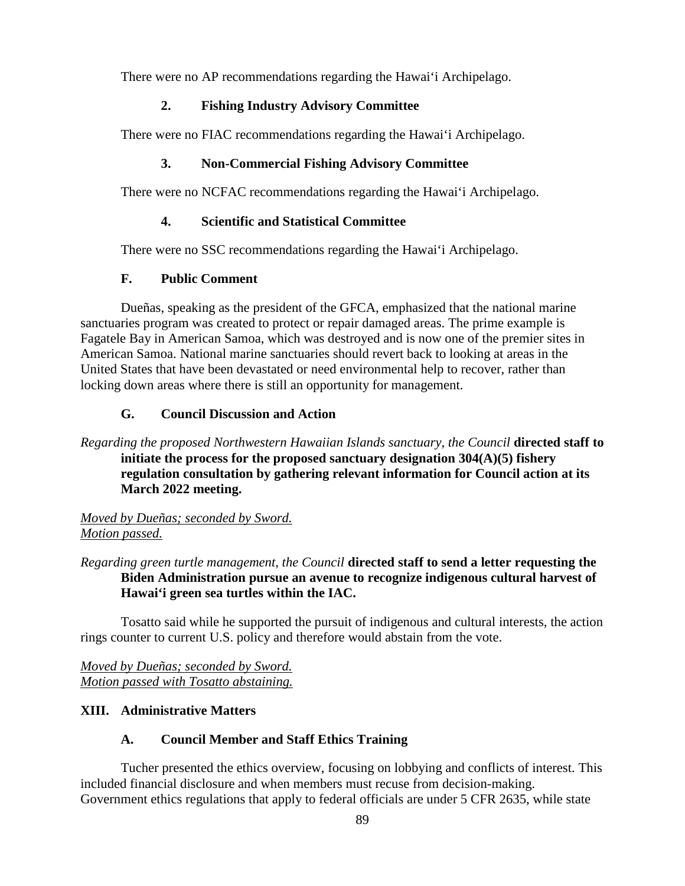There were no AP recommendations regarding the Hawai'i Archipelago.

### 2. Fishing Industry Advisory Committee

There were no FIAC recommendations regarding the Hawai'i Archipelago.

### 3. Non-Commercial Fishing Advisory Committee

There were no NCFAC recommendations regarding the Hawai'i Archipelago.

### 4. Scientific and Statistical Committee

There were no SSC recommendations regarding the Hawai'i Archipelago.

## F. Public Comment

Dueñas, speaking as the president of the GFCA, emphasized that the national marine sanctuaries program was created to protect or repair damaged areas. The prime example is Fagatele Bay in American Samoa, which was destroyed and is now one of the premier sites in American Samoa. National marine sanctuaries should revert back to looking at areas in the United States that have been devastated or need environmental help to recover, rather than locking down areas where there is still an opportunity for management.

## G. Council Discussion and Action

*Regarding the proposed Northwestern Hawaiian Islands sanctuary, the Council* **directed staff to initiate the process for the proposed sanctuary designation 304(A)(5) fishery regulation consultation by gathering relevant information for Council action at its March 2022 meeting.**

*Moved by Dueñas; seconded by Sword.*
*Motion passed.*

*Regarding green turtle management, the Council* **directed staff to send a letter requesting the Biden Administration pursue an avenue to recognize indigenous cultural harvest of Hawai'i green sea turtles within the IAC.**

Tosatto said while he supported the pursuit of indigenous and cultural interests, the action rings counter to current U.S. policy and therefore would abstain from the vote.

*Moved by Dueñas; seconded by Sword.*
*Motion passed with Tosatto abstaining.*

# XIII. Administrative Matters

## A. Council Member and Staff Ethics Training

Tucher presented the ethics overview, focusing on lobbying and conflicts of interest. This included financial disclosure and when members must recuse from decision-making. Government ethics regulations that apply to federal officials are under 5 CFR 2635, while state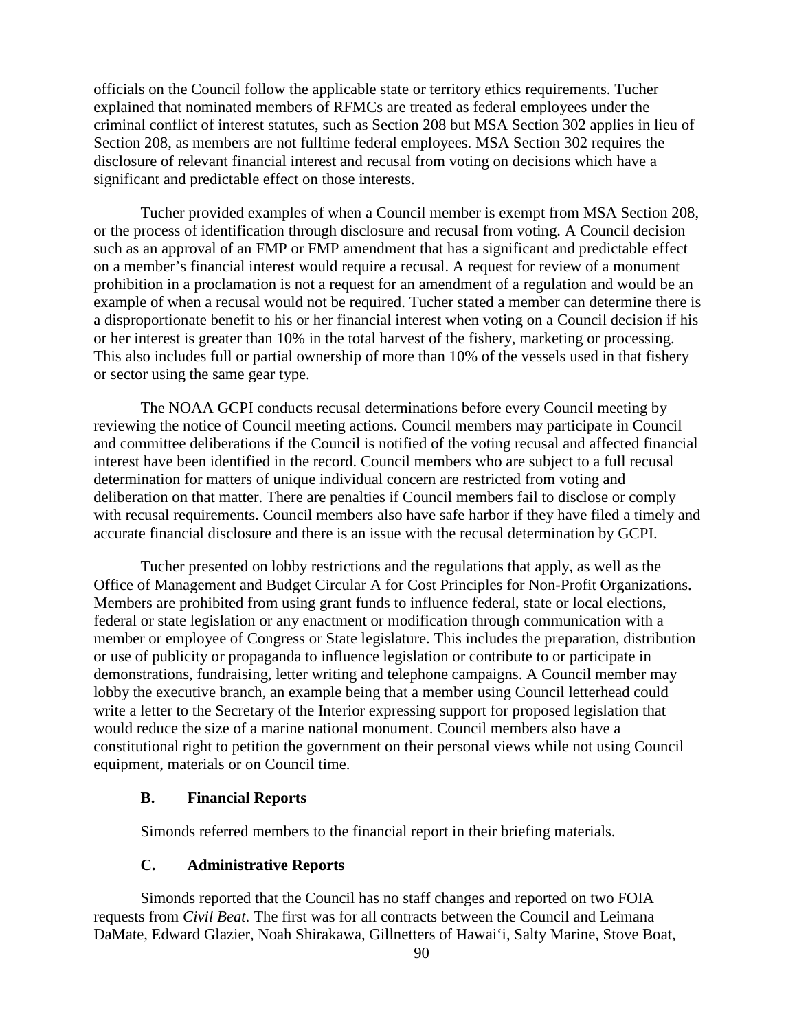officials on the Council follow the applicable state or territory ethics requirements. Tucher explained that nominated members of RFMCs are treated as federal employees under the criminal conflict of interest statutes, such as Section 208 but MSA Section 302 applies in lieu of Section 208, as members are not fulltime federal employees. MSA Section 302 requires the disclosure of relevant financial interest and recusal from voting on decisions which have a significant and predictable effect on those interests.

Tucher provided examples of when a Council member is exempt from MSA Section 208, or the process of identification through disclosure and recusal from voting. A Council decision such as an approval of an FMP or FMP amendment that has a significant and predictable effect on a member's financial interest would require a recusal. A request for review of a monument prohibition in a proclamation is not a request for an amendment of a regulation and would be an example of when a recusal would not be required. Tucher stated a member can determine there is a disproportionate benefit to his or her financial interest when voting on a Council decision if his or her interest is greater than 10% in the total harvest of the fishery, marketing or processing. This also includes full or partial ownership of more than 10% of the vessels used in that fishery or sector using the same gear type.

The NOAA GCPI conducts recusal determinations before every Council meeting by reviewing the notice of Council meeting actions. Council members may participate in Council and committee deliberations if the Council is notified of the voting recusal and affected financial interest have been identified in the record. Council members who are subject to a full recusal determination for matters of unique individual concern are restricted from voting and deliberation on that matter. There are penalties if Council members fail to disclose or comply with recusal requirements. Council members also have safe harbor if they have filed a timely and accurate financial disclosure and there is an issue with the recusal determination by GCPI.

Tucher presented on lobby restrictions and the regulations that apply, as well as the Office of Management and Budget Circular A for Cost Principles for Non-Profit Organizations. Members are prohibited from using grant funds to influence federal, state or local elections, federal or state legislation or any enactment or modification through communication with a member or employee of Congress or State legislature. This includes the preparation, distribution or use of publicity or propaganda to influence legislation or contribute to or participate in demonstrations, fundraising, letter writing and telephone campaigns. A Council member may lobby the executive branch, an example being that a member using Council letterhead could write a letter to the Secretary of the Interior expressing support for proposed legislation that would reduce the size of a marine national monument. Council members also have a constitutional right to petition the government on their personal views while not using Council equipment, materials or on Council time.

### B. Financial Reports

Simonds referred members to the financial report in their briefing materials.

### C. Administrative Reports

Simonds reported that the Council has no staff changes and reported on two FOIA requests from *Civil Beat*. The first was for all contracts between the Council and Leimana DaMate, Edward Glazier, Noah Shirakawa, Gillnetters of Hawai'i, Salty Marine, Stove Boat,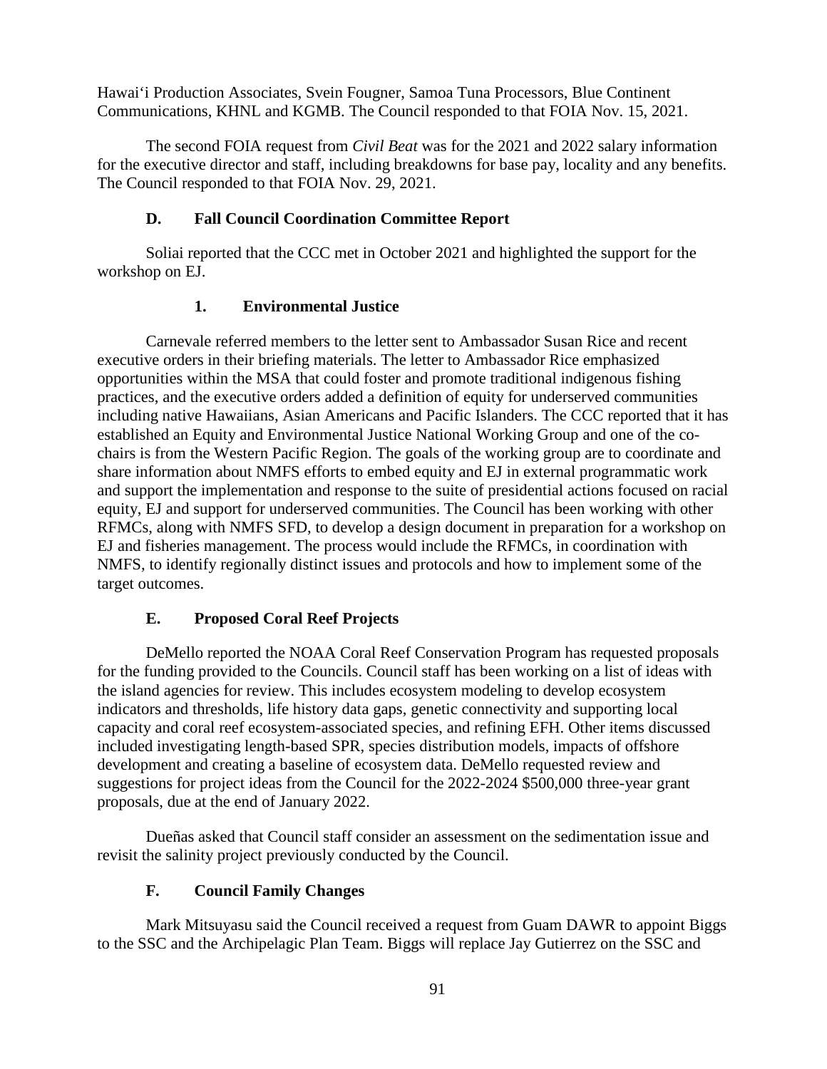Hawai'i Production Associates, Svein Fougner, Samoa Tuna Processors, Blue Continent Communications, KHNL and KGMB. The Council responded to that FOIA Nov. 15, 2021.

The second FOIA request from *Civil Beat* was for the 2021 and 2022 salary information for the executive director and staff, including breakdowns for base pay, locality and any benefits. The Council responded to that FOIA Nov. 29, 2021.

### D. Fall Council Coordination Committee Report

Soliai reported that the CCC met in October 2021 and highlighted the support for the workshop on EJ.

#### 1. Environmental Justice

Carnevale referred members to the letter sent to Ambassador Susan Rice and recent executive orders in their briefing materials. The letter to Ambassador Rice emphasized opportunities within the MSA that could foster and promote traditional indigenous fishing practices, and the executive orders added a definition of equity for underserved communities including native Hawaiians, Asian Americans and Pacific Islanders. The CCC reported that it has established an Equity and Environmental Justice National Working Group and one of the co-chairs is from the Western Pacific Region. The goals of the working group are to coordinate and share information about NMFS efforts to embed equity and EJ in external programmatic work and support the implementation and response to the suite of presidential actions focused on racial equity, EJ and support for underserved communities. The Council has been working with other RFMCs, along with NMFS SFD, to develop a design document in preparation for a workshop on EJ and fisheries management. The process would include the RFMCs, in coordination with NMFS, to identify regionally distinct issues and protocols and how to implement some of the target outcomes.

### E. Proposed Coral Reef Projects

DeMello reported the NOAA Coral Reef Conservation Program has requested proposals for the funding provided to the Councils. Council staff has been working on a list of ideas with the island agencies for review. This includes ecosystem modeling to develop ecosystem indicators and thresholds, life history data gaps, genetic connectivity and supporting local capacity and coral reef ecosystem-associated species, and refining EFH. Other items discussed included investigating length-based SPR, species distribution models, impacts of offshore development and creating a baseline of ecosystem data. DeMello requested review and suggestions for project ideas from the Council for the 2022-2024 $500,000 three-year grant proposals, due at the end of January 2022.

Dueñas asked that Council staff consider an assessment on the sedimentation issue and revisit the salinity project previously conducted by the Council.

### F. Council Family Changes

Mark Mitsuyasu said the Council received a request from Guam DAWR to appoint Biggs to the SSC and the Archipelagic Plan Team. Biggs will replace Jay Gutierrez on the SSC and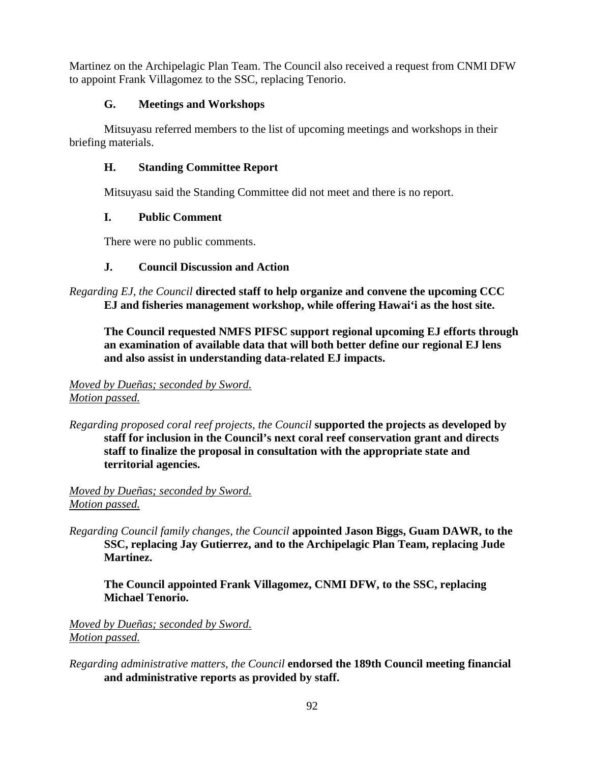Martinez on the Archipelagic Plan Team. The Council also received a request from CNMI DFW to appoint Frank Villagomez to the SSC, replacing Tenorio.

### G. Meetings and Workshops

Mitsuyasu referred members to the list of upcoming meetings and workshops in their briefing materials.

### H. Standing Committee Report

Mitsuyasu said the Standing Committee did not meet and there is no report.

### I. Public Comment

There were no public comments.

### J. Council Discussion and Action

*Regarding EJ, the Council* **directed staff to help organize and convene the upcoming CCC EJ and fisheries management workshop, while offering Hawai'i as the host site.**

**The Council requested NMFS PIFSC support regional upcoming EJ efforts through an examination of available data that will both better define our regional EJ lens and also assist in understanding data-related EJ impacts.**

*Moved by Dueñas; seconded by Sword.*
*Motion passed.*

*Regarding proposed coral reef projects, the Council* **supported the projects as developed by staff for inclusion in the Council's next coral reef conservation grant and directs staff to finalize the proposal in consultation with the appropriate state and territorial agencies.**

*Moved by Dueñas; seconded by Sword.*
*Motion passed.*

*Regarding Council family changes, the Council* **appointed Jason Biggs, Guam DAWR, to the SSC, replacing Jay Gutierrez, and to the Archipelagic Plan Team, replacing Jude Martinez.**

**The Council appointed Frank Villagomez, CNMI DFW, to the SSC, replacing Michael Tenorio.**

*Moved by Dueñas; seconded by Sword.*
*Motion passed.*

*Regarding administrative matters, the Council* **endorsed the 189th Council meeting financial and administrative reports as provided by staff.**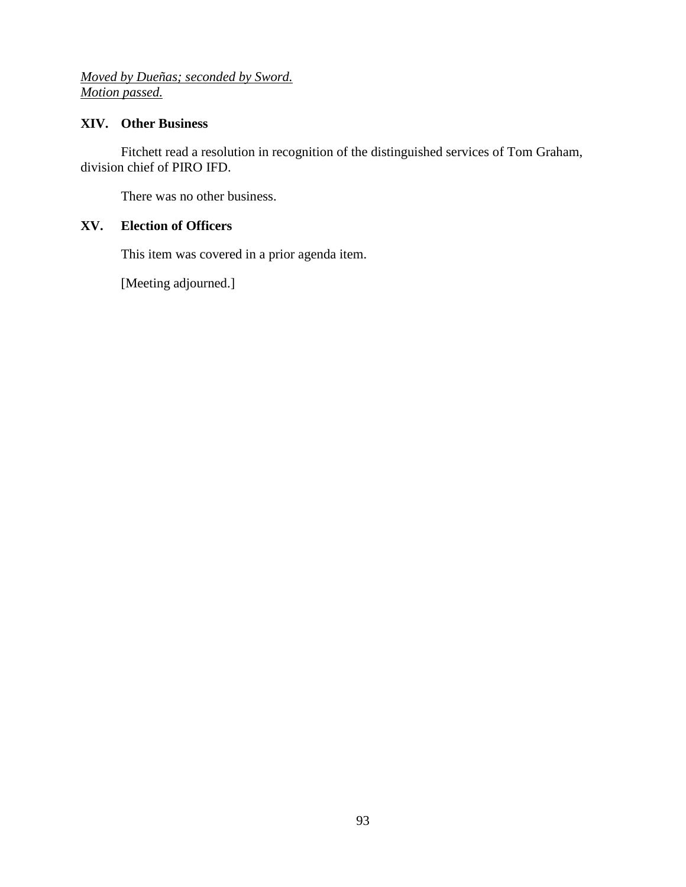*Moved by Dueñas; seconded by Sword.*
*Motion passed.*

## XIV. Other Business

Fitchett read a resolution in recognition of the distinguished services of Tom Graham, division chief of PIRO IFD.

There was no other business.

## XV. Election of Officers

This item was covered in a prior agenda item.

[Meeting adjourned.]